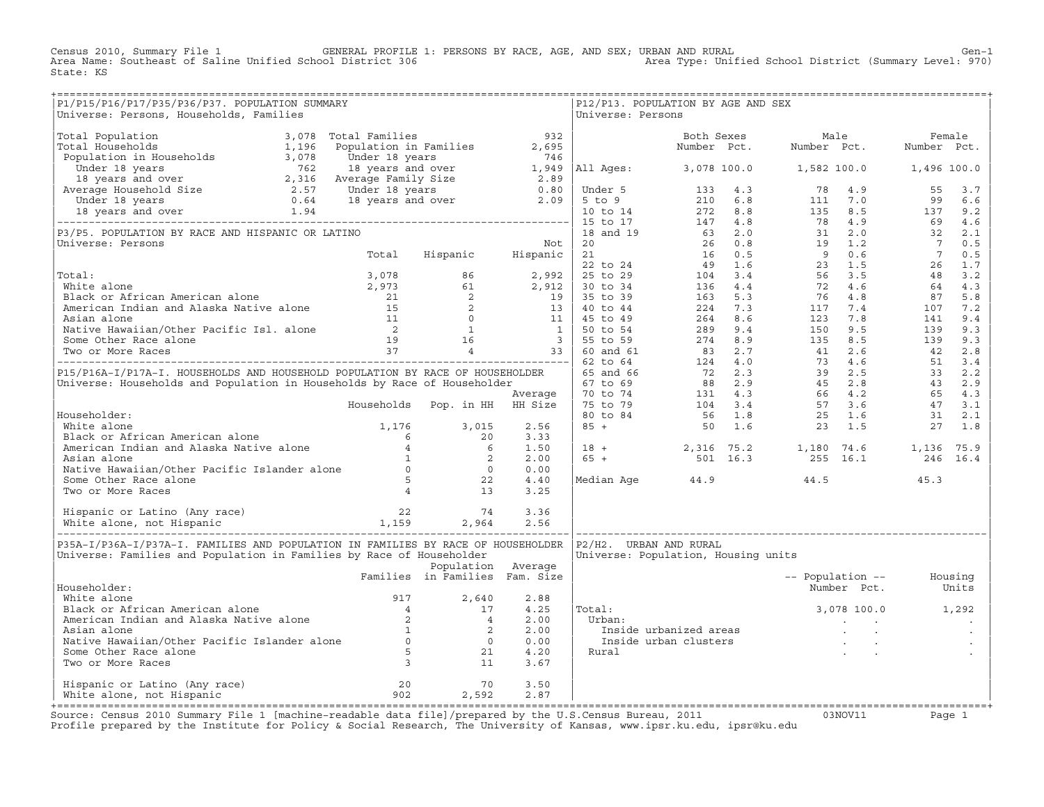Census 2010, Summary File 1 GENERAL PROFILE 1: PERSONS BY RACE, AGE, AND SEX; URBAN AND RURAL Gen-1
Area Name: Southeast of Saline Unified School District 306 Area Type: Unified School District (Summary Level: 970)
State: KS

## P1/P15/P16/P17/P35/P36/P37. POPULATION SUMMARY

Universe: Persons, Households, Families

| | | | |
|---|---|---|---|
| Total Population | 3,078 | Total Families | 932 |
| Total Households | 1,196 | Population in Families | 2,695 |
| Population in Households | 3,078 | Under 18 years | 746 |
| Under 18 years | 762 | 18 years and over | 1,949 |
| 18 years and over | 2,316 | Average Family Size | 2.89 |
| Average Household Size | 2.57 | Under 18 years | 0.80 |
| Under 18 years | 0.64 | 18 years and over | 2.09 |
| 18 years and over | 1.94 | | |

## P3/P5. POPULATION BY RACE AND HISPANIC OR LATINO

Universe: Persons

| | Total | Hispanic | Not Hispanic |
|---|---|---|---|
| Total: | 3,078 | 86 | 2,992 |
| White alone | 2,973 | 61 | 2,912 |
| Black or African American alone | 21 | 2 | 19 |
| American Indian and Alaska Native alone | 15 | 2 | 13 |
| Asian alone | 11 | 0 | 11 |
| Native Hawaiian/Other Pacific Isl. alone | 2 | 1 | 1 |
| Some Other Race alone | 19 | 16 | 3 |
| Two or More Races | 37 | 4 | 33 |

## P15/P16A-I/P17A-I. HOUSEHOLDS AND HOUSEHOLD POPULATION BY RACE OF HOUSEHOLDER

Universe: Households and Population in Households by Race of Householder

| Householder: | Households | Pop. in HH | Average HH Size |
|---|---|---|---|
| White alone | 1,176 | 3,015 | 2.56 |
| Black or African American alone | 6 | 20 | 3.33 |
| American Indian and Alaska Native alone | 4 | 6 | 1.50 |
| Asian alone | 1 | 2 | 2.00 |
| Native Hawaiian/Other Pacific Islander alone | 0 | 0 | 0.00 |
| Some Other Race alone | 5 | 22 | 4.40 |
| Two or More Races | 4 | 13 | 3.25 |
| Hispanic or Latino (Any race) | 22 | 74 | 3.36 |
| White alone, not Hispanic | 1,159 | 2,964 | 2.56 |

## P35A-I/P36A-I/P37A-I. FAMILIES AND POPULATION IN FAMILIES BY RACE OF HOUSEHOLDER

Universe: Families and Population in Families by Race of Householder

| Householder: | Families | Population in Families | Average Fam. Size |
|---|---|---|---|
| White alone | 917 | 2,640 | 2.88 |
| Black or African American alone | 4 | 17 | 4.25 |
| American Indian and Alaska Native alone | 2 | 4 | 2.00 |
| Asian alone | 1 | 2 | 2.00 |
| Native Hawaiian/Other Pacific Islander alone | 0 | 0 | 0.00 |
| Some Other Race alone | 5 | 21 | 4.20 |
| Two or More Races | 3 | 11 | 3.67 |
| Hispanic or Latino (Any race) | 20 | 70 | 3.50 |
| White alone, not Hispanic | 902 | 2,592 | 2.87 |

## P12/P13. POPULATION BY AGE AND SEX

Universe: Persons

| | Both Sexes Number | Both Sexes Pct. | Male Number | Male Pct. | Female Number | Female Pct. |
|---|---|---|---|---|---|---|
| All Ages: | 3,078 | 100.0 | 1,582 | 100.0 | 1,496 | 100.0 |
| Under 5 | 133 | 4.3 | 78 | 4.9 | 55 | 3.7 |
| 5 to 9 | 210 | 6.8 | 111 | 7.0 | 99 | 6.6 |
| 10 to 14 | 272 | 8.8 | 135 | 8.5 | 137 | 9.2 |
| 15 to 17 | 147 | 4.8 | 78 | 4.9 | 69 | 4.6 |
| 18 and 19 | 63 | 2.0 | 31 | 2.0 | 32 | 2.1 |
| 20 | 26 | 0.8 | 19 | 1.2 | 7 | 0.5 |
| 21 | 16 | 0.5 | 9 | 0.6 | 7 | 0.5 |
| 22 to 24 | 49 | 1.6 | 23 | 1.5 | 26 | 1.7 |
| 25 to 29 | 104 | 3.4 | 56 | 3.5 | 48 | 3.2 |
| 30 to 34 | 136 | 4.4 | 72 | 4.6 | 64 | 4.3 |
| 35 to 39 | 163 | 5.3 | 76 | 4.8 | 87 | 5.8 |
| 40 to 44 | 224 | 7.3 | 117 | 7.4 | 107 | 7.2 |
| 45 to 49 | 264 | 8.6 | 123 | 7.8 | 141 | 9.4 |
| 50 to 54 | 289 | 9.4 | 150 | 9.5 | 139 | 9.3 |
| 55 to 59 | 274 | 8.9 | 135 | 8.5 | 139 | 9.3 |
| 60 and 61 | 83 | 2.7 | 41 | 2.6 | 42 | 2.8 |
| 62 to 64 | 124 | 4.0 | 73 | 4.6 | 51 | 3.4 |
| 65 and 66 | 72 | 2.3 | 39 | 2.5 | 33 | 2.2 |
| 67 to 69 | 88 | 2.9 | 45 | 2.8 | 43 | 2.9 |
| 70 to 74 | 131 | 4.3 | 66 | 4.2 | 65 | 4.3 |
| 75 to 79 | 104 | 3.4 | 57 | 3.6 | 47 | 3.1 |
| 80 to 84 | 56 | 1.8 | 25 | 1.6 | 31 | 2.1 |
| 85 + | 50 | 1.6 | 23 | 1.5 | 27 | 1.8 |
| 18 + | 2,316 | 75.2 | 1,180 | 74.6 | 1,136 | 75.9 |
| 65 + | 501 | 16.3 | 255 | 16.1 | 246 | 16.4 |
| Median Age | 44.9 | | 44.5 | | 45.3 | |

## P2/H2. URBAN AND RURAL

Universe: Population, Housing units

| | Population Number | Population Pct. | Housing Units |
|---|---|---|---|
| Total: | 3,078 | 100.0 | 1,292 |
| Urban: | . | . | . |
| Inside urbanized areas | . | . | . |
| Inside urban clusters | . | . | . |
| Rural | . | . | . |

Source: Census 2010 Summary File 1 [machine-readable data file]/prepared by the U.S.Census Bureau, 2011 03NOV11
Profile prepared by the Institute for Policy & Social Research, The University of Kansas, www.ipsr.ku.edu, ipsr@ku.edu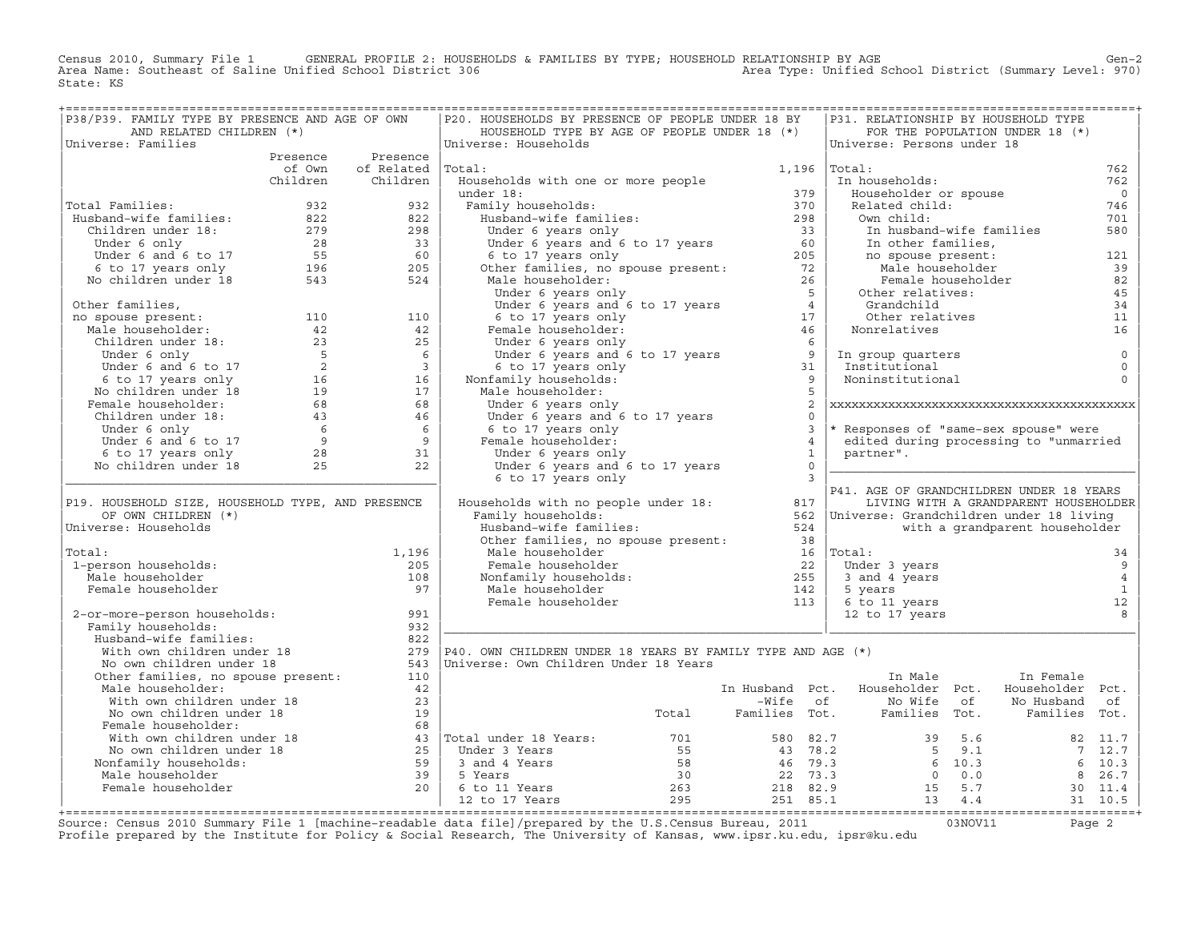Census 2010, Summary File 1 GENERAL PROFILE 2: HOUSEHOLDS & FAMILIES BY TYPE; HOUSEHOLD RELATIONSHIP BY AGE Gen-2
Area Name: Southeast of Saline Unified School District 306 Area Type: Unified School District (Summary Level: 970)
State: KS

## P38/P39. FAMILY TYPE BY PRESENCE AND AGE OF OWN AND RELATED CHILDREN (*)

Universe: Families

| | Presence of Own Children | Presence of Related Children |
|---|---|---|
| Total Families: | 932 | 932 |
| Husband-wife families: | 822 | 822 |
| Children under 18: | 279 | 298 |
| Under 6 only | 28 | 33 |
| Under 6 and 6 to 17 | 55 | 60 |
| 6 to 17 years only | 196 | 205 |
| No children under 18 | 543 | 524 |
| Other families, no spouse present: | 110 | 110 |
| Male householder: | 42 | 42 |
| Children under 18: | 23 | 25 |
| Under 6 only | 5 | 6 |
| Under 6 and 6 to 17 | 2 | 3 |
| 6 to 17 years only | 16 | 16 |
| No children under 18 | 19 | 17 |
| Female householder: | 68 | 68 |
| Children under 18: | 43 | 46 |
| Under 6 only | 6 | 6 |
| Under 6 and 6 to 17 | 9 | 9 |
| 6 to 17 years only | 28 | 31 |
| No children under 18 | 25 | 22 |

## P19. HOUSEHOLD SIZE, HOUSEHOLD TYPE, AND PRESENCE OF OWN CHILDREN (*)

Universe: Households

| | |
|---|---|
| Total: | 1,196 |
| 1-person households: | 205 |
| Male householder | 108 |
| Female householder | 97 |
| 2-or-more-person households: | 991 |
| Family households: | 932 |
| Husband-wife families: | 822 |
| With own children under 18 | 279 |
| No own children under 18 | 543 |
| Other families, no spouse present: | 110 |
| Male householder: | 42 |
| With own children under 18 | 23 |
| No own children under 18 | 19 |
| Female householder: | 68 |
| With own children under 18 | 43 |
| No own children under 18 | 25 |
| Nonfamily households: | 59 |
| Male householder | 39 |
| Female householder | 20 |

## P20. HOUSEHOLDS BY PRESENCE OF PEOPLE UNDER 18 BY HOUSEHOLD TYPE BY AGE OF PEOPLE UNDER 18 (*)

Universe: Households

| | |
|---|---|
| Total: | 1,196 |
| Households with one or more people under 18: | 379 |
| Family households: | 370 |
| Husband-wife families: | 298 |
| Under 6 years only | 33 |
| Under 6 years and 6 to 17 years | 60 |
| 6 to 17 years only | 205 |
| Other families, no spouse present: | 72 |
| Male householder: | 26 |
| Under 6 years only | 5 |
| Under 6 years and 6 to 17 years | 4 |
| 6 to 17 years only | 17 |
| Female householder: | 46 |
| Under 6 years only | 6 |
| Under 6 years and 6 to 17 years | 9 |
| 6 to 17 years only | 31 |
| Nonfamily households: | 9 |
| Male householder: | 5 |
| Under 6 years only | 2 |
| Under 6 years and 6 to 17 years | 0 |
| 6 to 17 years only | 3 |
| Female householder: | 4 |
| Under 6 years only | 1 |
| Under 6 years and 6 to 17 years | 0 |
| 6 to 17 years only | 3 |
| Households with no people under 18: | 817 |
| Family households: | 562 |
| Husband-wife families: | 524 |
| Other families, no spouse present: | 38 |
| Male householder | 16 |
| Female householder | 22 |
| Nonfamily households: | 255 |
| Male householder | 142 |
| Female householder | 113 |

## P31. RELATIONSHIP BY HOUSEHOLD TYPE FOR THE POPULATION UNDER 18 (*)

Universe: Persons under 18

| | |
|---|---|
| Total: | 762 |
| In households: | 762 |
| Householder or spouse | 0 |
| Related child: | 746 |
| Own child: | 701 |
| In husband-wife families | 580 |
| In other families, no spouse present: | 121 |
| Male householder | 39 |
| Female householder | 82 |
| Other relatives: | 45 |
| Grandchild | 34 |
| Other relatives | 11 |
| Nonrelatives | 16 |
| In group quarters | 0 |
| Institutional | 0 |
| Noninstitutional | 0 |

* Responses of "same-sex spouse" were edited during processing to "unmarried partner".

## P41. AGE OF GRANDCHILDREN UNDER 18 YEARS LIVING WITH A GRANDPARENT HOUSEHOLDER

Universe: Grandchildren under 18 living with a grandparent householder

| | |
|---|---|
| Total: | 34 |
| Under 3 years | 9 |
| 3 and 4 years | 4 |
| 5 years | 1 |
| 6 to 11 years | 12 |
| 12 to 17 years | 8 |

## P40. OWN CHILDREN UNDER 18 YEARS BY FAMILY TYPE AND AGE (*)

Universe: Own Children Under 18 Years

| | Total | In Husband-Wife Families | Pct. of Tot. | In Male Householder No Wife Families | Pct. of Tot. | In Female Householder No Husband Families | Pct. of Tot. |
|---|---|---|---|---|---|---|---|
| Total under 18 Years: | 701 | 580 | 82.7 | 39 | 5.6 | 82 | 11.7 |
| Under 3 Years | 55 | 43 | 78.2 | 5 | 9.1 | 7 | 12.7 |
| 3 and 4 Years | 58 | 46 | 79.3 | 6 | 10.3 | 6 | 10.3 |
| 5 Years | 30 | 22 | 73.3 | 0 | 0.0 | 8 | 26.7 |
| 6 to 11 Years | 263 | 218 | 82.9 | 15 | 5.7 | 30 | 11.4 |
| 12 to 17 Years | 295 | 251 | 85.1 | 13 | 4.4 | 31 | 10.5 |

Source: Census 2010 Summary File 1 [machine-readable data file]/prepared by the U.S.Census Bureau, 2011 03NOV11
Profile prepared by the Institute for Policy & Social Research, The University of Kansas, www.ipsr.ku.edu, ipsr@ku.edu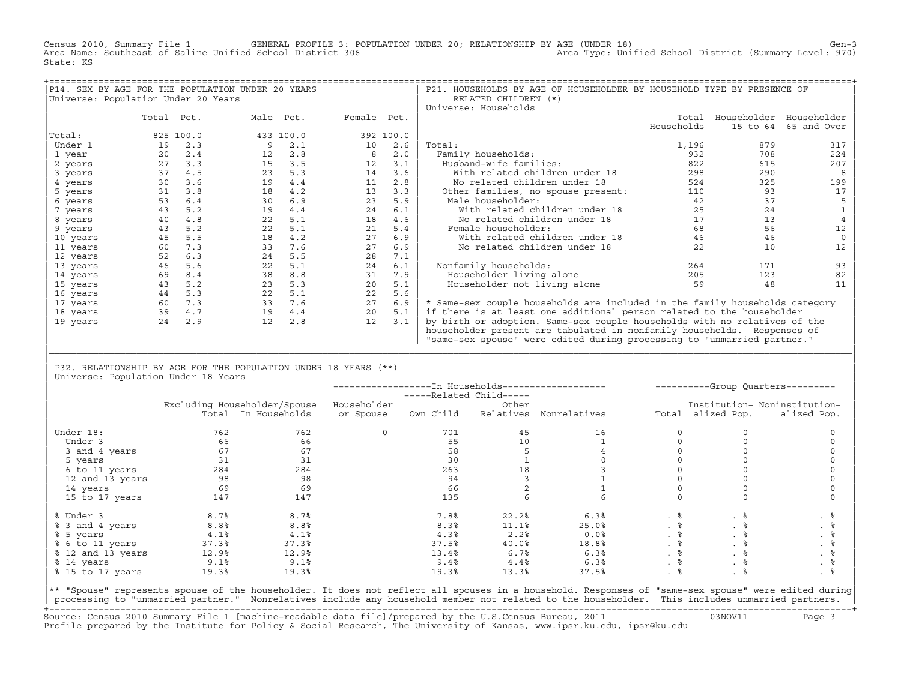Census 2010, Summary File 1 GENERAL PROFILE 3: POPULATION UNDER 20; RELATIONSHIP BY AGE (UNDER 18) Gen-3
Area Name: Southeast of Saline Unified School District 306 Area Type: Unified School District (Summary Level: 970)
State: KS

## P14. SEX BY AGE FOR THE POPULATION UNDER 20 YEARS

Universe: Population Under 20 Years

| | Total | Pct. | Male | Pct. | Female | Pct. |
|---|---|---|---|---|---|---|
| Total: | 825 | 100.0 | 433 | 100.0 | 392 | 100.0 |
| Under 1 | 19 | 2.3 | 9 | 2.1 | 10 | 2.6 |
| 1 year | 20 | 2.4 | 12 | 2.8 | 8 | 2.0 |
| 2 years | 27 | 3.3 | 15 | 3.5 | 12 | 3.1 |
| 3 years | 37 | 4.5 | 23 | 5.3 | 14 | 3.6 |
| 4 years | 30 | 3.6 | 19 | 4.4 | 11 | 2.8 |
| 5 years | 31 | 3.8 | 18 | 4.2 | 13 | 3.3 |
| 6 years | 53 | 6.4 | 30 | 6.9 | 23 | 5.9 |
| 7 years | 43 | 5.2 | 19 | 4.4 | 24 | 6.1 |
| 8 years | 40 | 4.8 | 22 | 5.1 | 18 | 4.6 |
| 9 years | 43 | 5.2 | 22 | 5.1 | 21 | 5.4 |
| 10 years | 45 | 5.5 | 18 | 4.2 | 27 | 6.9 |
| 11 years | 60 | 7.3 | 33 | 7.6 | 27 | 6.9 |
| 12 years | 52 | 6.3 | 24 | 5.5 | 28 | 7.1 |
| 13 years | 46 | 5.6 | 22 | 5.1 | 24 | 6.1 |
| 14 years | 69 | 8.4 | 38 | 8.8 | 31 | 7.9 |
| 15 years | 43 | 5.2 | 23 | 5.3 | 20 | 5.1 |
| 16 years | 44 | 5.3 | 22 | 5.1 | 22 | 5.6 |
| 17 years | 60 | 7.3 | 33 | 7.6 | 27 | 6.9 |
| 18 years | 39 | 4.7 | 19 | 4.4 | 20 | 5.1 |
| 19 years | 24 | 2.9 | 12 | 2.8 | 12 | 3.1 |

## P21. HOUSEHOLDS BY AGE OF HOUSEHOLDER BY HOUSEHOLD TYPE BY PRESENCE OF RELATED CHILDREN (*)

Universe: Households

| | Total Households | Householder 15 to 64 | Householder 65 and Over |
|---|---|---|---|
| Total: | 1,196 | 879 | 317 |
| Family households: | 932 | 708 | 224 |
| Husband-wife families: | 822 | 615 | 207 |
| With related children under 18 | 298 | 290 | 8 |
| No related children under 18 | 524 | 325 | 199 |
| Other families, no spouse present: | 110 | 93 | 17 |
| Male householder: | 42 | 37 | 5 |
| With related children under 18 | 25 | 24 | 1 |
| No related children under 18 | 17 | 13 | 4 |
| Female householder: | 68 | 56 | 12 |
| With related children under 18 | 46 | 46 | 0 |
| No related children under 18 | 22 | 10 | 12 |
| Nonfamily households: | 264 | 171 | 93 |
| Householder living alone | 205 | 123 | 82 |
| Householder not living alone | 59 | 48 | 11 |

* Same-sex couple households are included in the family households category if there is at least one additional person related to the householder by birth or adoption. Same-sex couple households with no relatives of the householder present are tabulated in nonfamily households. Responses of "same-sex spouse" were edited during processing to "unmarried partner."

## P32. RELATIONSHIP BY AGE FOR THE POPULATION UNDER 18 YEARS (**)

Universe: Population Under 18 Years

| | Excluding Householder/Spouse Total | Excluding Householder/Spouse In Households | In Households: Householder or Spouse | In Households: Related Child: Own Child | In Households: Related Child: Other Relatives | In Households: Nonrelatives | Group Quarters: Total | Group Quarters: Institutionalized Pop. | Group Quarters: Noninstitutionalized Pop. |
|---|---|---|---|---|---|---|---|---|---|
| Under 18: | 762 | 762 | 0 | 701 | 45 | 16 | 0 | 0 | 0 |
| Under 3 | 66 | 66 | | 55 | 10 | 1 | 0 | 0 | 0 |
| 3 and 4 years | 67 | 67 | | 58 | 5 | 4 | 0 | 0 | 0 |
| 5 years | 31 | 31 | | 30 | 1 | 0 | 0 | 0 | 0 |
| 6 to 11 years | 284 | 284 | | 263 | 18 | 3 | 0 | 0 | 0 |
| 12 and 13 years | 98 | 98 | | 94 | 3 | 1 | 0 | 0 | 0 |
| 14 years | 69 | 69 | | 66 | 2 | 1 | 0 | 0 | 0 |
| 15 to 17 years | 147 | 147 | | 135 | 6 | 6 | 0 | 0 | 0 |
| % Under 3 | 8.7% | 8.7% | | 7.8% | 22.2% | 6.3% | . % | . % | . % |
| % 3 and 4 years | 8.8% | 8.8% | | 8.3% | 11.1% | 25.0% | . % | . % | . % |
| % 5 years | 4.1% | 4.1% | | 4.3% | 2.2% | 0.0% | . % | . % | . % |
| % 6 to 11 years | 37.3% | 37.3% | | 37.5% | 40.0% | 18.8% | . % | . % | . % |
| % 12 and 13 years | 12.9% | 12.9% | | 13.4% | 6.7% | 6.3% | . % | . % | . % |
| % 14 years | 9.1% | 9.1% | | 9.4% | 4.4% | 6.3% | . % | . % | . % |
| % 15 to 17 years | 19.3% | 19.3% | | 19.3% | 13.3% | 37.5% | . % | . % | . % |

** "Spouse" represents spouse of the householder. It does not reflect all spouses in a household. Responses of "same-sex spouse" were edited during processing to "unmarried partner." Nonrelatives include any household member not related to the householder. This includes unmarried partners.

Source: Census 2010 Summary File 1 [machine-readable data file]/prepared by the U.S.Census Bureau, 2011 03NOV11
Profile prepared by the Institute for Policy & Social Research, The University of Kansas, www.ipsr.ku.edu, ipsr@ku.edu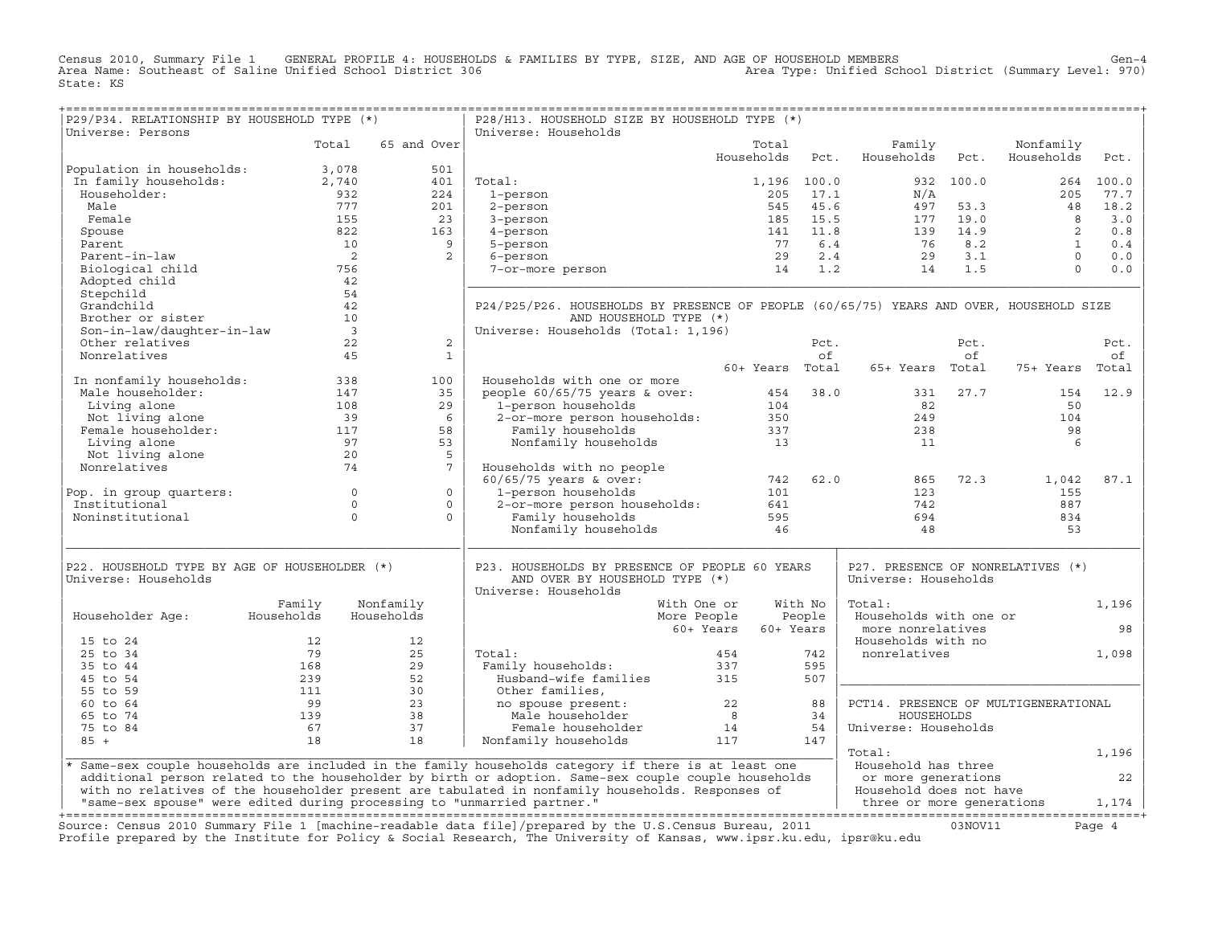Census 2010, Summary File 1 GENERAL PROFILE 4: HOUSEHOLDS & FAMILIES BY TYPE, SIZE, AND AGE OF HOUSEHOLD MEMBERS Gen-4
Area Name: Southeast of Saline Unified School District 306 Area Type: Unified School District (Summary Level: 970)
State: KS

## P29/P34. RELATIONSHIP BY HOUSEHOLD TYPE (*)

Universe: Persons

| | Total | 65 and Over |
|---|---|---|
| Population in households: | 3,078 | 501 |
| In family households: | 2,740 | 401 |
| Householder: | 932 | 224 |
| Male | 777 | 201 |
| Female | 155 | 23 |
| Spouse | 822 | 163 |
| Parent | 10 | 9 |
| Parent-in-law | 2 | 2 |
| Biological child | 756 | |
| Adopted child | 42 | |
| Stepchild | 54 | |
| Grandchild | 42 | |
| Brother or sister | 10 | |
| Son-in-law/daughter-in-law | 3 | |
| Other relatives | 22 | 2 |
| Nonrelatives | 45 | 1 |
| In nonfamily households: | 338 | 100 |
| Male householder: | 147 | 35 |
| Living alone | 108 | 29 |
| Not living alone | 39 | 6 |
| Female householder: | 117 | 58 |
| Living alone | 97 | 53 |
| Not living alone | 20 | 5 |
| Nonrelatives | 74 | 7 |
| Pop. in group quarters: | 0 | 0 |
| Institutional | 0 | 0 |
| Noninstitutional | 0 | 0 |

## P28/H13. HOUSEHOLD SIZE BY HOUSEHOLD TYPE (*)

Universe: Households

| | Total Households | Pct. | Family Households | Pct. | Nonfamily Households | Pct. |
|---|---|---|---|---|---|---|
| Total: | 1,196 | 100.0 | 932 | 100.0 | 264 | 100.0 |
| 1-person | 205 | 17.1 | N/A | | 205 | 77.7 |
| 2-person | 545 | 45.6 | 497 | 53.3 | 48 | 18.2 |
| 3-person | 185 | 15.5 | 177 | 19.0 | 8 | 3.0 |
| 4-person | 141 | 11.8 | 139 | 14.9 | 2 | 0.8 |
| 5-person | 77 | 6.4 | 76 | 8.2 | 1 | 0.4 |
| 6-person | 29 | 2.4 | 29 | 3.1 | 0 | 0.0 |
| 7-or-more person | 14 | 1.2 | 14 | 1.5 | 0 | 0.0 |

## P24/P25/P26. HOUSEHOLDS BY PRESENCE OF PEOPLE (60/65/75) YEARS AND OVER, HOUSEHOLD SIZE AND HOUSEHOLD TYPE (*)

Universe: Households (Total: 1,196)

| | 60+ Years | Pct. of Total | 65+ Years | Pct. of Total | 75+ Years | Pct. of Total |
|---|---|---|---|---|---|---|
| Households with one or more people 60/65/75 years & over: | 454 | 38.0 | 331 | 27.7 | 154 | 12.9 |
| 1-person households | 104 | | 82 | | 50 | |
| 2-or-more person households: | 350 | | 249 | | 104 | |
| Family households | 337 | | 238 | | 98 | |
| Nonfamily households | 13 | | 11 | | 6 | |
| Households with no people 60/65/75 years & over: | 742 | 62.0 | 865 | 72.3 | 1,042 | 87.1 |
| 1-person households | 101 | | 123 | | 155 | |
| 2-or-more person households: | 641 | | 742 | | 887 | |
| Family households | 595 | | 694 | | 834 | |
| Nonfamily households | 46 | | 48 | | 53 | |

## P22. HOUSEHOLD TYPE BY AGE OF HOUSEHOLDER (*)

Universe: Households

| Householder Age: | Family Households | Nonfamily Households |
|---|---|---|
| 15 to 24 | 12 | 12 |
| 25 to 34 | 79 | 25 |
| 35 to 44 | 168 | 29 |
| 45 to 54 | 239 | 52 |
| 55 to 59 | 111 | 30 |
| 60 to 64 | 99 | 23 |
| 65 to 74 | 139 | 38 |
| 75 to 84 | 67 | 37 |
| 85 + | 18 | 18 |

## P23. HOUSEHOLDS BY PRESENCE OF PEOPLE 60 YEARS AND OVER BY HOUSEHOLD TYPE (*)

Universe: Households

| | With One or More People 60+ Years | With No People 60+ Years |
|---|---|---|
| Total: | 454 | 742 |
| Family households: | 337 | 595 |
| Husband-wife families | 315 | 507 |
| Other families, no spouse present: | 22 | 88 |
| Male householder | 8 | 34 |
| Female householder | 14 | 54 |
| Nonfamily households | 117 | 147 |

## P27. PRESENCE OF NONRELATIVES (*)

Universe: Households

| | |
|---|---|
| Total: | 1,196 |
| Households with one or more nonrelatives | 98 |
| Households with no nonrelatives | 1,098 |

## PCT14. PRESENCE OF MULTIGENERATIONAL HOUSEHOLDS

Universe: Households

| | |
|---|---|
| Total: | 1,196 |
| Household has three or more generations | 22 |
| Household does not have three or more generations | 1,174 |

* Same-sex couple households are included in the family households category if there is at least one additional person related to the householder by birth or adoption. Same-sex couple couple households with no relatives of the householder present are tabulated in nonfamily households. Responses of "same-sex spouse" were edited during processing to "unmarried partner."

Source: Census 2010 Summary File 1 [machine-readable data file]/prepared by the U.S.Census Bureau, 2011 03NOV11
Profile prepared by the Institute for Policy & Social Research, The University of Kansas, www.ipsr.ku.edu, ipsr@ku.edu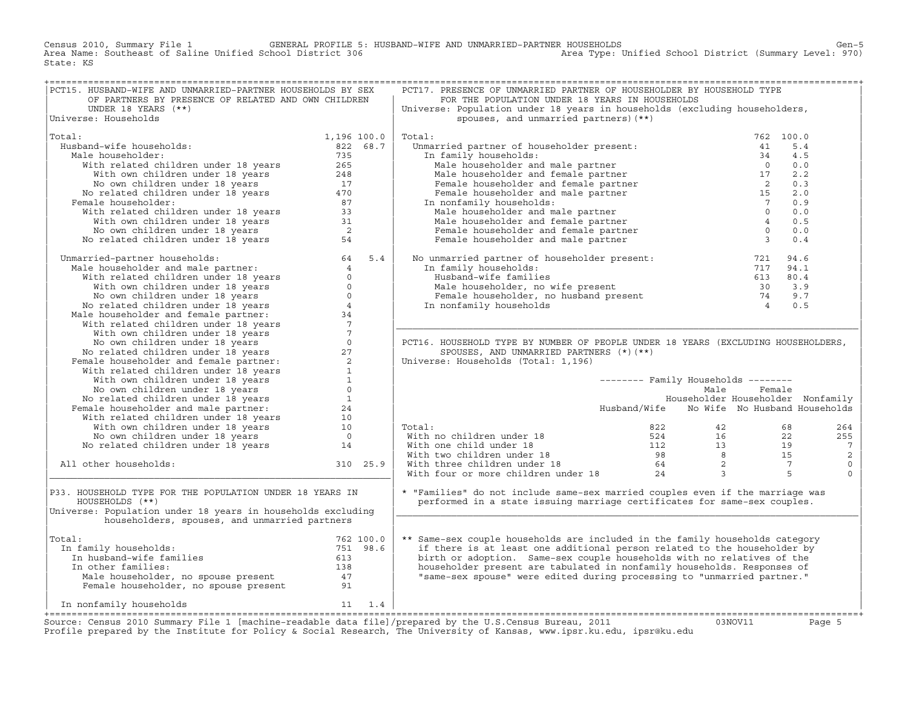Census 2010, Summary File 1 — GENERAL PROFILE 5: HUSBAND-WIFE AND UNMARRIED-PARTNER HOUSEHOLDS

Area Name: Southeast of Saline Unified School District 306 — Area Type: Unified School District (Summary Level: 970)

State: KS

## PCT15. HUSBAND-WIFE AND UNMARRIED-PARTNER HOUSEHOLDS BY SEX OF PARTNERS BY PRESENCE OF RELATED AND OWN CHILDREN UNDER 18 YEARS (**)

Universe: Households

| | Number | Percent |
|---|---|---|
| Total: | 1,196 | 100.0 |
| Husband-wife households: | 822 | 68.7 |
| Male householder: | 735 | |
| With related children under 18 years | 265 | |
| With own children under 18 years | 248 | |
| No own children under 18 years | 17 | |
| No related children under 18 years | 470 | |
| Female householder: | 87 | |
| With related children under 18 years | 33 | |
| With own children under 18 years | 31 | |
| No own children under 18 years | 2 | |
| No related children under 18 years | 54 | |
| Unmarried-partner households: | 64 | 5.4 |
| Male householder and male partner: | 4 | |
| With related children under 18 years | 0 | |
| With own children under 18 years | 0 | |
| No own children under 18 years | 0 | |
| No related children under 18 years | 4 | |
| Male householder and female partner: | 34 | |
| With related children under 18 years | 7 | |
| With own children under 18 years | 7 | |
| No own children under 18 years | 0 | |
| No related children under 18 years | 27 | |
| Female householder and female partner: | 2 | |
| With related children under 18 years | 1 | |
| With own children under 18 years | 1 | |
| No own children under 18 years | 0 | |
| No related children under 18 years | 1 | |
| Female householder and male partner: | 24 | |
| With related children under 18 years | 10 | |
| With own children under 18 years | 10 | |
| No own children under 18 years | 0 | |
| No related children under 18 years | 14 | |
| All other households: | 310 | 25.9 |

## P33. HOUSEHOLD TYPE FOR THE POPULATION UNDER 18 YEARS IN HOUSEHOLDS (**)

Universe: Population under 18 years in households excluding householders, spouses, and unmarried partners

| | Number | Percent |
|---|---|---|
| Total: | 762 | 100.0 |
| In family households: | 751 | 98.6 |
| In husband-wife families | 613 | |
| In other families: | 138 | |
| Male householder, no spouse present | 47 | |
| Female householder, no spouse present | 91 | |
| In nonfamily households | 11 | 1.4 |

## PCT17. PRESENCE OF UNMARRIED PARTNER OF HOUSEHOLDER BY HOUSEHOLD TYPE FOR THE POPULATION UNDER 18 YEARS IN HOUSEHOLDS

Universe: Population under 18 years in households (excluding householders, spouses, and unmarried partners)(**)

| | Number | Percent |
|---|---|---|
| Total: | 762 | 100.0 |
| Unmarried partner of householder present: | 41 | 5.4 |
| In family households: | 34 | 4.5 |
| Male householder and male partner | 0 | 0.0 |
| Male householder and female partner | 17 | 2.2 |
| Female householder and female partner | 2 | 0.3 |
| Female householder and male partner | 15 | 2.0 |
| In nonfamily households: | 7 | 0.9 |
| Male householder and male partner | 0 | 0.0 |
| Male householder and female partner | 4 | 0.5 |
| Female householder and female partner | 0 | 0.0 |
| Female householder and male partner | 3 | 0.4 |
| No unmarried partner of householder present: | 721 | 94.6 |
| In family households: | 717 | 94.1 |
| Husband-wife families | 613 | 80.4 |
| Male householder, no wife present | 30 | 3.9 |
| Female householder, no husband present | 74 | 9.7 |
| In nonfamily households | 4 | 0.5 |

## PCT16. HOUSEHOLD TYPE BY NUMBER OF PEOPLE UNDER 18 YEARS (EXCLUDING HOUSEHOLDERS, SPOUSES, AND UNMARRIED PARTNERS (*)(**)

Universe: Households (Total: 1,196)

| | Family Households: Husband/Wife | Family Households: Male Householder No Wife | Family Households: Female Householder No Husband | Nonfamily Households |
|---|---|---|---|---|
| Total: | 822 | 42 | 68 | 264 |
| With no children under 18 | 524 | 16 | 22 | 255 |
| With one child under 18 | 112 | 13 | 19 | 7 |
| With two children under 18 | 98 | 8 | 15 | 2 |
| With three children under 18 | 64 | 2 | 7 | 0 |
| With four or more children under 18 | 24 | 3 | 5 | 0 |

* "Families" do not include same-sex married couples even if the marriage was performed in a state issuing marriage certificates for same-sex couples.

** Same-sex couple households are included in the family households category if there is at least one additional person related to the householder by birth or adoption. Same-sex couple households with no relatives of the householder present are tabulated in nonfamily households. Responses of "same-sex spouse" were edited during processing to "unmarried partner."

Source: Census 2010 Summary File 1 [machine-readable data file]/prepared by the U.S.Census Bureau, 2011 03NOV11

Profile prepared by the Institute for Policy & Social Research, The University of Kansas, www.ipsr.ku.edu, ipsr@ku.edu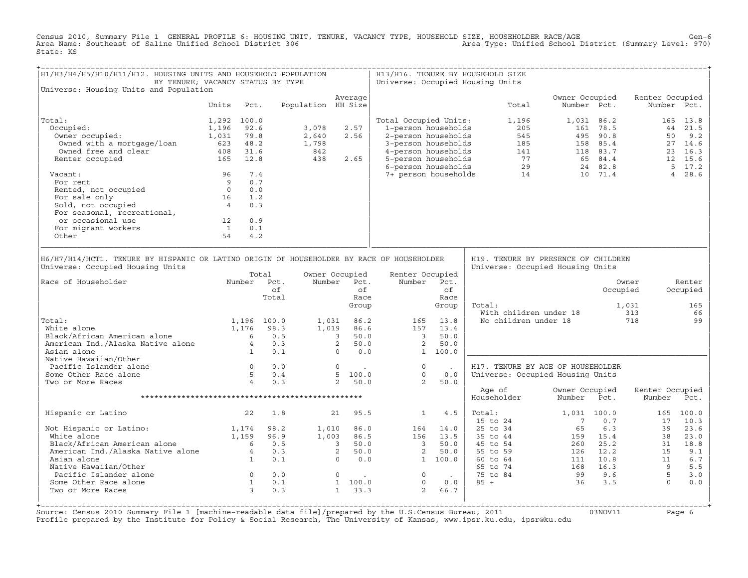Census 2010, Summary File 1 GENERAL PROFILE 6: HOUSING UNIT, TENURE, VACANCY TYPE, HOUSEHOLD SIZE, HOUSEHOLDER RACE/AGE
Area Name: Southeast of Saline Unified School District 306
Area Type: Unified School District (Summary Level: 970)
State: KS

## H1/H3/H4/H5/H10/H11/H12. HOUSING UNITS AND HOUSEHOLD POPULATION BY TENURE; VACANCY STATUS BY TYPE

Universe: Housing Units and Population

| | Units | Pct. | Population | Average HH Size |
|---|---|---|---|---|
| Total: | 1,292 | 100.0 | | |
| Occupied: | 1,196 | 92.6 | 3,078 | 2.57 |
| Owner occupied: | 1,031 | 79.8 | 2,640 | 2.56 |
| Owned with a mortgage/loan | 623 | 48.2 | 1,798 | |
| Owned free and clear | 408 | 31.6 | 842 | |
| Renter occupied | 165 | 12.8 | 438 | 2.65 |
| Vacant: | 96 | 7.4 | | |
| For rent | 9 | 0.7 | | |
| Rented, not occupied | 0 | 0.0 | | |
| For sale only | 16 | 1.2 | | |
| Sold, not occupied | 4 | 0.3 | | |
| For seasonal, recreational, or occasional use | 12 | 0.9 | | |
| For migrant workers | 1 | 0.1 | | |
| Other | 54 | 4.2 | | |

## H13/H16. TENURE BY HOUSEHOLD SIZE

Universe: Occupied Housing Units

| | Total | Owner Occupied Number | Owner Occupied Pct. | Renter Occupied Number | Renter Occupied Pct. |
|---|---|---|---|---|---|
| Total Occupied Units: | 1,196 | 1,031 | 86.2 | 165 | 13.8 |
| 1-person households | 205 | 161 | 78.5 | 44 | 21.5 |
| 2-person households | 545 | 495 | 90.8 | 50 | 9.2 |
| 3-person households | 185 | 158 | 85.4 | 27 | 14.6 |
| 4-person households | 141 | 118 | 83.7 | 23 | 16.3 |
| 5-person households | 77 | 65 | 84.4 | 12 | 15.6 |
| 6-person households | 29 | 24 | 82.8 | 5 | 17.2 |
| 7+ person households | 14 | 10 | 71.4 | 4 | 28.6 |

## H6/H7/H14/HCT1. TENURE BY HISPANIC OR LATINO ORIGIN OF HOUSEHOLDER BY RACE OF HOUSEHOLDER

Universe: Occupied Housing Units

| Race of Householder | Total Number | Total Pct. of Total | Owner Occupied Number | Owner Occupied Pct. of Race Group | Renter Occupied Number | Renter Occupied Pct. of Race Group |
|---|---|---|---|---|---|---|
| Total: | 1,196 | 100.0 | 1,031 | 86.2 | 165 | 13.8 |
| White alone | 1,176 | 98.3 | 1,019 | 86.6 | 157 | 13.4 |
| Black/African American alone | 6 | 0.5 | 3 | 50.0 | 3 | 50.0 |
| American Ind./Alaska Native alone | 4 | 0.3 | 2 | 50.0 | 2 | 50.0 |
| Asian alone | 1 | 0.1 | 0 | 0.0 | 1 | 100.0 |
| Native Hawaiian/Other Pacific Islander alone | 0 | 0.0 | 0 | . | 0 | . |
| Some Other Race alone | 5 | 0.4 | 5 | 100.0 | 0 | 0.0 |
| Two or More Races | 4 | 0.3 | 2 | 50.0 | 2 | 50.0 |
| ************************************************** | | | | | | |
| Hispanic or Latino | 22 | 1.8 | 21 | 95.5 | 1 | 4.5 |
| Not Hispanic or Latino: | 1,174 | 98.2 | 1,010 | 86.0 | 164 | 14.0 |
| White alone | 1,159 | 96.9 | 1,003 | 86.5 | 156 | 13.5 |
| Black/African American alone | 6 | 0.5 | 3 | 50.0 | 3 | 50.0 |
| American Ind./Alaska Native alone | 4 | 0.3 | 2 | 50.0 | 2 | 50.0 |
| Asian alone | 1 | 0.1 | 0 | 0.0 | 1 | 100.0 |
| Native Hawaiian/Other Pacific Islander alone | 0 | 0.0 | 0 | . | 0 | . |
| Some Other Race alone | 1 | 0.1 | 1 | 100.0 | 0 | 0.0 |
| Two or More Races | 3 | 0.3 | 1 | 33.3 | 2 | 66.7 |

## H19. TENURE BY PRESENCE OF CHILDREN

Universe: Occupied Housing Units

| | Owner Occupied | Renter Occupied |
|---|---|---|
| Total: | 1,031 | 165 |
| With children under 18 | 313 | 66 |
| No children under 18 | 718 | 99 |

## H17. TENURE BY AGE OF HOUSEHOLDER

Universe: Occupied Housing Units

| Age of Householder | Owner Occupied Number | Owner Occupied Pct. | Renter Occupied Number | Renter Occupied Pct. |
|---|---|---|---|---|
| Total: | 1,031 | 100.0 | 165 | 100.0 |
| 15 to 24 | 7 | 0.7 | 17 | 10.3 |
| 25 to 34 | 65 | 6.3 | 39 | 23.6 |
| 35 to 44 | 159 | 15.4 | 38 | 23.0 |
| 45 to 54 | 260 | 25.2 | 31 | 18.8 |
| 55 to 59 | 126 | 12.2 | 15 | 9.1 |
| 60 to 64 | 111 | 10.8 | 11 | 6.7 |
| 65 to 74 | 168 | 16.3 | 9 | 5.5 |
| 75 to 84 | 99 | 9.6 | 5 | 3.0 |
| 85 + | 36 | 3.5 | 0 | 0.0 |

Source: Census 2010 Summary File 1 [machine-readable data file]/prepared by the U.S.Census Bureau, 2011 03NOV11
Profile prepared by the Institute for Policy & Social Research, The University of Kansas, www.ipsr.ku.edu, ipsr@ku.edu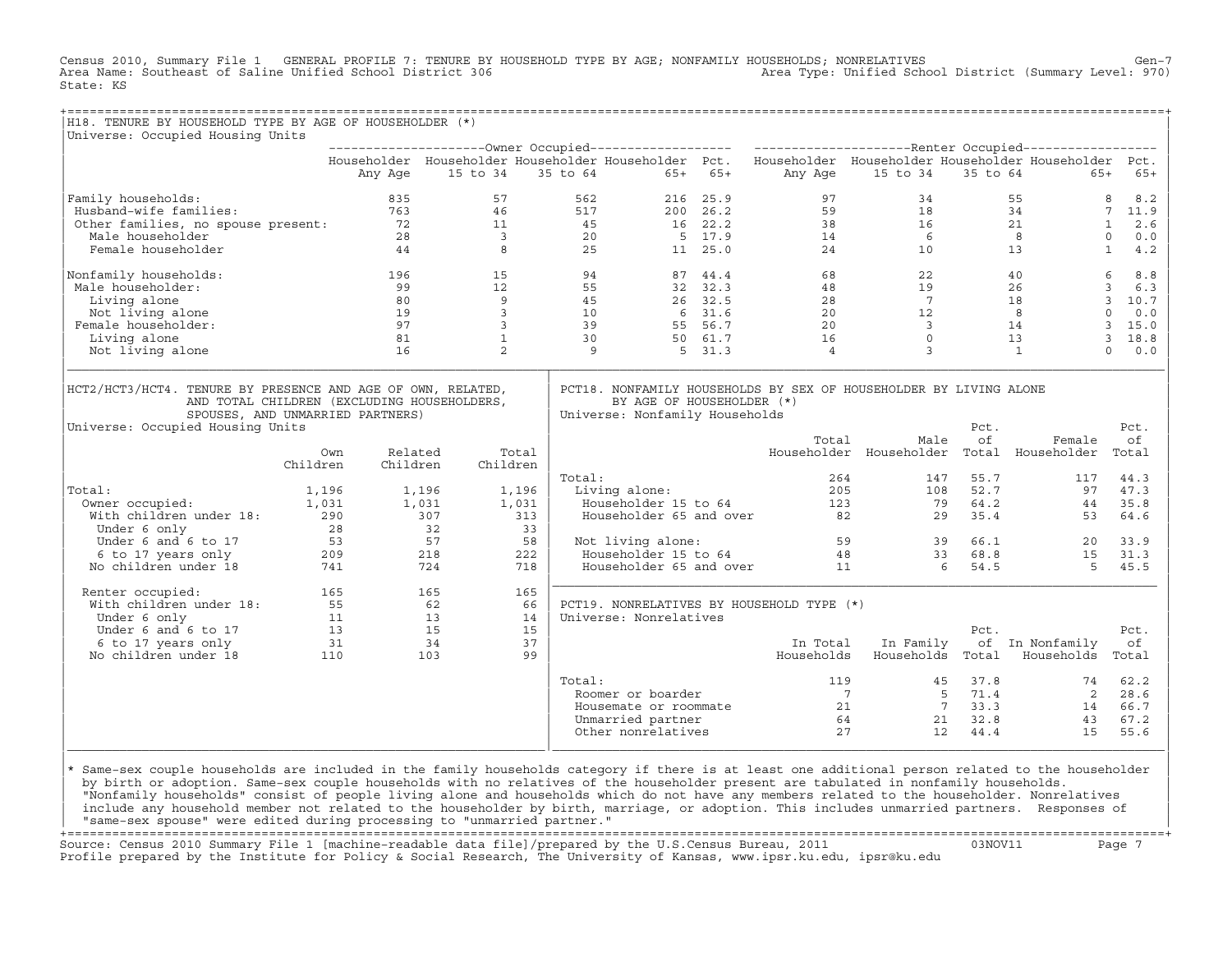Census 2010, Summary File 1 GENERAL PROFILE 7: TENURE BY HOUSEHOLD TYPE BY AGE; NONFAMILY HOUSEHOLDS; NONRELATIVES Gen-7
Area Name: Southeast of Saline Unified School District 306 Area Type: Unified School District (Summary Level: 970)
State: KS

## H18. TENURE BY HOUSEHOLD TYPE BY AGE OF HOUSEHOLDER (*)

Universe: Occupied Housing Units

| | Owner Occupied | | | | | Renter Occupied | | | | |
|---|---|---|---|---|---|---|---|---|---|---|
| | Householder Any Age | Householder 15 to 34 | Householder 35 to 64 | Householder 65+ | Pct. 65+ | Householder Any Age | Householder 15 to 34 | Householder 35 to 64 | Householder 65+ | Pct. 65+ |
| Family households: | 835 | 57 | 562 | 216 | 25.9 | 97 | 34 | 55 | 8 | 8.2 |
| Husband-wife families: | 763 | 46 | 517 | 200 | 26.2 | 59 | 18 | 34 | 7 | 11.9 |
| Other families, no spouse present: | 72 | 11 | 45 | 16 | 22.2 | 38 | 16 | 21 | 1 | 2.6 |
| Male householder | 28 | 3 | 20 | 5 | 17.9 | 14 | 6 | 8 | 0 | 0.0 |
| Female householder | 44 | 8 | 25 | 11 | 25.0 | 24 | 10 | 13 | 1 | 4.2 |
| Nonfamily households: | 196 | 15 | 94 | 87 | 44.4 | 68 | 22 | 40 | 6 | 8.8 |
| Male householder: | 99 | 12 | 55 | 32 | 32.3 | 48 | 19 | 26 | 3 | 6.3 |
| Living alone | 80 | 9 | 45 | 26 | 32.5 | 28 | 7 | 18 | 3 | 10.7 |
| Not living alone | 19 | 3 | 10 | 6 | 31.6 | 20 | 12 | 8 | 0 | 0.0 |
| Female householder: | 97 | 3 | 39 | 55 | 56.7 | 20 | 3 | 14 | 3 | 15.0 |
| Living alone | 81 | 1 | 30 | 50 | 61.7 | 16 | 0 | 13 | 3 | 18.8 |
| Not living alone | 16 | 2 | 9 | 5 | 31.3 | 4 | 3 | 1 | 0 | 0.0 |

## HCT2/HCT3/HCT4. TENURE BY PRESENCE AND AGE OF OWN, RELATED, AND TOTAL CHILDREN (EXCLUDING HOUSEHOLDERS, SPOUSES, AND UNMARRIED PARTNERS)

Universe: Occupied Housing Units

| | Own Children | Related Children | Total Children |
|---|---|---|---|
| Total: | 1,196 | 1,196 | 1,196 |
| Owner occupied: | 1,031 | 1,031 | 1,031 |
| With children under 18: | 290 | 307 | 313 |
| Under 6 only | 28 | 32 | 33 |
| Under 6 and 6 to 17 | 53 | 57 | 58 |
| 6 to 17 years only | 209 | 218 | 222 |
| No children under 18 | 741 | 724 | 718 |
| Renter occupied: | 165 | 165 | 165 |
| With children under 18: | 55 | 62 | 66 |
| Under 6 only | 11 | 13 | 14 |
| Under 6 and 6 to 17 | 13 | 15 | 15 |
| 6 to 17 years only | 31 | 34 | 37 |
| No children under 18 | 110 | 103 | 99 |

## PCT18. NONFAMILY HOUSEHOLDS BY SEX OF HOUSEHOLDER BY LIVING ALONE BY AGE OF HOUSEHOLDER (*)

Universe: Nonfamily Households

| | Total Householder | Male Householder | Pct. of Total | Female Householder | Pct. of Total |
|---|---|---|---|---|---|
| Total: | 264 | 147 | 55.7 | 117 | 44.3 |
| Living alone: | 205 | 108 | 52.7 | 97 | 47.3 |
| Householder 15 to 64 | 123 | 79 | 64.2 | 44 | 35.8 |
| Householder 65 and over | 82 | 29 | 35.4 | 53 | 64.6 |
| Not living alone: | 59 | 39 | 66.1 | 20 | 33.9 |
| Householder 15 to 64 | 48 | 33 | 68.8 | 15 | 31.3 |
| Householder 65 and over | 11 | 6 | 54.5 | 5 | 45.5 |

## PCT19. NONRELATIVES BY HOUSEHOLD TYPE (*)

Universe: Nonrelatives

| | In Total Households | In Family Households | Pct. of Total | In Nonfamily Households | Pct. of Total |
|---|---|---|---|---|---|
| Total: | 119 | 45 | 37.8 | 74 | 62.2 |
| Roomer or boarder | 7 | 5 | 71.4 | 2 | 28.6 |
| Housemate or roommate | 21 | 7 | 33.3 | 14 | 66.7 |
| Unmarried partner | 64 | 21 | 32.8 | 43 | 67.2 |
| Other nonrelatives | 27 | 12 | 44.4 | 15 | 55.6 |

* Same-sex couple households are included in the family households category if there is at least one additional person related to the householder by birth or adoption. Same-sex couple households with no relatives of the householder present are tabulated in nonfamily households. "Nonfamily households" consist of people living alone and households which do not have any members related to the householder. Nonrelatives include any household member not related to the householder by birth, marriage, or adoption. This includes unmarried partners. Responses of "same-sex spouse" were edited during processing to "unmarried partner."

Source: Census 2010 Summary File 1 [machine-readable data file]/prepared by the U.S.Census Bureau, 2011 03NOV11
Profile prepared by the Institute for Policy & Social Research, The University of Kansas, www.ipsr.ku.edu, ipsr@ku.edu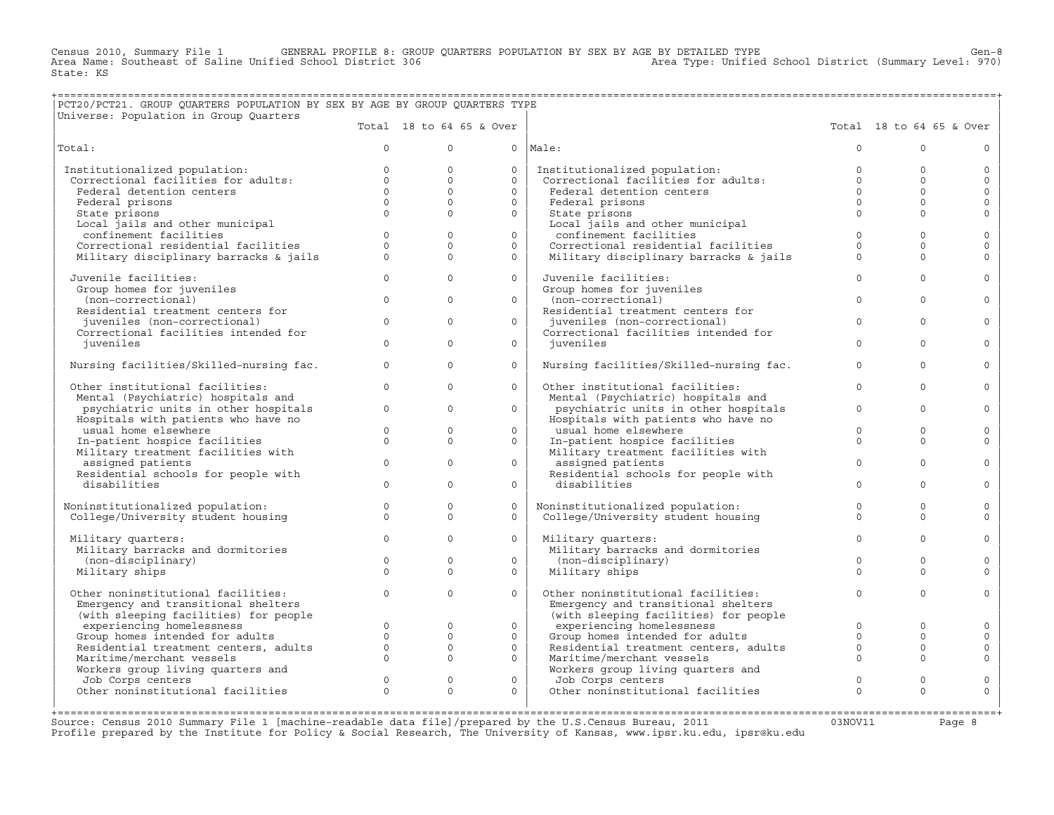Census 2010, Summary File 1 GENERAL PROFILE 8: GROUP QUARTERS POPULATION BY SEX BY AGE BY DETAILED TYPE Gen-8
Area Name: Southeast of Saline Unified School District 306 Area Type: Unified School District (Summary Level: 970)
State: KS

## PCT20/PCT21. GROUP QUARTERS POPULATION BY SEX BY AGE BY GROUP QUARTERS TYPE

Universe: Population in Group Quarters

| | Total | 18 to 64 | 65 & Over | | Total | 18 to 64 | 65 & Over |
|---|---|---|---|---|---|---|---|
| Total: | 0 | 0 | 0 | Male: | 0 | 0 | 0 |
| Institutionalized population: | 0 | 0 | 0 | Institutionalized population: | 0 | 0 | 0 |
| Correctional facilities for adults: | 0 | 0 | 0 | Correctional facilities for adults: | 0 | 0 | 0 |
| Federal detention centers | 0 | 0 | 0 | Federal detention centers | 0 | 0 | 0 |
| Federal prisons | 0 | 0 | 0 | Federal prisons | 0 | 0 | 0 |
| State prisons | 0 | 0 | 0 | State prisons | 0 | 0 | 0 |
| Local jails and other municipal confinement facilities | 0 | 0 | 0 | Local jails and other municipal confinement facilities | 0 | 0 | 0 |
| Correctional residential facilities | 0 | 0 | 0 | Correctional residential facilities | 0 | 0 | 0 |
| Military disciplinary barracks & jails | 0 | 0 | 0 | Military disciplinary barracks & jails | 0 | 0 | 0 |
| Juvenile facilities: | 0 | 0 | 0 | Juvenile facilities: | 0 | 0 | 0 |
| Group homes for juveniles (non-correctional) | 0 | 0 | 0 | Group homes for juveniles (non-correctional) | 0 | 0 | 0 |
| Residential treatment centers for juveniles (non-correctional) | 0 | 0 | 0 | Residential treatment centers for juveniles (non-correctional) | 0 | 0 | 0 |
| Correctional facilities intended for juveniles | 0 | 0 | 0 | Correctional facilities intended for juveniles | 0 | 0 | 0 |
| Nursing facilities/Skilled-nursing fac. | 0 | 0 | 0 | Nursing facilities/Skilled-nursing fac. | 0 | 0 | 0 |
| Other institutional facilities: | 0 | 0 | 0 | Other institutional facilities: | 0 | 0 | 0 |
| Mental (Psychiatric) hospitals and psychiatric units in other hospitals | 0 | 0 | 0 | Mental (Psychiatric) hospitals and psychiatric units in other hospitals | 0 | 0 | 0 |
| Hospitals with patients who have no usual home elsewhere | 0 | 0 | 0 | Hospitals with patients who have no usual home elsewhere | 0 | 0 | 0 |
| In-patient hospice facilities | 0 | 0 | 0 | In-patient hospice facilities | 0 | 0 | 0 |
| Military treatment facilities with assigned patients | 0 | 0 | 0 | Military treatment facilities with assigned patients | 0 | 0 | 0 |
| Residential schools for people with disabilities | 0 | 0 | 0 | Residential schools for people with disabilities | 0 | 0 | 0 |
| Noninstitutionalized population: | 0 | 0 | 0 | Noninstitutionalized population: | 0 | 0 | 0 |
| College/University student housing | 0 | 0 | 0 | College/University student housing | 0 | 0 | 0 |
| Military quarters: | 0 | 0 | 0 | Military quarters: | 0 | 0 | 0 |
| Military barracks and dormitories (non-disciplinary) | 0 | 0 | 0 | Military barracks and dormitories (non-disciplinary) | 0 | 0 | 0 |
| Military ships | 0 | 0 | 0 | Military ships | 0 | 0 | 0 |
| Other noninstitutional facilities: | 0 | 0 | 0 | Other noninstitutional facilities: | 0 | 0 | 0 |
| Emergency and transitional shelters (with sleeping facilities) for people experiencing homelessness | 0 | 0 | 0 | Emergency and transitional shelters (with sleeping facilities) for people experiencing homelessness | 0 | 0 | 0 |
| Group homes intended for adults | 0 | 0 | 0 | Group homes intended for adults | 0 | 0 | 0 |
| Residential treatment centers, adults | 0 | 0 | 0 | Residential treatment centers, adults | 0 | 0 | 0 |
| Maritime/merchant vessels | 0 | 0 | 0 | Maritime/merchant vessels | 0 | 0 | 0 |
| Workers group living quarters and Job Corps centers | 0 | 0 | 0 | Workers group living quarters and Job Corps centers | 0 | 0 | 0 |
| Other noninstitutional facilities | 0 | 0 | 0 | Other noninstitutional facilities | 0 | 0 | 0 |

Source: Census 2010 Summary File 1 [machine-readable data file]/prepared by the U.S.Census Bureau, 2011 03NOV11
Profile prepared by the Institute for Policy & Social Research, The University of Kansas, www.ipsr.ku.edu, ipsr@ku.edu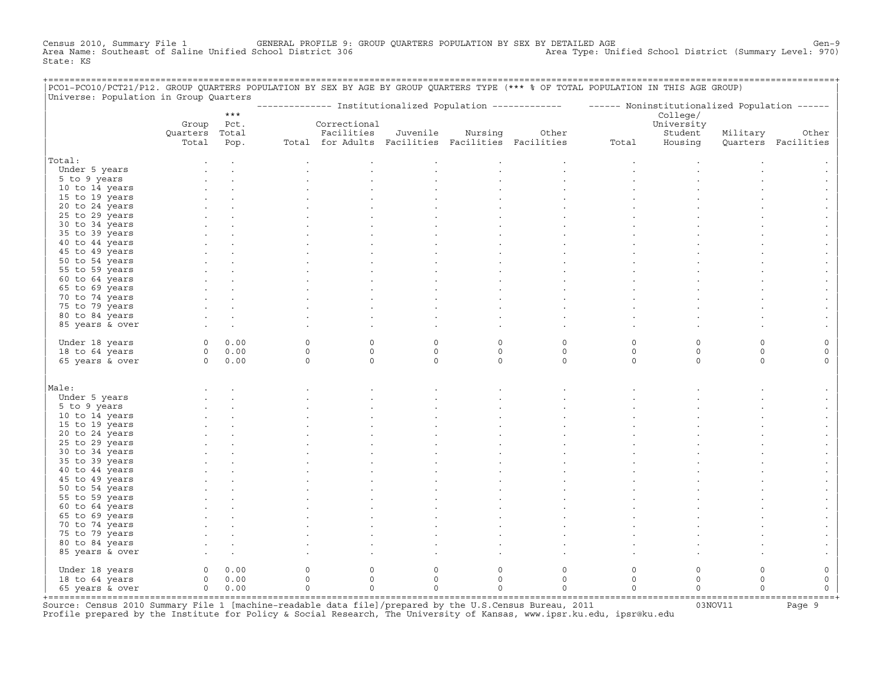Census 2010, Summary File 1 GENERAL PROFILE 9: GROUP QUARTERS POPULATION BY SEX BY DETAILED AGE Gen-9
Area Name: Southeast of Saline Unified School District 306 Area Type: Unified School District (Summary Level: 970)
State: KS

PCO1-PCO10/PCT21/P12. GROUP QUARTERS POPULATION BY SEX BY AGE BY GROUP QUARTERS TYPE (*** % OF TOTAL POPULATION IN THIS AGE GROUP)
Universe: Population in Group Quarters

| | Group Quarters Total | *** Pct. Total Pop. | Institutionalized Population: Total | Correctional Facilities for Adults | Juvenile Facilities | Nursing Facilities | Other Facilities | Noninstitutionalized Population: Total | College/ University Student Housing | Military Quarters | Other Facilities |
|---|---|---|---|---|---|---|---|---|---|---|---|
| **Total:** | . | . | . | . | . | . | . | . | . | . | . |
| Under 5 years | . | . | . | . | . | . | . | . | . | . | . |
| 5 to 9 years | . | . | . | . | . | . | . | . | . | . | . |
| 10 to 14 years | . | . | . | . | . | . | . | . | . | . | . |
| 15 to 19 years | . | . | . | . | . | . | . | . | . | . | . |
| 20 to 24 years | . | . | . | . | . | . | . | . | . | . | . |
| 25 to 29 years | . | . | . | . | . | . | . | . | . | . | . |
| 30 to 34 years | . | . | . | . | . | . | . | . | . | . | . |
| 35 to 39 years | . | . | . | . | . | . | . | . | . | . | . |
| 40 to 44 years | . | . | . | . | . | . | . | . | . | . | . |
| 45 to 49 years | . | . | . | . | . | . | . | . | . | . | . |
| 50 to 54 years | . | . | . | . | . | . | . | . | . | . | . |
| 55 to 59 years | . | . | . | . | . | . | . | . | . | . | . |
| 60 to 64 years | . | . | . | . | . | . | . | . | . | . | . |
| 65 to 69 years | . | . | . | . | . | . | . | . | . | . | . |
| 70 to 74 years | . | . | . | . | . | . | . | . | . | . | . |
| 75 to 79 years | . | . | . | . | . | . | . | . | . | . | . |
| 80 to 84 years | . | . | . | . | . | . | . | . | . | . | . |
| 85 years & over | . | . | . | . | . | . | . | . | . | . | . |
| Under 18 years | 0 | 0.00 | 0 | 0 | 0 | 0 | 0 | 0 | 0 | 0 | 0 |
| 18 to 64 years | 0 | 0.00 | 0 | 0 | 0 | 0 | 0 | 0 | 0 | 0 | 0 |
| 65 years & over | 0 | 0.00 | 0 | 0 | 0 | 0 | 0 | 0 | 0 | 0 | 0 |
| **Male:** | . | . | . | . | . | . | . | . | . | . | . |
| Under 5 years | . | . | . | . | . | . | . | . | . | . | . |
| 5 to 9 years | . | . | . | . | . | . | . | . | . | . | . |
| 10 to 14 years | . | . | . | . | . | . | . | . | . | . | . |
| 15 to 19 years | . | . | . | . | . | . | . | . | . | . | . |
| 20 to 24 years | . | . | . | . | . | . | . | . | . | . | . |
| 25 to 29 years | . | . | . | . | . | . | . | . | . | . | . |
| 30 to 34 years | . | . | . | . | . | . | . | . | . | . | . |
| 35 to 39 years | . | . | . | . | . | . | . | . | . | . | . |
| 40 to 44 years | . | . | . | . | . | . | . | . | . | . | . |
| 45 to 49 years | . | . | . | . | . | . | . | . | . | . | . |
| 50 to 54 years | . | . | . | . | . | . | . | . | . | . | . |
| 55 to 59 years | . | . | . | . | . | . | . | . | . | . | . |
| 60 to 64 years | . | . | . | . | . | . | . | . | . | . | . |
| 65 to 69 years | . | . | . | . | . | . | . | . | . | . | . |
| 70 to 74 years | . | . | . | . | . | . | . | . | . | . | . |
| 75 to 79 years | . | . | . | . | . | . | . | . | . | . | . |
| 80 to 84 years | . | . | . | . | . | . | . | . | . | . | . |
| 85 years & over | . | . | . | . | . | . | . | . | . | . | . |
| Under 18 years | 0 | 0.00 | 0 | 0 | 0 | 0 | 0 | 0 | 0 | 0 | 0 |
| 18 to 64 years | 0 | 0.00 | 0 | 0 | 0 | 0 | 0 | 0 | 0 | 0 | 0 |
| 65 years & over | 0 | 0.00 | 0 | 0 | 0 | 0 | 0 | 0 | 0 | 0 | 0 |

Source: Census 2010 Summary File 1 [machine-readable data file]/prepared by the U.S.Census Bureau, 2011 03NOV11
Profile prepared by the Institute for Policy & Social Research, The University of Kansas, www.ipsr.ku.edu, ipsr@ku.edu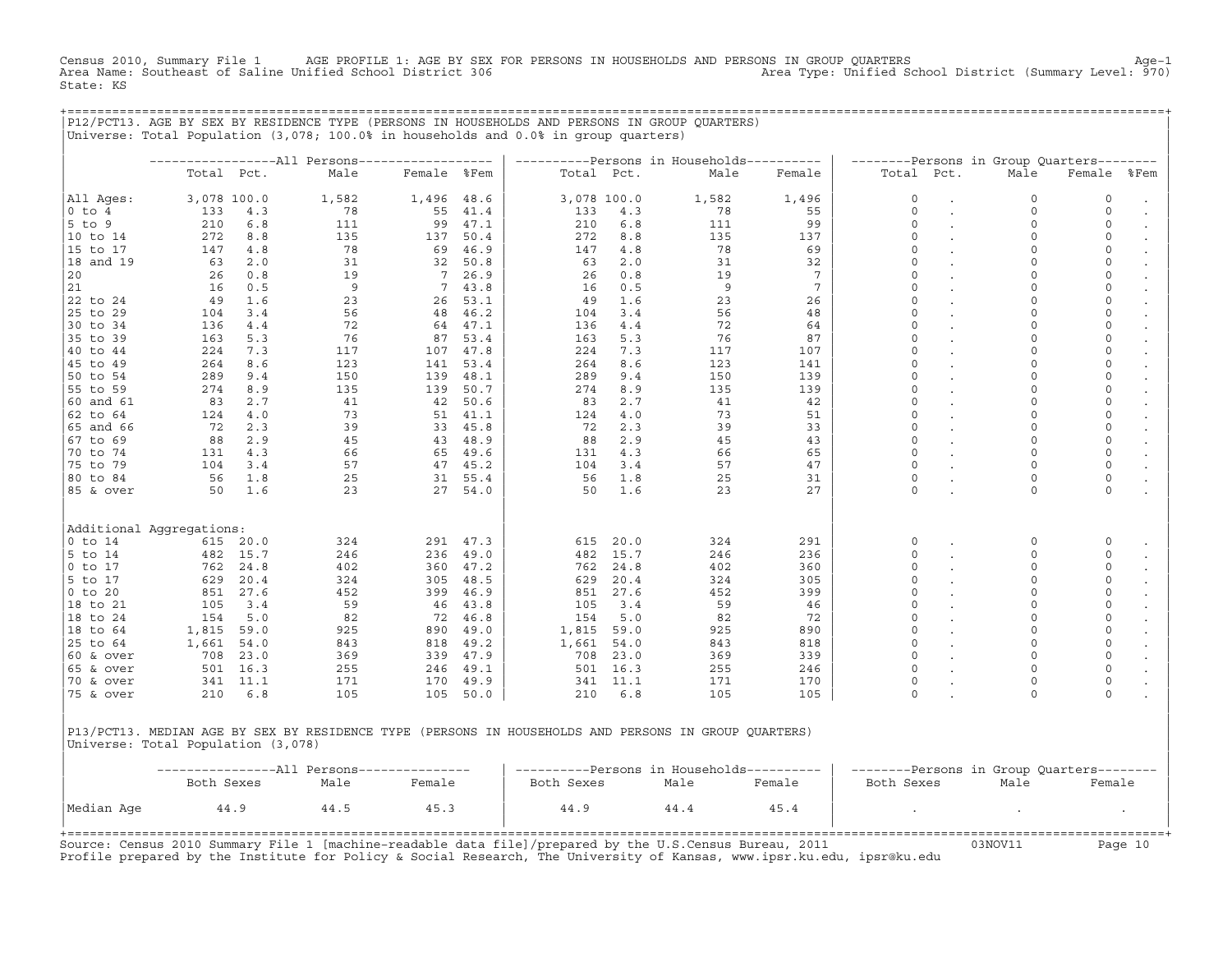Census 2010, Summary File 1 AGE PROFILE 1: AGE BY SEX FOR PERSONS IN HOUSEHOLDS AND PERSONS IN GROUP QUARTERS Age-1
Area Name: Southeast of Saline Unified School District 306 Area Type: Unified School District (Summary Level: 970)
State: KS

## P12/PCT13. AGE BY SEX BY RESIDENCE TYPE (PERSONS IN HOUSEHOLDS AND PERSONS IN GROUP QUARTERS)

Universe: Total Population (3,078; 100.0% in households and 0.0% in group quarters)

| | All Persons | | | | | Persons in Households | | | | Persons in Group Quarters | | | | |
|---|---|---|---|---|---|---|---|---|---|---|---|---|---|---|
| | Total | Pct. | Male | Female | %Fem | Total | Pct. | Male | Female | Total | Pct. | Male | Female | %Fem |
| All Ages: | 3,078 | 100.0 | 1,582 | 1,496 | 48.6 | 3,078 | 100.0 | 1,582 | 1,496 | 0 | . | 0 | 0 | . |
| 0 to 4 | 133 | 4.3 | 78 | 55 | 41.4 | 133 | 4.3 | 78 | 55 | 0 | . | 0 | 0 | . |
| 5 to 9 | 210 | 6.8 | 111 | 99 | 47.1 | 210 | 6.8 | 111 | 99 | 0 | . | 0 | 0 | . |
| 10 to 14 | 272 | 8.8 | 135 | 137 | 50.4 | 272 | 8.8 | 135 | 137 | 0 | . | 0 | 0 | . |
| 15 to 17 | 147 | 4.8 | 78 | 69 | 46.9 | 147 | 4.8 | 78 | 69 | 0 | . | 0 | 0 | . |
| 18 and 19 | 63 | 2.0 | 31 | 32 | 50.8 | 63 | 2.0 | 31 | 32 | 0 | . | 0 | 0 | . |
| 20 | 26 | 0.8 | 19 | 7 | 26.9 | 26 | 0.8 | 19 | 7 | 0 | . | 0 | 0 | . |
| 21 | 16 | 0.5 | 9 | 7 | 43.8 | 16 | 0.5 | 9 | 7 | 0 | . | 0 | 0 | . |
| 22 to 24 | 49 | 1.6 | 23 | 26 | 53.1 | 49 | 1.6 | 23 | 26 | 0 | . | 0 | 0 | . |
| 25 to 29 | 104 | 3.4 | 56 | 48 | 46.2 | 104 | 3.4 | 56 | 48 | 0 | . | 0 | 0 | . |
| 30 to 34 | 136 | 4.4 | 72 | 64 | 47.1 | 136 | 4.4 | 72 | 64 | 0 | . | 0 | 0 | . |
| 35 to 39 | 163 | 5.3 | 76 | 87 | 53.4 | 163 | 5.3 | 76 | 87 | 0 | . | 0 | 0 | . |
| 40 to 44 | 224 | 7.3 | 117 | 107 | 47.8 | 224 | 7.3 | 117 | 107 | 0 | . | 0 | 0 | . |
| 45 to 49 | 264 | 8.6 | 123 | 141 | 53.4 | 264 | 8.6 | 123 | 141 | 0 | . | 0 | 0 | . |
| 50 to 54 | 289 | 9.4 | 150 | 139 | 48.1 | 289 | 9.4 | 150 | 139 | 0 | . | 0 | 0 | . |
| 55 to 59 | 274 | 8.9 | 135 | 139 | 50.7 | 274 | 8.9 | 135 | 139 | 0 | . | 0 | 0 | . |
| 60 and 61 | 83 | 2.7 | 41 | 42 | 50.6 | 83 | 2.7 | 41 | 42 | 0 | . | 0 | 0 | . |
| 62 to 64 | 124 | 4.0 | 73 | 51 | 41.1 | 124 | 4.0 | 73 | 51 | 0 | . | 0 | 0 | . |
| 65 and 66 | 72 | 2.3 | 39 | 33 | 45.8 | 72 | 2.3 | 39 | 33 | 0 | . | 0 | 0 | . |
| 67 to 69 | 88 | 2.9 | 45 | 43 | 48.9 | 88 | 2.9 | 45 | 43 | 0 | . | 0 | 0 | . |
| 70 to 74 | 131 | 4.3 | 66 | 65 | 49.6 | 131 | 4.3 | 66 | 65 | 0 | . | 0 | 0 | . |
| 75 to 79 | 104 | 3.4 | 57 | 47 | 45.2 | 104 | 3.4 | 57 | 47 | 0 | . | 0 | 0 | . |
| 80 to 84 | 56 | 1.8 | 25 | 31 | 55.4 | 56 | 1.8 | 25 | 31 | 0 | . | 0 | 0 | . |
| 85 & over | 50 | 1.6 | 23 | 27 | 54.0 | 50 | 1.6 | 23 | 27 | 0 | . | 0 | 0 | . |
| Additional Aggregations: | | | | | | | | | | | | | | |
| 0 to 14 | 615 | 20.0 | 324 | 291 | 47.3 | 615 | 20.0 | 324 | 291 | 0 | . | 0 | 0 | . |
| 5 to 14 | 482 | 15.7 | 246 | 236 | 49.0 | 482 | 15.7 | 246 | 236 | 0 | . | 0 | 0 | . |
| 0 to 17 | 762 | 24.8 | 402 | 360 | 47.2 | 762 | 24.8 | 402 | 360 | 0 | . | 0 | 0 | . |
| 5 to 17 | 629 | 20.4 | 324 | 305 | 48.5 | 629 | 20.4 | 324 | 305 | 0 | . | 0 | 0 | . |
| 0 to 20 | 851 | 27.6 | 452 | 399 | 46.9 | 851 | 27.6 | 452 | 399 | 0 | . | 0 | 0 | . |
| 18 to 21 | 105 | 3.4 | 59 | 46 | 43.8 | 105 | 3.4 | 59 | 46 | 0 | . | 0 | 0 | . |
| 18 to 24 | 154 | 5.0 | 82 | 72 | 46.8 | 154 | 5.0 | 82 | 72 | 0 | . | 0 | 0 | . |
| 18 to 64 | 1,815 | 59.0 | 925 | 890 | 49.0 | 1,815 | 59.0 | 925 | 890 | 0 | . | 0 | 0 | . |
| 25 to 64 | 1,661 | 54.0 | 843 | 818 | 49.2 | 1,661 | 54.0 | 843 | 818 | 0 | . | 0 | 0 | . |
| 60 & over | 708 | 23.0 | 369 | 339 | 47.9 | 708 | 23.0 | 369 | 339 | 0 | . | 0 | 0 | . |
| 65 & over | 501 | 16.3 | 255 | 246 | 49.1 | 501 | 16.3 | 255 | 246 | 0 | . | 0 | 0 | . |
| 70 & over | 341 | 11.1 | 171 | 170 | 49.9 | 341 | 11.1 | 171 | 170 | 0 | . | 0 | 0 | . |
| 75 & over | 210 | 6.8 | 105 | 105 | 50.0 | 210 | 6.8 | 105 | 105 | 0 | . | 0 | 0 | . |

## P13/PCT13. MEDIAN AGE BY SEX BY RESIDENCE TYPE (PERSONS IN HOUSEHOLDS AND PERSONS IN GROUP QUARTERS)

Universe: Total Population (3,078)

| | All Persons | | | Persons in Households | | | Persons in Group Quarters | | |
|---|---|---|---|---|---|---|---|---|---|
| | Both Sexes | Male | Female | Both Sexes | Male | Female | Both Sexes | Male | Female |
| Median Age | 44.9 | 44.5 | 45.3 | 44.9 | 44.4 | 45.4 | . | . | . |

Source: Census 2010 Summary File 1 [machine-readable data file]/prepared by the U.S.Census Bureau, 2011 03NOV11
Profile prepared by the Institute for Policy & Social Research, The University of Kansas, www.ipsr.ku.edu, ipsr@ku.edu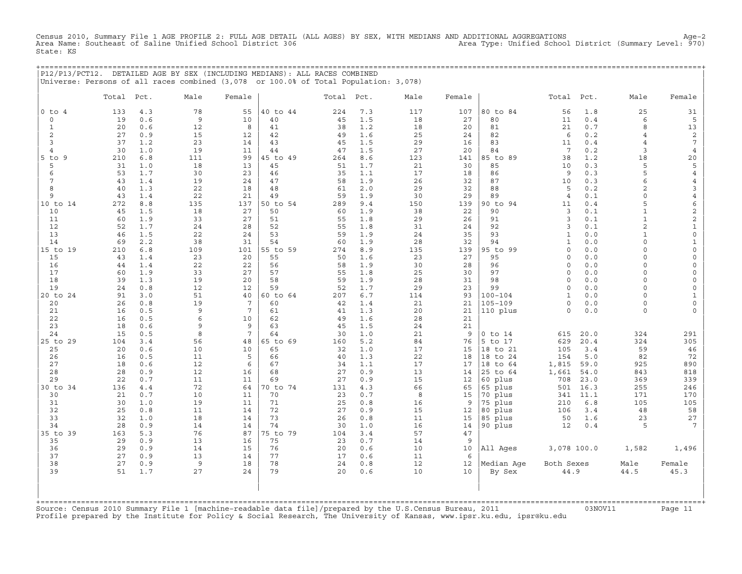Census 2010, Summary File 1 AGE PROFILE 2: FULL AGE DETAIL (ALL AGES) BY SEX, WITH MEDIANS AND ADDITIONAL AGGREGATIONS Age-2
Area Name: Southeast of Saline Unified School District 306 Area Type: Unified School District (Summary Level: 970)
State: KS

P12/P13/PCT12. DETAILED AGE BY SEX (INCLUDING MEDIANS): ALL RACES COMBINED
Universe: Persons of all races combined (3,078 or 100.0% of Total Population: 3,078)

| | Total | Pct. | Male | Female | | Total | Pct. | Male | Female | | Total | Pct. | Male | Female |
|---|---|---|---|---|---|---|---|---|---|---|---|---|---|---|
| 0 to 4 | 133 | 4.3 | 78 | 55 | 40 to 44 | 224 | 7.3 | 117 | 107 | 80 to 84 | 56 | 1.8 | 25 | 31 |
| 0 | 19 | 0.6 | 9 | 10 | 40 | 45 | 1.5 | 18 | 27 | 80 | 11 | 0.4 | 6 | 5 |
| 1 | 20 | 0.6 | 12 | 8 | 41 | 38 | 1.2 | 18 | 20 | 81 | 21 | 0.7 | 8 | 13 |
| 2 | 27 | 0.9 | 15 | 12 | 42 | 49 | 1.6 | 25 | 24 | 82 | 6 | 0.2 | 4 | 2 |
| 3 | 37 | 1.2 | 23 | 14 | 43 | 45 | 1.5 | 29 | 16 | 83 | 11 | 0.4 | 4 | 7 |
| 4 | 30 | 1.0 | 19 | 11 | 44 | 47 | 1.5 | 27 | 20 | 84 | 7 | 0.2 | 3 | 4 |
| 5 to 9 | 210 | 6.8 | 111 | 99 | 45 to 49 | 264 | 8.6 | 123 | 141 | 85 to 89 | 38 | 1.2 | 18 | 20 |
| 5 | 31 | 1.0 | 18 | 13 | 45 | 51 | 1.7 | 21 | 30 | 85 | 10 | 0.3 | 5 | 5 |
| 6 | 53 | 1.7 | 30 | 23 | 46 | 35 | 1.1 | 17 | 18 | 86 | 9 | 0.3 | 5 | 4 |
| 7 | 43 | 1.4 | 19 | 24 | 47 | 58 | 1.9 | 26 | 32 | 87 | 10 | 0.3 | 6 | 4 |
| 8 | 40 | 1.3 | 22 | 18 | 48 | 61 | 2.0 | 29 | 32 | 88 | 5 | 0.2 | 2 | 3 |
| 9 | 43 | 1.4 | 22 | 21 | 49 | 59 | 1.9 | 30 | 29 | 89 | 4 | 0.1 | 0 | 4 |
| 10 to 14 | 272 | 8.8 | 135 | 137 | 50 to 54 | 289 | 9.4 | 150 | 139 | 90 to 94 | 11 | 0.4 | 5 | 6 |
| 10 | 45 | 1.5 | 18 | 27 | 50 | 60 | 1.9 | 38 | 22 | 90 | 3 | 0.1 | 1 | 2 |
| 11 | 60 | 1.9 | 33 | 27 | 51 | 55 | 1.8 | 29 | 26 | 91 | 3 | 0.1 | 1 | 2 |
| 12 | 52 | 1.7 | 24 | 28 | 52 | 55 | 1.8 | 31 | 24 | 92 | 3 | 0.1 | 2 | 1 |
| 13 | 46 | 1.5 | 22 | 24 | 53 | 59 | 1.9 | 24 | 35 | 93 | 1 | 0.0 | 1 | 0 |
| 14 | 69 | 2.2 | 38 | 31 | 54 | 60 | 1.9 | 28 | 32 | 94 | 1 | 0.0 | 0 | 1 |
| 15 to 19 | 210 | 6.8 | 109 | 101 | 55 to 59 | 274 | 8.9 | 135 | 139 | 95 to 99 | 0 | 0.0 | 0 | 0 |
| 15 | 43 | 1.4 | 23 | 20 | 55 | 50 | 1.6 | 23 | 27 | 95 | 0 | 0.0 | 0 | 0 |
| 16 | 44 | 1.4 | 22 | 22 | 56 | 58 | 1.9 | 30 | 28 | 96 | 0 | 0.0 | 0 | 0 |
| 17 | 60 | 1.9 | 33 | 27 | 57 | 55 | 1.8 | 25 | 30 | 97 | 0 | 0.0 | 0 | 0 |
| 18 | 39 | 1.3 | 19 | 20 | 58 | 59 | 1.9 | 28 | 31 | 98 | 0 | 0.0 | 0 | 0 |
| 19 | 24 | 0.8 | 12 | 12 | 59 | 52 | 1.7 | 29 | 23 | 99 | 0 | 0.0 | 0 | 0 |
| 20 to 24 | 91 | 3.0 | 51 | 40 | 60 to 64 | 207 | 6.7 | 114 | 93 | 100-104 | 1 | 0.0 | 0 | 1 |
| 20 | 26 | 0.8 | 19 | 7 | 60 | 42 | 1.4 | 21 | 21 | 105-109 | 0 | 0.0 | 0 | 0 |
| 21 | 16 | 0.5 | 9 | 7 | 61 | 41 | 1.3 | 20 | 21 | 110 plus | 0 | 0.0 | 0 | 0 |
| 22 | 16 | 0.5 | 6 | 10 | 62 | 49 | 1.6 | 28 | 21 | | | | | |
| 23 | 18 | 0.6 | 9 | 9 | 63 | 45 | 1.5 | 24 | 21 | | | | | |
| 24 | 15 | 0.5 | 8 | 7 | 64 | 30 | 1.0 | 21 | 9 | 0 to 14 | 615 | 20.0 | 324 | 291 |
| 25 to 29 | 104 | 3.4 | 56 | 48 | 65 to 69 | 160 | 5.2 | 84 | 76 | 5 to 17 | 629 | 20.4 | 324 | 305 |
| 25 | 20 | 0.6 | 10 | 10 | 65 | 32 | 1.0 | 17 | 15 | 18 to 21 | 105 | 3.4 | 59 | 46 |
| 26 | 16 | 0.5 | 11 | 5 | 66 | 40 | 1.3 | 22 | 18 | 18 to 24 | 154 | 5.0 | 82 | 72 |
| 27 | 18 | 0.6 | 12 | 6 | 67 | 34 | 1.1 | 17 | 17 | 18 to 64 | 1,815 | 59.0 | 925 | 890 |
| 28 | 28 | 0.9 | 12 | 16 | 68 | 27 | 0.9 | 13 | 14 | 25 to 64 | 1,661 | 54.0 | 843 | 818 |
| 29 | 22 | 0.7 | 11 | 11 | 69 | 27 | 0.9 | 15 | 12 | 60 plus | 708 | 23.0 | 369 | 339 |
| 30 to 34 | 136 | 4.4 | 72 | 64 | 70 to 74 | 131 | 4.3 | 66 | 65 | 65 plus | 501 | 16.3 | 255 | 246 |
| 30 | 21 | 0.7 | 10 | 11 | 70 | 23 | 0.7 | 8 | 15 | 70 plus | 341 | 11.1 | 171 | 170 |
| 31 | 30 | 1.0 | 19 | 11 | 71 | 25 | 0.8 | 16 | 9 | 75 plus | 210 | 6.8 | 105 | 105 |
| 32 | 25 | 0.8 | 11 | 14 | 72 | 27 | 0.9 | 15 | 12 | 80 plus | 106 | 3.4 | 48 | 58 |
| 33 | 32 | 1.0 | 18 | 14 | 73 | 26 | 0.8 | 11 | 15 | 85 plus | 50 | 1.6 | 23 | 27 |
| 34 | 28 | 0.9 | 14 | 14 | 74 | 30 | 1.0 | 16 | 14 | 90 plus | 12 | 0.4 | 5 | 7 |
| 35 to 39 | 163 | 5.3 | 76 | 87 | 75 to 79 | 104 | 3.4 | 57 | 47 | | | | | |
| 35 | 29 | 0.9 | 13 | 16 | 75 | 23 | 0.7 | 14 | 9 | | | | | |
| 36 | 29 | 0.9 | 14 | 15 | 76 | 20 | 0.6 | 10 | 10 | All Ages | 3,078 | 100.0 | 1,582 | 1,496 |
| 37 | 27 | 0.9 | 13 | 14 | 77 | 17 | 0.6 | 11 | 6 | | | | | |
| 38 | 27 | 0.9 | 9 | 18 | 78 | 24 | 0.8 | 12 | 12 | Median Age | Both Sexes | | Male | Female |
| 39 | 51 | 1.7 | 27 | 24 | 79 | 20 | 0.6 | 10 | 10 | By Sex | 44.9 | | 44.5 | 45.3 |

Source: Census 2010 Summary File 1 [machine-readable data file]/prepared by the U.S.Census Bureau, 2011 03NOV11
Profile prepared by the Institute for Policy & Social Research, The University of Kansas, www.ipsr.ku.edu, ipsr@ku.edu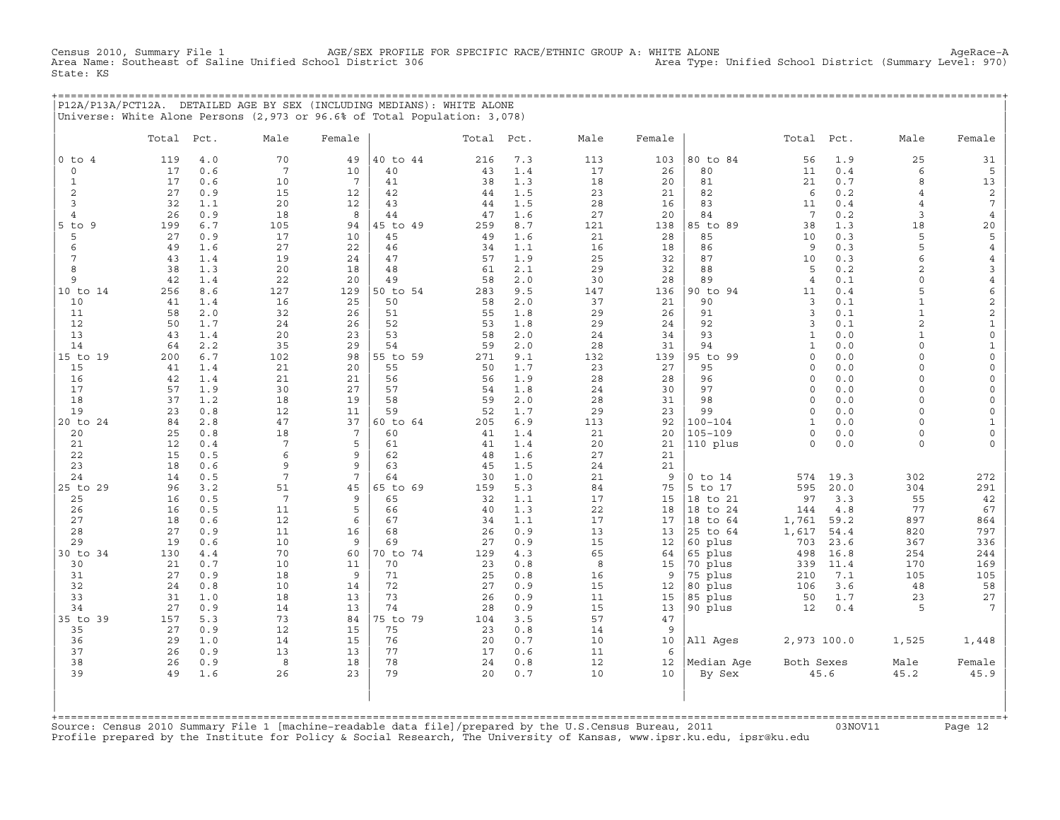Census 2010, Summary File 1 AGE/SEX PROFILE FOR SPECIFIC RACE/ETHNIC GROUP A: WHITE ALONE AgeRace-A
Area Name: Southeast of Saline Unified School District 306 Area Type: Unified School District (Summary Level: 970)
State: KS

## P12A/P13A/PCT12A. DETAILED AGE BY SEX (INCLUDING MEDIANS): WHITE ALONE

Universe: White Alone Persons (2,973 or 96.6% of Total Population: 3,078)

| | Total | Pct. | Male | Female | | Total | Pct. | Male | Female | | Total | Pct. | Male | Female |
|---|---|---|---|---|---|---|---|---|---|---|---|---|---|---|
| 0 to 4 | 119 | 4.0 | 70 | 49 | 40 to 44 | 216 | 7.3 | 113 | 103 | 80 to 84 | 56 | 1.9 | 25 | 31 |
| 0 | 17 | 0.6 | 7 | 10 | 40 | 43 | 1.4 | 17 | 26 | 80 | 11 | 0.4 | 6 | 5 |
| 1 | 17 | 0.6 | 10 | 7 | 41 | 38 | 1.3 | 18 | 20 | 81 | 21 | 0.7 | 8 | 13 |
| 2 | 27 | 0.9 | 15 | 12 | 42 | 44 | 1.5 | 23 | 21 | 82 | 6 | 0.2 | 4 | 2 |
| 3 | 32 | 1.1 | 20 | 12 | 43 | 44 | 1.5 | 28 | 16 | 83 | 11 | 0.4 | 4 | 7 |
| 4 | 26 | 0.9 | 18 | 8 | 44 | 47 | 1.6 | 27 | 20 | 84 | 7 | 0.2 | 3 | 4 |
| 5 to 9 | 199 | 6.7 | 105 | 94 | 45 to 49 | 259 | 8.7 | 121 | 138 | 85 to 89 | 38 | 1.3 | 18 | 20 |
| 5 | 27 | 0.9 | 17 | 10 | 45 | 49 | 1.6 | 21 | 28 | 85 | 10 | 0.3 | 5 | 5 |
| 6 | 49 | 1.6 | 27 | 22 | 46 | 34 | 1.1 | 16 | 18 | 86 | 9 | 0.3 | 5 | 4 |
| 7 | 43 | 1.4 | 19 | 24 | 47 | 57 | 1.9 | 25 | 32 | 87 | 10 | 0.3 | 6 | 4 |
| 8 | 38 | 1.3 | 20 | 18 | 48 | 61 | 2.1 | 29 | 32 | 88 | 5 | 0.2 | 2 | 3 |
| 9 | 42 | 1.4 | 22 | 20 | 49 | 58 | 2.0 | 30 | 28 | 89 | 4 | 0.1 | 0 | 4 |
| 10 to 14 | 256 | 8.6 | 127 | 129 | 50 to 54 | 283 | 9.5 | 147 | 136 | 90 to 94 | 11 | 0.4 | 5 | 6 |
| 10 | 41 | 1.4 | 16 | 25 | 50 | 58 | 2.0 | 37 | 21 | 90 | 3 | 0.1 | 1 | 2 |
| 11 | 58 | 2.0 | 32 | 26 | 51 | 55 | 1.8 | 29 | 26 | 91 | 3 | 0.1 | 1 | 2 |
| 12 | 50 | 1.7 | 24 | 26 | 52 | 53 | 1.8 | 29 | 24 | 92 | 3 | 0.1 | 2 | 1 |
| 13 | 43 | 1.4 | 20 | 23 | 53 | 58 | 2.0 | 24 | 34 | 93 | 1 | 0.0 | 1 | 0 |
| 14 | 64 | 2.2 | 35 | 29 | 54 | 59 | 2.0 | 28 | 31 | 94 | 1 | 0.0 | 0 | 1 |
| 15 to 19 | 200 | 6.7 | 102 | 98 | 55 to 59 | 271 | 9.1 | 132 | 139 | 95 to 99 | 0 | 0.0 | 0 | 0 |
| 15 | 41 | 1.4 | 21 | 20 | 55 | 50 | 1.7 | 23 | 27 | 95 | 0 | 0.0 | 0 | 0 |
| 16 | 42 | 1.4 | 21 | 21 | 56 | 56 | 1.9 | 28 | 28 | 96 | 0 | 0.0 | 0 | 0 |
| 17 | 57 | 1.9 | 30 | 27 | 57 | 54 | 1.8 | 24 | 30 | 97 | 0 | 0.0 | 0 | 0 |
| 18 | 37 | 1.2 | 18 | 19 | 58 | 59 | 2.0 | 28 | 31 | 98 | 0 | 0.0 | 0 | 0 |
| 19 | 23 | 0.8 | 12 | 11 | 59 | 52 | 1.7 | 29 | 23 | 99 | 0 | 0.0 | 0 | 0 |
| 20 to 24 | 84 | 2.8 | 47 | 37 | 60 to 64 | 205 | 6.9 | 113 | 92 | 100-104 | 1 | 0.0 | 0 | 1 |
| 20 | 25 | 0.8 | 18 | 7 | 60 | 41 | 1.4 | 21 | 20 | 105-109 | 0 | 0.0 | 0 | 0 |
| 21 | 12 | 0.4 | 7 | 5 | 61 | 41 | 1.4 | 20 | 21 | 110 plus | 0 | 0.0 | 0 | 0 |
| 22 | 15 | 0.5 | 6 | 9 | 62 | 48 | 1.6 | 27 | 21 | | | | | |
| 23 | 18 | 0.6 | 9 | 9 | 63 | 45 | 1.5 | 24 | 21 | | | | | |
| 24 | 14 | 0.5 | 7 | 7 | 64 | 30 | 1.0 | 21 | 9 | 0 to 14 | 574 | 19.3 | 302 | 272 |
| 25 to 29 | 96 | 3.2 | 51 | 45 | 65 to 69 | 159 | 5.3 | 84 | 75 | 5 to 17 | 595 | 20.0 | 304 | 291 |
| 25 | 16 | 0.5 | 7 | 9 | 65 | 32 | 1.1 | 17 | 15 | 18 to 21 | 97 | 3.3 | 55 | 42 |
| 26 | 16 | 0.5 | 11 | 5 | 66 | 40 | 1.3 | 22 | 18 | 18 to 24 | 144 | 4.8 | 77 | 67 |
| 27 | 18 | 0.6 | 12 | 6 | 67 | 34 | 1.1 | 17 | 17 | 18 to 64 | 1,761 | 59.2 | 897 | 864 |
| 28 | 27 | 0.9 | 11 | 16 | 68 | 26 | 0.9 | 13 | 13 | 25 to 64 | 1,617 | 54.4 | 820 | 797 |
| 29 | 19 | 0.6 | 10 | 9 | 69 | 27 | 0.9 | 15 | 12 | 60 plus | 703 | 23.6 | 367 | 336 |
| 30 to 34 | 130 | 4.4 | 70 | 60 | 70 to 74 | 129 | 4.3 | 65 | 64 | 65 plus | 498 | 16.8 | 254 | 244 |
| 30 | 21 | 0.7 | 10 | 11 | 70 | 23 | 0.8 | 8 | 15 | 70 plus | 339 | 11.4 | 170 | 169 |
| 31 | 27 | 0.9 | 18 | 9 | 71 | 25 | 0.8 | 16 | 9 | 75 plus | 210 | 7.1 | 105 | 105 |
| 32 | 24 | 0.8 | 10 | 14 | 72 | 27 | 0.9 | 15 | 12 | 80 plus | 106 | 3.6 | 48 | 58 |
| 33 | 31 | 1.0 | 18 | 13 | 73 | 26 | 0.9 | 11 | 15 | 85 plus | 50 | 1.7 | 23 | 27 |
| 34 | 27 | 0.9 | 14 | 13 | 74 | 28 | 0.9 | 15 | 13 | 90 plus | 12 | 0.4 | 5 | 7 |
| 35 to 39 | 157 | 5.3 | 73 | 84 | 75 to 79 | 104 | 3.5 | 57 | 47 | | | | | |
| 35 | 27 | 0.9 | 12 | 15 | 75 | 23 | 0.8 | 14 | 9 | | | | | |
| 36 | 29 | 1.0 | 14 | 15 | 76 | 20 | 0.7 | 10 | 10 | All Ages | 2,973 | 100.0 | 1,525 | 1,448 |
| 37 | 26 | 0.9 | 13 | 13 | 77 | 17 | 0.6 | 11 | 6 | | | | | |
| 38 | 26 | 0.9 | 8 | 18 | 78 | 24 | 0.8 | 12 | 12 | Median Age | Both Sexes | | Male | Female |
| 39 | 49 | 1.6 | 26 | 23 | 79 | 20 | 0.7 | 10 | 10 | By Sex | 45.6 | | 45.2 | 45.9 |

Source: Census 2010 Summary File 1 [machine-readable data file]/prepared by the U.S.Census Bureau, 2011 03NOV11
Profile prepared by the Institute for Policy & Social Research, The University of Kansas, www.ipsr.ku.edu, ipsr@ku.edu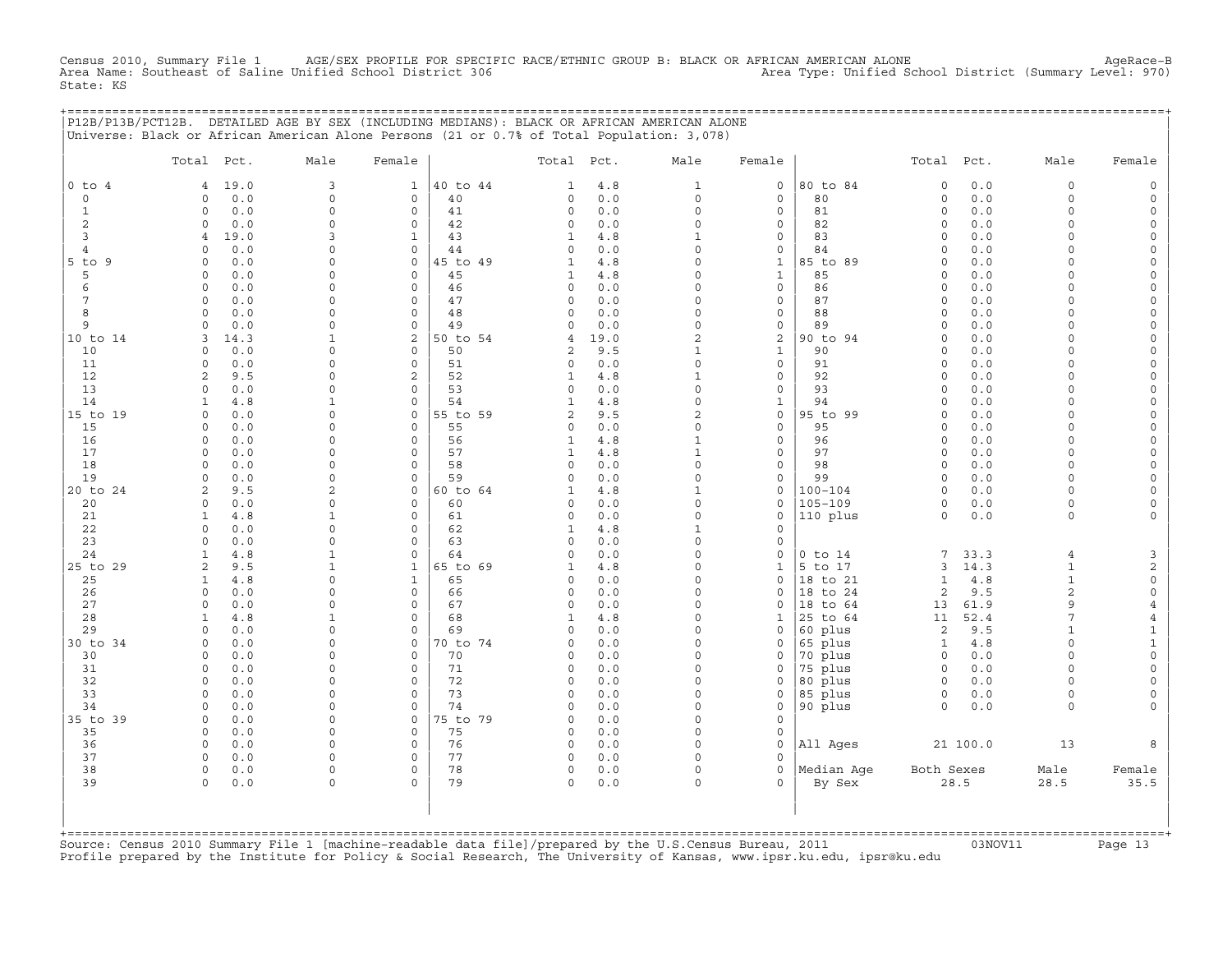Census 2010, Summary File 1 AGE/SEX PROFILE FOR SPECIFIC RACE/ETHNIC GROUP B: BLACK OR AFRICAN AMERICAN ALONE AgeRace-B
Area Name: Southeast of Saline Unified School District 306 Area Type: Unified School District (Summary Level: 970)
State: KS

## P12B/P13B/PCT12B. DETAILED AGE BY SEX (INCLUDING MEDIANS): BLACK OR AFRICAN AMERICAN ALONE

Universe: Black or African American Alone Persons (21 or 0.7% of Total Population: 3,078)

| | Total | Pct. | Male | Female | | Total | Pct. | Male | Female | | Total | Pct. | Male | Female |
|---|---|---|---|---|---|---|---|---|---|---|---|---|---|---|
| 0 to 4 | 4 | 19.0 | 3 | 1 | 40 to 44 | 1 | 4.8 | 1 | 0 | 80 to 84 | 0 | 0.0 | 0 | 0 |
| 0 | 0 | 0.0 | 0 | 0 | 40 | 0 | 0.0 | 0 | 0 | 80 | 0 | 0.0 | 0 | 0 |
| 1 | 0 | 0.0 | 0 | 0 | 41 | 0 | 0.0 | 0 | 0 | 81 | 0 | 0.0 | 0 | 0 |
| 2 | 0 | 0.0 | 0 | 0 | 42 | 0 | 0.0 | 0 | 0 | 82 | 0 | 0.0 | 0 | 0 |
| 3 | 4 | 19.0 | 3 | 1 | 43 | 1 | 4.8 | 1 | 0 | 83 | 0 | 0.0 | 0 | 0 |
| 4 | 0 | 0.0 | 0 | 0 | 44 | 0 | 0.0 | 0 | 0 | 84 | 0 | 0.0 | 0 | 0 |
| 5 to 9 | 0 | 0.0 | 0 | 0 | 45 to 49 | 1 | 4.8 | 0 | 1 | 85 to 89 | 0 | 0.0 | 0 | 0 |
| 5 | 0 | 0.0 | 0 | 0 | 45 | 1 | 4.8 | 0 | 1 | 85 | 0 | 0.0 | 0 | 0 |
| 6 | 0 | 0.0 | 0 | 0 | 46 | 0 | 0.0 | 0 | 0 | 86 | 0 | 0.0 | 0 | 0 |
| 7 | 0 | 0.0 | 0 | 0 | 47 | 0 | 0.0 | 0 | 0 | 87 | 0 | 0.0 | 0 | 0 |
| 8 | 0 | 0.0 | 0 | 0 | 48 | 0 | 0.0 | 0 | 0 | 88 | 0 | 0.0 | 0 | 0 |
| 9 | 0 | 0.0 | 0 | 0 | 49 | 0 | 0.0 | 0 | 0 | 89 | 0 | 0.0 | 0 | 0 |
| 10 to 14 | 3 | 14.3 | 1 | 2 | 50 to 54 | 4 | 19.0 | 2 | 2 | 90 to 94 | 0 | 0.0 | 0 | 0 |
| 10 | 0 | 0.0 | 0 | 0 | 50 | 2 | 9.5 | 1 | 1 | 90 | 0 | 0.0 | 0 | 0 |
| 11 | 0 | 0.0 | 0 | 0 | 51 | 0 | 0.0 | 0 | 0 | 91 | 0 | 0.0 | 0 | 0 |
| 12 | 2 | 9.5 | 0 | 2 | 52 | 1 | 4.8 | 1 | 0 | 92 | 0 | 0.0 | 0 | 0 |
| 13 | 0 | 0.0 | 0 | 0 | 53 | 0 | 0.0 | 0 | 0 | 93 | 0 | 0.0 | 0 | 0 |
| 14 | 1 | 4.8 | 1 | 0 | 54 | 1 | 4.8 | 0 | 1 | 94 | 0 | 0.0 | 0 | 0 |
| 15 to 19 | 0 | 0.0 | 0 | 0 | 55 to 59 | 2 | 9.5 | 2 | 0 | 95 to 99 | 0 | 0.0 | 0 | 0 |
| 15 | 0 | 0.0 | 0 | 0 | 55 | 0 | 0.0 | 0 | 0 | 95 | 0 | 0.0 | 0 | 0 |
| 16 | 0 | 0.0 | 0 | 0 | 56 | 1 | 4.8 | 1 | 0 | 96 | 0 | 0.0 | 0 | 0 |
| 17 | 0 | 0.0 | 0 | 0 | 57 | 1 | 4.8 | 1 | 0 | 97 | 0 | 0.0 | 0 | 0 |
| 18 | 0 | 0.0 | 0 | 0 | 58 | 0 | 0.0 | 0 | 0 | 98 | 0 | 0.0 | 0 | 0 |
| 19 | 0 | 0.0 | 0 | 0 | 59 | 0 | 0.0 | 0 | 0 | 99 | 0 | 0.0 | 0 | 0 |
| 20 to 24 | 2 | 9.5 | 2 | 0 | 60 to 64 | 1 | 4.8 | 1 | 0 | 100-104 | 0 | 0.0 | 0 | 0 |
| 20 | 0 | 0.0 | 0 | 0 | 60 | 0 | 0.0 | 0 | 0 | 105-109 | 0 | 0.0 | 0 | 0 |
| 21 | 1 | 4.8 | 1 | 0 | 61 | 0 | 0.0 | 0 | 0 | 110 plus | 0 | 0.0 | 0 | 0 |
| 22 | 0 | 0.0 | 0 | 0 | 62 | 1 | 4.8 | 1 | 0 | | | | | |
| 23 | 0 | 0.0 | 0 | 0 | 63 | 0 | 0.0 | 0 | 0 | | | | | |
| 24 | 1 | 4.8 | 1 | 0 | 64 | 0 | 0.0 | 0 | 0 | 0 to 14 | 7 | 33.3 | 4 | 3 |
| 25 to 29 | 2 | 9.5 | 1 | 1 | 65 to 69 | 1 | 4.8 | 0 | 1 | 5 to 17 | 3 | 14.3 | 1 | 2 |
| 25 | 1 | 4.8 | 0 | 1 | 65 | 0 | 0.0 | 0 | 0 | 18 to 21 | 1 | 4.8 | 1 | 0 |
| 26 | 0 | 0.0 | 0 | 0 | 66 | 0 | 0.0 | 0 | 0 | 18 to 24 | 2 | 9.5 | 2 | 0 |
| 27 | 0 | 0.0 | 0 | 0 | 67 | 0 | 0.0 | 0 | 0 | 18 to 64 | 13 | 61.9 | 9 | 4 |
| 28 | 1 | 4.8 | 1 | 0 | 68 | 1 | 4.8 | 0 | 1 | 25 to 64 | 11 | 52.4 | 7 | 4 |
| 29 | 0 | 0.0 | 0 | 0 | 69 | 0 | 0.0 | 0 | 0 | 60 plus | 2 | 9.5 | 1 | 1 |
| 30 to 34 | 0 | 0.0 | 0 | 0 | 70 to 74 | 0 | 0.0 | 0 | 0 | 65 plus | 1 | 4.8 | 0 | 1 |
| 30 | 0 | 0.0 | 0 | 0 | 70 | 0 | 0.0 | 0 | 0 | 70 plus | 0 | 0.0 | 0 | 0 |
| 31 | 0 | 0.0 | 0 | 0 | 71 | 0 | 0.0 | 0 | 0 | 75 plus | 0 | 0.0 | 0 | 0 |
| 32 | 0 | 0.0 | 0 | 0 | 72 | 0 | 0.0 | 0 | 0 | 80 plus | 0 | 0.0 | 0 | 0 |
| 33 | 0 | 0.0 | 0 | 0 | 73 | 0 | 0.0 | 0 | 0 | 85 plus | 0 | 0.0 | 0 | 0 |
| 34 | 0 | 0.0 | 0 | 0 | 74 | 0 | 0.0 | 0 | 0 | 90 plus | 0 | 0.0 | 0 | 0 |
| 35 to 39 | 0 | 0.0 | 0 | 0 | 75 to 79 | 0 | 0.0 | 0 | 0 | | | | | |
| 35 | 0 | 0.0 | 0 | 0 | 75 | 0 | 0.0 | 0 | 0 | | | | | |
| 36 | 0 | 0.0 | 0 | 0 | 76 | 0 | 0.0 | 0 | 0 | All Ages | 21 | 100.0 | 13 | 8 |
| 37 | 0 | 0.0 | 0 | 0 | 77 | 0 | 0.0 | 0 | 0 | | | | | |
| 38 | 0 | 0.0 | 0 | 0 | 78 | 0 | 0.0 | 0 | 0 | Median Age | Both Sexes | | Male | Female |
| 39 | 0 | 0.0 | 0 | 0 | 79 | 0 | 0.0 | 0 | 0 | By Sex | 28.5 | | 28.5 | 35.5 |

Source: Census 2010 Summary File 1 [machine-readable data file]/prepared by the U.S.Census Bureau, 2011 03NOV11
Profile prepared by the Institute for Policy & Social Research, The University of Kansas, www.ipsr.ku.edu, ipsr@ku.edu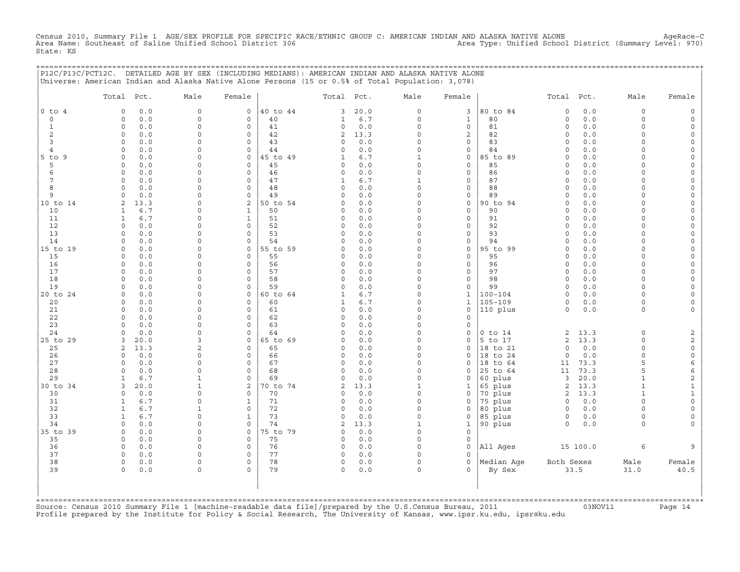Census 2010, Summary File 1 AGE/SEX PROFILE FOR SPECIFIC RACE/ETHNIC GROUP C: AMERICAN INDIAN AND ALASKA NATIVE ALONE AgeRace-C
Area Name: Southeast of Saline Unified School District 306 Area Type: Unified School District (Summary Level: 970)
State: KS

## P12C/P13C/PCT12C. DETAILED AGE BY SEX (INCLUDING MEDIANS): AMERICAN INDIAN AND ALASKA NATIVE ALONE

Universe: American Indian and Alaska Native Alone Persons (15 or 0.5% of Total Population: 3,078)

| | Total | Pct. | Male | Female | | Total | Pct. | Male | Female | | Total | Pct. | Male | Female |
|---|---|---|---|---|---|---|---|---|---|---|---|---|---|---|
| 0 to 4 | 0 | 0.0 | 0 | 0 | 40 to 44 | 3 | 20.0 | 0 | 3 | 80 to 84 | 0 | 0.0 | 0 | 0 |
| 0 | 0 | 0.0 | 0 | 0 | 40 | 1 | 6.7 | 0 | 1 | 80 | 0 | 0.0 | 0 | 0 |
| 1 | 0 | 0.0 | 0 | 0 | 41 | 0 | 0.0 | 0 | 0 | 81 | 0 | 0.0 | 0 | 0 |
| 2 | 0 | 0.0 | 0 | 0 | 42 | 2 | 13.3 | 0 | 2 | 82 | 0 | 0.0 | 0 | 0 |
| 3 | 0 | 0.0 | 0 | 0 | 43 | 0 | 0.0 | 0 | 0 | 83 | 0 | 0.0 | 0 | 0 |
| 4 | 0 | 0.0 | 0 | 0 | 44 | 0 | 0.0 | 0 | 0 | 84 | 0 | 0.0 | 0 | 0 |
| 5 to 9 | 0 | 0.0 | 0 | 0 | 45 to 49 | 1 | 6.7 | 1 | 0 | 85 to 89 | 0 | 0.0 | 0 | 0 |
| 5 | 0 | 0.0 | 0 | 0 | 45 | 0 | 0.0 | 0 | 0 | 85 | 0 | 0.0 | 0 | 0 |
| 6 | 0 | 0.0 | 0 | 0 | 46 | 0 | 0.0 | 0 | 0 | 86 | 0 | 0.0 | 0 | 0 |
| 7 | 0 | 0.0 | 0 | 0 | 47 | 1 | 6.7 | 1 | 0 | 87 | 0 | 0.0 | 0 | 0 |
| 8 | 0 | 0.0 | 0 | 0 | 48 | 0 | 0.0 | 0 | 0 | 88 | 0 | 0.0 | 0 | 0 |
| 9 | 0 | 0.0 | 0 | 0 | 49 | 0 | 0.0 | 0 | 0 | 89 | 0 | 0.0 | 0 | 0 |
| 10 to 14 | 2 | 13.3 | 0 | 2 | 50 to 54 | 0 | 0.0 | 0 | 0 | 90 to 94 | 0 | 0.0 | 0 | 0 |
| 10 | 1 | 6.7 | 0 | 1 | 50 | 0 | 0.0 | 0 | 0 | 90 | 0 | 0.0 | 0 | 0 |
| 11 | 1 | 6.7 | 0 | 1 | 51 | 0 | 0.0 | 0 | 0 | 91 | 0 | 0.0 | 0 | 0 |
| 12 | 0 | 0.0 | 0 | 0 | 52 | 0 | 0.0 | 0 | 0 | 92 | 0 | 0.0 | 0 | 0 |
| 13 | 0 | 0.0 | 0 | 0 | 53 | 0 | 0.0 | 0 | 0 | 93 | 0 | 0.0 | 0 | 0 |
| 14 | 0 | 0.0 | 0 | 0 | 54 | 0 | 0.0 | 0 | 0 | 94 | 0 | 0.0 | 0 | 0 |
| 15 to 19 | 0 | 0.0 | 0 | 0 | 55 to 59 | 0 | 0.0 | 0 | 0 | 95 to 99 | 0 | 0.0 | 0 | 0 |
| 15 | 0 | 0.0 | 0 | 0 | 55 | 0 | 0.0 | 0 | 0 | 95 | 0 | 0.0 | 0 | 0 |
| 16 | 0 | 0.0 | 0 | 0 | 56 | 0 | 0.0 | 0 | 0 | 96 | 0 | 0.0 | 0 | 0 |
| 17 | 0 | 0.0 | 0 | 0 | 57 | 0 | 0.0 | 0 | 0 | 97 | 0 | 0.0 | 0 | 0 |
| 18 | 0 | 0.0 | 0 | 0 | 58 | 0 | 0.0 | 0 | 0 | 98 | 0 | 0.0 | 0 | 0 |
| 19 | 0 | 0.0 | 0 | 0 | 59 | 0 | 0.0 | 0 | 0 | 99 | 0 | 0.0 | 0 | 0 |
| 20 to 24 | 0 | 0.0 | 0 | 0 | 60 to 64 | 1 | 6.7 | 0 | 1 | 100-104 | 0 | 0.0 | 0 | 0 |
| 20 | 0 | 0.0 | 0 | 0 | 60 | 1 | 6.7 | 0 | 1 | 105-109 | 0 | 0.0 | 0 | 0 |
| 21 | 0 | 0.0 | 0 | 0 | 61 | 0 | 0.0 | 0 | 0 | 110 plus | 0 | 0.0 | 0 | 0 |
| 22 | 0 | 0.0 | 0 | 0 | 62 | 0 | 0.0 | 0 | 0 | | | | | |
| 23 | 0 | 0.0 | 0 | 0 | 63 | 0 | 0.0 | 0 | 0 | | | | | |
| 24 | 0 | 0.0 | 0 | 0 | 64 | 0 | 0.0 | 0 | 0 | 0 to 14 | 2 | 13.3 | 0 | 2 |
| 25 to 29 | 3 | 20.0 | 3 | 0 | 65 to 69 | 0 | 0.0 | 0 | 0 | 5 to 17 | 2 | 13.3 | 0 | 2 |
| 25 | 2 | 13.3 | 2 | 0 | 65 | 0 | 0.0 | 0 | 0 | 18 to 21 | 0 | 0.0 | 0 | 0 |
| 26 | 0 | 0.0 | 0 | 0 | 66 | 0 | 0.0 | 0 | 0 | 18 to 24 | 0 | 0.0 | 0 | 0 |
| 27 | 0 | 0.0 | 0 | 0 | 67 | 0 | 0.0 | 0 | 0 | 18 to 64 | 11 | 73.3 | 5 | 6 |
| 28 | 0 | 0.0 | 0 | 0 | 68 | 0 | 0.0 | 0 | 0 | 25 to 64 | 11 | 73.3 | 5 | 6 |
| 29 | 1 | 6.7 | 1 | 0 | 69 | 0 | 0.0 | 0 | 0 | 60 plus | 3 | 20.0 | 1 | 2 |
| 30 to 34 | 3 | 20.0 | 1 | 2 | 70 to 74 | 2 | 13.3 | 1 | 1 | 65 plus | 2 | 13.3 | 1 | 1 |
| 30 | 0 | 0.0 | 0 | 0 | 70 | 0 | 0.0 | 0 | 0 | 70 plus | 2 | 13.3 | 1 | 1 |
| 31 | 1 | 6.7 | 0 | 1 | 71 | 0 | 0.0 | 0 | 0 | 75 plus | 0 | 0.0 | 0 | 0 |
| 32 | 1 | 6.7 | 1 | 0 | 72 | 0 | 0.0 | 0 | 0 | 80 plus | 0 | 0.0 | 0 | 0 |
| 33 | 1 | 6.7 | 0 | 1 | 73 | 0 | 0.0 | 0 | 0 | 85 plus | 0 | 0.0 | 0 | 0 |
| 34 | 0 | 0.0 | 0 | 0 | 74 | 2 | 13.3 | 1 | 1 | 90 plus | 0 | 0.0 | 0 | 0 |
| 35 to 39 | 0 | 0.0 | 0 | 0 | 75 to 79 | 0 | 0.0 | 0 | 0 | | | | | |
| 35 | 0 | 0.0 | 0 | 0 | 75 | 0 | 0.0 | 0 | 0 | | | | | |
| 36 | 0 | 0.0 | 0 | 0 | 76 | 0 | 0.0 | 0 | 0 | All Ages | 15 | 100.0 | 6 | 9 |
| 37 | 0 | 0.0 | 0 | 0 | 77 | 0 | 0.0 | 0 | 0 | | | | | |
| 38 | 0 | 0.0 | 0 | 0 | 78 | 0 | 0.0 | 0 | 0 | Median Age | Both Sexes | | Male | Female |
| 39 | 0 | 0.0 | 0 | 0 | 79 | 0 | 0.0 | 0 | 0 | By Sex | 33.5 | | 31.0 | 40.5 |

Source: Census 2010 Summary File 1 [machine-readable data file]/prepared by the U.S.Census Bureau, 2011 03NOV11
Profile prepared by the Institute for Policy & Social Research, The University of Kansas, www.ipsr.ku.edu, ipsr@ku.edu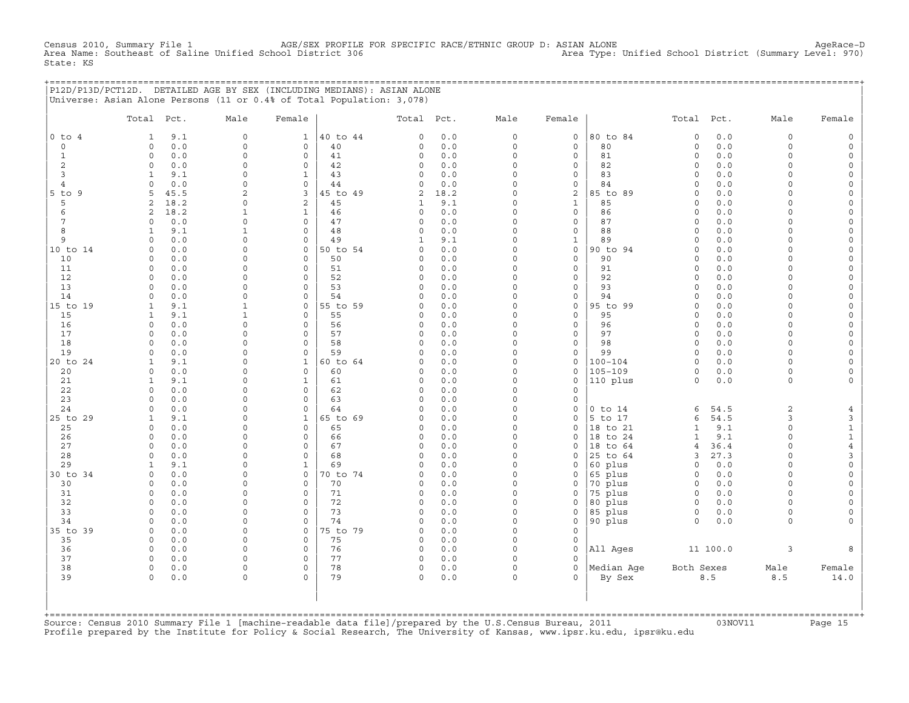Census 2010, Summary File 1 AGE/SEX PROFILE FOR SPECIFIC RACE/ETHNIC GROUP D: ASIAN ALONE AgeRace-D
Area Name: Southeast of Saline Unified School District 306 Area Type: Unified School District (Summary Level: 970)
State: KS

## P12D/P13D/PCT12D. DETAILED AGE BY SEX (INCLUDING MEDIANS): ASIAN ALONE

Universe: Asian Alone Persons (11 or 0.4% of Total Population: 3,078)

| | Total | Pct. | Male | Female | | Total | Pct. | Male | Female | | Total | Pct. | Male | Female |
|---|---|---|---|---|---|---|---|---|---|---|---|---|---|---|
| 0 to 4 | 1 | 9.1 | 0 | 1 | 40 to 44 | 0 | 0.0 | 0 | 0 | 80 to 84 | 0 | 0.0 | 0 | 0 |
| 0 | 0 | 0.0 | 0 | 0 | 40 | 0 | 0.0 | 0 | 0 | 80 | 0 | 0.0 | 0 | 0 |
| 1 | 0 | 0.0 | 0 | 0 | 41 | 0 | 0.0 | 0 | 0 | 81 | 0 | 0.0 | 0 | 0 |
| 2 | 0 | 0.0 | 0 | 0 | 42 | 0 | 0.0 | 0 | 0 | 82 | 0 | 0.0 | 0 | 0 |
| 3 | 1 | 9.1 | 0 | 1 | 43 | 0 | 0.0 | 0 | 0 | 83 | 0 | 0.0 | 0 | 0 |
| 4 | 0 | 0.0 | 0 | 0 | 44 | 0 | 0.0 | 0 | 0 | 84 | 0 | 0.0 | 0 | 0 |
| 5 to 9 | 5 | 45.5 | 2 | 3 | 45 to 49 | 2 | 18.2 | 0 | 2 | 85 to 89 | 0 | 0.0 | 0 | 0 |
| 5 | 2 | 18.2 | 0 | 2 | 45 | 1 | 9.1 | 0 | 1 | 85 | 0 | 0.0 | 0 | 0 |
| 6 | 2 | 18.2 | 1 | 1 | 46 | 0 | 0.0 | 0 | 0 | 86 | 0 | 0.0 | 0 | 0 |
| 7 | 0 | 0.0 | 0 | 0 | 47 | 0 | 0.0 | 0 | 0 | 87 | 0 | 0.0 | 0 | 0 |
| 8 | 1 | 9.1 | 1 | 0 | 48 | 0 | 0.0 | 0 | 0 | 88 | 0 | 0.0 | 0 | 0 |
| 9 | 0 | 0.0 | 0 | 0 | 49 | 1 | 9.1 | 0 | 1 | 89 | 0 | 0.0 | 0 | 0 |
| 10 to 14 | 0 | 0.0 | 0 | 0 | 50 to 54 | 0 | 0.0 | 0 | 0 | 90 to 94 | 0 | 0.0 | 0 | 0 |
| 10 | 0 | 0.0 | 0 | 0 | 50 | 0 | 0.0 | 0 | 0 | 90 | 0 | 0.0 | 0 | 0 |
| 11 | 0 | 0.0 | 0 | 0 | 51 | 0 | 0.0 | 0 | 0 | 91 | 0 | 0.0 | 0 | 0 |
| 12 | 0 | 0.0 | 0 | 0 | 52 | 0 | 0.0 | 0 | 0 | 92 | 0 | 0.0 | 0 | 0 |
| 13 | 0 | 0.0 | 0 | 0 | 53 | 0 | 0.0 | 0 | 0 | 93 | 0 | 0.0 | 0 | 0 |
| 14 | 0 | 0.0 | 0 | 0 | 54 | 0 | 0.0 | 0 | 0 | 94 | 0 | 0.0 | 0 | 0 |
| 15 to 19 | 1 | 9.1 | 1 | 0 | 55 to 59 | 0 | 0.0 | 0 | 0 | 95 to 99 | 0 | 0.0 | 0 | 0 |
| 15 | 1 | 9.1 | 1 | 0 | 55 | 0 | 0.0 | 0 | 0 | 95 | 0 | 0.0 | 0 | 0 |
| 16 | 0 | 0.0 | 0 | 0 | 56 | 0 | 0.0 | 0 | 0 | 96 | 0 | 0.0 | 0 | 0 |
| 17 | 0 | 0.0 | 0 | 0 | 57 | 0 | 0.0 | 0 | 0 | 97 | 0 | 0.0 | 0 | 0 |
| 18 | 0 | 0.0 | 0 | 0 | 58 | 0 | 0.0 | 0 | 0 | 98 | 0 | 0.0 | 0 | 0 |
| 19 | 0 | 0.0 | 0 | 0 | 59 | 0 | 0.0 | 0 | 0 | 99 | 0 | 0.0 | 0 | 0 |
| 20 to 24 | 1 | 9.1 | 0 | 1 | 60 to 64 | 0 | 0.0 | 0 | 0 | 100-104 | 0 | 0.0 | 0 | 0 |
| 20 | 0 | 0.0 | 0 | 0 | 60 | 0 | 0.0 | 0 | 0 | 105-109 | 0 | 0.0 | 0 | 0 |
| 21 | 1 | 9.1 | 0 | 1 | 61 | 0 | 0.0 | 0 | 0 | 110 plus | 0 | 0.0 | 0 | 0 |
| 22 | 0 | 0.0 | 0 | 0 | 62 | 0 | 0.0 | 0 | 0 | | | | | |
| 23 | 0 | 0.0 | 0 | 0 | 63 | 0 | 0.0 | 0 | 0 | | | | | |
| 24 | 0 | 0.0 | 0 | 0 | 64 | 0 | 0.0 | 0 | 0 | 0 to 14 | 6 | 54.5 | 2 | 4 |
| 25 to 29 | 1 | 9.1 | 0 | 1 | 65 to 69 | 0 | 0.0 | 0 | 0 | 5 to 17 | 6 | 54.5 | 3 | 3 |
| 25 | 0 | 0.0 | 0 | 0 | 65 | 0 | 0.0 | 0 | 0 | 18 to 21 | 1 | 9.1 | 0 | 1 |
| 26 | 0 | 0.0 | 0 | 0 | 66 | 0 | 0.0 | 0 | 0 | 18 to 24 | 1 | 9.1 | 0 | 1 |
| 27 | 0 | 0.0 | 0 | 0 | 67 | 0 | 0.0 | 0 | 0 | 18 to 64 | 4 | 36.4 | 0 | 4 |
| 28 | 0 | 0.0 | 0 | 0 | 68 | 0 | 0.0 | 0 | 0 | 25 to 64 | 3 | 27.3 | 0 | 3 |
| 29 | 1 | 9.1 | 0 | 1 | 69 | 0 | 0.0 | 0 | 0 | 60 plus | 0 | 0.0 | 0 | 0 |
| 30 to 34 | 0 | 0.0 | 0 | 0 | 70 to 74 | 0 | 0.0 | 0 | 0 | 65 plus | 0 | 0.0 | 0 | 0 |
| 30 | 0 | 0.0 | 0 | 0 | 70 | 0 | 0.0 | 0 | 0 | 70 plus | 0 | 0.0 | 0 | 0 |
| 31 | 0 | 0.0 | 0 | 0 | 71 | 0 | 0.0 | 0 | 0 | 75 plus | 0 | 0.0 | 0 | 0 |
| 32 | 0 | 0.0 | 0 | 0 | 72 | 0 | 0.0 | 0 | 0 | 80 plus | 0 | 0.0 | 0 | 0 |
| 33 | 0 | 0.0 | 0 | 0 | 73 | 0 | 0.0 | 0 | 0 | 85 plus | 0 | 0.0 | 0 | 0 |
| 34 | 0 | 0.0 | 0 | 0 | 74 | 0 | 0.0 | 0 | 0 | 90 plus | 0 | 0.0 | 0 | 0 |
| 35 to 39 | 0 | 0.0 | 0 | 0 | 75 to 79 | 0 | 0.0 | 0 | 0 | | | | | |
| 35 | 0 | 0.0 | 0 | 0 | 75 | 0 | 0.0 | 0 | 0 | | | | | |
| 36 | 0 | 0.0 | 0 | 0 | 76 | 0 | 0.0 | 0 | 0 | All Ages | 11 | 100.0 | 3 | 8 |
| 37 | 0 | 0.0 | 0 | 0 | 77 | 0 | 0.0 | 0 | 0 | | | | | |
| 38 | 0 | 0.0 | 0 | 0 | 78 | 0 | 0.0 | 0 | 0 | Median Age | Both Sexes | | Male | Female |
| 39 | 0 | 0.0 | 0 | 0 | 79 | 0 | 0.0 | 0 | 0 | By Sex | 8.5 | | 8.5 | 14.0 |

Source: Census 2010 Summary File 1 [machine-readable data file]/prepared by the U.S.Census Bureau, 2011 03NOV11
Profile prepared by the Institute for Policy & Social Research, The University of Kansas, www.ipsr.ku.edu, ipsr@ku.edu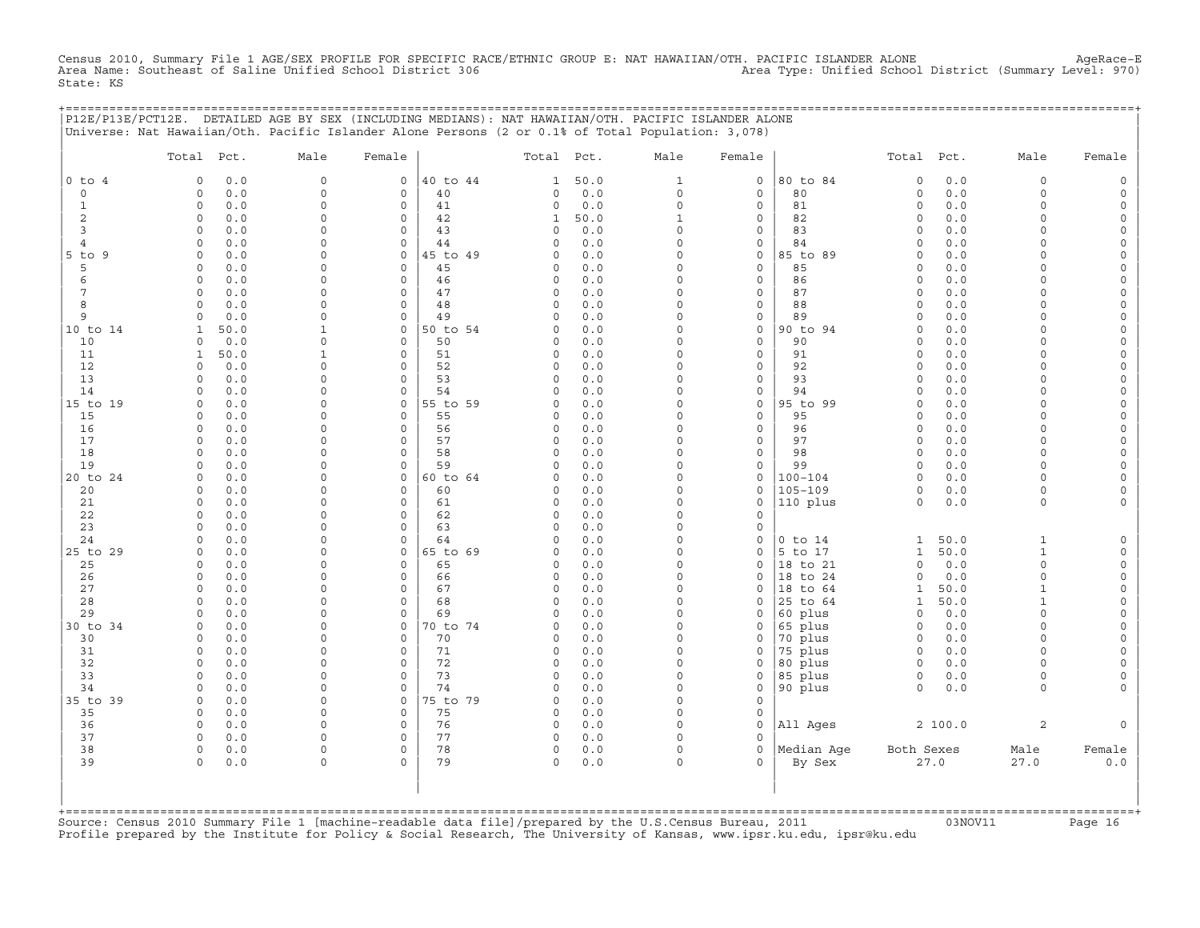Census 2010, Summary File 1 AGE/SEX PROFILE FOR SPECIFIC RACE/ETHNIC GROUP E: NAT HAWAIIAN/OTH. PACIFIC ISLANDER ALONE AgeRace-E
Area Name: Southeast of Saline Unified School District 306 Area Type: Unified School District (Summary Level: 970)
State: KS

P12E/P13E/PCT12E. DETAILED AGE BY SEX (INCLUDING MEDIANS): NAT HAWAIIAN/OTH. PACIFIC ISLANDER ALONE
Universe: Nat Hawaiian/Oth. Pacific Islander Alone Persons (2 or 0.1% of Total Population: 3,078)

| | Total | Pct. | Male | Female | | Total | Pct. | Male | Female | | Total | Pct. | Male | Female |
|---|---|---|---|---|---|---|---|---|---|---|---|---|---|---|
| 0 to 4 | 0 | 0.0 | 0 | 0 | 40 to 44 | 1 | 50.0 | 1 | 0 | 80 to 84 | 0 | 0.0 | 0 | 0 |
| 0 | 0 | 0.0 | 0 | 0 | 40 | 0 | 0.0 | 0 | 0 | 80 | 0 | 0.0 | 0 | 0 |
| 1 | 0 | 0.0 | 0 | 0 | 41 | 0 | 0.0 | 0 | 0 | 81 | 0 | 0.0 | 0 | 0 |
| 2 | 0 | 0.0 | 0 | 0 | 42 | 1 | 50.0 | 1 | 0 | 82 | 0 | 0.0 | 0 | 0 |
| 3 | 0 | 0.0 | 0 | 0 | 43 | 0 | 0.0 | 0 | 0 | 83 | 0 | 0.0 | 0 | 0 |
| 4 | 0 | 0.0 | 0 | 0 | 44 | 0 | 0.0 | 0 | 0 | 84 | 0 | 0.0 | 0 | 0 |
| 5 to 9 | 0 | 0.0 | 0 | 0 | 45 to 49 | 0 | 0.0 | 0 | 0 | 85 to 89 | 0 | 0.0 | 0 | 0 |
| 5 | 0 | 0.0 | 0 | 0 | 45 | 0 | 0.0 | 0 | 0 | 85 | 0 | 0.0 | 0 | 0 |
| 6 | 0 | 0.0 | 0 | 0 | 46 | 0 | 0.0 | 0 | 0 | 86 | 0 | 0.0 | 0 | 0 |
| 7 | 0 | 0.0 | 0 | 0 | 47 | 0 | 0.0 | 0 | 0 | 87 | 0 | 0.0 | 0 | 0 |
| 8 | 0 | 0.0 | 0 | 0 | 48 | 0 | 0.0 | 0 | 0 | 88 | 0 | 0.0 | 0 | 0 |
| 9 | 0 | 0.0 | 0 | 0 | 49 | 0 | 0.0 | 0 | 0 | 89 | 0 | 0.0 | 0 | 0 |
| 10 to 14 | 1 | 50.0 | 1 | 0 | 50 to 54 | 0 | 0.0 | 0 | 0 | 90 to 94 | 0 | 0.0 | 0 | 0 |
| 10 | 0 | 0.0 | 0 | 0 | 50 | 0 | 0.0 | 0 | 0 | 90 | 0 | 0.0 | 0 | 0 |
| 11 | 1 | 50.0 | 1 | 0 | 51 | 0 | 0.0 | 0 | 0 | 91 | 0 | 0.0 | 0 | 0 |
| 12 | 0 | 0.0 | 0 | 0 | 52 | 0 | 0.0 | 0 | 0 | 92 | 0 | 0.0 | 0 | 0 |
| 13 | 0 | 0.0 | 0 | 0 | 53 | 0 | 0.0 | 0 | 0 | 93 | 0 | 0.0 | 0 | 0 |
| 14 | 0 | 0.0 | 0 | 0 | 54 | 0 | 0.0 | 0 | 0 | 94 | 0 | 0.0 | 0 | 0 |
| 15 to 19 | 0 | 0.0 | 0 | 0 | 55 to 59 | 0 | 0.0 | 0 | 0 | 95 to 99 | 0 | 0.0 | 0 | 0 |
| 15 | 0 | 0.0 | 0 | 0 | 55 | 0 | 0.0 | 0 | 0 | 95 | 0 | 0.0 | 0 | 0 |
| 16 | 0 | 0.0 | 0 | 0 | 56 | 0 | 0.0 | 0 | 0 | 96 | 0 | 0.0 | 0 | 0 |
| 17 | 0 | 0.0 | 0 | 0 | 57 | 0 | 0.0 | 0 | 0 | 97 | 0 | 0.0 | 0 | 0 |
| 18 | 0 | 0.0 | 0 | 0 | 58 | 0 | 0.0 | 0 | 0 | 98 | 0 | 0.0 | 0 | 0 |
| 19 | 0 | 0.0 | 0 | 0 | 59 | 0 | 0.0 | 0 | 0 | 99 | 0 | 0.0 | 0 | 0 |
| 20 to 24 | 0 | 0.0 | 0 | 0 | 60 to 64 | 0 | 0.0 | 0 | 0 | 100-104 | 0 | 0.0 | 0 | 0 |
| 20 | 0 | 0.0 | 0 | 0 | 60 | 0 | 0.0 | 0 | 0 | 105-109 | 0 | 0.0 | 0 | 0 |
| 21 | 0 | 0.0 | 0 | 0 | 61 | 0 | 0.0 | 0 | 0 | 110 plus | 0 | 0.0 | 0 | 0 |
| 22 | 0 | 0.0 | 0 | 0 | 62 | 0 | 0.0 | 0 | 0 | | | | | |
| 23 | 0 | 0.0 | 0 | 0 | 63 | 0 | 0.0 | 0 | 0 | | | | | |
| 24 | 0 | 0.0 | 0 | 0 | 64 | 0 | 0.0 | 0 | 0 | 0 to 14 | 1 | 50.0 | 1 | 0 |
| 25 to 29 | 0 | 0.0 | 0 | 0 | 65 to 69 | 0 | 0.0 | 0 | 0 | 5 to 17 | 1 | 50.0 | 1 | 0 |
| 25 | 0 | 0.0 | 0 | 0 | 65 | 0 | 0.0 | 0 | 0 | 18 to 21 | 0 | 0.0 | 0 | 0 |
| 26 | 0 | 0.0 | 0 | 0 | 66 | 0 | 0.0 | 0 | 0 | 18 to 24 | 0 | 0.0 | 0 | 0 |
| 27 | 0 | 0.0 | 0 | 0 | 67 | 0 | 0.0 | 0 | 0 | 18 to 64 | 1 | 50.0 | 1 | 0 |
| 28 | 0 | 0.0 | 0 | 0 | 68 | 0 | 0.0 | 0 | 0 | 25 to 64 | 1 | 50.0 | 1 | 0 |
| 29 | 0 | 0.0 | 0 | 0 | 69 | 0 | 0.0 | 0 | 0 | 60 plus | 0 | 0.0 | 0 | 0 |
| 30 to 34 | 0 | 0.0 | 0 | 0 | 70 to 74 | 0 | 0.0 | 0 | 0 | 65 plus | 0 | 0.0 | 0 | 0 |
| 30 | 0 | 0.0 | 0 | 0 | 70 | 0 | 0.0 | 0 | 0 | 70 plus | 0 | 0.0 | 0 | 0 |
| 31 | 0 | 0.0 | 0 | 0 | 71 | 0 | 0.0 | 0 | 0 | 75 plus | 0 | 0.0 | 0 | 0 |
| 32 | 0 | 0.0 | 0 | 0 | 72 | 0 | 0.0 | 0 | 0 | 80 plus | 0 | 0.0 | 0 | 0 |
| 33 | 0 | 0.0 | 0 | 0 | 73 | 0 | 0.0 | 0 | 0 | 85 plus | 0 | 0.0 | 0 | 0 |
| 34 | 0 | 0.0 | 0 | 0 | 74 | 0 | 0.0 | 0 | 0 | 90 plus | 0 | 0.0 | 0 | 0 |
| 35 to 39 | 0 | 0.0 | 0 | 0 | 75 to 79 | 0 | 0.0 | 0 | 0 | | | | | |
| 35 | 0 | 0.0 | 0 | 0 | 75 | 0 | 0.0 | 0 | 0 | | | | | |
| 36 | 0 | 0.0 | 0 | 0 | 76 | 0 | 0.0 | 0 | 0 | All Ages | 2 | 100.0 | 2 | 0 |
| 37 | 0 | 0.0 | 0 | 0 | 77 | 0 | 0.0 | 0 | 0 | | | | | |
| 38 | 0 | 0.0 | 0 | 0 | 78 | 0 | 0.0 | 0 | 0 | Median Age By Sex | Both Sexes | | Male | Female |
| 39 | 0 | 0.0 | 0 | 0 | 79 | 0 | 0.0 | 0 | 0 | | 27.0 | | 27.0 | 0.0 |

Source: Census 2010 Summary File 1 [machine-readable data file]/prepared by the U.S.Census Bureau, 2011 03NOV11
Profile prepared by the Institute for Policy & Social Research, The University of Kansas, www.ipsr.ku.edu, ipsr@ku.edu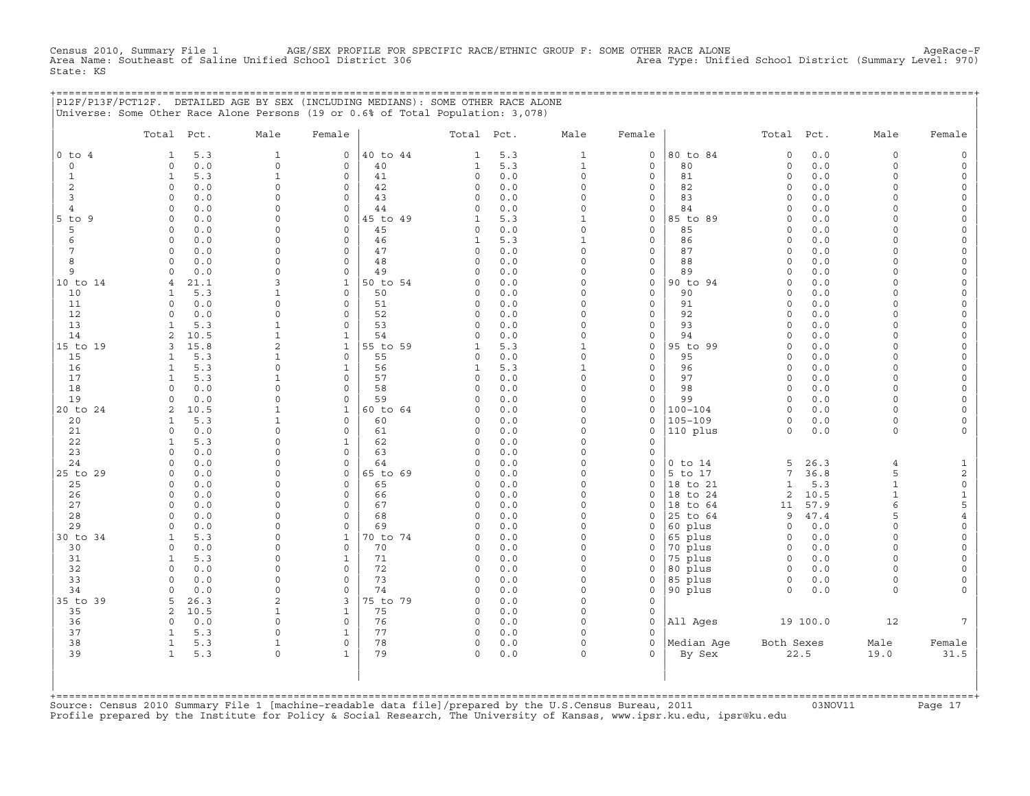Census 2010, Summary File 1 AGE/SEX PROFILE FOR SPECIFIC RACE/ETHNIC GROUP F: SOME OTHER RACE ALONE AgeRace-F
Area Name: Southeast of Saline Unified School District 306 Area Type: Unified School District (Summary Level: 970)
State: KS

## P12F/P13F/PCT12F. DETAILED AGE BY SEX (INCLUDING MEDIANS): SOME OTHER RACE ALONE

Universe: Some Other Race Alone Persons (19 or 0.6% of Total Population: 3,078)

| | Total | Pct. | Male | Female | | Total | Pct. | Male | Female | | Total | Pct. | Male | Female |
|---|---|---|---|---|---|---|---|---|---|---|---|---|---|---|
| 0 to 4 | 1 | 5.3 | 1 | 0 | 40 to 44 | 1 | 5.3 | 1 | 0 | 80 to 84 | 0 | 0.0 | 0 | 0 |
| 0 | 0 | 0.0 | 0 | 0 | 40 | 1 | 5.3 | 1 | 0 | 80 | 0 | 0.0 | 0 | 0 |
| 1 | 1 | 5.3 | 1 | 0 | 41 | 0 | 0.0 | 0 | 0 | 81 | 0 | 0.0 | 0 | 0 |
| 2 | 0 | 0.0 | 0 | 0 | 42 | 0 | 0.0 | 0 | 0 | 82 | 0 | 0.0 | 0 | 0 |
| 3 | 0 | 0.0 | 0 | 0 | 43 | 0 | 0.0 | 0 | 0 | 83 | 0 | 0.0 | 0 | 0 |
| 4 | 0 | 0.0 | 0 | 0 | 44 | 0 | 0.0 | 0 | 0 | 84 | 0 | 0.0 | 0 | 0 |
| 5 to 9 | 0 | 0.0 | 0 | 0 | 45 to 49 | 1 | 5.3 | 1 | 0 | 85 to 89 | 0 | 0.0 | 0 | 0 |
| 5 | 0 | 0.0 | 0 | 0 | 45 | 0 | 0.0 | 0 | 0 | 85 | 0 | 0.0 | 0 | 0 |
| 6 | 0 | 0.0 | 0 | 0 | 46 | 1 | 5.3 | 1 | 0 | 86 | 0 | 0.0 | 0 | 0 |
| 7 | 0 | 0.0 | 0 | 0 | 47 | 0 | 0.0 | 0 | 0 | 87 | 0 | 0.0 | 0 | 0 |
| 8 | 0 | 0.0 | 0 | 0 | 48 | 0 | 0.0 | 0 | 0 | 88 | 0 | 0.0 | 0 | 0 |
| 9 | 0 | 0.0 | 0 | 0 | 49 | 0 | 0.0 | 0 | 0 | 89 | 0 | 0.0 | 0 | 0 |
| 10 to 14 | 4 | 21.1 | 3 | 1 | 50 to 54 | 0 | 0.0 | 0 | 0 | 90 to 94 | 0 | 0.0 | 0 | 0 |
| 10 | 1 | 5.3 | 1 | 0 | 50 | 0 | 0.0 | 0 | 0 | 90 | 0 | 0.0 | 0 | 0 |
| 11 | 0 | 0.0 | 0 | 0 | 51 | 0 | 0.0 | 0 | 0 | 91 | 0 | 0.0 | 0 | 0 |
| 12 | 0 | 0.0 | 0 | 0 | 52 | 0 | 0.0 | 0 | 0 | 92 | 0 | 0.0 | 0 | 0 |
| 13 | 1 | 5.3 | 1 | 0 | 53 | 0 | 0.0 | 0 | 0 | 93 | 0 | 0.0 | 0 | 0 |
| 14 | 2 | 10.5 | 1 | 1 | 54 | 0 | 0.0 | 0 | 0 | 94 | 0 | 0.0 | 0 | 0 |
| 15 to 19 | 3 | 15.8 | 2 | 1 | 55 to 59 | 1 | 5.3 | 1 | 0 | 95 to 99 | 0 | 0.0 | 0 | 0 |
| 15 | 1 | 5.3 | 1 | 0 | 55 | 0 | 0.0 | 0 | 0 | 95 | 0 | 0.0 | 0 | 0 |
| 16 | 1 | 5.3 | 0 | 1 | 56 | 1 | 5.3 | 1 | 0 | 96 | 0 | 0.0 | 0 | 0 |
| 17 | 1 | 5.3 | 1 | 0 | 57 | 0 | 0.0 | 0 | 0 | 97 | 0 | 0.0 | 0 | 0 |
| 18 | 0 | 0.0 | 0 | 0 | 58 | 0 | 0.0 | 0 | 0 | 98 | 0 | 0.0 | 0 | 0 |
| 19 | 0 | 0.0 | 0 | 0 | 59 | 0 | 0.0 | 0 | 0 | 99 | 0 | 0.0 | 0 | 0 |
| 20 to 24 | 2 | 10.5 | 1 | 1 | 60 to 64 | 0 | 0.0 | 0 | 0 | 100-104 | 0 | 0.0 | 0 | 0 |
| 20 | 1 | 5.3 | 1 | 0 | 60 | 0 | 0.0 | 0 | 0 | 105-109 | 0 | 0.0 | 0 | 0 |
| 21 | 0 | 0.0 | 0 | 0 | 61 | 0 | 0.0 | 0 | 0 | 110 plus | 0 | 0.0 | 0 | 0 |
| 22 | 1 | 5.3 | 0 | 1 | 62 | 0 | 0.0 | 0 | 0 | | | | | |
| 23 | 0 | 0.0 | 0 | 0 | 63 | 0 | 0.0 | 0 | 0 | | | | | |
| 24 | 0 | 0.0 | 0 | 0 | 64 | 0 | 0.0 | 0 | 0 | 0 to 14 | 5 | 26.3 | 4 | 1 |
| 25 to 29 | 0 | 0.0 | 0 | 0 | 65 to 69 | 0 | 0.0 | 0 | 0 | 5 to 17 | 7 | 36.8 | 5 | 2 |
| 25 | 0 | 0.0 | 0 | 0 | 65 | 0 | 0.0 | 0 | 0 | 18 to 21 | 1 | 5.3 | 1 | 0 |
| 26 | 0 | 0.0 | 0 | 0 | 66 | 0 | 0.0 | 0 | 0 | 18 to 24 | 2 | 10.5 | 1 | 1 |
| 27 | 0 | 0.0 | 0 | 0 | 67 | 0 | 0.0 | 0 | 0 | 18 to 64 | 11 | 57.9 | 6 | 5 |
| 28 | 0 | 0.0 | 0 | 0 | 68 | 0 | 0.0 | 0 | 0 | 25 to 64 | 9 | 47.4 | 5 | 4 |
| 29 | 0 | 0.0 | 0 | 0 | 69 | 0 | 0.0 | 0 | 0 | 60 plus | 0 | 0.0 | 0 | 0 |
| 30 to 34 | 1 | 5.3 | 0 | 1 | 70 to 74 | 0 | 0.0 | 0 | 0 | 65 plus | 0 | 0.0 | 0 | 0 |
| 30 | 0 | 0.0 | 0 | 0 | 70 | 0 | 0.0 | 0 | 0 | 70 plus | 0 | 0.0 | 0 | 0 |
| 31 | 1 | 5.3 | 0 | 1 | 71 | 0 | 0.0 | 0 | 0 | 75 plus | 0 | 0.0 | 0 | 0 |
| 32 | 0 | 0.0 | 0 | 0 | 72 | 0 | 0.0 | 0 | 0 | 80 plus | 0 | 0.0 | 0 | 0 |
| 33 | 0 | 0.0 | 0 | 0 | 73 | 0 | 0.0 | 0 | 0 | 85 plus | 0 | 0.0 | 0 | 0 |
| 34 | 0 | 0.0 | 0 | 0 | 74 | 0 | 0.0 | 0 | 0 | 90 plus | 0 | 0.0 | 0 | 0 |
| 35 to 39 | 5 | 26.3 | 2 | 3 | 75 to 79 | 0 | 0.0 | 0 | 0 | | | | | |
| 35 | 2 | 10.5 | 1 | 1 | 75 | 0 | 0.0 | 0 | 0 | | | | | |
| 36 | 0 | 0.0 | 0 | 0 | 76 | 0 | 0.0 | 0 | 0 | All Ages | 19 | 100.0 | 12 | 7 |
| 37 | 1 | 5.3 | 0 | 1 | 77 | 0 | 0.0 | 0 | 0 | | | | | |
| 38 | 1 | 5.3 | 1 | 0 | 78 | 0 | 0.0 | 0 | 0 | Median Age | Both Sexes | | Male | Female |
| 39 | 1 | 5.3 | 0 | 1 | 79 | 0 | 0.0 | 0 | 0 | By Sex | 22.5 | | 19.0 | 31.5 |

Source: Census 2010 Summary File 1 [machine-readable data file]/prepared by the U.S.Census Bureau, 2011 03NOV11
Profile prepared by the Institute for Policy & Social Research, The University of Kansas, www.ipsr.ku.edu, ipsr@ku.edu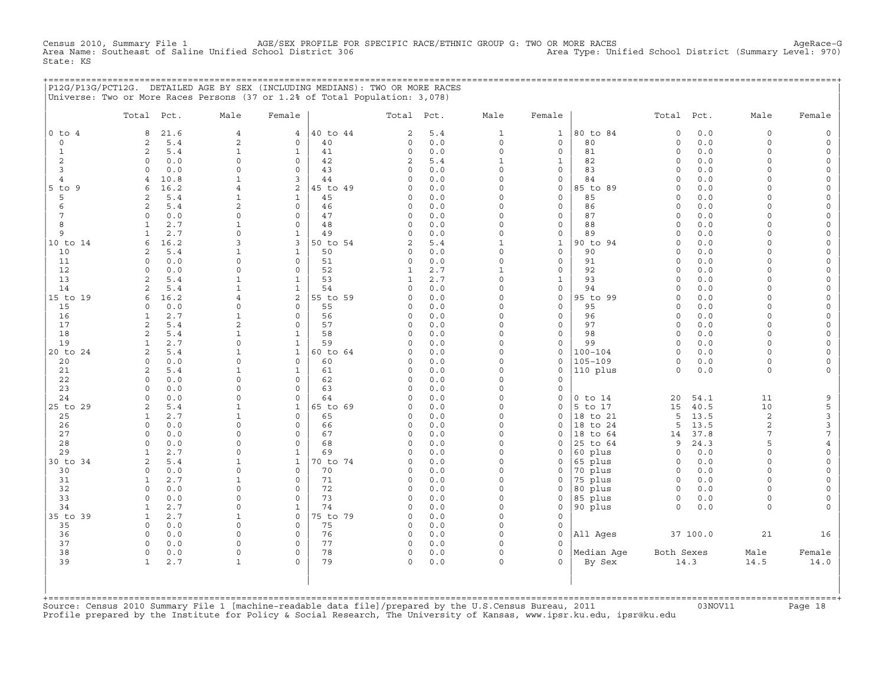Census 2010, Summary File 1 AGE/SEX PROFILE FOR SPECIFIC RACE/ETHNIC GROUP G: TWO OR MORE RACES AgeRace-G
Area Name: Southeast of Saline Unified School District 306 Area Type: Unified School District (Summary Level: 970)
State: KS

## P12G/P13G/PCT12G. DETAILED AGE BY SEX (INCLUDING MEDIANS): TWO OR MORE RACES

Universe: Two or More Races Persons (37 or 1.2% of Total Population: 3,078)

| | Total | Pct. | Male | Female | | Total | Pct. | Male | Female | | Total | Pct. | Male | Female |
|---|---|---|---|---|---|---|---|---|---|---|---|---|---|---|
| 0 to 4 | 8 | 21.6 | 4 | 4 | 40 to 44 | 2 | 5.4 | 1 | 1 | 80 to 84 | 0 | 0.0 | 0 | 0 |
| 0 | 2 | 5.4 | 2 | 0 | 40 | 0 | 0.0 | 0 | 0 | 80 | 0 | 0.0 | 0 | 0 |
| 1 | 2 | 5.4 | 1 | 1 | 41 | 0 | 0.0 | 0 | 0 | 81 | 0 | 0.0 | 0 | 0 |
| 2 | 0 | 0.0 | 0 | 0 | 42 | 2 | 5.4 | 1 | 1 | 82 | 0 | 0.0 | 0 | 0 |
| 3 | 0 | 0.0 | 0 | 0 | 43 | 0 | 0.0 | 0 | 0 | 83 | 0 | 0.0 | 0 | 0 |
| 4 | 4 | 10.8 | 1 | 3 | 44 | 0 | 0.0 | 0 | 0 | 84 | 0 | 0.0 | 0 | 0 |
| 5 to 9 | 6 | 16.2 | 4 | 2 | 45 to 49 | 0 | 0.0 | 0 | 0 | 85 to 89 | 0 | 0.0 | 0 | 0 |
| 5 | 2 | 5.4 | 1 | 1 | 45 | 0 | 0.0 | 0 | 0 | 85 | 0 | 0.0 | 0 | 0 |
| 6 | 2 | 5.4 | 2 | 0 | 46 | 0 | 0.0 | 0 | 0 | 86 | 0 | 0.0 | 0 | 0 |
| 7 | 0 | 0.0 | 0 | 0 | 47 | 0 | 0.0 | 0 | 0 | 87 | 0 | 0.0 | 0 | 0 |
| 8 | 1 | 2.7 | 1 | 0 | 48 | 0 | 0.0 | 0 | 0 | 88 | 0 | 0.0 | 0 | 0 |
| 9 | 1 | 2.7 | 0 | 1 | 49 | 0 | 0.0 | 0 | 0 | 89 | 0 | 0.0 | 0 | 0 |
| 10 to 14 | 6 | 16.2 | 3 | 3 | 50 to 54 | 2 | 5.4 | 1 | 1 | 90 to 94 | 0 | 0.0 | 0 | 0 |
| 10 | 2 | 5.4 | 1 | 1 | 50 | 0 | 0.0 | 0 | 0 | 90 | 0 | 0.0 | 0 | 0 |
| 11 | 0 | 0.0 | 0 | 0 | 51 | 0 | 0.0 | 0 | 0 | 91 | 0 | 0.0 | 0 | 0 |
| 12 | 0 | 0.0 | 0 | 0 | 52 | 1 | 2.7 | 1 | 0 | 92 | 0 | 0.0 | 0 | 0 |
| 13 | 2 | 5.4 | 1 | 1 | 53 | 1 | 2.7 | 0 | 1 | 93 | 0 | 0.0 | 0 | 0 |
| 14 | 2 | 5.4 | 1 | 1 | 54 | 0 | 0.0 | 0 | 0 | 94 | 0 | 0.0 | 0 | 0 |
| 15 to 19 | 6 | 16.2 | 4 | 2 | 55 to 59 | 0 | 0.0 | 0 | 0 | 95 to 99 | 0 | 0.0 | 0 | 0 |
| 15 | 0 | 0.0 | 0 | 0 | 55 | 0 | 0.0 | 0 | 0 | 95 | 0 | 0.0 | 0 | 0 |
| 16 | 1 | 2.7 | 1 | 0 | 56 | 0 | 0.0 | 0 | 0 | 96 | 0 | 0.0 | 0 | 0 |
| 17 | 2 | 5.4 | 2 | 0 | 57 | 0 | 0.0 | 0 | 0 | 97 | 0 | 0.0 | 0 | 0 |
| 18 | 2 | 5.4 | 1 | 1 | 58 | 0 | 0.0 | 0 | 0 | 98 | 0 | 0.0 | 0 | 0 |
| 19 | 1 | 2.7 | 0 | 1 | 59 | 0 | 0.0 | 0 | 0 | 99 | 0 | 0.0 | 0 | 0 |
| 20 to 24 | 2 | 5.4 | 1 | 1 | 60 to 64 | 0 | 0.0 | 0 | 0 | 100-104 | 0 | 0.0 | 0 | 0 |
| 20 | 0 | 0.0 | 0 | 0 | 60 | 0 | 0.0 | 0 | 0 | 105-109 | 0 | 0.0 | 0 | 0 |
| 21 | 2 | 5.4 | 1 | 1 | 61 | 0 | 0.0 | 0 | 0 | 110 plus | 0 | 0.0 | 0 | 0 |
| 22 | 0 | 0.0 | 0 | 0 | 62 | 0 | 0.0 | 0 | 0 | | | | | |
| 23 | 0 | 0.0 | 0 | 0 | 63 | 0 | 0.0 | 0 | 0 | | | | | |
| 24 | 0 | 0.0 | 0 | 0 | 64 | 0 | 0.0 | 0 | 0 | 0 to 14 | 20 | 54.1 | 11 | 9 |
| 25 to 29 | 2 | 5.4 | 1 | 1 | 65 to 69 | 0 | 0.0 | 0 | 0 | 5 to 17 | 15 | 40.5 | 10 | 5 |
| 25 | 1 | 2.7 | 1 | 0 | 65 | 0 | 0.0 | 0 | 0 | 18 to 21 | 5 | 13.5 | 2 | 3 |
| 26 | 0 | 0.0 | 0 | 0 | 66 | 0 | 0.0 | 0 | 0 | 18 to 24 | 5 | 13.5 | 2 | 3 |
| 27 | 0 | 0.0 | 0 | 0 | 67 | 0 | 0.0 | 0 | 0 | 18 to 64 | 14 | 37.8 | 7 | 7 |
| 28 | 0 | 0.0 | 0 | 0 | 68 | 0 | 0.0 | 0 | 0 | 25 to 64 | 9 | 24.3 | 5 | 4 |
| 29 | 1 | 2.7 | 0 | 1 | 69 | 0 | 0.0 | 0 | 0 | 60 plus | 0 | 0.0 | 0 | 0 |
| 30 to 34 | 2 | 5.4 | 1 | 1 | 70 to 74 | 0 | 0.0 | 0 | 0 | 65 plus | 0 | 0.0 | 0 | 0 |
| 30 | 0 | 0.0 | 0 | 0 | 70 | 0 | 0.0 | 0 | 0 | 70 plus | 0 | 0.0 | 0 | 0 |
| 31 | 1 | 2.7 | 1 | 0 | 71 | 0 | 0.0 | 0 | 0 | 75 plus | 0 | 0.0 | 0 | 0 |
| 32 | 0 | 0.0 | 0 | 0 | 72 | 0 | 0.0 | 0 | 0 | 80 plus | 0 | 0.0 | 0 | 0 |
| 33 | 0 | 0.0 | 0 | 0 | 73 | 0 | 0.0 | 0 | 0 | 85 plus | 0 | 0.0 | 0 | 0 |
| 34 | 1 | 2.7 | 0 | 1 | 74 | 0 | 0.0 | 0 | 0 | 90 plus | 0 | 0.0 | 0 | 0 |
| 35 to 39 | 1 | 2.7 | 1 | 0 | 75 to 79 | 0 | 0.0 | 0 | 0 | | | | | |
| 35 | 0 | 0.0 | 0 | 0 | 75 | 0 | 0.0 | 0 | 0 | | | | | |
| 36 | 0 | 0.0 | 0 | 0 | 76 | 0 | 0.0 | 0 | 0 | All Ages | 37 | 100.0 | 21 | 16 |
| 37 | 0 | 0.0 | 0 | 0 | 77 | 0 | 0.0 | 0 | 0 | | | | | |
| 38 | 0 | 0.0 | 0 | 0 | 78 | 0 | 0.0 | 0 | 0 | Median Age | Both Sexes | | Male | Female |
| 39 | 1 | 2.7 | 1 | 0 | 79 | 0 | 0.0 | 0 | 0 | By Sex | 14.3 | | 14.5 | 14.0 |

Source: Census 2010 Summary File 1 [machine-readable data file]/prepared by the U.S.Census Bureau, 2011 03NOV11
Profile prepared by the Institute for Policy & Social Research, The University of Kansas, www.ipsr.ku.edu, ipsr@ku.edu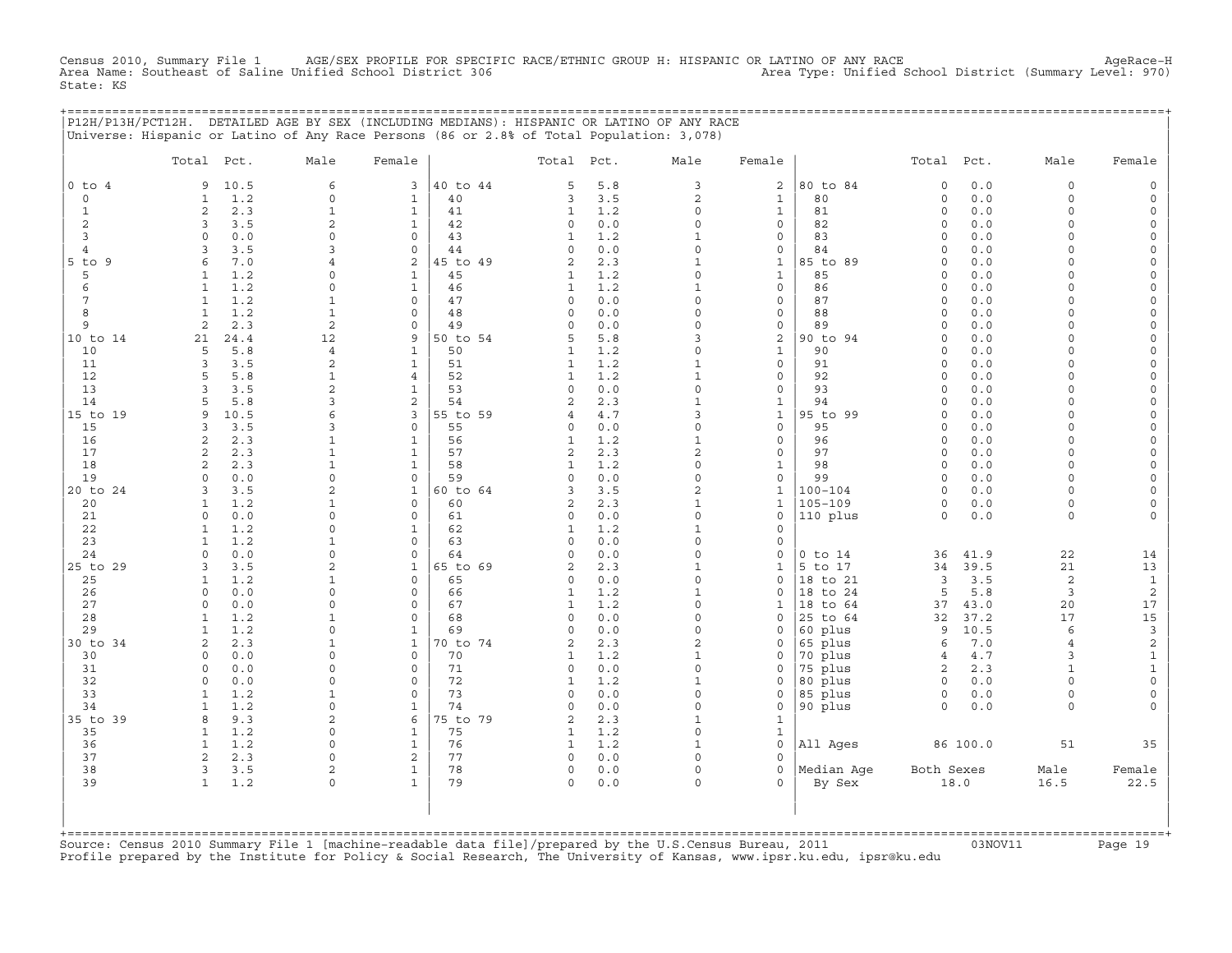Census 2010, Summary File 1 AGE/SEX PROFILE FOR SPECIFIC RACE/ETHNIC GROUP H: HISPANIC OR LATINO OF ANY RACE AgeRace-H
Area Name: Southeast of Saline Unified School District 306 Area Type: Unified School District (Summary Level: 970)
State: KS

## P12H/P13H/PCT12H. DETAILED AGE BY SEX (INCLUDING MEDIANS): HISPANIC OR LATINO OF ANY RACE

Universe: Hispanic or Latino of Any Race Persons (86 or 2.8% of Total Population: 3,078)

| | Total | Pct. | Male | Female | | Total | Pct. | Male | Female | | Total | Pct. | Male | Female |
|---|---|---|---|---|---|---|---|---|---|---|---|---|---|---|
| 0 to 4 | 9 | 10.5 | 6 | 3 | 40 to 44 | 5 | 5.8 | 3 | 2 | 80 to 84 | 0 | 0.0 | 0 | 0 |
| 0 | 1 | 1.2 | 0 | 1 | 40 | 3 | 3.5 | 2 | 1 | 80 | 0 | 0.0 | 0 | 0 |
| 1 | 2 | 2.3 | 1 | 1 | 41 | 1 | 1.2 | 0 | 1 | 81 | 0 | 0.0 | 0 | 0 |
| 2 | 3 | 3.5 | 2 | 1 | 42 | 0 | 0.0 | 0 | 0 | 82 | 0 | 0.0 | 0 | 0 |
| 3 | 0 | 0.0 | 0 | 0 | 43 | 1 | 1.2 | 1 | 0 | 83 | 0 | 0.0 | 0 | 0 |
| 4 | 3 | 3.5 | 3 | 0 | 44 | 0 | 0.0 | 0 | 0 | 84 | 0 | 0.0 | 0 | 0 |
| 5 to 9 | 6 | 7.0 | 4 | 2 | 45 to 49 | 2 | 2.3 | 1 | 1 | 85 to 89 | 0 | 0.0 | 0 | 0 |
| 5 | 1 | 1.2 | 0 | 1 | 45 | 1 | 1.2 | 0 | 1 | 85 | 0 | 0.0 | 0 | 0 |
| 6 | 1 | 1.2 | 0 | 1 | 46 | 1 | 1.2 | 1 | 0 | 86 | 0 | 0.0 | 0 | 0 |
| 7 | 1 | 1.2 | 1 | 0 | 47 | 0 | 0.0 | 0 | 0 | 87 | 0 | 0.0 | 0 | 0 |
| 8 | 1 | 1.2 | 1 | 0 | 48 | 0 | 0.0 | 0 | 0 | 88 | 0 | 0.0 | 0 | 0 |
| 9 | 2 | 2.3 | 2 | 0 | 49 | 0 | 0.0 | 0 | 0 | 89 | 0 | 0.0 | 0 | 0 |
| 10 to 14 | 21 | 24.4 | 12 | 9 | 50 to 54 | 5 | 5.8 | 3 | 2 | 90 to 94 | 0 | 0.0 | 0 | 0 |
| 10 | 5 | 5.8 | 4 | 1 | 50 | 1 | 1.2 | 0 | 1 | 90 | 0 | 0.0 | 0 | 0 |
| 11 | 3 | 3.5 | 2 | 1 | 51 | 1 | 1.2 | 1 | 0 | 91 | 0 | 0.0 | 0 | 0 |
| 12 | 5 | 5.8 | 1 | 4 | 52 | 1 | 1.2 | 1 | 0 | 92 | 0 | 0.0 | 0 | 0 |
| 13 | 3 | 3.5 | 2 | 1 | 53 | 0 | 0.0 | 0 | 0 | 93 | 0 | 0.0 | 0 | 0 |
| 14 | 5 | 5.8 | 3 | 2 | 54 | 2 | 2.3 | 1 | 1 | 94 | 0 | 0.0 | 0 | 0 |
| 15 to 19 | 9 | 10.5 | 6 | 3 | 55 to 59 | 4 | 4.7 | 3 | 1 | 95 to 99 | 0 | 0.0 | 0 | 0 |
| 15 | 3 | 3.5 | 3 | 0 | 55 | 0 | 0.0 | 0 | 0 | 95 | 0 | 0.0 | 0 | 0 |
| 16 | 2 | 2.3 | 1 | 1 | 56 | 1 | 1.2 | 1 | 0 | 96 | 0 | 0.0 | 0 | 0 |
| 17 | 2 | 2.3 | 1 | 1 | 57 | 2 | 2.3 | 2 | 0 | 97 | 0 | 0.0 | 0 | 0 |
| 18 | 2 | 2.3 | 1 | 1 | 58 | 1 | 1.2 | 0 | 1 | 98 | 0 | 0.0 | 0 | 0 |
| 19 | 0 | 0.0 | 0 | 0 | 59 | 0 | 0.0 | 0 | 0 | 99 | 0 | 0.0 | 0 | 0 |
| 20 to 24 | 3 | 3.5 | 2 | 1 | 60 to 64 | 3 | 3.5 | 2 | 1 | 100-104 | 0 | 0.0 | 0 | 0 |
| 20 | 1 | 1.2 | 1 | 0 | 60 | 2 | 2.3 | 1 | 1 | 105-109 | 0 | 0.0 | 0 | 0 |
| 21 | 0 | 0.0 | 0 | 0 | 61 | 0 | 0.0 | 0 | 0 | 110 plus | 0 | 0.0 | 0 | 0 |
| 22 | 1 | 1.2 | 0 | 1 | 62 | 1 | 1.2 | 1 | 0 | | | | | |
| 23 | 1 | 1.2 | 1 | 0 | 63 | 0 | 0.0 | 0 | 0 | | | | | |
| 24 | 0 | 0.0 | 0 | 0 | 64 | 0 | 0.0 | 0 | 0 | 0 to 14 | 36 | 41.9 | 22 | 14 |
| 25 to 29 | 3 | 3.5 | 2 | 1 | 65 to 69 | 2 | 2.3 | 1 | 1 | 5 to 17 | 34 | 39.5 | 21 | 13 |
| 25 | 1 | 1.2 | 1 | 0 | 65 | 0 | 0.0 | 0 | 0 | 18 to 21 | 3 | 3.5 | 2 | 1 |
| 26 | 0 | 0.0 | 0 | 0 | 66 | 1 | 1.2 | 1 | 0 | 18 to 24 | 5 | 5.8 | 3 | 2 |
| 27 | 0 | 0.0 | 0 | 0 | 67 | 1 | 1.2 | 0 | 1 | 18 to 64 | 37 | 43.0 | 20 | 17 |
| 28 | 1 | 1.2 | 1 | 0 | 68 | 0 | 0.0 | 0 | 0 | 25 to 64 | 32 | 37.2 | 17 | 15 |
| 29 | 1 | 1.2 | 0 | 1 | 69 | 0 | 0.0 | 0 | 0 | 60 plus | 9 | 10.5 | 6 | 3 |
| 30 to 34 | 2 | 2.3 | 1 | 1 | 70 to 74 | 2 | 2.3 | 2 | 0 | 65 plus | 6 | 7.0 | 4 | 2 |
| 30 | 0 | 0.0 | 0 | 0 | 70 | 1 | 1.2 | 1 | 0 | 70 plus | 4 | 4.7 | 3 | 1 |
| 31 | 0 | 0.0 | 0 | 0 | 71 | 0 | 0.0 | 0 | 0 | 75 plus | 2 | 2.3 | 1 | 1 |
| 32 | 0 | 0.0 | 0 | 0 | 72 | 1 | 1.2 | 1 | 0 | 80 plus | 0 | 0.0 | 0 | 0 |
| 33 | 1 | 1.2 | 1 | 0 | 73 | 0 | 0.0 | 0 | 0 | 85 plus | 0 | 0.0 | 0 | 0 |
| 34 | 1 | 1.2 | 0 | 1 | 74 | 0 | 0.0 | 0 | 0 | 90 plus | 0 | 0.0 | 0 | 0 |
| 35 to 39 | 8 | 9.3 | 2 | 6 | 75 to 79 | 2 | 2.3 | 1 | 1 | | | | | |
| 35 | 1 | 1.2 | 0 | 1 | 75 | 1 | 1.2 | 0 | 1 | | | | | |
| 36 | 1 | 1.2 | 0 | 1 | 76 | 1 | 1.2 | 1 | 0 | All Ages | 86 | 100.0 | 51 | 35 |
| 37 | 2 | 2.3 | 0 | 2 | 77 | 0 | 0.0 | 0 | 0 | | | | | |
| 38 | 3 | 3.5 | 2 | 1 | 78 | 0 | 0.0 | 0 | 0 | Median Age | Both Sexes | | Male | Female |
| 39 | 1 | 1.2 | 0 | 1 | 79 | 0 | 0.0 | 0 | 0 | By Sex | 18.0 | | 16.5 | 22.5 |

Source: Census 2010 Summary File 1 [machine-readable data file]/prepared by the U.S.Census Bureau, 2011 03NOV11
Profile prepared by the Institute for Policy & Social Research, The University of Kansas, www.ipsr.ku.edu, ipsr@ku.edu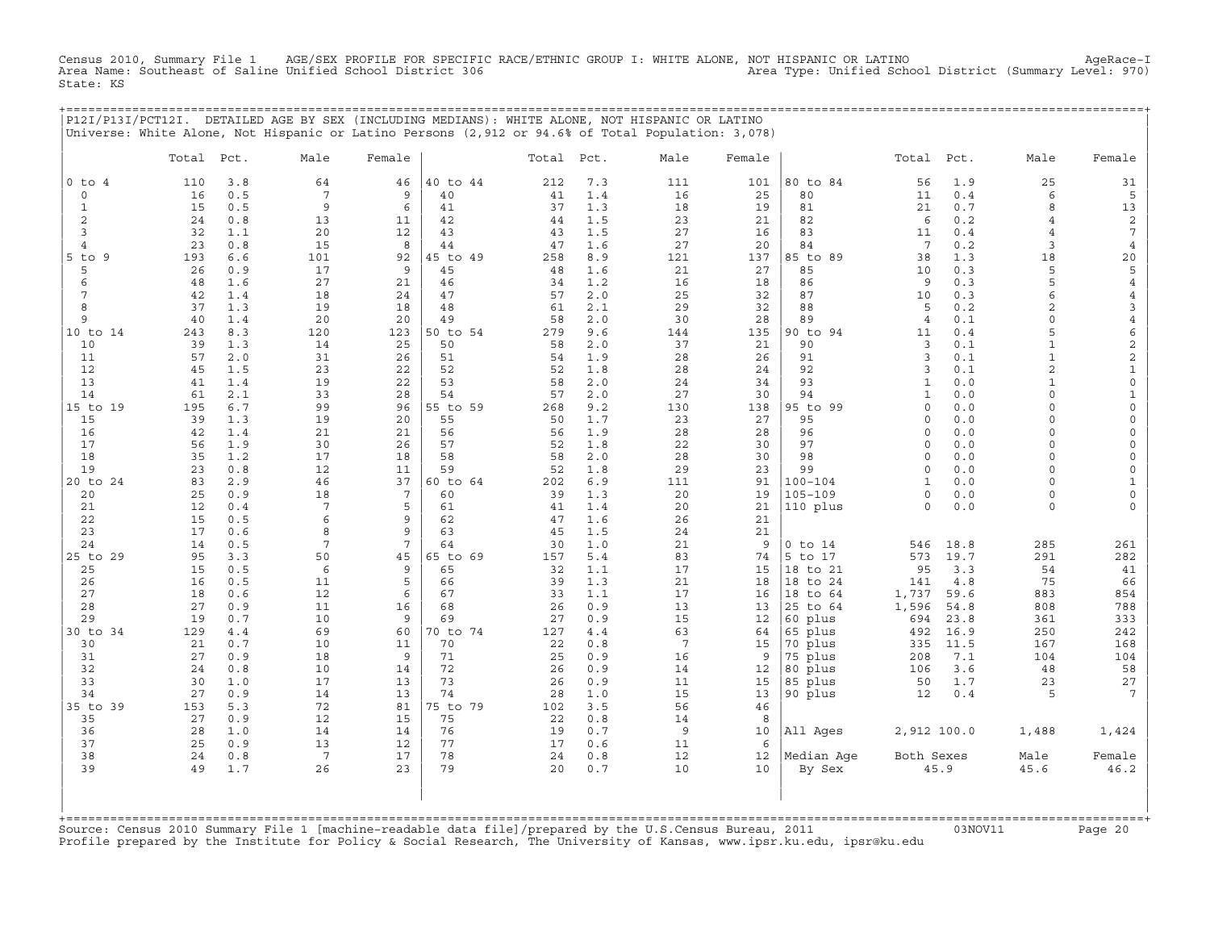Census 2010, Summary File 1 AGE/SEX PROFILE FOR SPECIFIC RACE/ETHNIC GROUP I: WHITE ALONE, NOT HISPANIC OR LATINO AgeRace-I
Area Name: Southeast of Saline Unified School District 306 Area Type: Unified School District (Summary Level: 970)
State: KS

P12I/P13I/PCT12I. DETAILED AGE BY SEX (INCLUDING MEDIANS): WHITE ALONE, NOT HISPANIC OR LATINO
Universe: White Alone, Not Hispanic or Latino Persons (2,912 or 94.6% of Total Population: 3,078)

| | Total | Pct. | Male | Female | | Total | Pct. | Male | Female | | Total | Pct. | Male | Female |
|---|---|---|---|---|---|---|---|---|---|---|---|---|---|---|
| 0 to 4 | 110 | 3.8 | 64 | 46 | 40 to 44 | 212 | 7.3 | 111 | 101 | 80 to 84 | 56 | 1.9 | 25 | 31 |
| 0 | 16 | 0.5 | 7 | 9 | 40 | 41 | 1.4 | 16 | 25 | 80 | 11 | 0.4 | 6 | 5 |
| 1 | 15 | 0.5 | 9 | 6 | 41 | 37 | 1.3 | 18 | 19 | 81 | 21 | 0.7 | 8 | 13 |
| 2 | 24 | 0.8 | 13 | 11 | 42 | 44 | 1.5 | 23 | 21 | 82 | 6 | 0.2 | 4 | 2 |
| 3 | 32 | 1.1 | 20 | 12 | 43 | 43 | 1.5 | 27 | 16 | 83 | 11 | 0.4 | 4 | 7 |
| 4 | 23 | 0.8 | 15 | 8 | 44 | 47 | 1.6 | 27 | 20 | 84 | 7 | 0.2 | 3 | 4 |
| 5 to 9 | 193 | 6.6 | 101 | 92 | 45 to 49 | 258 | 8.9 | 121 | 137 | 85 to 89 | 38 | 1.3 | 18 | 20 |
| 5 | 26 | 0.9 | 17 | 9 | 45 | 48 | 1.6 | 21 | 27 | 85 | 10 | 0.3 | 5 | 5 |
| 6 | 48 | 1.6 | 27 | 21 | 46 | 34 | 1.2 | 16 | 18 | 86 | 9 | 0.3 | 5 | 4 |
| 7 | 42 | 1.4 | 18 | 24 | 47 | 57 | 2.0 | 25 | 32 | 87 | 10 | 0.3 | 6 | 4 |
| 8 | 37 | 1.3 | 19 | 18 | 48 | 61 | 2.1 | 29 | 32 | 88 | 5 | 0.2 | 2 | 3 |
| 9 | 40 | 1.4 | 20 | 20 | 49 | 58 | 2.0 | 30 | 28 | 89 | 4 | 0.1 | 0 | 4 |
| 10 to 14 | 243 | 8.3 | 120 | 123 | 50 to 54 | 279 | 9.6 | 144 | 135 | 90 to 94 | 11 | 0.4 | 5 | 6 |
| 10 | 39 | 1.3 | 14 | 25 | 50 | 58 | 2.0 | 37 | 21 | 90 | 3 | 0.1 | 1 | 2 |
| 11 | 57 | 2.0 | 31 | 26 | 51 | 54 | 1.9 | 28 | 26 | 91 | 3 | 0.1 | 1 | 2 |
| 12 | 45 | 1.5 | 23 | 22 | 52 | 52 | 1.8 | 28 | 24 | 92 | 3 | 0.1 | 2 | 1 |
| 13 | 41 | 1.4 | 19 | 22 | 53 | 58 | 2.0 | 24 | 34 | 93 | 1 | 0.0 | 1 | 0 |
| 14 | 61 | 2.1 | 33 | 28 | 54 | 57 | 2.0 | 27 | 30 | 94 | 1 | 0.0 | 0 | 1 |
| 15 to 19 | 195 | 6.7 | 99 | 96 | 55 to 59 | 268 | 9.2 | 130 | 138 | 95 to 99 | 0 | 0.0 | 0 | 0 |
| 15 | 39 | 1.3 | 19 | 20 | 55 | 50 | 1.7 | 23 | 27 | 95 | 0 | 0.0 | 0 | 0 |
| 16 | 42 | 1.4 | 21 | 21 | 56 | 56 | 1.9 | 28 | 28 | 96 | 0 | 0.0 | 0 | 0 |
| 17 | 56 | 1.9 | 30 | 26 | 57 | 52 | 1.8 | 22 | 30 | 97 | 0 | 0.0 | 0 | 0 |
| 18 | 35 | 1.2 | 17 | 18 | 58 | 58 | 2.0 | 28 | 30 | 98 | 0 | 0.0 | 0 | 0 |
| 19 | 23 | 0.8 | 12 | 11 | 59 | 52 | 1.8 | 29 | 23 | 99 | 0 | 0.0 | 0 | 0 |
| 20 to 24 | 83 | 2.9 | 46 | 37 | 60 to 64 | 202 | 6.9 | 111 | 91 | 100-104 | 1 | 0.0 | 0 | 1 |
| 20 | 25 | 0.9 | 18 | 7 | 60 | 39 | 1.3 | 20 | 19 | 105-109 | 0 | 0.0 | 0 | 0 |
| 21 | 12 | 0.4 | 7 | 5 | 61 | 41 | 1.4 | 20 | 21 | 110 plus | 0 | 0.0 | 0 | 0 |
| 22 | 15 | 0.5 | 6 | 9 | 62 | 47 | 1.6 | 26 | 21 | | | | | |
| 23 | 17 | 0.6 | 8 | 9 | 63 | 45 | 1.5 | 24 | 21 | | | | | |
| 24 | 14 | 0.5 | 7 | 7 | 64 | 30 | 1.0 | 21 | 9 | 0 to 14 | 546 | 18.8 | 285 | 261 |
| 25 to 29 | 95 | 3.3 | 50 | 45 | 65 to 69 | 157 | 5.4 | 83 | 74 | 5 to 17 | 573 | 19.7 | 291 | 282 |
| 25 | 15 | 0.5 | 6 | 9 | 65 | 32 | 1.1 | 17 | 15 | 18 to 21 | 95 | 3.3 | 54 | 41 |
| 26 | 16 | 0.5 | 11 | 5 | 66 | 39 | 1.3 | 21 | 18 | 18 to 24 | 141 | 4.8 | 75 | 66 |
| 27 | 18 | 0.6 | 12 | 6 | 67 | 33 | 1.1 | 17 | 16 | 18 to 64 | 1,737 | 59.6 | 883 | 854 |
| 28 | 27 | 0.9 | 11 | 16 | 68 | 26 | 0.9 | 13 | 13 | 25 to 64 | 1,596 | 54.8 | 808 | 788 |
| 29 | 19 | 0.7 | 10 | 9 | 69 | 27 | 0.9 | 15 | 12 | 60 plus | 694 | 23.8 | 361 | 333 |
| 30 to 34 | 129 | 4.4 | 69 | 60 | 70 to 74 | 127 | 4.4 | 63 | 64 | 65 plus | 492 | 16.9 | 250 | 242 |
| 30 | 21 | 0.7 | 10 | 11 | 70 | 22 | 0.8 | 7 | 15 | 70 plus | 335 | 11.5 | 167 | 168 |
| 31 | 27 | 0.9 | 18 | 9 | 71 | 25 | 0.9 | 16 | 9 | 75 plus | 208 | 7.1 | 104 | 104 |
| 32 | 24 | 0.8 | 10 | 14 | 72 | 26 | 0.9 | 14 | 12 | 80 plus | 106 | 3.6 | 48 | 58 |
| 33 | 30 | 1.0 | 17 | 13 | 73 | 26 | 0.9 | 11 | 15 | 85 plus | 50 | 1.7 | 23 | 27 |
| 34 | 27 | 0.9 | 14 | 13 | 74 | 28 | 1.0 | 15 | 13 | 90 plus | 12 | 0.4 | 5 | 7 |
| 35 to 39 | 153 | 5.3 | 72 | 81 | 75 to 79 | 102 | 3.5 | 56 | 46 | | | | | |
| 35 | 27 | 0.9 | 12 | 15 | 75 | 22 | 0.8 | 14 | 8 | | | | | |
| 36 | 28 | 1.0 | 14 | 14 | 76 | 19 | 0.7 | 9 | 10 | All Ages | 2,912 | 100.0 | 1,488 | 1,424 |
| 37 | 25 | 0.9 | 13 | 12 | 77 | 17 | 0.6 | 11 | 6 | | | | | |
| 38 | 24 | 0.8 | 7 | 17 | 78 | 24 | 0.8 | 12 | 12 | Median Age | Both Sexes | | Male | Female |
| 39 | 49 | 1.7 | 26 | 23 | 79 | 20 | 0.7 | 10 | 10 | By Sex | 45.9 | | 45.6 | 46.2 |

Source: Census 2010 Summary File 1 [machine-readable data file]/prepared by the U.S.Census Bureau, 2011 03NOV11
Profile prepared by the Institute for Policy & Social Research, The University of Kansas, www.ipsr.ku.edu, ipsr@ku.edu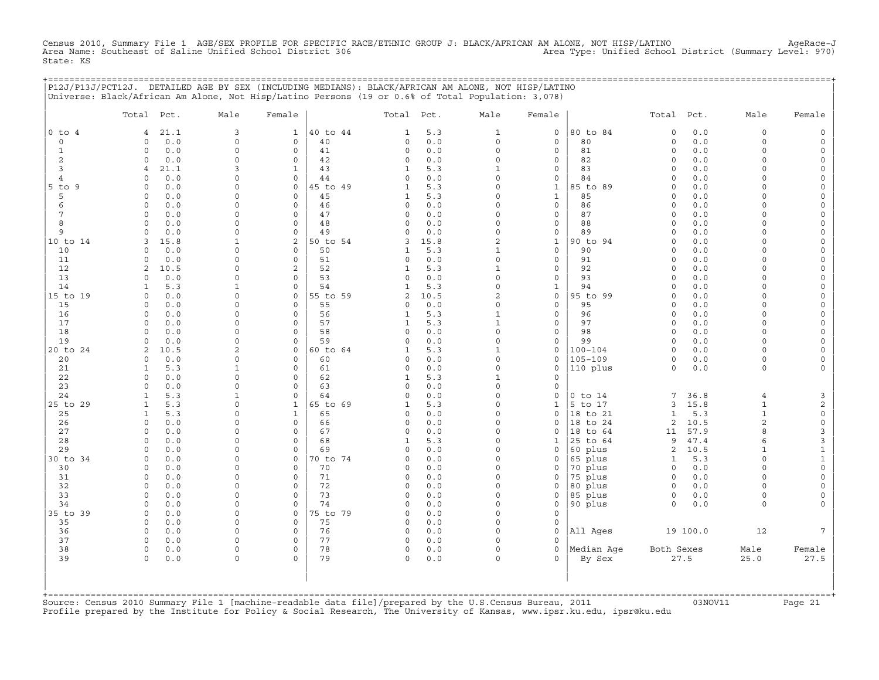Census 2010, Summary File 1 AGE/SEX PROFILE FOR SPECIFIC RACE/ETHNIC GROUP J: BLACK/AFRICAN AM ALONE, NOT HISP/LATINO AgeRace-J
Area Name: Southeast of Saline Unified School District 306 Area Type: Unified School District (Summary Level: 970)
State: KS

## P12J/P13J/PCT12J. DETAILED AGE BY SEX (INCLUDING MEDIANS): BLACK/AFRICAN AM ALONE, NOT HISP/LATINO

Universe: Black/African Am Alone, Not Hisp/Latino Persons (19 or 0.6% of Total Population: 3,078)

| | Total | Pct. | Male | Female | | Total | Pct. | Male | Female | | Total | Pct. | Male | Female |
|---|---|---|---|---|---|---|---|---|---|---|---|---|---|---|
| 0 to 4 | 4 | 21.1 | 3 | 1 | 40 to 44 | 1 | 5.3 | 1 | 0 | 80 to 84 | 0 | 0.0 | 0 | 0 |
| 0 | 0 | 0.0 | 0 | 0 | 40 | 0 | 0.0 | 0 | 0 | 80 | 0 | 0.0 | 0 | 0 |
| 1 | 0 | 0.0 | 0 | 0 | 41 | 0 | 0.0 | 0 | 0 | 81 | 0 | 0.0 | 0 | 0 |
| 2 | 0 | 0.0 | 0 | 0 | 42 | 0 | 0.0 | 0 | 0 | 82 | 0 | 0.0 | 0 | 0 |
| 3 | 4 | 21.1 | 3 | 1 | 43 | 1 | 5.3 | 1 | 0 | 83 | 0 | 0.0 | 0 | 0 |
| 4 | 0 | 0.0 | 0 | 0 | 44 | 0 | 0.0 | 0 | 0 | 84 | 0 | 0.0 | 0 | 0 |
| 5 to 9 | 0 | 0.0 | 0 | 0 | 45 to 49 | 1 | 5.3 | 0 | 1 | 85 to 89 | 0 | 0.0 | 0 | 0 |
| 5 | 0 | 0.0 | 0 | 0 | 45 | 1 | 5.3 | 0 | 1 | 85 | 0 | 0.0 | 0 | 0 |
| 6 | 0 | 0.0 | 0 | 0 | 46 | 0 | 0.0 | 0 | 0 | 86 | 0 | 0.0 | 0 | 0 |
| 7 | 0 | 0.0 | 0 | 0 | 47 | 0 | 0.0 | 0 | 0 | 87 | 0 | 0.0 | 0 | 0 |
| 8 | 0 | 0.0 | 0 | 0 | 48 | 0 | 0.0 | 0 | 0 | 88 | 0 | 0.0 | 0 | 0 |
| 9 | 0 | 0.0 | 0 | 0 | 49 | 0 | 0.0 | 0 | 0 | 89 | 0 | 0.0 | 0 | 0 |
| 10 to 14 | 3 | 15.8 | 1 | 2 | 50 to 54 | 3 | 15.8 | 2 | 1 | 90 to 94 | 0 | 0.0 | 0 | 0 |
| 10 | 0 | 0.0 | 0 | 0 | 50 | 1 | 5.3 | 1 | 0 | 90 | 0 | 0.0 | 0 | 0 |
| 11 | 0 | 0.0 | 0 | 0 | 51 | 0 | 0.0 | 0 | 0 | 91 | 0 | 0.0 | 0 | 0 |
| 12 | 2 | 10.5 | 0 | 2 | 52 | 1 | 5.3 | 1 | 0 | 92 | 0 | 0.0 | 0 | 0 |
| 13 | 0 | 0.0 | 0 | 0 | 53 | 0 | 0.0 | 0 | 0 | 93 | 0 | 0.0 | 0 | 0 |
| 14 | 1 | 5.3 | 1 | 0 | 54 | 1 | 5.3 | 0 | 1 | 94 | 0 | 0.0 | 0 | 0 |
| 15 to 19 | 0 | 0.0 | 0 | 0 | 55 to 59 | 2 | 10.5 | 2 | 0 | 95 to 99 | 0 | 0.0 | 0 | 0 |
| 15 | 0 | 0.0 | 0 | 0 | 55 | 0 | 0.0 | 0 | 0 | 95 | 0 | 0.0 | 0 | 0 |
| 16 | 0 | 0.0 | 0 | 0 | 56 | 1 | 5.3 | 1 | 0 | 96 | 0 | 0.0 | 0 | 0 |
| 17 | 0 | 0.0 | 0 | 0 | 57 | 1 | 5.3 | 1 | 0 | 97 | 0 | 0.0 | 0 | 0 |
| 18 | 0 | 0.0 | 0 | 0 | 58 | 0 | 0.0 | 0 | 0 | 98 | 0 | 0.0 | 0 | 0 |
| 19 | 0 | 0.0 | 0 | 0 | 59 | 0 | 0.0 | 0 | 0 | 99 | 0 | 0.0 | 0 | 0 |
| 20 to 24 | 2 | 10.5 | 2 | 0 | 60 to 64 | 1 | 5.3 | 1 | 0 | 100-104 | 0 | 0.0 | 0 | 0 |
| 20 | 0 | 0.0 | 0 | 0 | 60 | 0 | 0.0 | 0 | 0 | 105-109 | 0 | 0.0 | 0 | 0 |
| 21 | 1 | 5.3 | 1 | 0 | 61 | 0 | 0.0 | 0 | 0 | 110 plus | 0 | 0.0 | 0 | 0 |
| 22 | 0 | 0.0 | 0 | 0 | 62 | 1 | 5.3 | 1 | 0 | | | | | |
| 23 | 0 | 0.0 | 0 | 0 | 63 | 0 | 0.0 | 0 | 0 | | | | | |
| 24 | 1 | 5.3 | 1 | 0 | 64 | 0 | 0.0 | 0 | 0 | 0 to 14 | 7 | 36.8 | 4 | 3 |
| 25 to 29 | 1 | 5.3 | 0 | 1 | 65 to 69 | 1 | 5.3 | 0 | 1 | 5 to 17 | 3 | 15.8 | 1 | 2 |
| 25 | 1 | 5.3 | 0 | 1 | 65 | 0 | 0.0 | 0 | 0 | 18 to 21 | 1 | 5.3 | 1 | 0 |
| 26 | 0 | 0.0 | 0 | 0 | 66 | 0 | 0.0 | 0 | 0 | 18 to 24 | 2 | 10.5 | 2 | 0 |
| 27 | 0 | 0.0 | 0 | 0 | 67 | 0 | 0.0 | 0 | 0 | 18 to 64 | 11 | 57.9 | 8 | 3 |
| 28 | 0 | 0.0 | 0 | 0 | 68 | 1 | 5.3 | 0 | 1 | 25 to 64 | 9 | 47.4 | 6 | 3 |
| 29 | 0 | 0.0 | 0 | 0 | 69 | 0 | 0.0 | 0 | 0 | 60 plus | 2 | 10.5 | 1 | 1 |
| 30 to 34 | 0 | 0.0 | 0 | 0 | 70 to 74 | 0 | 0.0 | 0 | 0 | 65 plus | 1 | 5.3 | 0 | 1 |
| 30 | 0 | 0.0 | 0 | 0 | 70 | 0 | 0.0 | 0 | 0 | 70 plus | 0 | 0.0 | 0 | 0 |
| 31 | 0 | 0.0 | 0 | 0 | 71 | 0 | 0.0 | 0 | 0 | 75 plus | 0 | 0.0 | 0 | 0 |
| 32 | 0 | 0.0 | 0 | 0 | 72 | 0 | 0.0 | 0 | 0 | 80 plus | 0 | 0.0 | 0 | 0 |
| 33 | 0 | 0.0 | 0 | 0 | 73 | 0 | 0.0 | 0 | 0 | 85 plus | 0 | 0.0 | 0 | 0 |
| 34 | 0 | 0.0 | 0 | 0 | 74 | 0 | 0.0 | 0 | 0 | 90 plus | 0 | 0.0 | 0 | 0 |
| 35 to 39 | 0 | 0.0 | 0 | 0 | 75 to 79 | 0 | 0.0 | 0 | 0 | | | | | |
| 35 | 0 | 0.0 | 0 | 0 | 75 | 0 | 0.0 | 0 | 0 | | | | | |
| 36 | 0 | 0.0 | 0 | 0 | 76 | 0 | 0.0 | 0 | 0 | All Ages | 19 | 100.0 | 12 | 7 |
| 37 | 0 | 0.0 | 0 | 0 | 77 | 0 | 0.0 | 0 | 0 | | | | | |
| 38 | 0 | 0.0 | 0 | 0 | 78 | 0 | 0.0 | 0 | 0 | Median Age | Both Sexes | | Male | Female |
| 39 | 0 | 0.0 | 0 | 0 | 79 | 0 | 0.0 | 0 | 0 | By Sex | 27.5 | | 25.0 | 27.5 |

Source: Census 2010 Summary File 1 [machine-readable data file]/prepared by the U.S.Census Bureau, 2011 03NOV11
Profile prepared by the Institute for Policy & Social Research, The University of Kansas, www.ipsr.ku.edu, ipsr@ku.edu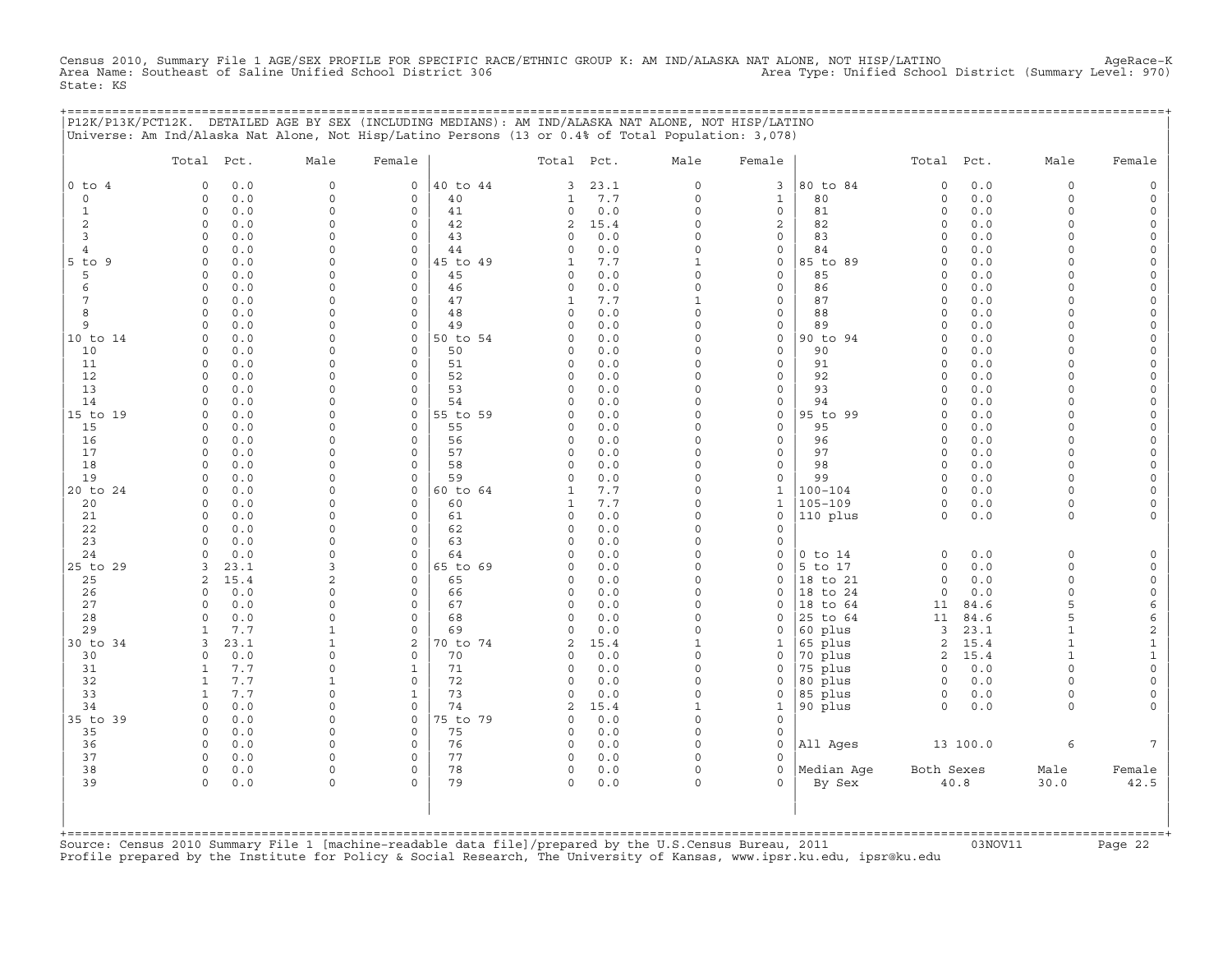Census 2010, Summary File 1 AGE/SEX PROFILE FOR SPECIFIC RACE/ETHNIC GROUP K: AM IND/ALASKA NAT ALONE, NOT HISP/LATINO AgeRace-K
Area Name: Southeast of Saline Unified School District 306 Area Type: Unified School District (Summary Level: 970)
State: KS

## P12K/P13K/PCT12K. DETAILED AGE BY SEX (INCLUDING MEDIANS): AM IND/ALASKA NAT ALONE, NOT HISP/LATINO

Universe: Am Ind/Alaska Nat Alone, Not Hisp/Latino Persons (13 or 0.4% of Total Population: 3,078)

| Age | Total | Pct. | Male | Female | Age | Total | Pct. | Male | Female | Age | Total | Pct. | Male | Female |
|---|---|---|---|---|---|---|---|---|---|---|---|---|---|---|
| 0 to 4 | 0 | 0.0 | 0 | 0 | 40 to 44 | 3 | 23.1 | 0 | 3 | 80 to 84 | 0 | 0.0 | 0 | 0 |
| 0 | 0 | 0.0 | 0 | 0 | 40 | 1 | 7.7 | 0 | 1 | 80 | 0 | 0.0 | 0 | 0 |
| 1 | 0 | 0.0 | 0 | 0 | 41 | 0 | 0.0 | 0 | 0 | 81 | 0 | 0.0 | 0 | 0 |
| 2 | 0 | 0.0 | 0 | 0 | 42 | 2 | 15.4 | 0 | 2 | 82 | 0 | 0.0 | 0 | 0 |
| 3 | 0 | 0.0 | 0 | 0 | 43 | 0 | 0.0 | 0 | 0 | 83 | 0 | 0.0 | 0 | 0 |
| 4 | 0 | 0.0 | 0 | 0 | 44 | 0 | 0.0 | 0 | 0 | 84 | 0 | 0.0 | 0 | 0 |
| 5 to 9 | 0 | 0.0 | 0 | 0 | 45 to 49 | 1 | 7.7 | 1 | 0 | 85 to 89 | 0 | 0.0 | 0 | 0 |
| 5 | 0 | 0.0 | 0 | 0 | 45 | 0 | 0.0 | 0 | 0 | 85 | 0 | 0.0 | 0 | 0 |
| 6 | 0 | 0.0 | 0 | 0 | 46 | 0 | 0.0 | 0 | 0 | 86 | 0 | 0.0 | 0 | 0 |
| 7 | 0 | 0.0 | 0 | 0 | 47 | 1 | 7.7 | 1 | 0 | 87 | 0 | 0.0 | 0 | 0 |
| 8 | 0 | 0.0 | 0 | 0 | 48 | 0 | 0.0 | 0 | 0 | 88 | 0 | 0.0 | 0 | 0 |
| 9 | 0 | 0.0 | 0 | 0 | 49 | 0 | 0.0 | 0 | 0 | 89 | 0 | 0.0 | 0 | 0 |
| 10 to 14 | 0 | 0.0 | 0 | 0 | 50 to 54 | 0 | 0.0 | 0 | 0 | 90 to 94 | 0 | 0.0 | 0 | 0 |
| 10 | 0 | 0.0 | 0 | 0 | 50 | 0 | 0.0 | 0 | 0 | 90 | 0 | 0.0 | 0 | 0 |
| 11 | 0 | 0.0 | 0 | 0 | 51 | 0 | 0.0 | 0 | 0 | 91 | 0 | 0.0 | 0 | 0 |
| 12 | 0 | 0.0 | 0 | 0 | 52 | 0 | 0.0 | 0 | 0 | 92 | 0 | 0.0 | 0 | 0 |
| 13 | 0 | 0.0 | 0 | 0 | 53 | 0 | 0.0 | 0 | 0 | 93 | 0 | 0.0 | 0 | 0 |
| 14 | 0 | 0.0 | 0 | 0 | 54 | 0 | 0.0 | 0 | 0 | 94 | 0 | 0.0 | 0 | 0 |
| 15 to 19 | 0 | 0.0 | 0 | 0 | 55 to 59 | 0 | 0.0 | 0 | 0 | 95 to 99 | 0 | 0.0 | 0 | 0 |
| 15 | 0 | 0.0 | 0 | 0 | 55 | 0 | 0.0 | 0 | 0 | 95 | 0 | 0.0 | 0 | 0 |
| 16 | 0 | 0.0 | 0 | 0 | 56 | 0 | 0.0 | 0 | 0 | 96 | 0 | 0.0 | 0 | 0 |
| 17 | 0 | 0.0 | 0 | 0 | 57 | 0 | 0.0 | 0 | 0 | 97 | 0 | 0.0 | 0 | 0 |
| 18 | 0 | 0.0 | 0 | 0 | 58 | 0 | 0.0 | 0 | 0 | 98 | 0 | 0.0 | 0 | 0 |
| 19 | 0 | 0.0 | 0 | 0 | 59 | 0 | 0.0 | 0 | 0 | 99 | 0 | 0.0 | 0 | 0 |
| 20 to 24 | 0 | 0.0 | 0 | 0 | 60 to 64 | 1 | 7.7 | 0 | 1 | 100-104 | 0 | 0.0 | 0 | 0 |
| 20 | 0 | 0.0 | 0 | 0 | 60 | 1 | 7.7 | 0 | 1 | 105-109 | 0 | 0.0 | 0 | 0 |
| 21 | 0 | 0.0 | 0 | 0 | 61 | 0 | 0.0 | 0 | 0 | 110 plus | 0 | 0.0 | 0 | 0 |
| 22 | 0 | 0.0 | 0 | 0 | 62 | 0 | 0.0 | 0 | 0 | | | | | |
| 23 | 0 | 0.0 | 0 | 0 | 63 | 0 | 0.0 | 0 | 0 | | | | | |
| 24 | 0 | 0.0 | 0 | 0 | 64 | 0 | 0.0 | 0 | 0 | 0 to 14 | 0 | 0.0 | 0 | 0 |
| 25 to 29 | 3 | 23.1 | 3 | 0 | 65 to 69 | 0 | 0.0 | 0 | 0 | 5 to 17 | 0 | 0.0 | 0 | 0 |
| 25 | 2 | 15.4 | 2 | 0 | 65 | 0 | 0.0 | 0 | 0 | 18 to 21 | 0 | 0.0 | 0 | 0 |
| 26 | 0 | 0.0 | 0 | 0 | 66 | 0 | 0.0 | 0 | 0 | 18 to 24 | 0 | 0.0 | 0 | 0 |
| 27 | 0 | 0.0 | 0 | 0 | 67 | 0 | 0.0 | 0 | 0 | 18 to 64 | 11 | 84.6 | 5 | 6 |
| 28 | 0 | 0.0 | 0 | 0 | 68 | 0 | 0.0 | 0 | 0 | 25 to 64 | 11 | 84.6 | 5 | 6 |
| 29 | 1 | 7.7 | 1 | 0 | 69 | 0 | 0.0 | 0 | 0 | 60 plus | 3 | 23.1 | 1 | 2 |
| 30 to 34 | 3 | 23.1 | 1 | 2 | 70 to 74 | 2 | 15.4 | 1 | 1 | 65 plus | 2 | 15.4 | 1 | 1 |
| 30 | 0 | 0.0 | 0 | 0 | 70 | 0 | 0.0 | 0 | 0 | 70 plus | 2 | 15.4 | 1 | 1 |
| 31 | 1 | 7.7 | 0 | 1 | 71 | 0 | 0.0 | 0 | 0 | 75 plus | 0 | 0.0 | 0 | 0 |
| 32 | 1 | 7.7 | 1 | 0 | 72 | 0 | 0.0 | 0 | 0 | 80 plus | 0 | 0.0 | 0 | 0 |
| 33 | 1 | 7.7 | 0 | 1 | 73 | 0 | 0.0 | 0 | 0 | 85 plus | 0 | 0.0 | 0 | 0 |
| 34 | 0 | 0.0 | 0 | 0 | 74 | 2 | 15.4 | 1 | 1 | 90 plus | 0 | 0.0 | 0 | 0 |
| 35 to 39 | 0 | 0.0 | 0 | 0 | 75 to 79 | 0 | 0.0 | 0 | 0 | | | | | |
| 35 | 0 | 0.0 | 0 | 0 | 75 | 0 | 0.0 | 0 | 0 | | | | | |
| 36 | 0 | 0.0 | 0 | 0 | 76 | 0 | 0.0 | 0 | 0 | All Ages | 13 | 100.0 | 6 | 7 |
| 37 | 0 | 0.0 | 0 | 0 | 77 | 0 | 0.0 | 0 | 0 | | | | | |
| 38 | 0 | 0.0 | 0 | 0 | 78 | 0 | 0.0 | 0 | 0 | Median Age | Both Sexes | | Male | Female |
| 39 | 0 | 0.0 | 0 | 0 | 79 | 0 | 0.0 | 0 | 0 | By Sex | 40.8 | | 30.0 | 42.5 |

Source: Census 2010 Summary File 1 [machine-readable data file]/prepared by the U.S.Census Bureau, 2011 03NOV11
Profile prepared by the Institute for Policy & Social Research, The University of Kansas, www.ipsr.ku.edu, ipsr@ku.edu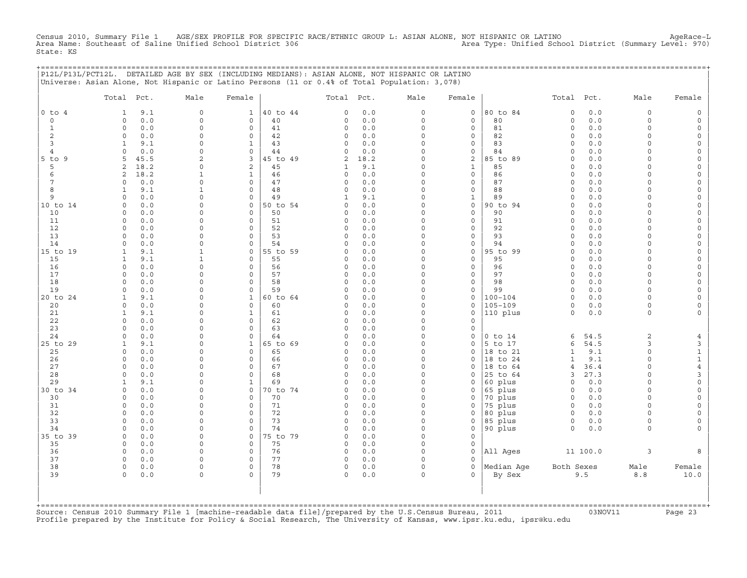Census 2010, Summary File 1 AGE/SEX PROFILE FOR SPECIFIC RACE/ETHNIC GROUP L: ASIAN ALONE, NOT HISPANIC OR LATINO AgeRace-L
Area Name: Southeast of Saline Unified School District 306 Area Type: Unified School District (Summary Level: 970)
State: KS

P12L/P13L/PCT12L. DETAILED AGE BY SEX (INCLUDING MEDIANS): ASIAN ALONE, NOT HISPANIC OR LATINO
Universe: Asian Alone, Not Hispanic or Latino Persons (11 or 0.4% of Total Population: 3,078)

| | Total | Pct. | Male | Female | | Total | Pct. | Male | Female | | Total | Pct. | Male | Female |
|---|---|---|---|---|---|---|---|---|---|---|---|---|---|---|
| 0 to 4 | 1 | 9.1 | 0 | 1 | 40 to 44 | 0 | 0.0 | 0 | 0 | 80 to 84 | 0 | 0.0 | 0 | 0 |
| 0 | 0 | 0.0 | 0 | 0 | 40 | 0 | 0.0 | 0 | 0 | 80 | 0 | 0.0 | 0 | 0 |
| 1 | 0 | 0.0 | 0 | 0 | 41 | 0 | 0.0 | 0 | 0 | 81 | 0 | 0.0 | 0 | 0 |
| 2 | 0 | 0.0 | 0 | 0 | 42 | 0 | 0.0 | 0 | 0 | 82 | 0 | 0.0 | 0 | 0 |
| 3 | 1 | 9.1 | 0 | 1 | 43 | 0 | 0.0 | 0 | 0 | 83 | 0 | 0.0 | 0 | 0 |
| 4 | 0 | 0.0 | 0 | 0 | 44 | 0 | 0.0 | 0 | 0 | 84 | 0 | 0.0 | 0 | 0 |
| 5 to 9 | 5 | 45.5 | 2 | 3 | 45 to 49 | 2 | 18.2 | 0 | 2 | 85 to 89 | 0 | 0.0 | 0 | 0 |
| 5 | 2 | 18.2 | 0 | 2 | 45 | 1 | 9.1 | 0 | 1 | 85 | 0 | 0.0 | 0 | 0 |
| 6 | 2 | 18.2 | 1 | 1 | 46 | 0 | 0.0 | 0 | 0 | 86 | 0 | 0.0 | 0 | 0 |
| 7 | 0 | 0.0 | 0 | 0 | 47 | 0 | 0.0 | 0 | 0 | 87 | 0 | 0.0 | 0 | 0 |
| 8 | 1 | 9.1 | 1 | 0 | 48 | 0 | 0.0 | 0 | 0 | 88 | 0 | 0.0 | 0 | 0 |
| 9 | 0 | 0.0 | 0 | 0 | 49 | 1 | 9.1 | 0 | 1 | 89 | 0 | 0.0 | 0 | 0 |
| 10 to 14 | 0 | 0.0 | 0 | 0 | 50 to 54 | 0 | 0.0 | 0 | 0 | 90 to 94 | 0 | 0.0 | 0 | 0 |
| 10 | 0 | 0.0 | 0 | 0 | 50 | 0 | 0.0 | 0 | 0 | 90 | 0 | 0.0 | 0 | 0 |
| 11 | 0 | 0.0 | 0 | 0 | 51 | 0 | 0.0 | 0 | 0 | 91 | 0 | 0.0 | 0 | 0 |
| 12 | 0 | 0.0 | 0 | 0 | 52 | 0 | 0.0 | 0 | 0 | 92 | 0 | 0.0 | 0 | 0 |
| 13 | 0 | 0.0 | 0 | 0 | 53 | 0 | 0.0 | 0 | 0 | 93 | 0 | 0.0 | 0 | 0 |
| 14 | 0 | 0.0 | 0 | 0 | 54 | 0 | 0.0 | 0 | 0 | 94 | 0 | 0.0 | 0 | 0 |
| 15 to 19 | 1 | 9.1 | 1 | 0 | 55 to 59 | 0 | 0.0 | 0 | 0 | 95 to 99 | 0 | 0.0 | 0 | 0 |
| 15 | 1 | 9.1 | 1 | 0 | 55 | 0 | 0.0 | 0 | 0 | 95 | 0 | 0.0 | 0 | 0 |
| 16 | 0 | 0.0 | 0 | 0 | 56 | 0 | 0.0 | 0 | 0 | 96 | 0 | 0.0 | 0 | 0 |
| 17 | 0 | 0.0 | 0 | 0 | 57 | 0 | 0.0 | 0 | 0 | 97 | 0 | 0.0 | 0 | 0 |
| 18 | 0 | 0.0 | 0 | 0 | 58 | 0 | 0.0 | 0 | 0 | 98 | 0 | 0.0 | 0 | 0 |
| 19 | 0 | 0.0 | 0 | 0 | 59 | 0 | 0.0 | 0 | 0 | 99 | 0 | 0.0 | 0 | 0 |
| 20 to 24 | 1 | 9.1 | 0 | 1 | 60 to 64 | 0 | 0.0 | 0 | 0 | 100-104 | 0 | 0.0 | 0 | 0 |
| 20 | 0 | 0.0 | 0 | 0 | 60 | 0 | 0.0 | 0 | 0 | 105-109 | 0 | 0.0 | 0 | 0 |
| 21 | 1 | 9.1 | 0 | 1 | 61 | 0 | 0.0 | 0 | 0 | 110 plus | 0 | 0.0 | 0 | 0 |
| 22 | 0 | 0.0 | 0 | 0 | 62 | 0 | 0.0 | 0 | 0 | | | | | |
| 23 | 0 | 0.0 | 0 | 0 | 63 | 0 | 0.0 | 0 | 0 | | | | | |
| 24 | 0 | 0.0 | 0 | 0 | 64 | 0 | 0.0 | 0 | 0 | 0 to 14 | 6 | 54.5 | 2 | 4 |
| 25 to 29 | 1 | 9.1 | 0 | 1 | 65 to 69 | 0 | 0.0 | 0 | 0 | 5 to 17 | 6 | 54.5 | 3 | 3 |
| 25 | 0 | 0.0 | 0 | 0 | 65 | 0 | 0.0 | 0 | 0 | 18 to 21 | 1 | 9.1 | 0 | 1 |
| 26 | 0 | 0.0 | 0 | 0 | 66 | 0 | 0.0 | 0 | 0 | 18 to 24 | 1 | 9.1 | 0 | 1 |
| 27 | 0 | 0.0 | 0 | 0 | 67 | 0 | 0.0 | 0 | 0 | 18 to 64 | 4 | 36.4 | 0 | 4 |
| 28 | 0 | 0.0 | 0 | 0 | 68 | 0 | 0.0 | 0 | 0 | 25 to 64 | 3 | 27.3 | 0 | 3 |
| 29 | 1 | 9.1 | 0 | 1 | 69 | 0 | 0.0 | 0 | 0 | 60 plus | 0 | 0.0 | 0 | 0 |
| 30 to 34 | 0 | 0.0 | 0 | 0 | 70 to 74 | 0 | 0.0 | 0 | 0 | 65 plus | 0 | 0.0 | 0 | 0 |
| 30 | 0 | 0.0 | 0 | 0 | 70 | 0 | 0.0 | 0 | 0 | 70 plus | 0 | 0.0 | 0 | 0 |
| 31 | 0 | 0.0 | 0 | 0 | 71 | 0 | 0.0 | 0 | 0 | 75 plus | 0 | 0.0 | 0 | 0 |
| 32 | 0 | 0.0 | 0 | 0 | 72 | 0 | 0.0 | 0 | 0 | 80 plus | 0 | 0.0 | 0 | 0 |
| 33 | 0 | 0.0 | 0 | 0 | 73 | 0 | 0.0 | 0 | 0 | 85 plus | 0 | 0.0 | 0 | 0 |
| 34 | 0 | 0.0 | 0 | 0 | 74 | 0 | 0.0 | 0 | 0 | 90 plus | 0 | 0.0 | 0 | 0 |
| 35 to 39 | 0 | 0.0 | 0 | 0 | 75 to 79 | 0 | 0.0 | 0 | 0 | | | | | |
| 35 | 0 | 0.0 | 0 | 0 | 75 | 0 | 0.0 | 0 | 0 | | | | | |
| 36 | 0 | 0.0 | 0 | 0 | 76 | 0 | 0.0 | 0 | 0 | All Ages | 11 | 100.0 | 3 | 8 |
| 37 | 0 | 0.0 | 0 | 0 | 77 | 0 | 0.0 | 0 | 0 | | | | | |
| 38 | 0 | 0.0 | 0 | 0 | 78 | 0 | 0.0 | 0 | 0 | Median Age | Both Sexes | | Male | Female |
| 39 | 0 | 0.0 | 0 | 0 | 79 | 0 | 0.0 | 0 | 0 | By Sex | 9.5 | | 8.8 | 10.0 |

Source: Census 2010 Summary File 1 [machine-readable data file]/prepared by the U.S.Census Bureau, 2011 03NOV11
Profile prepared by the Institute for Policy & Social Research, The University of Kansas, www.ipsr.ku.edu, ipsr@ku.edu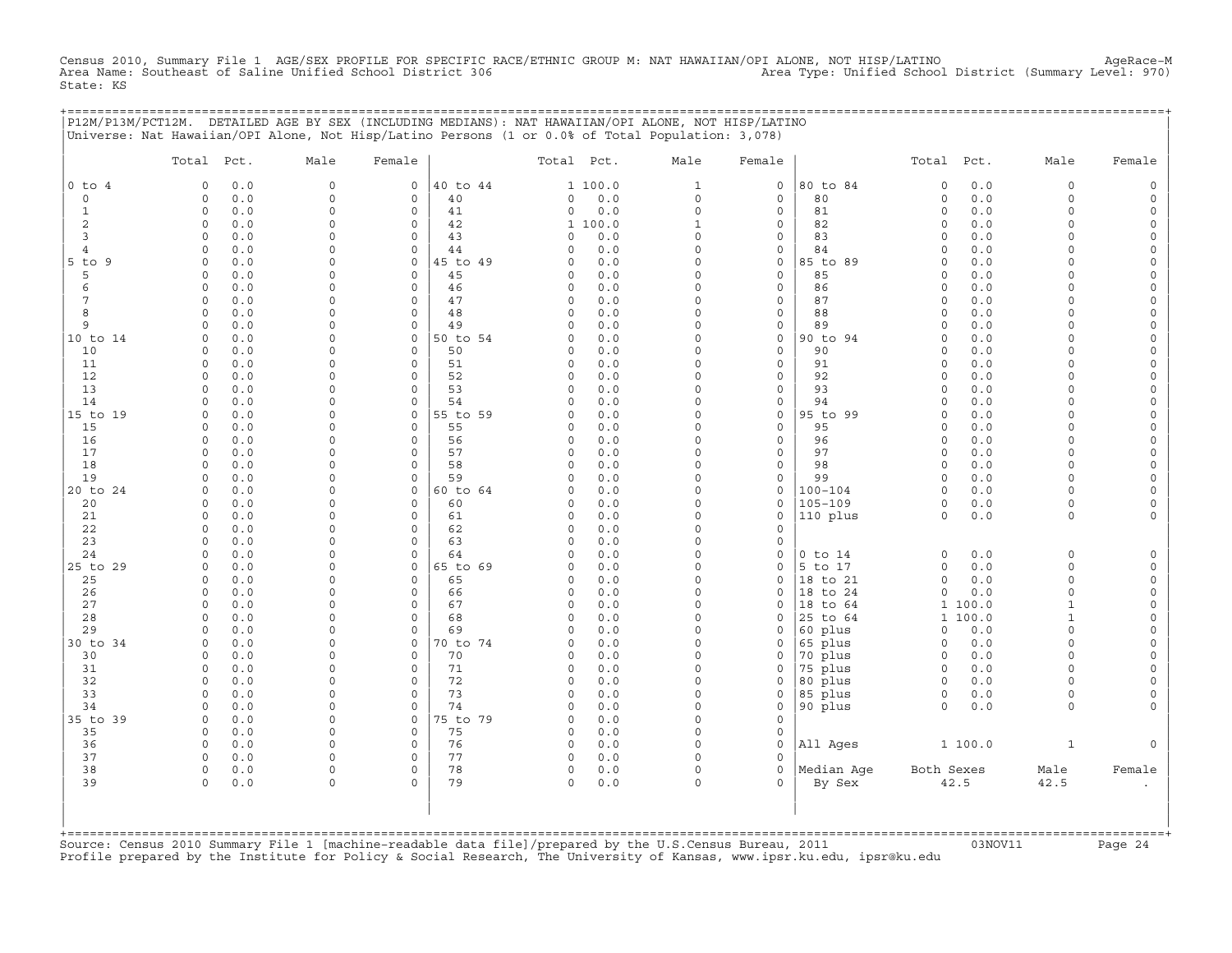Census 2010, Summary File 1 AGE/SEX PROFILE FOR SPECIFIC RACE/ETHNIC GROUP M: NAT HAWAIIAN/OPI ALONE, NOT HISP/LATINO AgeRace-M
Area Name: Southeast of Saline Unified School District 306 Area Type: Unified School District (Summary Level: 970)
State: KS

P12M/P13M/PCT12M. DETAILED AGE BY SEX (INCLUDING MEDIANS): NAT HAWAIIAN/OPI ALONE, NOT HISP/LATINO
Universe: Nat Hawaiian/OPI Alone, Not Hisp/Latino Persons (1 or 0.0% of Total Population: 3,078)

| | Total | Pct. | Male | Female | | Total | Pct. | Male | Female | | Total | Pct. | Male | Female |
|---|---|---|---|---|---|---|---|---|---|---|---|---|---|---|
| 0 to 4 | 0 | 0.0 | 0 | 0 | 40 to 44 | 1 | 100.0 | 1 | 0 | 80 to 84 | 0 | 0.0 | 0 | 0 |
| 0 | 0 | 0.0 | 0 | 0 | 40 | 0 | 0.0 | 0 | 0 | 80 | 0 | 0.0 | 0 | 0 |
| 1 | 0 | 0.0 | 0 | 0 | 41 | 0 | 0.0 | 0 | 0 | 81 | 0 | 0.0 | 0 | 0 |
| 2 | 0 | 0.0 | 0 | 0 | 42 | 1 | 100.0 | 1 | 0 | 82 | 0 | 0.0 | 0 | 0 |
| 3 | 0 | 0.0 | 0 | 0 | 43 | 0 | 0.0 | 0 | 0 | 83 | 0 | 0.0 | 0 | 0 |
| 4 | 0 | 0.0 | 0 | 0 | 44 | 0 | 0.0 | 0 | 0 | 84 | 0 | 0.0 | 0 | 0 |
| 5 to 9 | 0 | 0.0 | 0 | 0 | 45 to 49 | 0 | 0.0 | 0 | 0 | 85 to 89 | 0 | 0.0 | 0 | 0 |
| 5 | 0 | 0.0 | 0 | 0 | 45 | 0 | 0.0 | 0 | 0 | 85 | 0 | 0.0 | 0 | 0 |
| 6 | 0 | 0.0 | 0 | 0 | 46 | 0 | 0.0 | 0 | 0 | 86 | 0 | 0.0 | 0 | 0 |
| 7 | 0 | 0.0 | 0 | 0 | 47 | 0 | 0.0 | 0 | 0 | 87 | 0 | 0.0 | 0 | 0 |
| 8 | 0 | 0.0 | 0 | 0 | 48 | 0 | 0.0 | 0 | 0 | 88 | 0 | 0.0 | 0 | 0 |
| 9 | 0 | 0.0 | 0 | 0 | 49 | 0 | 0.0 | 0 | 0 | 89 | 0 | 0.0 | 0 | 0 |
| 10 to 14 | 0 | 0.0 | 0 | 0 | 50 to 54 | 0 | 0.0 | 0 | 0 | 90 to 94 | 0 | 0.0 | 0 | 0 |
| 10 | 0 | 0.0 | 0 | 0 | 50 | 0 | 0.0 | 0 | 0 | 90 | 0 | 0.0 | 0 | 0 |
| 11 | 0 | 0.0 | 0 | 0 | 51 | 0 | 0.0 | 0 | 0 | 91 | 0 | 0.0 | 0 | 0 |
| 12 | 0 | 0.0 | 0 | 0 | 52 | 0 | 0.0 | 0 | 0 | 92 | 0 | 0.0 | 0 | 0 |
| 13 | 0 | 0.0 | 0 | 0 | 53 | 0 | 0.0 | 0 | 0 | 93 | 0 | 0.0 | 0 | 0 |
| 14 | 0 | 0.0 | 0 | 0 | 54 | 0 | 0.0 | 0 | 0 | 94 | 0 | 0.0 | 0 | 0 |
| 15 to 19 | 0 | 0.0 | 0 | 0 | 55 to 59 | 0 | 0.0 | 0 | 0 | 95 to 99 | 0 | 0.0 | 0 | 0 |
| 15 | 0 | 0.0 | 0 | 0 | 55 | 0 | 0.0 | 0 | 0 | 95 | 0 | 0.0 | 0 | 0 |
| 16 | 0 | 0.0 | 0 | 0 | 56 | 0 | 0.0 | 0 | 0 | 96 | 0 | 0.0 | 0 | 0 |
| 17 | 0 | 0.0 | 0 | 0 | 57 | 0 | 0.0 | 0 | 0 | 97 | 0 | 0.0 | 0 | 0 |
| 18 | 0 | 0.0 | 0 | 0 | 58 | 0 | 0.0 | 0 | 0 | 98 | 0 | 0.0 | 0 | 0 |
| 19 | 0 | 0.0 | 0 | 0 | 59 | 0 | 0.0 | 0 | 0 | 99 | 0 | 0.0 | 0 | 0 |
| 20 to 24 | 0 | 0.0 | 0 | 0 | 60 to 64 | 0 | 0.0 | 0 | 0 | 100-104 | 0 | 0.0 | 0 | 0 |
| 20 | 0 | 0.0 | 0 | 0 | 60 | 0 | 0.0 | 0 | 0 | 105-109 | 0 | 0.0 | 0 | 0 |
| 21 | 0 | 0.0 | 0 | 0 | 61 | 0 | 0.0 | 0 | 0 | 110 plus | 0 | 0.0 | 0 | 0 |
| 22 | 0 | 0.0 | 0 | 0 | 62 | 0 | 0.0 | 0 | 0 | | | | | |
| 23 | 0 | 0.0 | 0 | 0 | 63 | 0 | 0.0 | 0 | 0 | | | | | |
| 24 | 0 | 0.0 | 0 | 0 | 64 | 0 | 0.0 | 0 | 0 | 0 to 14 | 0 | 0.0 | 0 | 0 |
| 25 to 29 | 0 | 0.0 | 0 | 0 | 65 to 69 | 0 | 0.0 | 0 | 0 | 5 to 17 | 0 | 0.0 | 0 | 0 |
| 25 | 0 | 0.0 | 0 | 0 | 65 | 0 | 0.0 | 0 | 0 | 18 to 21 | 0 | 0.0 | 0 | 0 |
| 26 | 0 | 0.0 | 0 | 0 | 66 | 0 | 0.0 | 0 | 0 | 18 to 24 | 0 | 0.0 | 0 | 0 |
| 27 | 0 | 0.0 | 0 | 0 | 67 | 0 | 0.0 | 0 | 0 | 18 to 64 | 1 | 100.0 | 1 | 0 |
| 28 | 0 | 0.0 | 0 | 0 | 68 | 0 | 0.0 | 0 | 0 | 25 to 64 | 1 | 100.0 | 1 | 0 |
| 29 | 0 | 0.0 | 0 | 0 | 69 | 0 | 0.0 | 0 | 0 | 60 plus | 0 | 0.0 | 0 | 0 |
| 30 to 34 | 0 | 0.0 | 0 | 0 | 70 to 74 | 0 | 0.0 | 0 | 0 | 65 plus | 0 | 0.0 | 0 | 0 |
| 30 | 0 | 0.0 | 0 | 0 | 70 | 0 | 0.0 | 0 | 0 | 70 plus | 0 | 0.0 | 0 | 0 |
| 31 | 0 | 0.0 | 0 | 0 | 71 | 0 | 0.0 | 0 | 0 | 75 plus | 0 | 0.0 | 0 | 0 |
| 32 | 0 | 0.0 | 0 | 0 | 72 | 0 | 0.0 | 0 | 0 | 80 plus | 0 | 0.0 | 0 | 0 |
| 33 | 0 | 0.0 | 0 | 0 | 73 | 0 | 0.0 | 0 | 0 | 85 plus | 0 | 0.0 | 0 | 0 |
| 34 | 0 | 0.0 | 0 | 0 | 74 | 0 | 0.0 | 0 | 0 | 90 plus | 0 | 0.0 | 0 | 0 |
| 35 to 39 | 0 | 0.0 | 0 | 0 | 75 to 79 | 0 | 0.0 | 0 | 0 | | | | | |
| 35 | 0 | 0.0 | 0 | 0 | 75 | 0 | 0.0 | 0 | 0 | | | | | |
| 36 | 0 | 0.0 | 0 | 0 | 76 | 0 | 0.0 | 0 | 0 | All Ages | 1 | 100.0 | 1 | 0 |
| 37 | 0 | 0.0 | 0 | 0 | 77 | 0 | 0.0 | 0 | 0 | | | | | |
| 38 | 0 | 0.0 | 0 | 0 | 78 | 0 | 0.0 | 0 | 0 | Median Age | Both Sexes | | Male | Female |
| 39 | 0 | 0.0 | 0 | 0 | 79 | 0 | 0.0 | 0 | 0 | By Sex | 42.5 | | 42.5 | . |

Source: Census 2010 Summary File 1 [machine-readable data file]/prepared by the U.S.Census Bureau, 2011 03NOV11
Profile prepared by the Institute for Policy & Social Research, The University of Kansas, www.ipsr.ku.edu, ipsr@ku.edu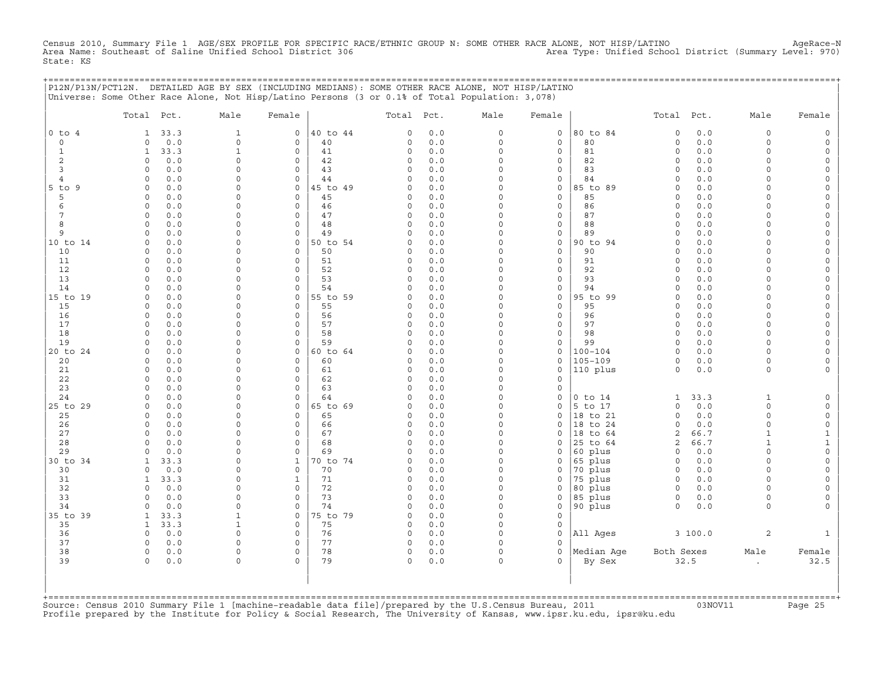Census 2010, Summary File 1 AGE/SEX PROFILE FOR SPECIFIC RACE/ETHNIC GROUP N: SOME OTHER RACE ALONE, NOT HISP/LATINO AgeRace-N
Area Name: Southeast of Saline Unified School District 306 Area Type: Unified School District (Summary Level: 970)
State: KS

P12N/P13N/PCT12N. DETAILED AGE BY SEX (INCLUDING MEDIANS): SOME OTHER RACE ALONE, NOT HISP/LATINO
Universe: Some Other Race Alone, Not Hisp/Latino Persons (3 or 0.1% of Total Population: 3,078)

| | Total | Pct. | Male | Female | | Total | Pct. | Male | Female | | Total | Pct. | Male | Female |
|---|---|---|---|---|---|---|---|---|---|---|---|---|---|---|
| 0 to 4 | 1 | 33.3 | 1 | 0 | 40 to 44 | 0 | 0.0 | 0 | 0 | 80 to 84 | 0 | 0.0 | 0 | 0 |
| 0 | 0 | 0.0 | 0 | 0 | 40 | 0 | 0.0 | 0 | 0 | 80 | 0 | 0.0 | 0 | 0 |
| 1 | 1 | 33.3 | 1 | 0 | 41 | 0 | 0.0 | 0 | 0 | 81 | 0 | 0.0 | 0 | 0 |
| 2 | 0 | 0.0 | 0 | 0 | 42 | 0 | 0.0 | 0 | 0 | 82 | 0 | 0.0 | 0 | 0 |
| 3 | 0 | 0.0 | 0 | 0 | 43 | 0 | 0.0 | 0 | 0 | 83 | 0 | 0.0 | 0 | 0 |
| 4 | 0 | 0.0 | 0 | 0 | 44 | 0 | 0.0 | 0 | 0 | 84 | 0 | 0.0 | 0 | 0 |
| 5 to 9 | 0 | 0.0 | 0 | 0 | 45 to 49 | 0 | 0.0 | 0 | 0 | 85 to 89 | 0 | 0.0 | 0 | 0 |
| 5 | 0 | 0.0 | 0 | 0 | 45 | 0 | 0.0 | 0 | 0 | 85 | 0 | 0.0 | 0 | 0 |
| 6 | 0 | 0.0 | 0 | 0 | 46 | 0 | 0.0 | 0 | 0 | 86 | 0 | 0.0 | 0 | 0 |
| 7 | 0 | 0.0 | 0 | 0 | 47 | 0 | 0.0 | 0 | 0 | 87 | 0 | 0.0 | 0 | 0 |
| 8 | 0 | 0.0 | 0 | 0 | 48 | 0 | 0.0 | 0 | 0 | 88 | 0 | 0.0 | 0 | 0 |
| 9 | 0 | 0.0 | 0 | 0 | 49 | 0 | 0.0 | 0 | 0 | 89 | 0 | 0.0 | 0 | 0 |
| 10 to 14 | 0 | 0.0 | 0 | 0 | 50 to 54 | 0 | 0.0 | 0 | 0 | 90 to 94 | 0 | 0.0 | 0 | 0 |
| 10 | 0 | 0.0 | 0 | 0 | 50 | 0 | 0.0 | 0 | 0 | 90 | 0 | 0.0 | 0 | 0 |
| 11 | 0 | 0.0 | 0 | 0 | 51 | 0 | 0.0 | 0 | 0 | 91 | 0 | 0.0 | 0 | 0 |
| 12 | 0 | 0.0 | 0 | 0 | 52 | 0 | 0.0 | 0 | 0 | 92 | 0 | 0.0 | 0 | 0 |
| 13 | 0 | 0.0 | 0 | 0 | 53 | 0 | 0.0 | 0 | 0 | 93 | 0 | 0.0 | 0 | 0 |
| 14 | 0 | 0.0 | 0 | 0 | 54 | 0 | 0.0 | 0 | 0 | 94 | 0 | 0.0 | 0 | 0 |
| 15 to 19 | 0 | 0.0 | 0 | 0 | 55 to 59 | 0 | 0.0 | 0 | 0 | 95 to 99 | 0 | 0.0 | 0 | 0 |
| 15 | 0 | 0.0 | 0 | 0 | 55 | 0 | 0.0 | 0 | 0 | 95 | 0 | 0.0 | 0 | 0 |
| 16 | 0 | 0.0 | 0 | 0 | 56 | 0 | 0.0 | 0 | 0 | 96 | 0 | 0.0 | 0 | 0 |
| 17 | 0 | 0.0 | 0 | 0 | 57 | 0 | 0.0 | 0 | 0 | 97 | 0 | 0.0 | 0 | 0 |
| 18 | 0 | 0.0 | 0 | 0 | 58 | 0 | 0.0 | 0 | 0 | 98 | 0 | 0.0 | 0 | 0 |
| 19 | 0 | 0.0 | 0 | 0 | 59 | 0 | 0.0 | 0 | 0 | 99 | 0 | 0.0 | 0 | 0 |
| 20 to 24 | 0 | 0.0 | 0 | 0 | 60 to 64 | 0 | 0.0 | 0 | 0 | 100-104 | 0 | 0.0 | 0 | 0 |
| 20 | 0 | 0.0 | 0 | 0 | 60 | 0 | 0.0 | 0 | 0 | 105-109 | 0 | 0.0 | 0 | 0 |
| 21 | 0 | 0.0 | 0 | 0 | 61 | 0 | 0.0 | 0 | 0 | 110 plus | 0 | 0.0 | 0 | 0 |
| 22 | 0 | 0.0 | 0 | 0 | 62 | 0 | 0.0 | 0 | 0 | | | | | |
| 23 | 0 | 0.0 | 0 | 0 | 63 | 0 | 0.0 | 0 | 0 | | | | | |
| 24 | 0 | 0.0 | 0 | 0 | 64 | 0 | 0.0 | 0 | 0 | 0 to 14 | 1 | 33.3 | 1 | 0 |
| 25 to 29 | 0 | 0.0 | 0 | 0 | 65 to 69 | 0 | 0.0 | 0 | 0 | 5 to 17 | 0 | 0.0 | 0 | 0 |
| 25 | 0 | 0.0 | 0 | 0 | 65 | 0 | 0.0 | 0 | 0 | 18 to 21 | 0 | 0.0 | 0 | 0 |
| 26 | 0 | 0.0 | 0 | 0 | 66 | 0 | 0.0 | 0 | 0 | 18 to 24 | 0 | 0.0 | 0 | 0 |
| 27 | 0 | 0.0 | 0 | 0 | 67 | 0 | 0.0 | 0 | 0 | 18 to 64 | 2 | 66.7 | 1 | 1 |
| 28 | 0 | 0.0 | 0 | 0 | 68 | 0 | 0.0 | 0 | 0 | 25 to 64 | 2 | 66.7 | 1 | 1 |
| 29 | 0 | 0.0 | 0 | 0 | 69 | 0 | 0.0 | 0 | 0 | 60 plus | 0 | 0.0 | 0 | 0 |
| 30 to 34 | 1 | 33.3 | 0 | 1 | 70 to 74 | 0 | 0.0 | 0 | 0 | 65 plus | 0 | 0.0 | 0 | 0 |
| 30 | 0 | 0.0 | 0 | 0 | 70 | 0 | 0.0 | 0 | 0 | 70 plus | 0 | 0.0 | 0 | 0 |
| 31 | 1 | 33.3 | 0 | 1 | 71 | 0 | 0.0 | 0 | 0 | 75 plus | 0 | 0.0 | 0 | 0 |
| 32 | 0 | 0.0 | 0 | 0 | 72 | 0 | 0.0 | 0 | 0 | 80 plus | 0 | 0.0 | 0 | 0 |
| 33 | 0 | 0.0 | 0 | 0 | 73 | 0 | 0.0 | 0 | 0 | 85 plus | 0 | 0.0 | 0 | 0 |
| 34 | 0 | 0.0 | 0 | 0 | 74 | 0 | 0.0 | 0 | 0 | 90 plus | 0 | 0.0 | 0 | 0 |
| 35 to 39 | 1 | 33.3 | 1 | 0 | 75 to 79 | 0 | 0.0 | 0 | 0 | | | | | |
| 35 | 1 | 33.3 | 1 | 0 | 75 | 0 | 0.0 | 0 | 0 | | | | | |
| 36 | 0 | 0.0 | 0 | 0 | 76 | 0 | 0.0 | 0 | 0 | All Ages | 3 | 100.0 | 2 | 1 |
| 37 | 0 | 0.0 | 0 | 0 | 77 | 0 | 0.0 | 0 | 0 | | | | | |
| 38 | 0 | 0.0 | 0 | 0 | 78 | 0 | 0.0 | 0 | 0 | Median Age | Both Sexes | | Male | Female |
| 39 | 0 | 0.0 | 0 | 0 | 79 | 0 | 0.0 | 0 | 0 | By Sex | 32.5 | | . | 32.5 |

Source: Census 2010 Summary File 1 [machine-readable data file]/prepared by the U.S.Census Bureau, 2011 03NOV11
Profile prepared by the Institute for Policy & Social Research, The University of Kansas, www.ipsr.ku.edu, ipsr@ku.edu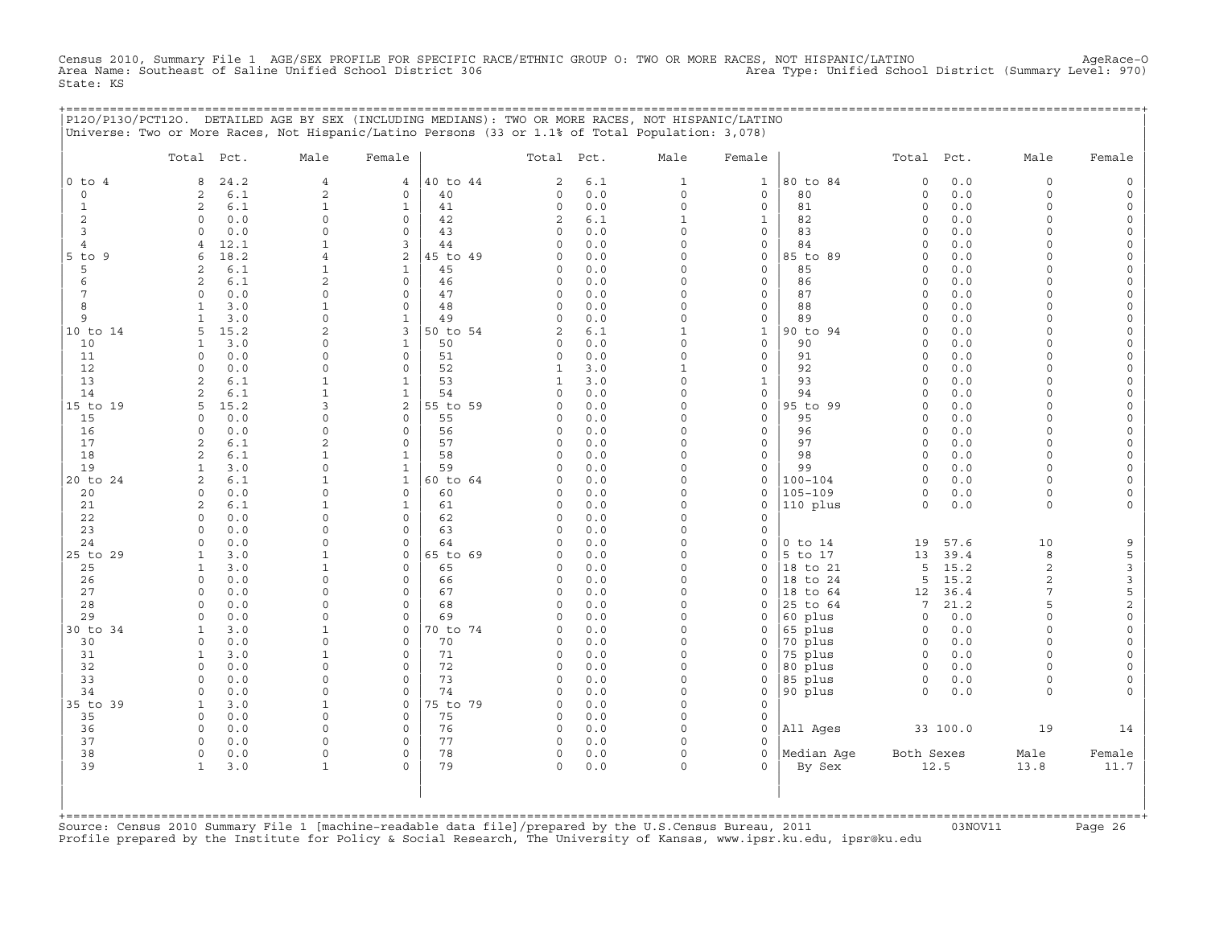Census 2010, Summary File 1 AGE/SEX PROFILE FOR SPECIFIC RACE/ETHNIC GROUP O: TWO OR MORE RACES, NOT HISPANIC/LATINO AgeRace-O
Area Name: Southeast of Saline Unified School District 306 Area Type: Unified School District (Summary Level: 970)
State: KS

P12O/P13O/PCT12O. DETAILED AGE BY SEX (INCLUDING MEDIANS): TWO OR MORE RACES, NOT HISPANIC/LATINO
Universe: Two or More Races, Not Hispanic/Latino Persons (33 or 1.1% of Total Population: 3,078)

| | Total | Pct. | Male | Female | | Total | Pct. | Male | Female | | Total | Pct. | Male | Female |
|---|---|---|---|---|---|---|---|---|---|---|---|---|---|---|
| 0 to 4 | 8 | 24.2 | 4 | 4 | 40 to 44 | 2 | 6.1 | 1 | 1 | 80 to 84 | 0 | 0.0 | 0 | 0 |
| 0 | 2 | 6.1 | 2 | 0 | 40 | 0 | 0.0 | 0 | 0 | 80 | 0 | 0.0 | 0 | 0 |
| 1 | 2 | 6.1 | 1 | 1 | 41 | 0 | 0.0 | 0 | 0 | 81 | 0 | 0.0 | 0 | 0 |
| 2 | 0 | 0.0 | 0 | 0 | 42 | 2 | 6.1 | 1 | 1 | 82 | 0 | 0.0 | 0 | 0 |
| 3 | 0 | 0.0 | 0 | 0 | 43 | 0 | 0.0 | 0 | 0 | 83 | 0 | 0.0 | 0 | 0 |
| 4 | 4 | 12.1 | 1 | 3 | 44 | 0 | 0.0 | 0 | 0 | 84 | 0 | 0.0 | 0 | 0 |
| 5 to 9 | 6 | 18.2 | 4 | 2 | 45 to 49 | 0 | 0.0 | 0 | 0 | 85 to 89 | 0 | 0.0 | 0 | 0 |
| 5 | 2 | 6.1 | 1 | 1 | 45 | 0 | 0.0 | 0 | 0 | 85 | 0 | 0.0 | 0 | 0 |
| 6 | 2 | 6.1 | 2 | 0 | 46 | 0 | 0.0 | 0 | 0 | 86 | 0 | 0.0 | 0 | 0 |
| 7 | 0 | 0.0 | 0 | 0 | 47 | 0 | 0.0 | 0 | 0 | 87 | 0 | 0.0 | 0 | 0 |
| 8 | 1 | 3.0 | 1 | 0 | 48 | 0 | 0.0 | 0 | 0 | 88 | 0 | 0.0 | 0 | 0 |
| 9 | 1 | 3.0 | 0 | 1 | 49 | 0 | 0.0 | 0 | 0 | 89 | 0 | 0.0 | 0 | 0 |
| 10 to 14 | 5 | 15.2 | 2 | 3 | 50 to 54 | 2 | 6.1 | 1 | 1 | 90 to 94 | 0 | 0.0 | 0 | 0 |
| 10 | 1 | 3.0 | 0 | 1 | 50 | 0 | 0.0 | 0 | 0 | 90 | 0 | 0.0 | 0 | 0 |
| 11 | 0 | 0.0 | 0 | 0 | 51 | 0 | 0.0 | 0 | 0 | 91 | 0 | 0.0 | 0 | 0 |
| 12 | 0 | 0.0 | 0 | 0 | 52 | 1 | 3.0 | 1 | 0 | 92 | 0 | 0.0 | 0 | 0 |
| 13 | 2 | 6.1 | 1 | 1 | 53 | 1 | 3.0 | 0 | 1 | 93 | 0 | 0.0 | 0 | 0 |
| 14 | 2 | 6.1 | 1 | 1 | 54 | 0 | 0.0 | 0 | 0 | 94 | 0 | 0.0 | 0 | 0 |
| 15 to 19 | 5 | 15.2 | 3 | 2 | 55 to 59 | 0 | 0.0 | 0 | 0 | 95 to 99 | 0 | 0.0 | 0 | 0 |
| 15 | 0 | 0.0 | 0 | 0 | 55 | 0 | 0.0 | 0 | 0 | 95 | 0 | 0.0 | 0 | 0 |
| 16 | 0 | 0.0 | 0 | 0 | 56 | 0 | 0.0 | 0 | 0 | 96 | 0 | 0.0 | 0 | 0 |
| 17 | 2 | 6.1 | 2 | 0 | 57 | 0 | 0.0 | 0 | 0 | 97 | 0 | 0.0 | 0 | 0 |
| 18 | 2 | 6.1 | 1 | 1 | 58 | 0 | 0.0 | 0 | 0 | 98 | 0 | 0.0 | 0 | 0 |
| 19 | 1 | 3.0 | 0 | 1 | 59 | 0 | 0.0 | 0 | 0 | 99 | 0 | 0.0 | 0 | 0 |
| 20 to 24 | 2 | 6.1 | 1 | 1 | 60 to 64 | 0 | 0.0 | 0 | 0 | 100-104 | 0 | 0.0 | 0 | 0 |
| 20 | 0 | 0.0 | 0 | 0 | 60 | 0 | 0.0 | 0 | 0 | 105-109 | 0 | 0.0 | 0 | 0 |
| 21 | 2 | 6.1 | 1 | 1 | 61 | 0 | 0.0 | 0 | 0 | 110 plus | 0 | 0.0 | 0 | 0 |
| 22 | 0 | 0.0 | 0 | 0 | 62 | 0 | 0.0 | 0 | 0 | | | | | |
| 23 | 0 | 0.0 | 0 | 0 | 63 | 0 | 0.0 | 0 | 0 | | | | | |
| 24 | 0 | 0.0 | 0 | 0 | 64 | 0 | 0.0 | 0 | 0 | 0 to 14 | 19 | 57.6 | 10 | 9 |
| 25 to 29 | 1 | 3.0 | 1 | 0 | 65 to 69 | 0 | 0.0 | 0 | 0 | 5 to 17 | 13 | 39.4 | 8 | 5 |
| 25 | 1 | 3.0 | 1 | 0 | 65 | 0 | 0.0 | 0 | 0 | 18 to 21 | 5 | 15.2 | 2 | 3 |
| 26 | 0 | 0.0 | 0 | 0 | 66 | 0 | 0.0 | 0 | 0 | 18 to 24 | 5 | 15.2 | 2 | 3 |
| 27 | 0 | 0.0 | 0 | 0 | 67 | 0 | 0.0 | 0 | 0 | 18 to 64 | 12 | 36.4 | 7 | 5 |
| 28 | 0 | 0.0 | 0 | 0 | 68 | 0 | 0.0 | 0 | 0 | 25 to 64 | 7 | 21.2 | 5 | 2 |
| 29 | 0 | 0.0 | 0 | 0 | 69 | 0 | 0.0 | 0 | 0 | 60 plus | 0 | 0.0 | 0 | 0 |
| 30 to 34 | 1 | 3.0 | 1 | 0 | 70 to 74 | 0 | 0.0 | 0 | 0 | 65 plus | 0 | 0.0 | 0 | 0 |
| 30 | 0 | 0.0 | 0 | 0 | 70 | 0 | 0.0 | 0 | 0 | 70 plus | 0 | 0.0 | 0 | 0 |
| 31 | 1 | 3.0 | 1 | 0 | 71 | 0 | 0.0 | 0 | 0 | 75 plus | 0 | 0.0 | 0 | 0 |
| 32 | 0 | 0.0 | 0 | 0 | 72 | 0 | 0.0 | 0 | 0 | 80 plus | 0 | 0.0 | 0 | 0 |
| 33 | 0 | 0.0 | 0 | 0 | 73 | 0 | 0.0 | 0 | 0 | 85 plus | 0 | 0.0 | 0 | 0 |
| 34 | 0 | 0.0 | 0 | 0 | 74 | 0 | 0.0 | 0 | 0 | 90 plus | 0 | 0.0 | 0 | 0 |
| 35 to 39 | 1 | 3.0 | 1 | 0 | 75 to 79 | 0 | 0.0 | 0 | 0 | | | | | |
| 35 | 0 | 0.0 | 0 | 0 | 75 | 0 | 0.0 | 0 | 0 | | | | | |
| 36 | 0 | 0.0 | 0 | 0 | 76 | 0 | 0.0 | 0 | 0 | All Ages | 33 | 100.0 | 19 | 14 |
| 37 | 0 | 0.0 | 0 | 0 | 77 | 0 | 0.0 | 0 | 0 | | | | | |
| 38 | 0 | 0.0 | 0 | 0 | 78 | 0 | 0.0 | 0 | 0 | Median Age | Both Sexes | | Male | Female |
| 39 | 1 | 3.0 | 1 | 0 | 79 | 0 | 0.0 | 0 | 0 | By Sex | 12.5 | | 13.8 | 11.7 |

Source: Census 2010 Summary File 1 [machine-readable data file]/prepared by the U.S.Census Bureau, 2011 03NOV11
Profile prepared by the Institute for Policy & Social Research, The University of Kansas, www.ipsr.ku.edu, ipsr@ku.edu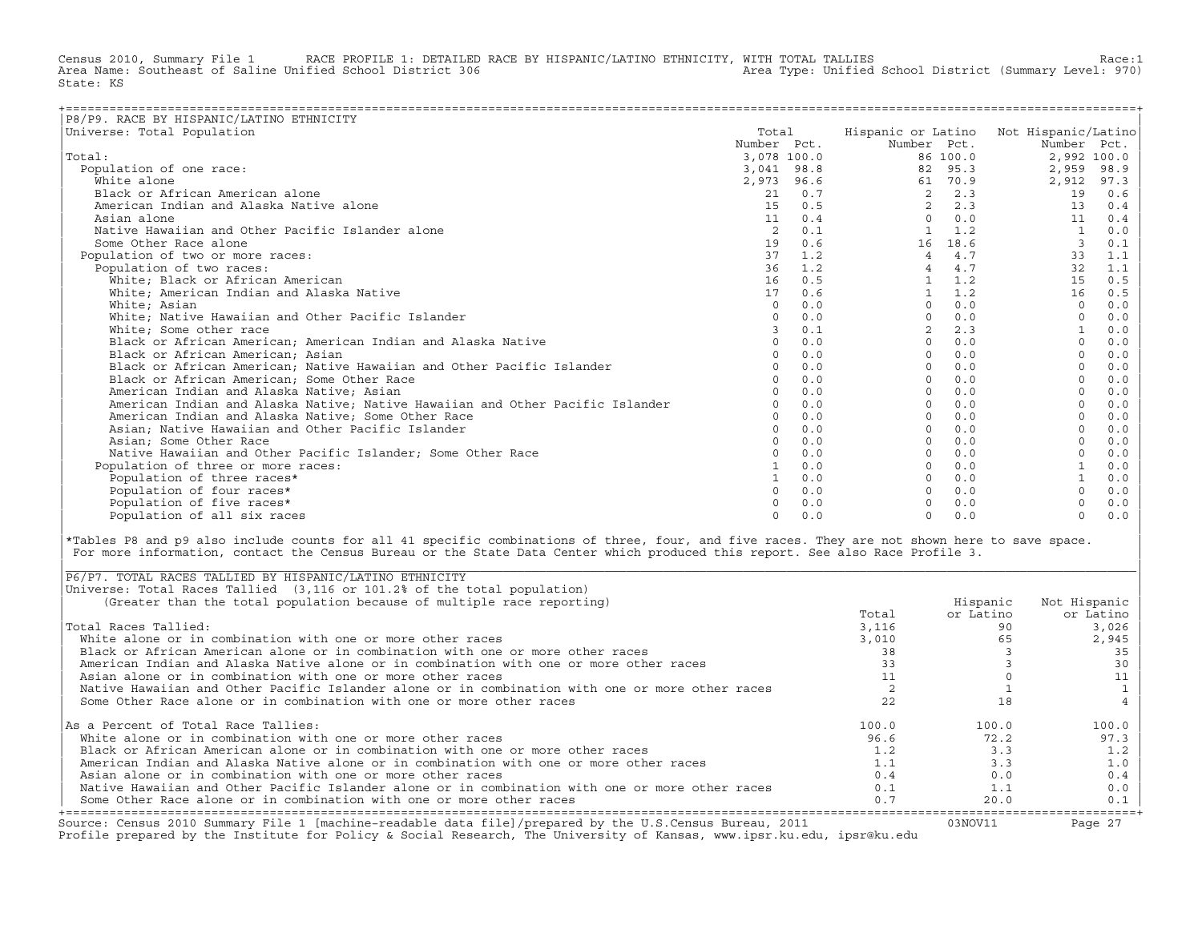Census 2010, Summary File 1 RACE PROFILE 1: DETAILED RACE BY HISPANIC/LATINO ETHNICITY, WITH TOTAL TALLIES Race:1
Area Name: Southeast of Saline Unified School District 306 Area Type: Unified School District (Summary Level: 970)
State: KS

## P8/P9. RACE BY HISPANIC/LATINO ETHNICITY

Universe: Total Population

| | Total Number | Total Pct. | Hispanic or Latino Number | Hispanic or Latino Pct. | Not Hispanic/Latino Number | Not Hispanic/Latino Pct. |
|---|---|---|---|---|---|---|
| Total: | 3,078 | 100.0 | 86 | 100.0 | 2,992 | 100.0 |
| Population of one race: | 3,041 | 98.8 | 82 | 95.3 | 2,959 | 98.9 |
| White alone | 2,973 | 96.6 | 61 | 70.9 | 2,912 | 97.3 |
| Black or African American alone | 21 | 0.7 | 2 | 2.3 | 19 | 0.6 |
| American Indian and Alaska Native alone | 15 | 0.5 | 2 | 2.3 | 13 | 0.4 |
| Asian alone | 11 | 0.4 | 0 | 0.0 | 11 | 0.4 |
| Native Hawaiian and Other Pacific Islander alone | 2 | 0.1 | 1 | 1.2 | 1 | 0.0 |
| Some Other Race alone | 19 | 0.6 | 16 | 18.6 | 3 | 0.1 |
| Population of two or more races: | 37 | 1.2 | 4 | 4.7 | 33 | 1.1 |
| Population of two races: | 36 | 1.2 | 4 | 4.7 | 32 | 1.1 |
| White; Black or African American | 16 | 0.5 | 1 | 1.2 | 15 | 0.5 |
| White; American Indian and Alaska Native | 17 | 0.6 | 1 | 1.2 | 16 | 0.5 |
| White; Asian | 0 | 0.0 | 0 | 0.0 | 0 | 0.0 |
| White; Native Hawaiian and Other Pacific Islander | 0 | 0.0 | 0 | 0.0 | 0 | 0.0 |
| White; Some other race | 3 | 0.1 | 2 | 2.3 | 1 | 0.0 |
| Black or African American; American Indian and Alaska Native | 0 | 0.0 | 0 | 0.0 | 0 | 0.0 |
| Black or African American; Asian | 0 | 0.0 | 0 | 0.0 | 0 | 0.0 |
| Black or African American; Native Hawaiian and Other Pacific Islander | 0 | 0.0 | 0 | 0.0 | 0 | 0.0 |
| Black or African American; Some Other Race | 0 | 0.0 | 0 | 0.0 | 0 | 0.0 |
| American Indian and Alaska Native; Asian | 0 | 0.0 | 0 | 0.0 | 0 | 0.0 |
| American Indian and Alaska Native; Native Hawaiian and Other Pacific Islander | 0 | 0.0 | 0 | 0.0 | 0 | 0.0 |
| American Indian and Alaska Native; Some Other Race | 0 | 0.0 | 0 | 0.0 | 0 | 0.0 |
| Asian; Native Hawaiian and Other Pacific Islander | 0 | 0.0 | 0 | 0.0 | 0 | 0.0 |
| Asian; Some Other Race | 0 | 0.0 | 0 | 0.0 | 0 | 0.0 |
| Native Hawaiian and Other Pacific Islander; Some Other Race | 0 | 0.0 | 0 | 0.0 | 0 | 0.0 |
| Population of three or more races: | 1 | 0.0 | 0 | 0.0 | 1 | 0.0 |
| Population of three races* | 1 | 0.0 | 0 | 0.0 | 1 | 0.0 |
| Population of four races* | 0 | 0.0 | 0 | 0.0 | 0 | 0.0 |
| Population of five races* | 0 | 0.0 | 0 | 0.0 | 0 | 0.0 |
| Population of all six races | 0 | 0.0 | 0 | 0.0 | 0 | 0.0 |

*Tables P8 and p9 also include counts for all 41 specific combinations of three, four, and five races. They are not shown here to save space. For more information, contact the Census Bureau or the State Data Center which produced this report. See also Race Profile 3.

## P6/P7. TOTAL RACES TALLIED BY HISPANIC/LATINO ETHNICITY

Universe: Total Races Tallied (3,116 or 101.2% of the total population)
(Greater than the total population because of multiple race reporting)

| | Total | Hispanic or Latino | Not Hispanic or Latino |
|---|---|---|---|
| Total Races Tallied: | 3,116 | 90 | 3,026 |
| White alone or in combination with one or more other races | 3,010 | 65 | 2,945 |
| Black or African American alone or in combination with one or more other races | 38 | 3 | 35 |
| American Indian and Alaska Native alone or in combination with one or more other races | 33 | 3 | 30 |
| Asian alone or in combination with one or more other races | 11 | 0 | 11 |
| Native Hawaiian and Other Pacific Islander alone or in combination with one or more other races | 2 | 1 | 1 |
| Some Other Race alone or in combination with one or more other races | 22 | 18 | 4 |
| As a Percent of Total Race Tallies: | 100.0 | 100.0 | 100.0 |
| White alone or in combination with one or more other races | 96.6 | 72.2 | 97.3 |
| Black or African American alone or in combination with one or more other races | 1.2 | 3.3 | 1.2 |
| American Indian and Alaska Native alone or in combination with one or more other races | 1.1 | 3.3 | 1.0 |
| Asian alone or in combination with one or more other races | 0.4 | 0.0 | 0.4 |
| Native Hawaiian and Other Pacific Islander alone or in combination with one or more other races | 0.1 | 1.1 | 0.0 |
| Some Other Race alone or in combination with one or more other races | 0.7 | 20.0 | 0.1 |

Source: Census 2010 Summary File 1 [machine-readable data file]/prepared by the U.S.Census Bureau, 2011 03NOV11
Profile prepared by the Institute for Policy & Social Research, The University of Kansas, www.ipsr.ku.edu, ipsr@ku.edu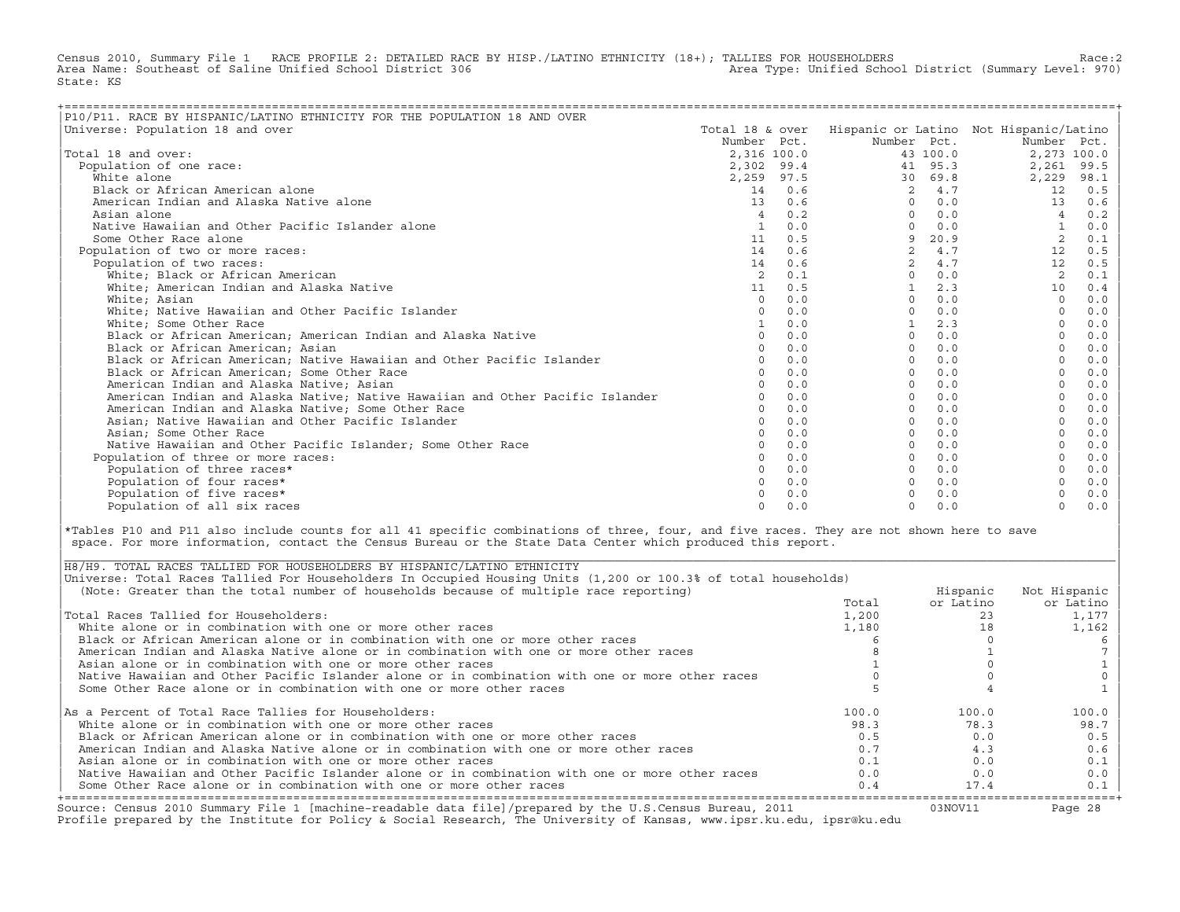Census 2010, Summary File 1 RACE PROFILE 2: DETAILED RACE BY HISP./LATINO ETHNICITY (18+); TALLIES FOR HOUSEHOLDERS Race:2
Area Name: Southeast of Saline Unified School District 306 Area Type: Unified School District (Summary Level: 970)
State: KS

## P10/P11. RACE BY HISPANIC/LATINO ETHNICITY FOR THE POPULATION 18 AND OVER

Universe: Population 18 and over

| | Total 18 & over | | Hispanic or Latino | | Not Hispanic/Latino | |
|---|---|---|---|---|---|---|
| | Number | Pct. | Number | Pct. | Number | Pct. |
| Total 18 and over: | 2,316 | 100.0 | 43 | 100.0 | 2,273 | 100.0 |
| Population of one race: | 2,302 | 99.4 | 41 | 95.3 | 2,261 | 99.5 |
| White alone | 2,259 | 97.5 | 30 | 69.8 | 2,229 | 98.1 |
| Black or African American alone | 14 | 0.6 | 2 | 4.7 | 12 | 0.5 |
| American Indian and Alaska Native alone | 13 | 0.6 | 0 | 0.0 | 13 | 0.6 |
| Asian alone | 4 | 0.2 | 0 | 0.0 | 4 | 0.2 |
| Native Hawaiian and Other Pacific Islander alone | 1 | 0.0 | 0 | 0.0 | 1 | 0.0 |
| Some Other Race alone | 11 | 0.5 | 9 | 20.9 | 2 | 0.1 |
| Population of two or more races: | 14 | 0.6 | 2 | 4.7 | 12 | 0.5 |
| Population of two races: | 14 | 0.6 | 2 | 4.7 | 12 | 0.5 |
| White; Black or African American | 2 | 0.1 | 0 | 0.0 | 2 | 0.1 |
| White; American Indian and Alaska Native | 11 | 0.5 | 1 | 2.3 | 10 | 0.4 |
| White; Asian | 0 | 0.0 | 0 | 0.0 | 0 | 0.0 |
| White; Native Hawaiian and Other Pacific Islander | 0 | 0.0 | 0 | 0.0 | 0 | 0.0 |
| White; Some Other Race | 1 | 0.0 | 1 | 2.3 | 0 | 0.0 |
| Black or African American; American Indian and Alaska Native | 0 | 0.0 | 0 | 0.0 | 0 | 0.0 |
| Black or African American; Asian | 0 | 0.0 | 0 | 0.0 | 0 | 0.0 |
| Black or African American; Native Hawaiian and Other Pacific Islander | 0 | 0.0 | 0 | 0.0 | 0 | 0.0 |
| Black or African American; Some Other Race | 0 | 0.0 | 0 | 0.0 | 0 | 0.0 |
| American Indian and Alaska Native; Asian | 0 | 0.0 | 0 | 0.0 | 0 | 0.0 |
| American Indian and Alaska Native; Native Hawaiian and Other Pacific Islander | 0 | 0.0 | 0 | 0.0 | 0 | 0.0 |
| American Indian and Alaska Native; Some Other Race | 0 | 0.0 | 0 | 0.0 | 0 | 0.0 |
| Asian; Native Hawaiian and Other Pacific Islander | 0 | 0.0 | 0 | 0.0 | 0 | 0.0 |
| Asian; Some Other Race | 0 | 0.0 | 0 | 0.0 | 0 | 0.0 |
| Native Hawaiian and Other Pacific Islander; Some Other Race | 0 | 0.0 | 0 | 0.0 | 0 | 0.0 |
| Population of three or more races: | 0 | 0.0 | 0 | 0.0 | 0 | 0.0 |
| Population of three races* | 0 | 0.0 | 0 | 0.0 | 0 | 0.0 |
| Population of four races* | 0 | 0.0 | 0 | 0.0 | 0 | 0.0 |
| Population of five races* | 0 | 0.0 | 0 | 0.0 | 0 | 0.0 |
| Population of all six races | 0 | 0.0 | 0 | 0.0 | 0 | 0.0 |

*Tables P10 and P11 also include counts for all 41 specific combinations of three, four, and five races. They are not shown here to save space. For more information, contact the Census Bureau or the State Data Center which produced this report.

## H8/H9. TOTAL RACES TALLIED FOR HOUSEHOLDERS BY HISPANIC/LATINO ETHNICITY

Universe: Total Races Tallied For Householders In Occupied Housing Units (1,200 or 100.3% of total households)
(Note: Greater than the total number of households because of multiple race reporting)

| | Total | Hispanic or Latino | Not Hispanic or Latino |
|---|---|---|---|
| Total Races Tallied for Householders: | 1,200 | 23 | 1,177 |
| White alone or in combination with one or more other races | 1,180 | 18 | 1,162 |
| Black or African American alone or in combination with one or more other races | 6 | 0 | 6 |
| American Indian and Alaska Native alone or in combination with one or more other races | 8 | 1 | 7 |
| Asian alone or in combination with one or more other races | 1 | 0 | 1 |
| Native Hawaiian and Other Pacific Islander alone or in combination with one or more other races | 0 | 0 | 0 |
| Some Other Race alone or in combination with one or more other races | 5 | 4 | 1 |
| As a Percent of Total Race Tallies for Householders: | 100.0 | 100.0 | 100.0 |
| White alone or in combination with one or more other races | 98.3 | 78.3 | 98.7 |
| Black or African American alone or in combination with one or more other races | 0.5 | 0.0 | 0.5 |
| American Indian and Alaska Native alone or in combination with one or more other races | 0.7 | 4.3 | 0.6 |
| Asian alone or in combination with one or more other races | 0.1 | 0.0 | 0.1 |
| Native Hawaiian and Other Pacific Islander alone or in combination with one or more other races | 0.0 | 0.0 | 0.0 |
| Some Other Race alone or in combination with one or more other races | 0.4 | 17.4 | 0.1 |

Source: Census 2010 Summary File 1 [machine-readable data file]/prepared by the U.S.Census Bureau, 2011 03NOV11
Profile prepared by the Institute for Policy & Social Research, The University of Kansas, www.ipsr.ku.edu, ipsr@ku.edu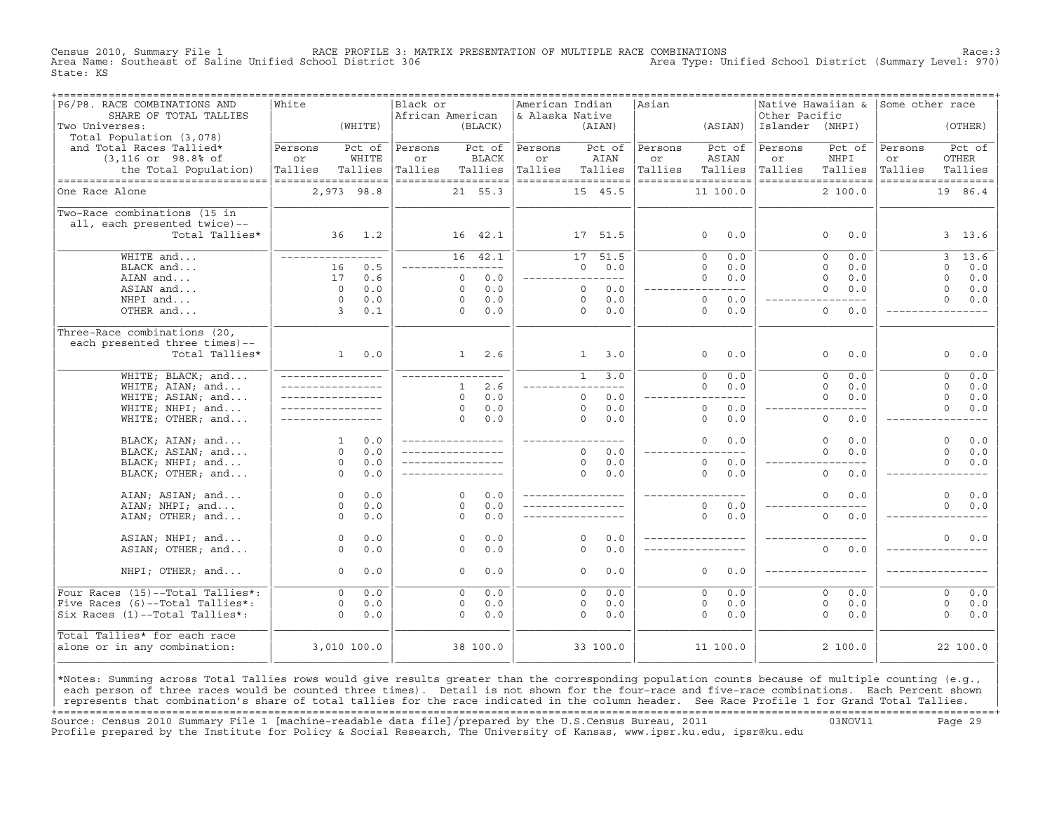Census 2010, Summary File 1 — RACE PROFILE 3: MATRIX PRESENTATION OF MULTIPLE RACE COMBINATIONS — Race:3

Area Name: Southeast of Saline Unified School District 306 — Area Type: Unified School District (Summary Level: 970)

State: KS

| P6/P8. RACE COMBINATIONS AND SHARE OF TOTAL TALLIES<br>Two Universes:<br>Total Population (3,078)<br>and Total Races Tallied* (3,116 or 98.8% of the Total Population) | White (WHITE) Persons or Tallies | Pct of WHITE Tallies | Black or African American (BLACK) Persons or Tallies | Pct of BLACK Tallies | American Indian & Alaska Native (AIAN) Persons or Tallies | Pct of AIAN Tallies | Asian (ASIAN) Persons or Tallies | Pct of ASIAN Tallies | Native Hawaiian & Other Pacific Islander (NHPI) Persons or Tallies | Pct of NHPI Tallies | Some other race (OTHER) Persons or Tallies | Pct of OTHER Tallies |
|---|---|---|---|---|---|---|---|---|---|---|---|---|
| One Race Alone | 2,973 | 98.8 | 21 | 55.3 | 15 | 45.5 | 11 | 100.0 | 2 | 100.0 | 19 | 86.4 |
| Two-Race combinations (15 in all, each presented twice)-- Total Tallies* | 36 | 1.2 | 16 | 42.1 | 17 | 51.5 | 0 | 0.0 | 0 | 0.0 | 3 | 13.6 |
| WHITE and... | --- | --- | 16 | 42.1 | 17 | 51.5 | 0 | 0.0 | 0 | 0.0 | 3 | 13.6 |
| BLACK and... | 16 | 0.5 | --- | --- | 0 | 0.0 | 0 | 0.0 | 0 | 0.0 | 0 | 0.0 |
| AIAN and... | 17 | 0.6 | 0 | 0.0 | --- | --- | 0 | 0.0 | 0 | 0.0 | 0 | 0.0 |
| ASIAN and... | 0 | 0.0 | 0 | 0.0 | 0 | 0.0 | --- | --- | 0 | 0.0 | 0 | 0.0 |
| NHPI and... | 0 | 0.0 | 0 | 0.0 | 0 | 0.0 | 0 | 0.0 | --- | --- | 0 | 0.0 |
| OTHER and... | 3 | 0.1 | 0 | 0.0 | 0 | 0.0 | 0 | 0.0 | 0 | 0.0 | --- | --- |
| Three-Race combinations (20, each presented three times)-- Total Tallies* | 1 | 0.0 | 1 | 2.6 | 1 | 3.0 | 0 | 0.0 | 0 | 0.0 | 0 | 0.0 |
| WHITE; BLACK; and... | --- | --- | --- | --- | 1 | 3.0 | 0 | 0.0 | 0 | 0.0 | 0 | 0.0 |
| WHITE; AIAN; and... | --- | --- | 1 | 2.6 | --- | --- | 0 | 0.0 | 0 | 0.0 | 0 | 0.0 |
| WHITE; ASIAN; and... | --- | --- | 0 | 0.0 | 0 | 0.0 | --- | --- | 0 | 0.0 | 0 | 0.0 |
| WHITE; NHPI; and... | --- | --- | 0 | 0.0 | 0 | 0.0 | 0 | 0.0 | --- | --- | 0 | 0.0 |
| WHITE; OTHER; and... | --- | --- | 0 | 0.0 | 0 | 0.0 | 0 | 0.0 | 0 | 0.0 | --- | --- |
| BLACK; AIAN; and... | 1 | 0.0 | --- | --- | --- | --- | 0 | 0.0 | 0 | 0.0 | 0 | 0.0 |
| BLACK; ASIAN; and... | 0 | 0.0 | --- | --- | 0 | 0.0 | --- | --- | 0 | 0.0 | 0 | 0.0 |
| BLACK; NHPI; and... | 0 | 0.0 | --- | --- | 0 | 0.0 | 0 | 0.0 | --- | --- | 0 | 0.0 |
| BLACK; OTHER; and... | 0 | 0.0 | --- | --- | 0 | 0.0 | 0 | 0.0 | 0 | 0.0 | --- | --- |
| AIAN; ASIAN; and... | 0 | 0.0 | 0 | 0.0 | --- | --- | --- | --- | 0 | 0.0 | 0 | 0.0 |
| AIAN; NHPI; and... | 0 | 0.0 | 0 | 0.0 | --- | --- | 0 | 0.0 | --- | --- | 0 | 0.0 |
| AIAN; OTHER; and... | 0 | 0.0 | 0 | 0.0 | --- | --- | 0 | 0.0 | 0 | 0.0 | --- | --- |
| ASIAN; NHPI; and... | 0 | 0.0 | 0 | 0.0 | 0 | 0.0 | --- | --- | --- | --- | 0 | 0.0 |
| ASIAN; OTHER; and... | 0 | 0.0 | 0 | 0.0 | 0 | 0.0 | --- | --- | 0 | 0.0 | --- | --- |
| NHPI; OTHER; and... | 0 | 0.0 | 0 | 0.0 | 0 | 0.0 | 0 | 0.0 | --- | --- | --- | --- |
| Four Races (15)--Total Tallies*: | 0 | 0.0 | 0 | 0.0 | 0 | 0.0 | 0 | 0.0 | 0 | 0.0 | 0 | 0.0 |
| Five Races (6)--Total Tallies*: | 0 | 0.0 | 0 | 0.0 | 0 | 0.0 | 0 | 0.0 | 0 | 0.0 | 0 | 0.0 |
| Six Races (1)--Total Tallies*: | 0 | 0.0 | 0 | 0.0 | 0 | 0.0 | 0 | 0.0 | 0 | 0.0 | 0 | 0.0 |
| Total Tallies* for each race alone or in any combination: | 3,010 | 100.0 | 38 | 100.0 | 33 | 100.0 | 11 | 100.0 | 2 | 100.0 | 22 | 100.0 |

*Notes: Summing across Total Tallies rows would give results greater than the corresponding population counts because of multiple counting (e.g., each person of three races would be counted three times). Detail is not shown for the four-race and five-race combinations. Each Percent shown represents that combination's share of total tallies for the race indicated in the column header. See Race Profile 1 for Grand Total Tallies.

Source: Census 2010 Summary File 1 [machine-readable data file]/prepared by the U.S.Census Bureau, 2011 03NOV11

Profile prepared by the Institute for Policy & Social Research, The University of Kansas, www.ipsr.ku.edu, ipsr@ku.edu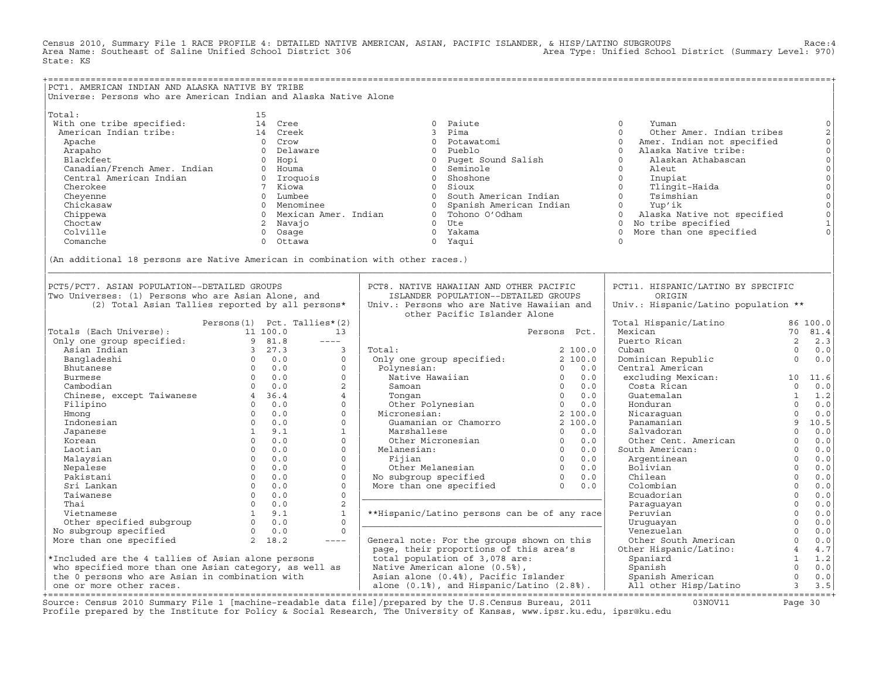Census 2010, Summary File 1 RACE PROFILE 4: DETAILED NATIVE AMERICAN, ASIAN, PACIFIC ISLANDER, & HISP/LATINO SUBGROUPS Race:4
Area Name: Southeast of Saline Unified School District 306 Area Type: Unified School District (Summary Level: 970)
State: KS

## PCT1. AMERICAN INDIAN AND ALASKA NATIVE BY TRIBE

Universe: Persons who are American Indian and Alaska Native Alone

| Tribe | Persons | Tribe | Persons | Tribe | Persons | Tribe | Persons |
|---|---|---|---|---|---|---|---|
| Total: | 15 | | | | | | |
| With one tribe specified: | 14 | Cree | 0 | Paiute | 0 | Yuman | 0 |
| American Indian tribe: | 14 | Creek | 3 | Pima | 0 | Other Amer. Indian tribes | 2 |
| Apache | 0 | Crow | 0 | Potawatomi | 0 | Amer. Indian not specified | 0 |
| Arapaho | 0 | Delaware | 0 | Pueblo | 0 | Alaska Native tribe: | 0 |
| Blackfeet | 0 | Hopi | 0 | Puget Sound Salish | 0 | Alaskan Athabascan | 0 |
| Canadian/French Amer. Indian | 0 | Houma | 0 | Seminole | 0 | Aleut | 0 |
| Central American Indian | 0 | Iroquois | 0 | Shoshone | 0 | Inupiat | 0 |
| Cherokee | 7 | Kiowa | 0 | Sioux | 0 | Tlingit-Haida | 0 |
| Cheyenne | 0 | Lumbee | 0 | South American Indian | 0 | Tsimshian | 0 |
| Chickasaw | 0 | Menominee | 0 | Spanish American Indian | 0 | Yup'ik | 0 |
| Chippewa | 0 | Mexican Amer. Indian | 0 | Tohono O'Odham | 0 | Alaska Native not specified | 0 |
| Choctaw | 2 | Navajo | 0 | Ute | 0 | No tribe specified | 1 |
| Colville | 0 | Osage | 0 | Yakama | 0 | More than one specified | 0 |
| Comanche | 0 | Ottawa | 0 | Yaqui | 0 | | |

(An additional 18 persons are Native American in combination with other races.)

## PCT5/PCT7. ASIAN POPULATION--DETAILED GROUPS

Two Universes: (1) Persons who are Asian Alone, and (2) Total Asian Tallies reported by all persons*

| | Persons(1) | Pct. | Tallies*(2) |
|---|---|---|---|
| Totals (Each Universe): | 11 | 100.0 | 13 |
| Only one group specified: | 9 | 81.8 | ---- |
| Asian Indian | 3 | 27.3 | 3 |
| Bangladeshi | 0 | 0.0 | 0 |
| Bhutanese | 0 | 0.0 | 0 |
| Burmese | 0 | 0.0 | 0 |
| Cambodian | 0 | 0.0 | 2 |
| Chinese, except Taiwanese | 4 | 36.4 | 4 |
| Filipino | 0 | 0.0 | 0 |
| Hmong | 0 | 0.0 | 0 |
| Indonesian | 0 | 0.0 | 0 |
| Japanese | 1 | 9.1 | 1 |
| Korean | 0 | 0.0 | 0 |
| Laotian | 0 | 0.0 | 0 |
| Malaysian | 0 | 0.0 | 0 |
| Nepalese | 0 | 0.0 | 0 |
| Pakistani | 0 | 0.0 | 0 |
| Sri Lankan | 0 | 0.0 | 0 |
| Taiwanese | 0 | 0.0 | 0 |
| Thai | 0 | 0.0 | 2 |
| Vietnamese | 1 | 9.1 | 1 |
| Other specified subgroup | 0 | 0.0 | 0 |
| No subgroup specified | 0 | 0.0 | 0 |
| More than one specified | 2 | 18.2 | ---- |

*Included are the 4 tallies of Asian alone persons who specified more than one Asian category, as well as the 0 persons who are Asian in combination with one or more other races.

## PCT8. NATIVE HAWAIIAN AND OTHER PACIFIC ISLANDER POPULATION--DETAILED GROUPS

Univ.: Persons who are Native Hawaiian and other Pacific Islander Alone

| | Persons | Pct. |
|---|---|---|
| Total: | 2 | 100.0 |
| Only one group specified: | 2 | 100.0 |
| Polynesian: | 0 | 0.0 |
| Native Hawaiian | 0 | 0.0 |
| Samoan | 0 | 0.0 |
| Tongan | 0 | 0.0 |
| Other Polynesian | 0 | 0.0 |
| Micronesian: | 2 | 100.0 |
| Guamanian or Chamorro | 2 | 100.0 |
| Marshallese | 0 | 0.0 |
| Other Micronesian | 0 | 0.0 |
| Melanesian: | 0 | 0.0 |
| Fijian | 0 | 0.0 |
| Other Melanesian | 0 | 0.0 |
| No subgroup specified | 0 | 0.0 |
| More than one specified | 0 | 0.0 |

**Hispanic/Latino persons can be of any race

General note: For the groups shown on this page, their proportions of this area's total population of 3,078 are: Native American alone (0.5%), Asian alone (0.4%), Pacific Islander alone (0.1%), and Hispanic/Latino (2.8%).

## PCT11. HISPANIC/LATINO BY SPECIFIC ORIGIN

Univ.: Hispanic/Latino population **

| | Persons | Pct. |
|---|---|---|
| Total Hispanic/Latino | 86 | 100.0 |
| Mexican | 70 | 81.4 |
| Puerto Rican | 2 | 2.3 |
| Cuban | 0 | 0.0 |
| Dominican Republic | 0 | 0.0 |
| Central American excluding Mexican: | 10 | 11.6 |
| Costa Rican | 0 | 0.0 |
| Guatemalan | 1 | 1.2 |
| Honduran | 0 | 0.0 |
| Nicaraguan | 0 | 0.0 |
| Panamanian | 9 | 10.5 |
| Salvadoran | 0 | 0.0 |
| Other Cent. American | 0 | 0.0 |
| South American: | 0 | 0.0 |
| Argentinean | 0 | 0.0 |
| Bolivian | 0 | 0.0 |
| Chilean | 0 | 0.0 |
| Colombian | 0 | 0.0 |
| Ecuadorian | 0 | 0.0 |
| Paraguayan | 0 | 0.0 |
| Peruvian | 0 | 0.0 |
| Uruguayan | 0 | 0.0 |
| Venezuelan | 0 | 0.0 |
| Other South American | 0 | 0.0 |
| Other Hispanic/Latino: | 4 | 4.7 |
| Spaniard | 1 | 1.2 |
| Spanish | 0 | 0.0 |
| Spanish American | 0 | 0.0 |
| All other Hisp/Latino | 3 | 3.5 |

Source: Census 2010 Summary File 1 [machine-readable data file]/prepared by the U.S.Census Bureau, 2011 03NOV11
Profile prepared by the Institute for Policy & Social Research, The University of Kansas, www.ipsr.ku.edu, ipsr@ku.edu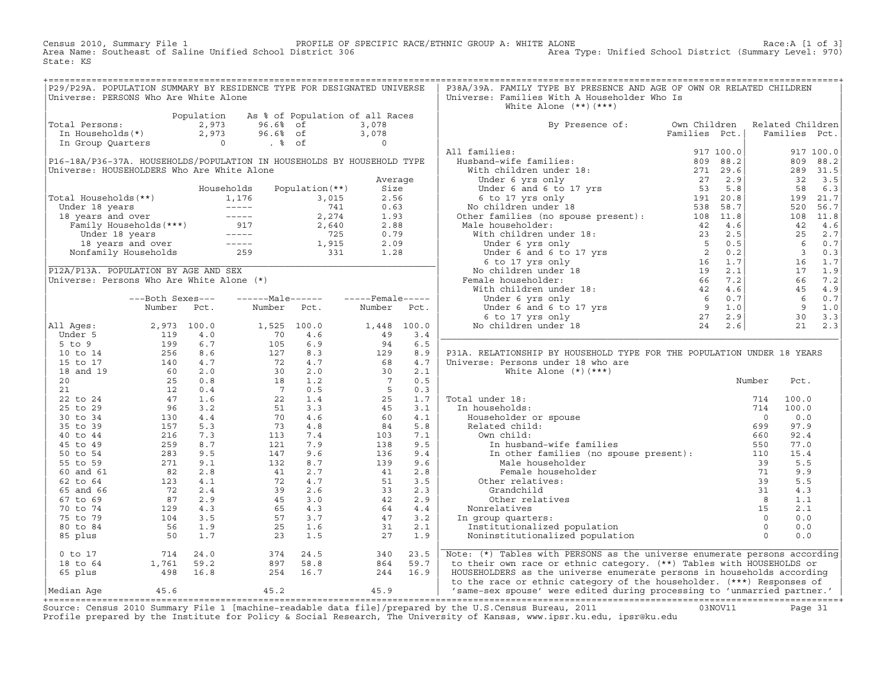Census 2010, Summary File 1 — PROFILE OF SPECIFIC RACE/ETHNIC GROUP A: WHITE ALONE — Race:A [1 of 3]
Area Name: Southeast of Saline Unified School District 306 — Area Type: Unified School District (Summary Level: 970)
State: KS

## P29/P29A. POPULATION SUMMARY BY RESIDENCE TYPE FOR DESIGNATED UNIVERSE

Universe: PERSONS Who Are White Alone

| | Population | As % of Population of all Races | |
|---|---|---|---|
| Total Persons: | 2,973 | 96.6% of | 3,078 |
| In Households(*) | 2,973 | 96.6% of | 3,078 |
| In Group Quarters | 0 | . % of | 0 |

## P16-18A/P36-37A. HOUSEHOLDS/POPULATION IN HOUSEHOLDS BY HOUSEHOLD TYPE

Universe: HOUSEHOLDERS Who Are White Alone

| | Households | Population(**) | Average Size |
|---|---|---|---|
| Total Households(**) | 1,176 | 3,015 | 2.56 |
| Under 18 years | ----- | 741 | 0.63 |
| 18 years and over | ----- | 2,274 | 1.93 |
| Family Households(***) | 917 | 2,640 | 2.88 |
| Under 18 years | ----- | 725 | 0.79 |
| 18 years and over | ----- | 1,915 | 2.09 |
| Nonfamily Households | 259 | 331 | 1.28 |

## P12A/P13A. POPULATION BY AGE AND SEX

Universe: Persons Who Are White Alone (*)

| | Both Sexes Number | Both Sexes Pct. | Male Number | Male Pct. | Female Number | Female Pct. |
|---|---|---|---|---|---|---|
| All Ages: | 2,973 | 100.0 | 1,525 | 100.0 | 1,448 | 100.0 |
| Under 5 | 119 | 4.0 | 70 | 4.6 | 49 | 3.4 |
| 5 to 9 | 199 | 6.7 | 105 | 6.9 | 94 | 6.5 |
| 10 to 14 | 256 | 8.6 | 127 | 8.3 | 129 | 8.9 |
| 15 to 17 | 140 | 4.7 | 72 | 4.7 | 68 | 4.7 |
| 18 and 19 | 60 | 2.0 | 30 | 2.0 | 30 | 2.1 |
| 20 | 25 | 0.8 | 18 | 1.2 | 7 | 0.5 |
| 21 | 12 | 0.4 | 7 | 0.5 | 5 | 0.3 |
| 22 to 24 | 47 | 1.6 | 22 | 1.4 | 25 | 1.7 |
| 25 to 29 | 96 | 3.2 | 51 | 3.3 | 45 | 3.1 |
| 30 to 34 | 130 | 4.4 | 70 | 4.6 | 60 | 4.1 |
| 35 to 39 | 157 | 5.3 | 73 | 4.8 | 84 | 5.8 |
| 40 to 44 | 216 | 7.3 | 113 | 7.4 | 103 | 7.1 |
| 45 to 49 | 259 | 8.7 | 121 | 7.9 | 138 | 9.5 |
| 50 to 54 | 283 | 9.5 | 147 | 9.6 | 136 | 9.4 |
| 55 to 59 | 271 | 9.1 | 132 | 8.7 | 139 | 9.6 |
| 60 and 61 | 82 | 2.8 | 41 | 2.7 | 41 | 2.8 |
| 62 to 64 | 123 | 4.1 | 72 | 4.7 | 51 | 3.5 |
| 65 and 66 | 72 | 2.4 | 39 | 2.6 | 33 | 2.3 |
| 67 to 69 | 87 | 2.9 | 45 | 3.0 | 42 | 2.9 |
| 70 to 74 | 129 | 4.3 | 65 | 4.3 | 64 | 4.4 |
| 75 to 79 | 104 | 3.5 | 57 | 3.7 | 47 | 3.2 |
| 80 to 84 | 56 | 1.9 | 25 | 1.6 | 31 | 2.1 |
| 85 plus | 50 | 1.7 | 23 | 1.5 | 27 | 1.9 |
| 0 to 17 | 714 | 24.0 | 374 | 24.5 | 340 | 23.5 |
| 18 to 64 | 1,761 | 59.2 | 897 | 58.8 | 864 | 59.7 |
| 65 plus | 498 | 16.8 | 254 | 16.7 | 244 | 16.9 |
| Median Age | 45.6 | | 45.2 | | 45.9 | |

## P38A/39A. FAMILY TYPE BY PRESENCE AND AGE OF OWN OR RELATED CHILDREN

Universe: Families With A Householder Who Is White Alone (**)(***)

| By Presence of: | Own Children Families | Own Children Pct. | Related Children Families | Related Children Pct. |
|---|---|---|---|---|
| All families: | 917 | 100.0 | 917 | 100.0 |
| Husband-wife families: | 809 | 88.2 | 809 | 88.2 |
| With children under 18: | 271 | 29.6 | 289 | 31.5 |
| Under 6 yrs only | 27 | 2.9 | 32 | 3.5 |
| Under 6 and 6 to 17 yrs | 53 | 5.8 | 58 | 6.3 |
| 6 to 17 yrs only | 191 | 20.8 | 199 | 21.7 |
| No children under 18 | 538 | 58.7 | 520 | 56.7 |
| Other families (no spouse present): | 108 | 11.8 | 108 | 11.8 |
| Male householder: | 42 | 4.6 | 42 | 4.6 |
| With children under 18: | 23 | 2.5 | 25 | 2.7 |
| Under 6 yrs only | 5 | 0.5 | 6 | 0.7 |
| Under 6 and 6 to 17 yrs | 2 | 0.2 | 3 | 0.3 |
| 6 to 17 yrs only | 16 | 1.7 | 16 | 1.7 |
| No children under 18 | 19 | 2.1 | 17 | 1.9 |
| Female householder: | 66 | 7.2 | 66 | 7.2 |
| With children under 18: | 42 | 4.6 | 45 | 4.9 |
| Under 6 yrs only | 6 | 0.7 | 6 | 0.7 |
| Under 6 and 6 to 17 yrs | 9 | 1.0 | 9 | 1.0 |
| 6 to 17 yrs only | 27 | 2.9 | 30 | 3.3 |
| No children under 18 | 24 | 2.6 | 21 | 2.3 |

## P31A. RELATIONSHIP BY HOUSEHOLD TYPE FOR THE POPULATION UNDER 18 YEARS

Universe: Persons under 18 who are White Alone (*)(***)

| | Number | Pct. |
|---|---|---|
| Total under 18: | 714 | 100.0 |
| In households: | 714 | 100.0 |
| Householder or spouse | 0 | 0.0 |
| Related child: | 699 | 97.9 |
| Own child: | 660 | 92.4 |
| In husband-wife families | 550 | 77.0 |
| In other families (no spouse present): | 110 | 15.4 |
| Male householder | 39 | 5.5 |
| Female householder | 71 | 9.9 |
| Other relatives: | 39 | 5.5 |
| Grandchild | 31 | 4.3 |
| Other relatives | 8 | 1.1 |
| Nonrelatives | 15 | 2.1 |
| In group quarters: | 0 | 0.0 |
| Institutionalized population | 0 | 0.0 |
| Noninstitutionalized population | 0 | 0.0 |

Note: (*) Tables with PERSONS as the universe enumerate persons according to their own race or ethnic category. (**) Tables with HOUSEHOLDS or HOUSEHOLDERS as the universe enumerate persons in households according to the race or ethnic category of the householder. (***) Responses of 'same-sex spouse' were edited during processing to 'unmarried partner.'

Source: Census 2010 Summary File 1 [machine-readable data file]/prepared by the U.S.Census Bureau, 2011 03NOV11
Profile prepared by the Institute for Policy & Social Research, The University of Kansas, www.ipsr.ku.edu, ipsr@ku.edu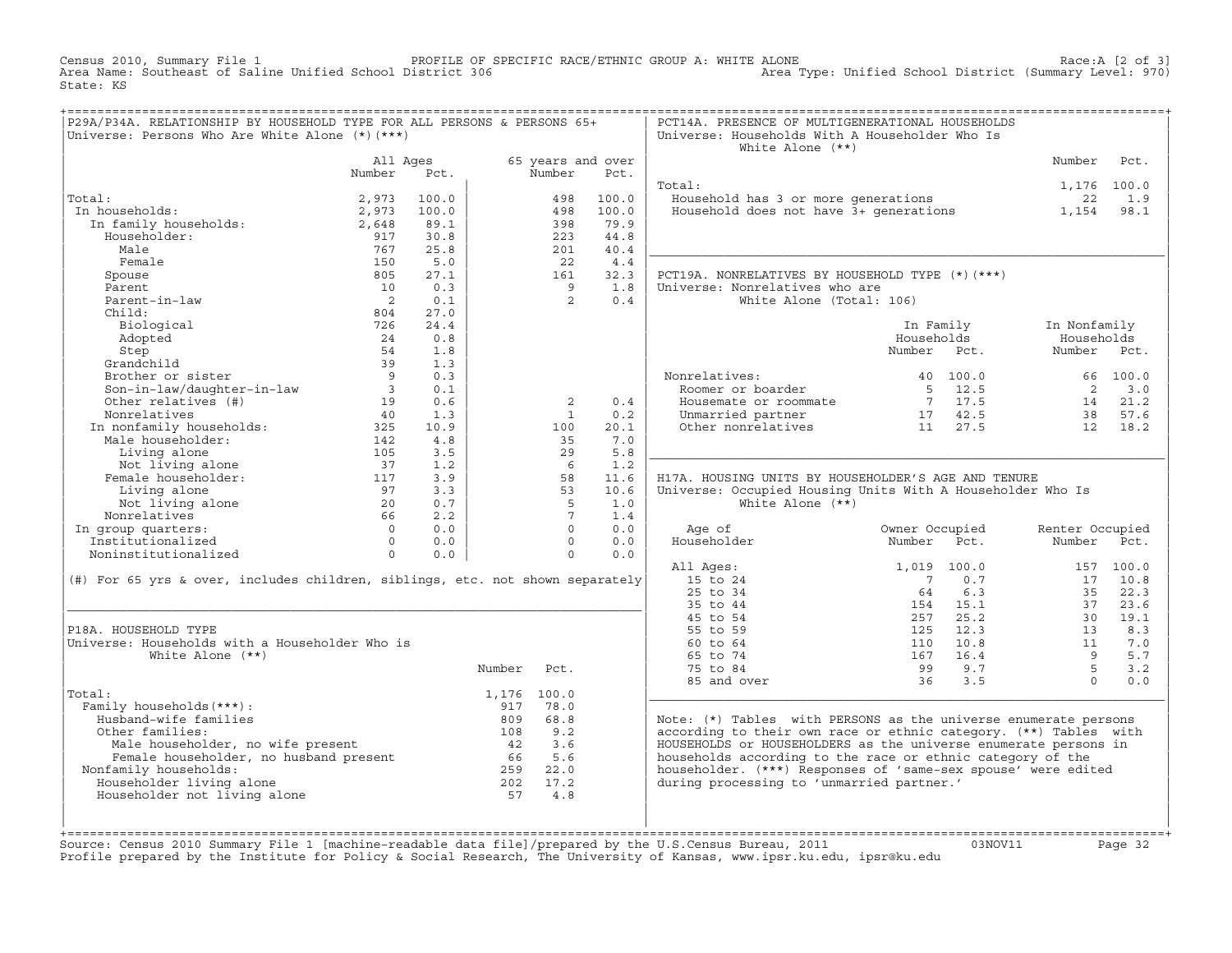Census 2010, Summary File 1 PROFILE OF SPECIFIC RACE/ETHNIC GROUP A: WHITE ALONE Race:A [2 of 3]
Area Name: Southeast of Saline Unified School District 306 Area Type: Unified School District (Summary Level: 970)
State: KS

## P29A/P34A. RELATIONSHIP BY HOUSEHOLD TYPE FOR ALL PERSONS & PERSONS 65+

Universe: Persons Who Are White Alone (*)(***)

| | All Ages Number | All Ages Pct. | 65 years and over Number | 65 years and over Pct. |
|---|---|---|---|---|
| Total: | 2,973 | 100.0 | 498 | 100.0 |
| In households: | 2,973 | 100.0 | 498 | 100.0 |
| In family households: | 2,648 | 89.1 | 398 | 79.9 |
| Householder: | 917 | 30.8 | 223 | 44.8 |
| Male | 767 | 25.8 | 201 | 40.4 |
| Female | 150 | 5.0 | 22 | 4.4 |
| Spouse | 805 | 27.1 | 161 | 32.3 |
| Parent | 10 | 0.3 | 9 | 1.8 |
| Parent-in-law | 2 | 0.1 | 2 | 0.4 |
| Child: | 804 | 27.0 | | |
| Biological | 726 | 24.4 | | |
| Adopted | 24 | 0.8 | | |
| Step | 54 | 1.8 | | |
| Grandchild | 39 | 1.3 | | |
| Brother or sister | 9 | 0.3 | | |
| Son-in-law/daughter-in-law | 3 | 0.1 | | |
| Other relatives (#) | 19 | 0.6 | 2 | 0.4 |
| Nonrelatives | 40 | 1.3 | 1 | 0.2 |
| In nonfamily households: | 325 | 10.9 | 100 | 20.1 |
| Male householder: | 142 | 4.8 | 35 | 7.0 |
| Living alone | 105 | 3.5 | 29 | 5.8 |
| Not living alone | 37 | 1.2 | 6 | 1.2 |
| Female householder: | 117 | 3.9 | 58 | 11.6 |
| Living alone | 97 | 3.3 | 53 | 10.6 |
| Not living alone | 20 | 0.7 | 5 | 1.0 |
| Nonrelatives | 66 | 2.2 | 7 | 1.4 |
| In group quarters: | 0 | 0.0 | 0 | 0.0 |
| Institutionalized | 0 | 0.0 | 0 | 0.0 |
| Noninstitutionalized | 0 | 0.0 | 0 | 0.0 |

(#) For 65 yrs & over, includes children, siblings, etc. not shown separately

## P18A. HOUSEHOLD TYPE

Universe: Households with a Householder Who is White Alone (**)

| | Number | Pct. |
|---|---|---|
| Total: | 1,176 | 100.0 |
| Family households(***): | 917 | 78.0 |
| Husband-wife families | 809 | 68.8 |
| Other families: | 108 | 9.2 |
| Male householder, no wife present | 42 | 3.6 |
| Female householder, no husband present | 66 | 5.6 |
| Nonfamily households: | 259 | 22.0 |
| Householder living alone | 202 | 17.2 |
| Householder not living alone | 57 | 4.8 |

## PCT14A. PRESENCE OF MULTIGENERATIONAL HOUSEHOLDS

Universe: Households With A Householder Who Is White Alone (**)

| | Number | Pct. |
|---|---|---|
| Total: | 1,176 | 100.0 |
| Household has 3 or more generations | 22 | 1.9 |
| Household does not have 3+ generations | 1,154 | 98.1 |

## PCT19A. NONRELATIVES BY HOUSEHOLD TYPE (*)(***)

Universe: Nonrelatives who are White Alone (Total: 106)

| | In Family Households Number | In Family Households Pct. | In Nonfamily Households Number | In Nonfamily Households Pct. |
|---|---|---|---|---|
| Nonrelatives: | 40 | 100.0 | 66 | 100.0 |
| Roomer or boarder | 5 | 12.5 | 2 | 3.0 |
| Housemate or roommate | 7 | 17.5 | 14 | 21.2 |
| Unmarried partner | 17 | 42.5 | 38 | 57.6 |
| Other nonrelatives | 11 | 27.5 | 12 | 18.2 |

## H17A. HOUSING UNITS BY HOUSEHOLDER'S AGE AND TENURE

Universe: Occupied Housing Units With A Householder Who Is White Alone (**)

| Age of Householder | Owner Occupied Number | Owner Occupied Pct. | Renter Occupied Number | Renter Occupied Pct. |
|---|---|---|---|---|
| All Ages: | 1,019 | 100.0 | 157 | 100.0 |
| 15 to 24 | 7 | 0.7 | 17 | 10.8 |
| 25 to 34 | 64 | 6.3 | 35 | 22.3 |
| 35 to 44 | 154 | 15.1 | 37 | 23.6 |
| 45 to 54 | 257 | 25.2 | 30 | 19.1 |
| 55 to 59 | 125 | 12.3 | 13 | 8.3 |
| 60 to 64 | 110 | 10.8 | 11 | 7.0 |
| 65 to 74 | 167 | 16.4 | 9 | 5.7 |
| 75 to 84 | 99 | 9.7 | 5 | 3.2 |
| 85 and over | 36 | 3.5 | 0 | 0.0 |

Note: (*) Tables with PERSONS as the universe enumerate persons according to their own race or ethnic category. (**) Tables with HOUSEHOLDS or HOUSEHOLDERS as the universe enumerate persons in households according to the race or ethnic category of the householder. (***) Responses of 'same-sex spouse' were edited during processing to 'unmarried partner.'

Source: Census 2010 Summary File 1 [machine-readable data file]/prepared by the U.S.Census Bureau, 2011 03NOV11
Profile prepared by the Institute for Policy & Social Research, The University of Kansas, www.ipsr.ku.edu, ipsr@ku.edu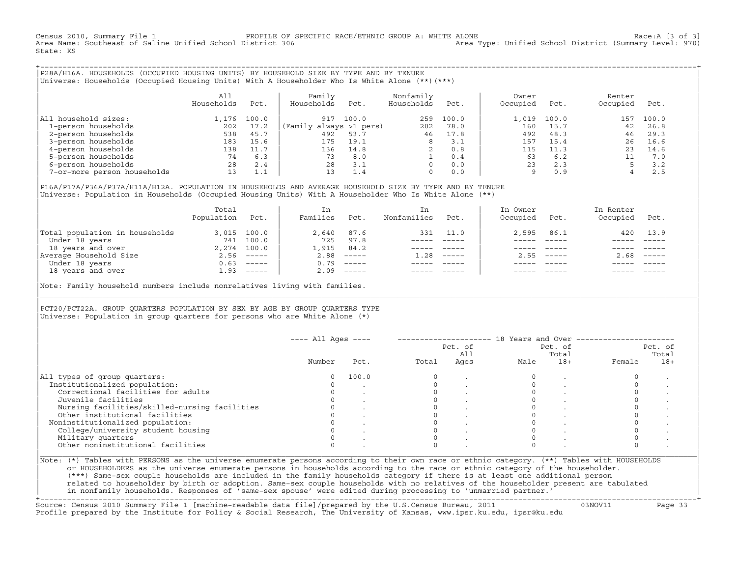Census 2010, Summary File 1 — PROFILE OF SPECIFIC RACE/ETHNIC GROUP A: WHITE ALONE — Race:A [3 of 3]
Area Name: Southeast of Saline Unified School District 306 — Area Type: Unified School District (Summary Level: 970)
State: KS

## P28A/H16A. HOUSEHOLDS (OCCUPIED HOUSING UNITS) BY HOUSEHOLD SIZE BY TYPE AND BY TENURE

Universe: Households (Occupied Housing Units) With A Householder Who Is White Alone (**)(***)

| | All Households | Pct. | Family Households | Pct. | Nonfamily Households | Pct. | Owner Occupied | Pct. | Renter Occupied | Pct. |
|---|---|---|---|---|---|---|---|---|---|---|
| All household sizes: | 1,176 | 100.0 | 917 | 100.0 | 259 | 100.0 | 1,019 | 100.0 | 157 | 100.0 |
| 1-person households | 202 | 17.2 | (Family always >1 pers) | | 202 | 78.0 | 160 | 15.7 | 42 | 26.8 |
| 2-person households | 538 | 45.7 | 492 | 53.7 | 46 | 17.8 | 492 | 48.3 | 46 | 29.3 |
| 3-person households | 183 | 15.6 | 175 | 19.1 | 8 | 3.1 | 157 | 15.4 | 26 | 16.6 |
| 4-person households | 138 | 11.7 | 136 | 14.8 | 2 | 0.8 | 115 | 11.3 | 23 | 14.6 |
| 5-person households | 74 | 6.3 | 73 | 8.0 | 1 | 0.4 | 63 | 6.2 | 11 | 7.0 |
| 6-person households | 28 | 2.4 | 28 | 3.1 | 0 | 0.0 | 23 | 2.3 | 5 | 3.2 |
| 7-or-more person households | 13 | 1.1 | 13 | 1.4 | 0 | 0.0 | 9 | 0.9 | 4 | 2.5 |

## P16A/P17A/P36A/P37A/H11A/H12A. POPULATION IN HOUSEHOLDS AND AVERAGE HOUSEHOLD SIZE BY TYPE AND BY TENURE

Universe: Population in Households (Occupied Housing Units) With A Householder Who Is White Alone (**)

| | Total Population | Pct. | In Families | Pct. | In Nonfamilies | Pct. | In Owner Occupied | Pct. | In Renter Occupied | Pct. |
|---|---|---|---|---|---|---|---|---|---|---|
| Total population in households | 3,015 | 100.0 | 2,640 | 87.6 | 331 | 11.0 | 2,595 | 86.1 | 420 | 13.9 |
| Under 18 years | 741 | 100.0 | 725 | 97.8 | ----- | ----- | ----- | ----- | ----- | ----- |
| 18 years and over | 2,274 | 100.0 | 1,915 | 84.2 | ----- | ----- | ----- | ----- | ----- | ----- |
| Average Household Size | 2.56 | ----- | 2.88 | ----- | 1.28 | ----- | 2.55 | ----- | 2.68 | ----- |
| Under 18 years | 0.63 | ----- | 0.79 | ----- | ----- | ----- | ----- | ----- | ----- | ----- |
| 18 years and over | 1.93 | ----- | 2.09 | ----- | ----- | ----- | ----- | ----- | ----- | ----- |

Note: Family household numbers include nonrelatives living with families.

## PCT20/PCT22A. GROUP QUARTERS POPULATION BY SEX BY AGE BY GROUP QUARTERS TYPE

Universe: Population in group quarters for persons who are White Alone (*)

| | All Ages Number | All Ages Pct. | 18 Years and Over Total | Pct. of All Ages | Male | Pct. of Total 18+ | Female | Pct. of Total 18+ |
|---|---|---|---|---|---|---|---|---|
| All types of group quarters: | 0 | 100.0 | 0 | . | 0 | . | 0 | . |
| Institutionalized population: | 0 | . | 0 | . | 0 | . | 0 | . |
| Correctional facilities for adults | 0 | . | 0 | . | 0 | . | 0 | . |
| Juvenile facilities | 0 | . | 0 | . | 0 | . | 0 | . |
| Nursing facilities/skilled-nursing facilities | 0 | . | 0 | . | 0 | . | 0 | . |
| Other institutional facilities | 0 | . | 0 | . | 0 | . | 0 | . |
| Noninstitutionalized population: | 0 | . | 0 | . | 0 | . | 0 | . |
| College/university student housing | 0 | . | 0 | . | 0 | . | 0 | . |
| Military quarters | 0 | . | 0 | . | 0 | . | 0 | . |
| Other noninstitutional facilities | 0 | . | 0 | . | 0 | . | 0 | . |

Note: (*) Tables with PERSONS as the universe enumerate persons according to their own race or ethnic category. (**) Tables with HOUSEHOLDS or HOUSEHOLDERS as the universe enumerate persons in households according to the race or ethnic category of the householder. (***) Same-sex couple households are included in the family households category if there is at least one additional person related to householder by birth or adoption. Same-sex couple households with no relatives of the householder present are tabulated in nonfamily households. Responses of 'same-sex spouse' were edited during processing to 'unmarried partner.'

Source: Census 2010 Summary File 1 [machine-readable data file]/prepared by the U.S.Census Bureau, 2011 — 03NOV11
Profile prepared by the Institute for Policy & Social Research, The University of Kansas, www.ipsr.ku.edu, ipsr@ku.edu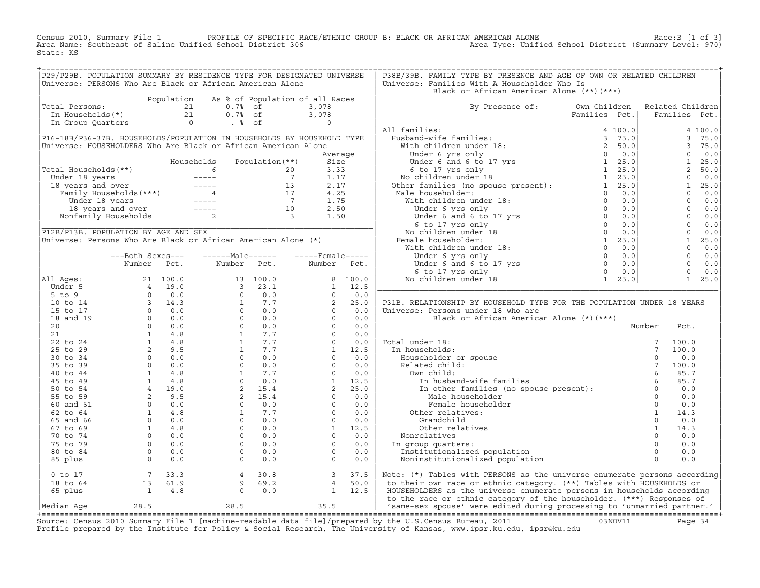Census 2010, Summary File 1 PROFILE OF SPECIFIC RACE/ETHNIC GROUP B: BLACK OR AFRICAN AMERICAN ALONE Race:B [1 of 3]
Area Name: Southeast of Saline Unified School District 306 Area Type: Unified School District (Summary Level: 970)
State: KS

## P29/P29B. POPULATION SUMMARY BY RESIDENCE TYPE FOR DESIGNATED UNIVERSE

Universe: PERSONS Who Are Black or African American Alone

| | Population | As % of Population of all Races | |
|---|---|---|---|
| Total Persons: | 21 | 0.7% of | 3,078 |
| In Households(*) | 21 | 0.7% of | 3,078 |
| In Group Quarters | 0 | . % of | 0 |

## P16-18B/P36-37B. HOUSEHOLDS/POPULATION IN HOUSEHOLDS BY HOUSEHOLD TYPE

Universe: HOUSEHOLDERS Who Are Black or African American Alone

| | Households | Population(**) | Average Size |
|---|---|---|---|
| Total Households(**) | 6 | 20 | 3.33 |
| Under 18 years | ----- | 7 | 1.17 |
| 18 years and over | ----- | 13 | 2.17 |
| Family Households(***) | 4 | 17 | 4.25 |
| Under 18 years | ----- | 7 | 1.75 |
| 18 years and over | ----- | 10 | 2.50 |
| Nonfamily Households | 2 | 3 | 1.50 |

## P12B/P13B. POPULATION BY AGE AND SEX

Universe: Persons Who Are Black or African American Alone (*)

| | Both Sexes Number | Both Sexes Pct. | Male Number | Male Pct. | Female Number | Female Pct. |
|---|---|---|---|---|---|---|
| All Ages: | 21 | 100.0 | 13 | 100.0 | 8 | 100.0 |
| Under 5 | 4 | 19.0 | 3 | 23.1 | 1 | 12.5 |
| 5 to 9 | 0 | 0.0 | 0 | 0.0 | 0 | 0.0 |
| 10 to 14 | 3 | 14.3 | 1 | 7.7 | 2 | 25.0 |
| 15 to 17 | 0 | 0.0 | 0 | 0.0 | 0 | 0.0 |
| 18 and 19 | 0 | 0.0 | 0 | 0.0 | 0 | 0.0 |
| 20 | 0 | 0.0 | 0 | 0.0 | 0 | 0.0 |
| 21 | 1 | 4.8 | 1 | 7.7 | 0 | 0.0 |
| 22 to 24 | 1 | 4.8 | 1 | 7.7 | 0 | 0.0 |
| 25 to 29 | 2 | 9.5 | 1 | 7.7 | 1 | 12.5 |
| 30 to 34 | 0 | 0.0 | 0 | 0.0 | 0 | 0.0 |
| 35 to 39 | 0 | 0.0 | 0 | 0.0 | 0 | 0.0 |
| 40 to 44 | 1 | 4.8 | 1 | 7.7 | 0 | 0.0 |
| 45 to 49 | 1 | 4.8 | 0 | 0.0 | 1 | 12.5 |
| 50 to 54 | 4 | 19.0 | 2 | 15.4 | 2 | 25.0 |
| 55 to 59 | 2 | 9.5 | 2 | 15.4 | 0 | 0.0 |
| 60 and 61 | 0 | 0.0 | 0 | 0.0 | 0 | 0.0 |
| 62 to 64 | 1 | 4.8 | 1 | 7.7 | 0 | 0.0 |
| 65 and 66 | 0 | 0.0 | 0 | 0.0 | 0 | 0.0 |
| 67 to 69 | 1 | 4.8 | 0 | 0.0 | 1 | 12.5 |
| 70 to 74 | 0 | 0.0 | 0 | 0.0 | 0 | 0.0 |
| 75 to 79 | 0 | 0.0 | 0 | 0.0 | 0 | 0.0 |
| 80 to 84 | 0 | 0.0 | 0 | 0.0 | 0 | 0.0 |
| 85 plus | 0 | 0.0 | 0 | 0.0 | 0 | 0.0 |
| 0 to 17 | 7 | 33.3 | 4 | 30.8 | 3 | 37.5 |
| 18 to 64 | 13 | 61.9 | 9 | 69.2 | 4 | 50.0 |
| 65 plus | 1 | 4.8 | 0 | 0.0 | 1 | 12.5 |
| Median Age | 28.5 | | 28.5 | | 35.5 | |

## P38B/39B. FAMILY TYPE BY PRESENCE AND AGE OF OWN OR RELATED CHILDREN

Universe: Families With A Householder Who Is Black or African American Alone (**)(***)

| By Presence of: | Own Children Families | Own Children Pct. | Related Children Families | Related Children Pct. |
|---|---|---|---|---|
| All families: | 4 | 100.0 | 4 | 100.0 |
| Husband-wife families: | 3 | 75.0 | 3 | 75.0 |
| With children under 18: | 2 | 50.0 | 3 | 75.0 |
| Under 6 yrs only | 0 | 0.0 | 0 | 0.0 |
| Under 6 and 6 to 17 yrs | 1 | 25.0 | 1 | 25.0 |
| 6 to 17 yrs only | 1 | 25.0 | 2 | 50.0 |
| No children under 18 | 1 | 25.0 | 0 | 0.0 |
| Other families (no spouse present): | 1 | 25.0 | 1 | 25.0 |
| Male householder: | 0 | 0.0 | 0 | 0.0 |
| With children under 18: | 0 | 0.0 | 0 | 0.0 |
| Under 6 yrs only | 0 | 0.0 | 0 | 0.0 |
| Under 6 and 6 to 17 yrs | 0 | 0.0 | 0 | 0.0 |
| 6 to 17 yrs only | 0 | 0.0 | 0 | 0.0 |
| No children under 18 | 0 | 0.0 | 0 | 0.0 |
| Female householder: | 1 | 25.0 | 1 | 25.0 |
| With children under 18: | 0 | 0.0 | 0 | 0.0 |
| Under 6 yrs only | 0 | 0.0 | 0 | 0.0 |
| Under 6 and 6 to 17 yrs | 0 | 0.0 | 0 | 0.0 |
| 6 to 17 yrs only | 0 | 0.0 | 0 | 0.0 |
| No children under 18 | 1 | 25.0 | 1 | 25.0 |

## P31B. RELATIONSHIP BY HOUSEHOLD TYPE FOR THE POPULATION UNDER 18 YEARS

Universe: Persons under 18 who are Black or African American Alone (*)(***)

| | Number | Pct. |
|---|---|---|
| Total under 18: | 7 | 100.0 |
| In households: | 7 | 100.0 |
| Householder or spouse | 0 | 0.0 |
| Related child: | 7 | 100.0 |
| Own child: | 6 | 85.7 |
| In husband-wife families | 6 | 85.7 |
| In other families (no spouse present): | 0 | 0.0 |
| Male householder | 0 | 0.0 |
| Female householder | 0 | 0.0 |
| Other relatives: | 1 | 14.3 |
| Grandchild | 0 | 0.0 |
| Other relatives | 1 | 14.3 |
| Nonrelatives | 0 | 0.0 |
| In group quarters: | 0 | 0.0 |
| Institutionalized population | 0 | 0.0 |
| Noninstitutionalized population | 0 | 0.0 |

Note: (*) Tables with PERSONS as the universe enumerate persons according to their own race or ethnic category. (**) Tables with HOUSEHOLDS or HOUSEHOLDERS as the universe enumerate persons in households according to the race or ethnic category of the householder. (***) Responses of 'same-sex spouse' were edited during processing to 'unmarried partner.'

Source: Census 2010 Summary File 1 [machine-readable data file]/prepared by the U.S.Census Bureau, 2011 03NOV11
Profile prepared by the Institute for Policy & Social Research, The University of Kansas, www.ipsr.ku.edu, ipsr@ku.edu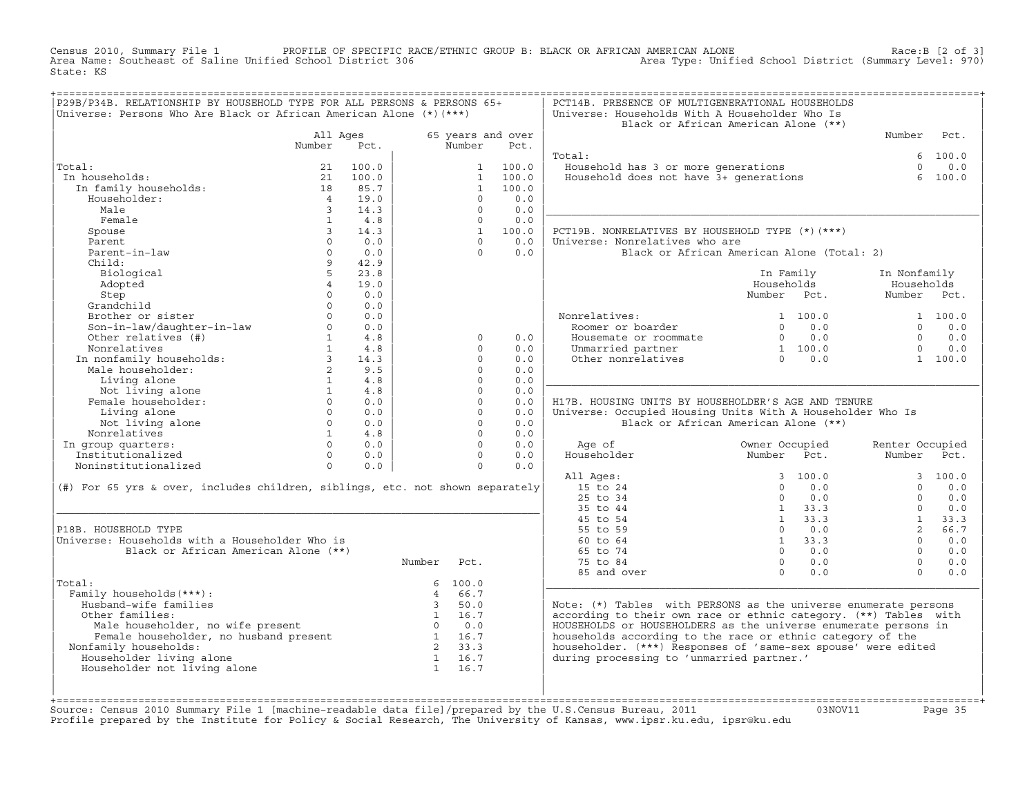Census 2010, Summary File 1 PROFILE OF SPECIFIC RACE/ETHNIC GROUP B: BLACK OR AFRICAN AMERICAN ALONE Race:B [2 of 3]
Area Name: Southeast of Saline Unified School District 306 Area Type: Unified School District (Summary Level: 970)
State: KS

## P29B/P34B. RELATIONSHIP BY HOUSEHOLD TYPE FOR ALL PERSONS & PERSONS 65+

Universe: Persons Who Are Black or African American Alone (*)(***)

| | All Ages Number | All Ages Pct. | 65 years and over Number | 65 years and over Pct. |
|---|---|---|---|---|
| Total: | 21 | 100.0 | 1 | 100.0 |
| In households: | 21 | 100.0 | 1 | 100.0 |
| In family households: | 18 | 85.7 | 1 | 100.0 |
| Householder: | 4 | 19.0 | 0 | 0.0 |
| Male | 3 | 14.3 | 0 | 0.0 |
| Female | 1 | 4.8 | 0 | 0.0 |
| Spouse | 3 | 14.3 | 1 | 100.0 |
| Parent | 0 | 0.0 | 0 | 0.0 |
| Parent-in-law | 0 | 0.0 | 0 | 0.0 |
| Child: | 9 | 42.9 | | |
| Biological | 5 | 23.8 | | |
| Adopted | 4 | 19.0 | | |
| Step | 0 | 0.0 | | |
| Grandchild | 0 | 0.0 | | |
| Brother or sister | 0 | 0.0 | | |
| Son-in-law/daughter-in-law | 0 | 0.0 | | |
| Other relatives (#) | 1 | 4.8 | 0 | 0.0 |
| Nonrelatives | 1 | 4.8 | 0 | 0.0 |
| In nonfamily households: | 3 | 14.3 | 0 | 0.0 |
| Male householder: | 2 | 9.5 | 0 | 0.0 |
| Living alone | 1 | 4.8 | 0 | 0.0 |
| Not living alone | 1 | 4.8 | 0 | 0.0 |
| Female householder: | 0 | 0.0 | 0 | 0.0 |
| Living alone | 0 | 0.0 | 0 | 0.0 |
| Not living alone | 0 | 0.0 | 0 | 0.0 |
| Nonrelatives | 1 | 4.8 | 0 | 0.0 |
| In group quarters: | 0 | 0.0 | 0 | 0.0 |
| Institutionalized | 0 | 0.0 | 0 | 0.0 |
| Noninstitutionalized | 0 | 0.0 | 0 | 0.0 |

(#) For 65 yrs & over, includes children, siblings, etc. not shown separately

## P18B. HOUSEHOLD TYPE

Universe: Households with a Householder Who is Black or African American Alone (**)

| | Number | Pct. |
|---|---|---|
| Total: | 6 | 100.0 |
| Family households(***): | 4 | 66.7 |
| Husband-wife families | 3 | 50.0 |
| Other families: | 1 | 16.7 |
| Male householder, no wife present | 0 | 0.0 |
| Female householder, no husband present | 1 | 16.7 |
| Nonfamily households: | 2 | 33.3 |
| Householder living alone | 1 | 16.7 |
| Householder not living alone | 1 | 16.7 |

## PCT14B. PRESENCE OF MULTIGENERATIONAL HOUSEHOLDS

Universe: Households With A Householder Who Is Black or African American Alone (**)

| | Number | Pct. |
|---|---|---|
| Total: | 6 | 100.0 |
| Household has 3 or more generations | 0 | 0.0 |
| Household does not have 3+ generations | 6 | 100.0 |

## PCT19B. NONRELATIVES BY HOUSEHOLD TYPE (*)(***)

Universe: Nonrelatives who are Black or African American Alone (Total: 2)

| | In Family Households Number | In Family Households Pct. | In Nonfamily Households Number | In Nonfamily Households Pct. |
|---|---|---|---|---|
| Nonrelatives: | 1 | 100.0 | 1 | 100.0 |
| Roomer or boarder | 0 | 0.0 | 0 | 0.0 |
| Housemate or roommate | 0 | 0.0 | 0 | 0.0 |
| Unmarried partner | 1 | 100.0 | 0 | 0.0 |
| Other nonrelatives | 0 | 0.0 | 1 | 100.0 |

## H17B. HOUSING UNITS BY HOUSEHOLDER'S AGE AND TENURE

Universe: Occupied Housing Units With A Householder Who Is Black or African American Alone (**)

| Age of Householder | Owner Occupied Number | Owner Occupied Pct. | Renter Occupied Number | Renter Occupied Pct. |
|---|---|---|---|---|
| All Ages: | 3 | 100.0 | 3 | 100.0 |
| 15 to 24 | 0 | 0.0 | 0 | 0.0 |
| 25 to 34 | 0 | 0.0 | 0 | 0.0 |
| 35 to 44 | 1 | 33.3 | 0 | 0.0 |
| 45 to 54 | 1 | 33.3 | 1 | 33.3 |
| 55 to 59 | 0 | 0.0 | 2 | 66.7 |
| 60 to 64 | 1 | 33.3 | 0 | 0.0 |
| 65 to 74 | 0 | 0.0 | 0 | 0.0 |
| 75 to 84 | 0 | 0.0 | 0 | 0.0 |
| 85 and over | 0 | 0.0 | 0 | 0.0 |

Note: (*) Tables with PERSONS as the universe enumerate persons according to their own race or ethnic category. (**) Tables with HOUSEHOLDS or HOUSEHOLDERS as the universe enumerate persons in households according to the race or ethnic category of the householder. (***) Responses of 'same-sex spouse' were edited during processing to 'unmarried partner.'

Source: Census 2010 Summary File 1 [machine-readable data file]/prepared by the U.S.Census Bureau, 2011 03NOV11
Profile prepared by the Institute for Policy & Social Research, The University of Kansas, www.ipsr.ku.edu, ipsr@ku.edu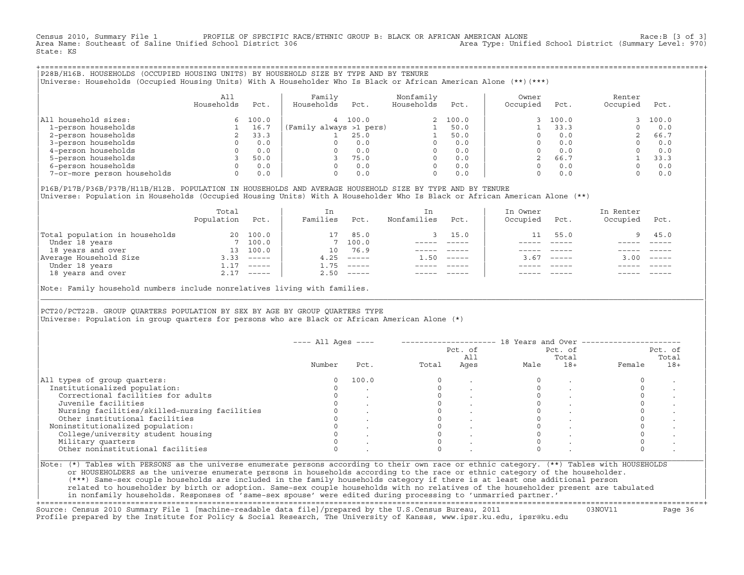Census 2010, Summary File 1 — PROFILE OF SPECIFIC RACE/ETHNIC GROUP B: BLACK OR AFRICAN AMERICAN ALONE — Race:B [3 of 3]
Area Name: Southeast of Saline Unified School District 306 — Area Type: Unified School District (Summary Level: 970)
State: KS

## P28B/H16B. HOUSEHOLDS (OCCUPIED HOUSING UNITS) BY HOUSEHOLD SIZE BY TYPE AND BY TENURE

Universe: Households (Occupied Housing Units) With A Householder Who Is Black or African American Alone (**)(***)

| | All Households | Pct. | Family Households | Pct. | Nonfamily Households | Pct. | Owner Occupied | Pct. | Renter Occupied | Pct. |
|---|---|---|---|---|---|---|---|---|---|---|
| All household sizes: | 6 | 100.0 | 4 | 100.0 | 2 | 100.0 | 3 | 100.0 | 3 | 100.0 |
| 1-person households | 1 | 16.7 | (Family always >1 pers) | | 1 | 50.0 | 1 | 33.3 | 0 | 0.0 |
| 2-person households | 2 | 33.3 | 1 | 25.0 | 1 | 50.0 | 0 | 0.0 | 2 | 66.7 |
| 3-person households | 0 | 0.0 | 0 | 0.0 | 0 | 0.0 | 0 | 0.0 | 0 | 0.0 |
| 4-person households | 0 | 0.0 | 0 | 0.0 | 0 | 0.0 | 0 | 0.0 | 0 | 0.0 |
| 5-person households | 3 | 50.0 | 3 | 75.0 | 0 | 0.0 | 2 | 66.7 | 1 | 33.3 |
| 6-person households | 0 | 0.0 | 0 | 0.0 | 0 | 0.0 | 0 | 0.0 | 0 | 0.0 |
| 7-or-more person households | 0 | 0.0 | 0 | 0.0 | 0 | 0.0 | 0 | 0.0 | 0 | 0.0 |

## P16B/P17B/P36B/P37B/H11B/H12B. POPULATION IN HOUSEHOLDS AND AVERAGE HOUSEHOLD SIZE BY TYPE AND BY TENURE

Universe: Population in Households (Occupied Housing Units) With A Householder Who Is Black or African American Alone (**)

| | Total Population | Pct. | In Families | Pct. | In Nonfamilies | Pct. | In Owner Occupied | Pct. | In Renter Occupied | Pct. |
|---|---|---|---|---|---|---|---|---|---|---|
| Total population in households | 20 | 100.0 | 17 | 85.0 | 3 | 15.0 | 11 | 55.0 | 9 | 45.0 |
| Under 18 years | 7 | 100.0 | 7 | 100.0 | ----- | ----- | ----- | ----- | ----- | ----- |
| 18 years and over | 13 | 100.0 | 10 | 76.9 | ----- | ----- | ----- | ----- | ----- | ----- |
| Average Household Size | 3.33 | ----- | 4.25 | ----- | 1.50 | ----- | 3.67 | ----- | 3.00 | ----- |
| Under 18 years | 1.17 | ----- | 1.75 | ----- | ----- | ----- | ----- | ----- | ----- | ----- |
| 18 years and over | 2.17 | ----- | 2.50 | ----- | ----- | ----- | ----- | ----- | ----- | ----- |

Note: Family household numbers include nonrelatives living with families.

## PCT20/PCT22B. GROUP QUARTERS POPULATION BY SEX BY AGE BY GROUP QUARTERS TYPE

Universe: Population in group quarters for persons who are Black or African American Alone (*)

| | All Ages Number | All Ages Pct. | 18 Years and Over Total | Pct. of All Ages | Male | Pct. of Total 18+ | Female | Pct. of Total 18+ |
|---|---|---|---|---|---|---|---|---|
| All types of group quarters: | 0 | 100.0 | 0 | . | 0 | . | 0 | . |
| Institutionalized population: | 0 | . | 0 | . | 0 | . | 0 | . |
| Correctional facilities for adults | 0 | . | 0 | . | 0 | . | 0 | . |
| Juvenile facilities | 0 | . | 0 | . | 0 | . | 0 | . |
| Nursing facilities/skilled-nursing facilities | 0 | . | 0 | . | 0 | . | 0 | . |
| Other institutional facilities | 0 | . | 0 | . | 0 | . | 0 | . |
| Noninstitutionalized population: | 0 | . | 0 | . | 0 | . | 0 | . |
| College/university student housing | 0 | . | 0 | . | 0 | . | 0 | . |
| Military quarters | 0 | . | 0 | . | 0 | . | 0 | . |
| Other noninstitutional facilities | 0 | . | 0 | . | 0 | . | 0 | . |

Note: (*) Tables with PERSONS as the universe enumerate persons according to their own race or ethnic category. (**) Tables with HOUSEHOLDS or HOUSEHOLDERS as the universe enumerate persons in households according to the race or ethnic category of the householder. (***) Same-sex couple households are included in the family households category if there is at least one additional person related to householder by birth or adoption. Same-sex couple households with no relatives of the householder present are tabulated in nonfamily households. Responses of 'same-sex spouse' were edited during processing to 'unmarried partner.'

Source: Census 2010 Summary File 1 [machine-readable data file]/prepared by the U.S.Census Bureau, 2011 03NOV11
Profile prepared by the Institute for Policy & Social Research, The University of Kansas, www.ipsr.ku.edu, ipsr@ku.edu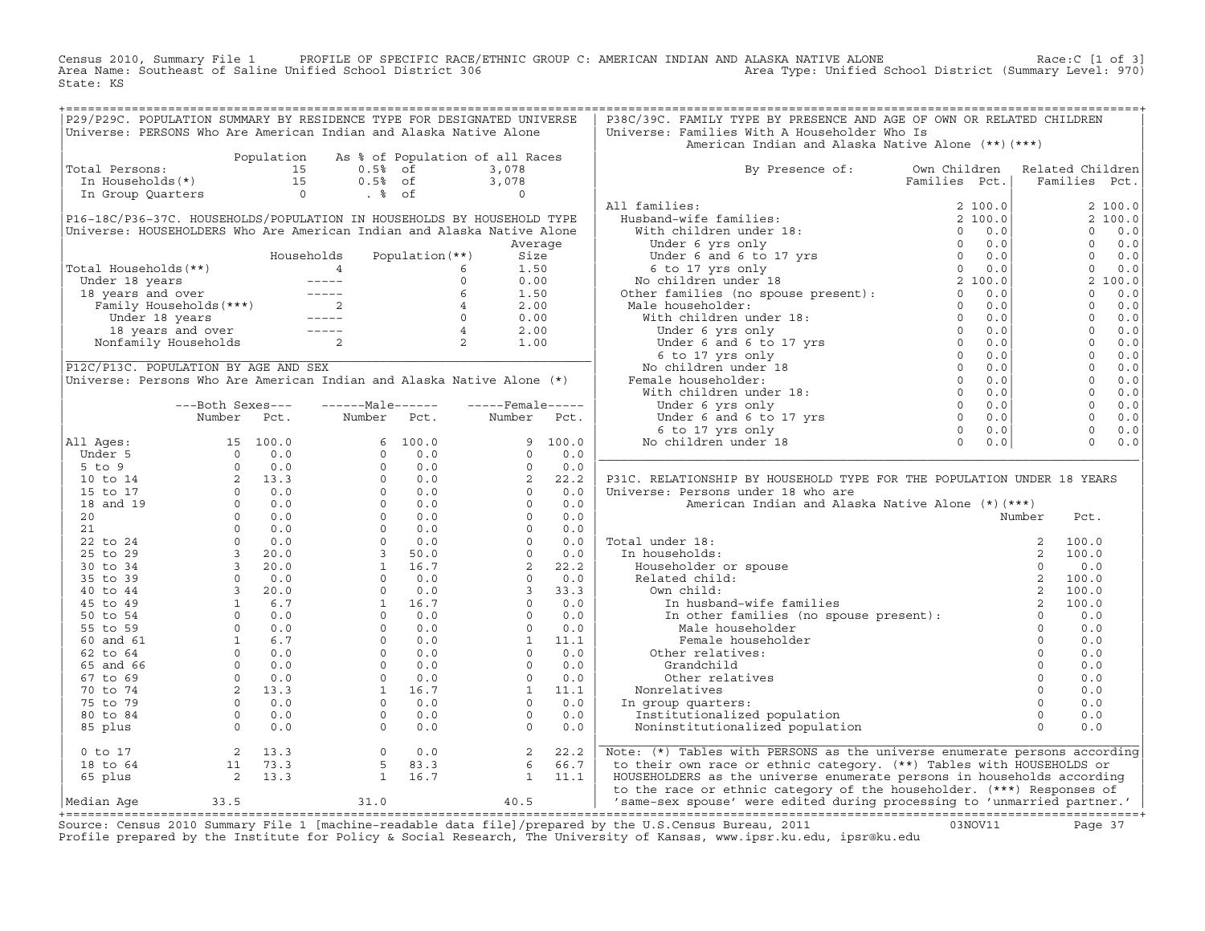Census 2010, Summary File 1 PROFILE OF SPECIFIC RACE/ETHNIC GROUP C: AMERICAN INDIAN AND ALASKA NATIVE ALONE Race:C [1 of 3]
Area Name: Southeast of Saline Unified School District 306 Area Type: Unified School District (Summary Level: 970)
State: KS

## P29/P29C. POPULATION SUMMARY BY RESIDENCE TYPE FOR DESIGNATED UNIVERSE

Universe: PERSONS Who Are American Indian and Alaska Native Alone

| | Population | As % of Population of all Races | |
|---|---|---|---|
| Total Persons: | 15 | 0.5% of | 3,078 |
| In Households(*) | 15 | 0.5% of | 3,078 |
| In Group Quarters | 0 | . % of | 0 |

## P16-18C/P36-37C. HOUSEHOLDS/POPULATION IN HOUSEHOLDS BY HOUSEHOLD TYPE

Universe: HOUSEHOLDERS Who Are American Indian and Alaska Native Alone

| | Households | Population(**) | Average Size |
|---|---|---|---|
| Total Households(**) | 4 | 6 | 1.50 |
| Under 18 years | ----- | 0 | 0.00 |
| 18 years and over | ----- | 6 | 1.50 |
| Family Households(***) | 2 | 4 | 2.00 |
| Under 18 years | ----- | 0 | 0.00 |
| 18 years and over | ----- | 4 | 2.00 |
| Nonfamily Households | 2 | 2 | 1.00 |

## P12C/P13C. POPULATION BY AGE AND SEX

Universe: Persons Who Are American Indian and Alaska Native Alone (*)

| | Both Sexes Number | Both Sexes Pct. | Male Number | Male Pct. | Female Number | Female Pct. |
|---|---|---|---|---|---|---|
| All Ages: | 15 | 100.0 | 6 | 100.0 | 9 | 100.0 |
| Under 5 | 0 | 0.0 | 0 | 0.0 | 0 | 0.0 |
| 5 to 9 | 0 | 0.0 | 0 | 0.0 | 0 | 0.0 |
| 10 to 14 | 2 | 13.3 | 0 | 0.0 | 2 | 22.2 |
| 15 to 17 | 0 | 0.0 | 0 | 0.0 | 0 | 0.0 |
| 18 and 19 | 0 | 0.0 | 0 | 0.0 | 0 | 0.0 |
| 20 | 0 | 0.0 | 0 | 0.0 | 0 | 0.0 |
| 21 | 0 | 0.0 | 0 | 0.0 | 0 | 0.0 |
| 22 to 24 | 0 | 0.0 | 0 | 0.0 | 0 | 0.0 |
| 25 to 29 | 3 | 20.0 | 3 | 50.0 | 0 | 0.0 |
| 30 to 34 | 3 | 20.0 | 1 | 16.7 | 2 | 22.2 |
| 35 to 39 | 0 | 0.0 | 0 | 0.0 | 0 | 0.0 |
| 40 to 44 | 3 | 20.0 | 0 | 0.0 | 3 | 33.3 |
| 45 to 49 | 1 | 6.7 | 1 | 16.7 | 0 | 0.0 |
| 50 to 54 | 0 | 0.0 | 0 | 0.0 | 0 | 0.0 |
| 55 to 59 | 0 | 0.0 | 0 | 0.0 | 0 | 0.0 |
| 60 and 61 | 1 | 6.7 | 0 | 0.0 | 1 | 11.1 |
| 62 to 64 | 0 | 0.0 | 0 | 0.0 | 0 | 0.0 |
| 65 and 66 | 0 | 0.0 | 0 | 0.0 | 0 | 0.0 |
| 67 to 69 | 0 | 0.0 | 0 | 0.0 | 0 | 0.0 |
| 70 to 74 | 2 | 13.3 | 1 | 16.7 | 1 | 11.1 |
| 75 to 79 | 0 | 0.0 | 0 | 0.0 | 0 | 0.0 |
| 80 to 84 | 0 | 0.0 | 0 | 0.0 | 0 | 0.0 |
| 85 plus | 0 | 0.0 | 0 | 0.0 | 0 | 0.0 |
| 0 to 17 | 2 | 13.3 | 0 | 0.0 | 2 | 22.2 |
| 18 to 64 | 11 | 73.3 | 5 | 83.3 | 6 | 66.7 |
| 65 plus | 2 | 13.3 | 1 | 16.7 | 1 | 11.1 |
| Median Age | 33.5 | | 31.0 | | 40.5 | |

## P38C/39C. FAMILY TYPE BY PRESENCE AND AGE OF OWN OR RELATED CHILDREN

Universe: Families With A Householder Who Is American Indian and Alaska Native Alone (**)(***)

| By Presence of: | Own Children Families | Own Children Pct. | Related Children Families | Related Children Pct. |
|---|---|---|---|---|
| All families: | 2 | 100.0 | 2 | 100.0 |
| Husband-wife families: | 2 | 100.0 | 2 | 100.0 |
| With children under 18: | 0 | 0.0 | 0 | 0.0 |
| Under 6 yrs only | 0 | 0.0 | 0 | 0.0 |
| Under 6 and 6 to 17 yrs | 0 | 0.0 | 0 | 0.0 |
| 6 to 17 yrs only | 0 | 0.0 | 0 | 0.0 |
| No children under 18 | 2 | 100.0 | 2 | 100.0 |
| Other families (no spouse present): | 0 | 0.0 | 0 | 0.0 |
| Male householder: | 0 | 0.0 | 0 | 0.0 |
| With children under 18: | 0 | 0.0 | 0 | 0.0 |
| Under 6 yrs only | 0 | 0.0 | 0 | 0.0 |
| Under 6 and 6 to 17 yrs | 0 | 0.0 | 0 | 0.0 |
| 6 to 17 yrs only | 0 | 0.0 | 0 | 0.0 |
| No children under 18 | 0 | 0.0 | 0 | 0.0 |
| Female householder: | 0 | 0.0 | 0 | 0.0 |
| With children under 18: | 0 | 0.0 | 0 | 0.0 |
| Under 6 yrs only | 0 | 0.0 | 0 | 0.0 |
| Under 6 and 6 to 17 yrs | 0 | 0.0 | 0 | 0.0 |
| 6 to 17 yrs only | 0 | 0.0 | 0 | 0.0 |
| No children under 18 | 0 | 0.0 | 0 | 0.0 |

## P31C. RELATIONSHIP BY HOUSEHOLD TYPE FOR THE POPULATION UNDER 18 YEARS

Universe: Persons under 18 who are American Indian and Alaska Native Alone (*)(***)

| | Number | Pct. |
|---|---|---|
| Total under 18: | 2 | 100.0 |
| In households: | 2 | 100.0 |
| Householder or spouse | 0 | 0.0 |
| Related child: | 2 | 100.0 |
| Own child: | 2 | 100.0 |
| In husband-wife families | 2 | 100.0 |
| In other families (no spouse present): | 0 | 0.0 |
| Male householder | 0 | 0.0 |
| Female householder | 0 | 0.0 |
| Other relatives: | 0 | 0.0 |
| Grandchild | 0 | 0.0 |
| Other relatives | 0 | 0.0 |
| Nonrelatives | 0 | 0.0 |
| In group quarters: | 0 | 0.0 |
| Institutionalized population | 0 | 0.0 |
| Noninstitutionalized population | 0 | 0.0 |

Note: (*) Tables with PERSONS as the universe enumerate persons according to their own race or ethnic category. (**) Tables with HOUSEHOLDS or HOUSEHOLDERS as the universe enumerate persons in households according to the race or ethnic category of the householder. (***) Responses of 'same-sex spouse' were edited during processing to 'unmarried partner.'

Source: Census 2010 Summary File 1 [machine-readable data file]/prepared by the U.S.Census Bureau, 2011 03NOV11
Profile prepared by the Institute for Policy & Social Research, The University of Kansas, www.ipsr.ku.edu, ipsr@ku.edu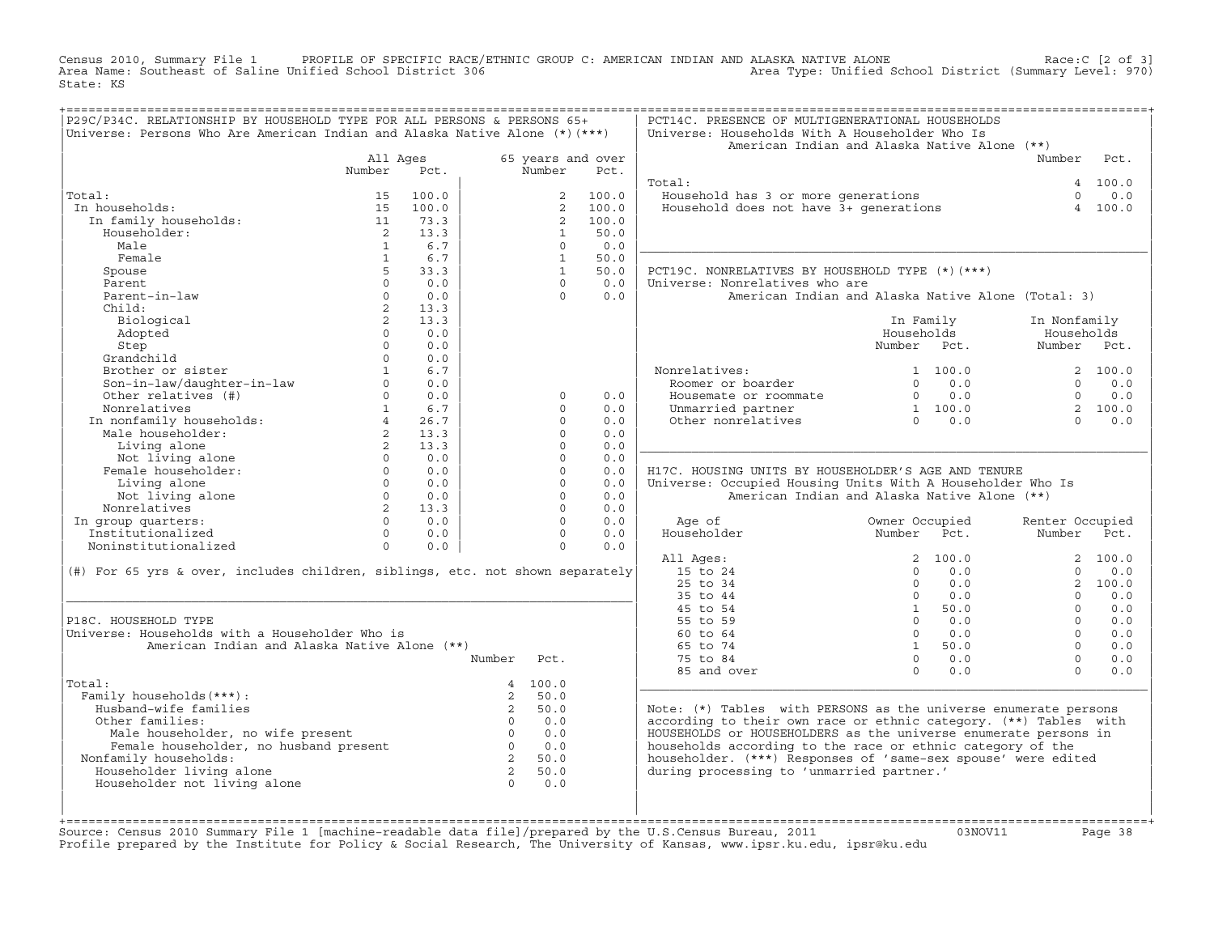Census 2010, Summary File 1 PROFILE OF SPECIFIC RACE/ETHNIC GROUP C: AMERICAN INDIAN AND ALASKA NATIVE ALONE Race:C [2 of 3]
Area Name: Southeast of Saline Unified School District 306 Area Type: Unified School District (Summary Level: 970)
State: KS

## P29C/P34C. RELATIONSHIP BY HOUSEHOLD TYPE FOR ALL PERSONS & PERSONS 65+

Universe: Persons Who Are American Indian and Alaska Native Alone (*)(***)

| | All Ages Number | All Ages Pct. | 65 years and over Number | 65 years and over Pct. |
|---|---|---|---|---|
| Total: | 15 | 100.0 | 2 | 100.0 |
| In households: | 15 | 100.0 | 2 | 100.0 |
| In family households: | 11 | 73.3 | 2 | 100.0 |
| Householder: | 2 | 13.3 | 1 | 50.0 |
| Male | 1 | 6.7 | 0 | 0.0 |
| Female | 1 | 6.7 | 1 | 50.0 |
| Spouse | 5 | 33.3 | 1 | 50.0 |
| Parent | 0 | 0.0 | 0 | 0.0 |
| Parent-in-law | 0 | 0.0 | 0 | 0.0 |
| Child: | 2 | 13.3 | | |
| Biological | 2 | 13.3 | | |
| Adopted | 0 | 0.0 | | |
| Step | 0 | 0.0 | | |
| Grandchild | 0 | 0.0 | | |
| Brother or sister | 1 | 6.7 | | |
| Son-in-law/daughter-in-law | 0 | 0.0 | | |
| Other relatives (#) | 0 | 0.0 | 0 | 0.0 |
| Nonrelatives | 1 | 6.7 | 0 | 0.0 |
| In nonfamily households: | 4 | 26.7 | 0 | 0.0 |
| Male householder: | 2 | 13.3 | 0 | 0.0 |
| Living alone | 2 | 13.3 | 0 | 0.0 |
| Not living alone | 0 | 0.0 | 0 | 0.0 |
| Female householder: | 0 | 0.0 | 0 | 0.0 |
| Living alone | 0 | 0.0 | 0 | 0.0 |
| Not living alone | 0 | 0.0 | 0 | 0.0 |
| Nonrelatives | 2 | 13.3 | 0 | 0.0 |
| In group quarters: | 0 | 0.0 | 0 | 0.0 |
| Institutionalized | 0 | 0.0 | 0 | 0.0 |
| Noninstitutionalized | 0 | 0.0 | 0 | 0.0 |

(#) For 65 yrs & over, includes children, siblings, etc. not shown separately

## P18C. HOUSEHOLD TYPE

Universe: Households with a Householder Who is American Indian and Alaska Native Alone (**)

| | Number | Pct. |
|---|---|---|
| Total: | 4 | 100.0 |
| Family households(***): | 2 | 50.0 |
| Husband-wife families | 2 | 50.0 |
| Other families: | 0 | 0.0 |
| Male householder, no wife present | 0 | 0.0 |
| Female householder, no husband present | 0 | 0.0 |
| Nonfamily households: | 2 | 50.0 |
| Householder living alone | 2 | 50.0 |
| Householder not living alone | 0 | 0.0 |

## PCT14C. PRESENCE OF MULTIGENERATIONAL HOUSEHOLDS

Universe: Households With A Householder Who Is American Indian and Alaska Native Alone (**)

| | Number | Pct. |
|---|---|---|
| Total: | 4 | 100.0 |
| Household has 3 or more generations | 0 | 0.0 |
| Household does not have 3+ generations | 4 | 100.0 |

## PCT19C. NONRELATIVES BY HOUSEHOLD TYPE (*)(***)

Universe: Nonrelatives who are American Indian and Alaska Native Alone (Total: 3)

| | In Family Households Number | In Family Households Pct. | In Nonfamily Households Number | In Nonfamily Households Pct. |
|---|---|---|---|---|
| Nonrelatives: | 1 | 100.0 | 2 | 100.0 |
| Roomer or boarder | 0 | 0.0 | 0 | 0.0 |
| Housemate or roommate | 0 | 0.0 | 0 | 0.0 |
| Unmarried partner | 1 | 100.0 | 2 | 100.0 |
| Other nonrelatives | 0 | 0.0 | 0 | 0.0 |

## H17C. HOUSING UNITS BY HOUSEHOLDER'S AGE AND TENURE

Universe: Occupied Housing Units With A Householder Who Is American Indian and Alaska Native Alone (**)

| Age of Householder | Owner Occupied Number | Owner Occupied Pct. | Renter Occupied Number | Renter Occupied Pct. |
|---|---|---|---|---|
| All Ages: | 2 | 100.0 | 2 | 100.0 |
| 15 to 24 | 0 | 0.0 | 0 | 0.0 |
| 25 to 34 | 0 | 0.0 | 2 | 100.0 |
| 35 to 44 | 0 | 0.0 | 0 | 0.0 |
| 45 to 54 | 1 | 50.0 | 0 | 0.0 |
| 55 to 59 | 0 | 0.0 | 0 | 0.0 |
| 60 to 64 | 0 | 0.0 | 0 | 0.0 |
| 65 to 74 | 1 | 50.0 | 0 | 0.0 |
| 75 to 84 | 0 | 0.0 | 0 | 0.0 |
| 85 and over | 0 | 0.0 | 0 | 0.0 |

Note: (*) Tables with PERSONS as the universe enumerate persons according to their own race or ethnic category. (**) Tables with HOUSEHOLDS or HOUSEHOLDERS as the universe enumerate persons in households according to the race or ethnic category of the householder. (***) Responses of 'same-sex spouse' were edited during processing to 'unmarried partner.'

Source: Census 2010 Summary File 1 [machine-readable data file]/prepared by the U.S.Census Bureau, 2011 03NOV11
Profile prepared by the Institute for Policy & Social Research, The University of Kansas, www.ipsr.ku.edu, ipsr@ku.edu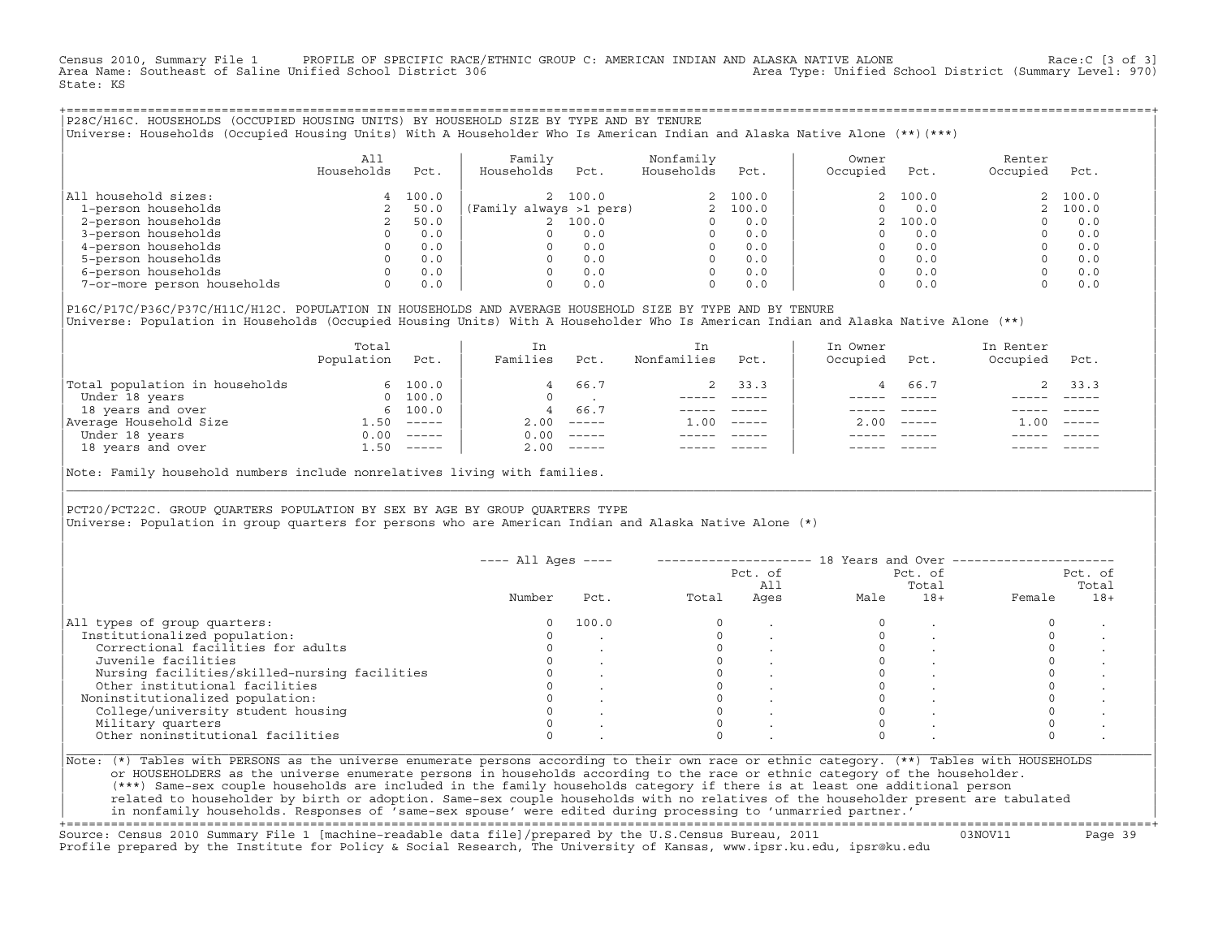Census 2010, Summary File 1 — PROFILE OF SPECIFIC RACE/ETHNIC GROUP C: AMERICAN INDIAN AND ALASKA NATIVE ALONE — Race:C [3 of 3]
Area Name: Southeast of Saline Unified School District 306 — Area Type: Unified School District (Summary Level: 970)
State: KS

## P28C/H16C. HOUSEHOLDS (OCCUPIED HOUSING UNITS) BY HOUSEHOLD SIZE BY TYPE AND BY TENURE

Universe: Households (Occupied Housing Units) With A Householder Who Is American Indian and Alaska Native Alone (**)(***)

| | All Households | Pct. | Family Households | Pct. | Nonfamily Households | Pct. | Owner Occupied | Pct. | Renter Occupied | Pct. |
|---|---|---|---|---|---|---|---|---|---|---|
| All household sizes: | 4 | 100.0 | 2 | 100.0 | 2 | 100.0 | 2 | 100.0 | 2 | 100.0 |
| 1-person households | 2 | 50.0 | (Family always >1 pers) | | 2 | 100.0 | 0 | 0.0 | 2 | 100.0 |
| 2-person households | 2 | 50.0 | 2 | 100.0 | 0 | 0.0 | 2 | 100.0 | 0 | 0.0 |
| 3-person households | 0 | 0.0 | 0 | 0.0 | 0 | 0.0 | 0 | 0.0 | 0 | 0.0 |
| 4-person households | 0 | 0.0 | 0 | 0.0 | 0 | 0.0 | 0 | 0.0 | 0 | 0.0 |
| 5-person households | 0 | 0.0 | 0 | 0.0 | 0 | 0.0 | 0 | 0.0 | 0 | 0.0 |
| 6-person households | 0 | 0.0 | 0 | 0.0 | 0 | 0.0 | 0 | 0.0 | 0 | 0.0 |
| 7-or-more person households | 0 | 0.0 | 0 | 0.0 | 0 | 0.0 | 0 | 0.0 | 0 | 0.0 |

## P16C/P17C/P36C/P37C/H11C/H12C. POPULATION IN HOUSEHOLDS AND AVERAGE HOUSEHOLD SIZE BY TYPE AND BY TENURE

Universe: Population in Households (Occupied Housing Units) With A Householder Who Is American Indian and Alaska Native Alone (**)

| | Total Population | Pct. | In Families | Pct. | In Nonfamilies | Pct. | In Owner Occupied | Pct. | In Renter Occupied | Pct. |
|---|---|---|---|---|---|---|---|---|---|---|
| Total population in households | 6 | 100.0 | 4 | 66.7 | 2 | 33.3 | 4 | 66.7 | 2 | 33.3 |
| Under 18 years | 0 | 100.0 | 0 | . | ----- | ----- | ----- | ----- | ----- | ----- |
| 18 years and over | 6 | 100.0 | 4 | 66.7 | ----- | ----- | ----- | ----- | ----- | ----- |
| Average Household Size | 1.50 | ----- | 2.00 | ----- | 1.00 | ----- | 2.00 | ----- | 1.00 | ----- |
| Under 18 years | 0.00 | ----- | 0.00 | ----- | ----- | ----- | ----- | ----- | ----- | ----- |
| 18 years and over | 1.50 | ----- | 2.00 | ----- | ----- | ----- | ----- | ----- | ----- | ----- |

Note: Family household numbers include nonrelatives living with families.

## PCT20/PCT22C. GROUP QUARTERS POPULATION BY SEX BY AGE BY GROUP QUARTERS TYPE

Universe: Population in group quarters for persons who are American Indian and Alaska Native Alone (*)

| | All Ages Number | All Ages Pct. | 18 Years and Over Total | Pct. of All Ages | Male | Pct. of Total 18+ | Female | Pct. of Total 18+ |
|---|---|---|---|---|---|---|---|---|
| All types of group quarters: | 0 | 100.0 | 0 | . | 0 | . | 0 | . |
| Institutionalized population: | 0 | . | 0 | . | 0 | . | 0 | . |
| Correctional facilities for adults | 0 | . | 0 | . | 0 | . | 0 | . |
| Juvenile facilities | 0 | . | 0 | . | 0 | . | 0 | . |
| Nursing facilities/skilled-nursing facilities | 0 | . | 0 | . | 0 | . | 0 | . |
| Other institutional facilities | 0 | . | 0 | . | 0 | . | 0 | . |
| Noninstitutionalized population: | 0 | . | 0 | . | 0 | . | 0 | . |
| College/university student housing | 0 | . | 0 | . | 0 | . | 0 | . |
| Military quarters | 0 | . | 0 | . | 0 | . | 0 | . |
| Other noninstitutional facilities | 0 | . | 0 | . | 0 | . | 0 | . |

Note: (*) Tables with PERSONS as the universe enumerate persons according to their own race or ethnic category. (**) Tables with HOUSEHOLDS or HOUSEHOLDERS as the universe enumerate persons in households according to the race or ethnic category of the householder. (***) Same-sex couple households are included in the family households category if there is at least one additional person related to householder by birth or adoption. Same-sex couple households with no relatives of the householder present are tabulated in nonfamily households. Responses of 'same-sex spouse' were edited during processing to 'unmarried partner.'

Source: Census 2010 Summary File 1 [machine-readable data file]/prepared by the U.S.Census Bureau, 2011 — 03NOV11
Profile prepared by the Institute for Policy & Social Research, The University of Kansas, www.ipsr.ku.edu, ipsr@ku.edu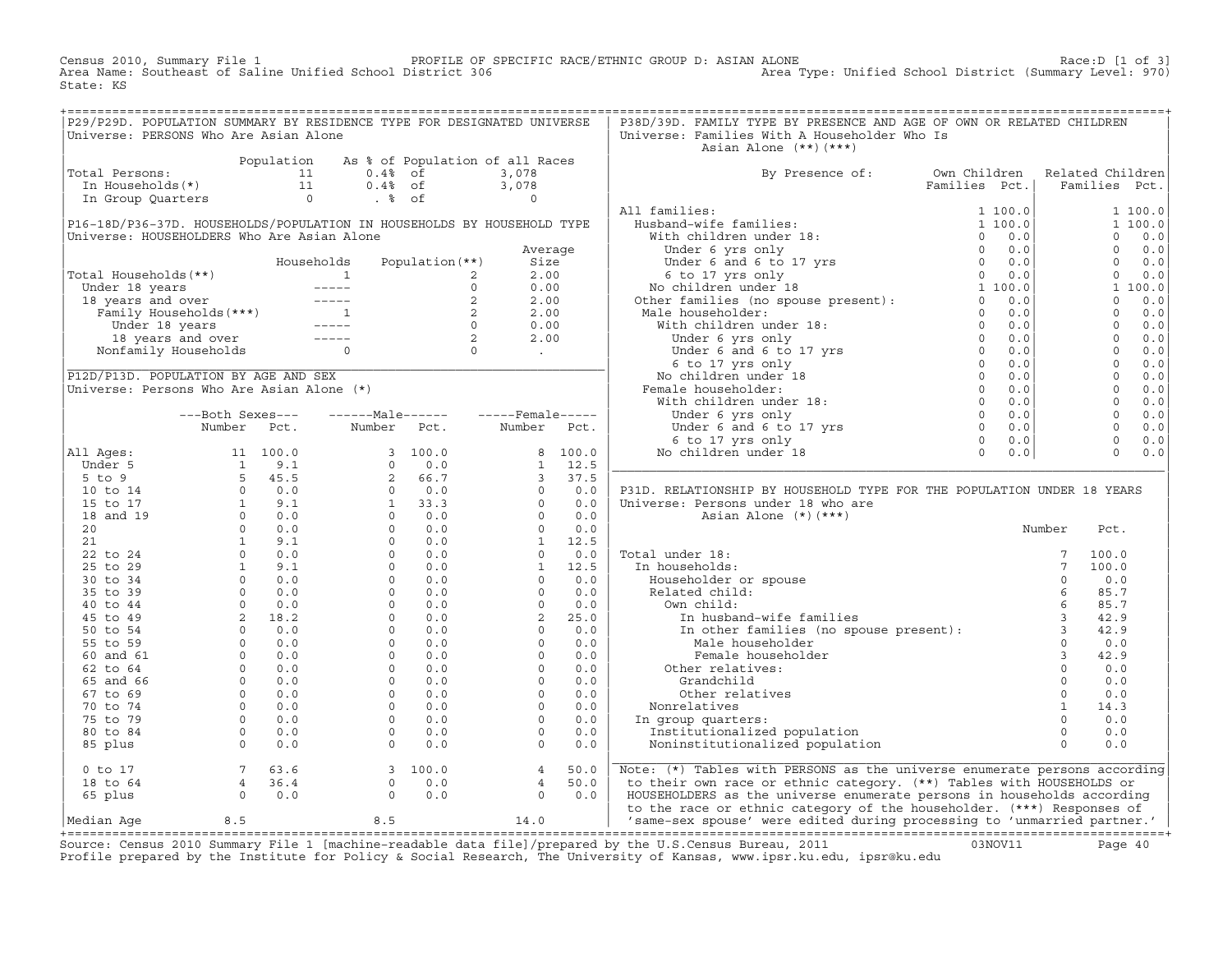Census 2010, Summary File 1 PROFILE OF SPECIFIC RACE/ETHNIC GROUP D: ASIAN ALONE Race:D [1 of 3]
Area Name: Southeast of Saline Unified School District 306 Area Type: Unified School District (Summary Level: 970)
State: KS

## P29/P29D. POPULATION SUMMARY BY RESIDENCE TYPE FOR DESIGNATED UNIVERSE

Universe: PERSONS Who Are Asian Alone

| | Population | As % of Population of all Races | |
|---|---|---|---|
| Total Persons: | 11 | 0.4% of | 3,078 |
| In Households(*) | 11 | 0.4% of | 3,078 |
| In Group Quarters | 0 | . % of | 0 |

## P16-18D/P36-37D. HOUSEHOLDS/POPULATION IN HOUSEHOLDS BY HOUSEHOLD TYPE

Universe: HOUSEHOLDERS Who Are Asian Alone

| | Households | Population(**) | Average Size |
|---|---|---|---|
| Total Households(**) | 1 | 2 | 2.00 |
| Under 18 years | ----- | 0 | 0.00 |
| 18 years and over | ----- | 2 | 2.00 |
| Family Households(***) | 1 | 2 | 2.00 |
| Under 18 years | ----- | 0 | 0.00 |
| 18 years and over | ----- | 2 | 2.00 |
| Nonfamily Households | 0 | 0 | . |

## P12D/P13D. POPULATION BY AGE AND SEX

Universe: Persons Who Are Asian Alone (*)

| | Both Sexes Number | Both Sexes Pct. | Male Number | Male Pct. | Female Number | Female Pct. |
|---|---|---|---|---|---|---|
| All Ages: | 11 | 100.0 | 3 | 100.0 | 8 | 100.0 |
| Under 5 | 1 | 9.1 | 0 | 0.0 | 1 | 12.5 |
| 5 to 9 | 5 | 45.5 | 2 | 66.7 | 3 | 37.5 |
| 10 to 14 | 0 | 0.0 | 0 | 0.0 | 0 | 0.0 |
| 15 to 17 | 1 | 9.1 | 1 | 33.3 | 0 | 0.0 |
| 18 and 19 | 0 | 0.0 | 0 | 0.0 | 0 | 0.0 |
| 20 | 0 | 0.0 | 0 | 0.0 | 0 | 0.0 |
| 21 | 1 | 9.1 | 0 | 0.0 | 1 | 12.5 |
| 22 to 24 | 0 | 0.0 | 0 | 0.0 | 0 | 0.0 |
| 25 to 29 | 1 | 9.1 | 0 | 0.0 | 1 | 12.5 |
| 30 to 34 | 0 | 0.0 | 0 | 0.0 | 0 | 0.0 |
| 35 to 39 | 0 | 0.0 | 0 | 0.0 | 0 | 0.0 |
| 40 to 44 | 0 | 0.0 | 0 | 0.0 | 0 | 0.0 |
| 45 to 49 | 2 | 18.2 | 0 | 0.0 | 2 | 25.0 |
| 50 to 54 | 0 | 0.0 | 0 | 0.0 | 0 | 0.0 |
| 55 to 59 | 0 | 0.0 | 0 | 0.0 | 0 | 0.0 |
| 60 and 61 | 0 | 0.0 | 0 | 0.0 | 0 | 0.0 |
| 62 to 64 | 0 | 0.0 | 0 | 0.0 | 0 | 0.0 |
| 65 and 66 | 0 | 0.0 | 0 | 0.0 | 0 | 0.0 |
| 67 to 69 | 0 | 0.0 | 0 | 0.0 | 0 | 0.0 |
| 70 to 74 | 0 | 0.0 | 0 | 0.0 | 0 | 0.0 |
| 75 to 79 | 0 | 0.0 | 0 | 0.0 | 0 | 0.0 |
| 80 to 84 | 0 | 0.0 | 0 | 0.0 | 0 | 0.0 |
| 85 plus | 0 | 0.0 | 0 | 0.0 | 0 | 0.0 |
| 0 to 17 | 7 | 63.6 | 3 | 100.0 | 4 | 50.0 |
| 18 to 64 | 4 | 36.4 | 0 | 0.0 | 4 | 50.0 |
| 65 plus | 0 | 0.0 | 0 | 0.0 | 0 | 0.0 |
| Median Age | 8.5 | | 8.5 | | 14.0 | |

## P38D/39D. FAMILY TYPE BY PRESENCE AND AGE OF OWN OR RELATED CHILDREN

Universe: Families With A Householder Who Is Asian Alone (**)(***)

| By Presence of: | Own Children Families | Own Children Pct. | Related Children Families | Related Children Pct. |
|---|---|---|---|---|
| All families: | 1 | 100.0 | 1 | 100.0 |
| Husband-wife families: | 1 | 100.0 | 1 | 100.0 |
| With children under 18: | 0 | 0.0 | 0 | 0.0 |
| Under 6 yrs only | 0 | 0.0 | 0 | 0.0 |
| Under 6 and 6 to 17 yrs | 0 | 0.0 | 0 | 0.0 |
| 6 to 17 yrs only | 0 | 0.0 | 0 | 0.0 |
| No children under 18 | 1 | 100.0 | 1 | 100.0 |
| Other families (no spouse present): | 0 | 0.0 | 0 | 0.0 |
| Male householder: | 0 | 0.0 | 0 | 0.0 |
| With children under 18: | 0 | 0.0 | 0 | 0.0 |
| Under 6 yrs only | 0 | 0.0 | 0 | 0.0 |
| Under 6 and 6 to 17 yrs | 0 | 0.0 | 0 | 0.0 |
| 6 to 17 yrs only | 0 | 0.0 | 0 | 0.0 |
| No children under 18 | 0 | 0.0 | 0 | 0.0 |
| Female householder: | 0 | 0.0 | 0 | 0.0 |
| With children under 18: | 0 | 0.0 | 0 | 0.0 |
| Under 6 yrs only | 0 | 0.0 | 0 | 0.0 |
| Under 6 and 6 to 17 yrs | 0 | 0.0 | 0 | 0.0 |
| 6 to 17 yrs only | 0 | 0.0 | 0 | 0.0 |
| No children under 18 | 0 | 0.0 | 0 | 0.0 |

## P31D. RELATIONSHIP BY HOUSEHOLD TYPE FOR THE POPULATION UNDER 18 YEARS

Universe: Persons under 18 who are Asian Alone (*)(***)

| | Number | Pct. |
|---|---|---|
| Total under 18: | 7 | 100.0 |
| In households: | 7 | 100.0 |
| Householder or spouse | 0 | 0.0 |
| Related child: | 6 | 85.7 |
| Own child: | 6 | 85.7 |
| In husband-wife families | 3 | 42.9 |
| In other families (no spouse present): | 3 | 42.9 |
| Male householder | 0 | 0.0 |
| Female householder | 3 | 42.9 |
| Other relatives: | 0 | 0.0 |
| Grandchild | 0 | 0.0 |
| Other relatives | 0 | 0.0 |
| Nonrelatives | 1 | 14.3 |
| In group quarters: | 0 | 0.0 |
| Institutionalized population | 0 | 0.0 |
| Noninstitutionalized population | 0 | 0.0 |

Note: (*) Tables with PERSONS as the universe enumerate persons according to their own race or ethnic category. (**) Tables with HOUSEHOLDS or HOUSEHOLDERS as the universe enumerate persons in households according to the race or ethnic category of the householder. (***) Responses of 'same-sex spouse' were edited during processing to 'unmarried partner.'

Source: Census 2010 Summary File 1 [machine-readable data file]/prepared by the U.S.Census Bureau, 2011 03NOV11
Profile prepared by the Institute for Policy & Social Research, The University of Kansas, www.ipsr.ku.edu, ipsr@ku.edu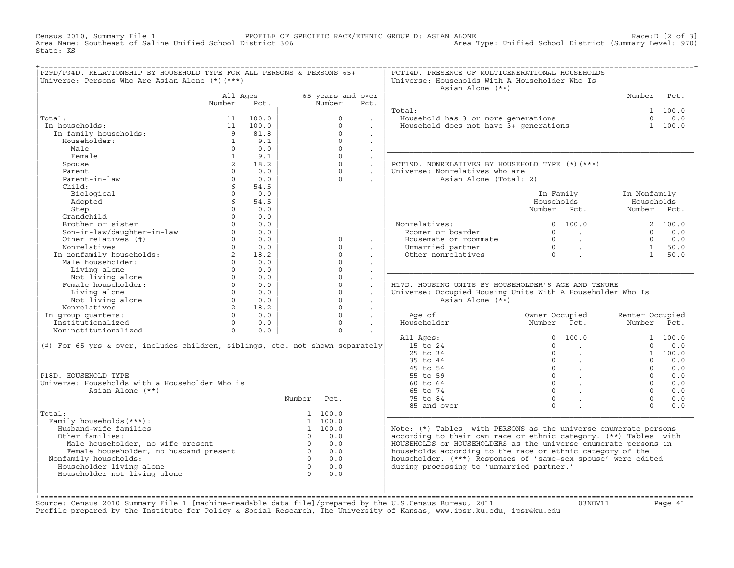Census 2010, Summary File 1 PROFILE OF SPECIFIC RACE/ETHNIC GROUP D: ASIAN ALONE Race:D [2 of 3]
Area Name: Southeast of Saline Unified School District 306 Area Type: Unified School District (Summary Level: 970)
State: KS

## P29D/P34D. RELATIONSHIP BY HOUSEHOLD TYPE FOR ALL PERSONS & PERSONS 65+

Universe: Persons Who Are Asian Alone (*)(***)

| | All Ages Number | All Ages Pct. | 65 years and over Number | 65 years and over Pct. |
|---|---|---|---|---|
| Total: | 11 | 100.0 | 0 | . |
| In households: | 11 | 100.0 | 0 | . |
| In family households: | 9 | 81.8 | 0 | . |
| Householder: | 1 | 9.1 | 0 | . |
| Male | 0 | 0.0 | 0 | . |
| Female | 1 | 9.1 | 0 | . |
| Spouse | 2 | 18.2 | 0 | . |
| Parent | 0 | 0.0 | 0 | . |
| Parent-in-law | 0 | 0.0 | 0 | . |
| Child: | 6 | 54.5 | | |
| Biological | 0 | 0.0 | | |
| Adopted | 6 | 54.5 | | |
| Step | 0 | 0.0 | | |
| Grandchild | 0 | 0.0 | | |
| Brother or sister | 0 | 0.0 | | |
| Son-in-law/daughter-in-law | 0 | 0.0 | | |
| Other relatives (#) | 0 | 0.0 | 0 | . |
| Nonrelatives | 0 | 0.0 | 0 | . |
| In nonfamily households: | 2 | 18.2 | 0 | . |
| Male householder: | 0 | 0.0 | 0 | . |
| Living alone | 0 | 0.0 | 0 | . |
| Not living alone | 0 | 0.0 | 0 | . |
| Female householder: | 0 | 0.0 | 0 | . |
| Living alone | 0 | 0.0 | 0 | . |
| Not living alone | 0 | 0.0 | 0 | . |
| Nonrelatives | 2 | 18.2 | 0 | . |
| In group quarters: | 0 | 0.0 | 0 | . |
| Institutionalized | 0 | 0.0 | 0 | . |
| Noninstitutionalized | 0 | 0.0 | 0 | . |

(#) For 65 yrs & over, includes children, siblings, etc. not shown separately

## P18D. HOUSEHOLD TYPE

Universe: Households with a Householder Who is Asian Alone (**)

| | Number | Pct. |
|---|---|---|
| Total: | 1 | 100.0 |
| Family households(***): | 1 | 100.0 |
| Husband-wife families | 1 | 100.0 |
| Other families: | 0 | 0.0 |
| Male householder, no wife present | 0 | 0.0 |
| Female householder, no husband present | 0 | 0.0 |
| Nonfamily households: | 0 | 0.0 |
| Householder living alone | 0 | 0.0 |
| Householder not living alone | 0 | 0.0 |

## PCT14D. PRESENCE OF MULTIGENERATIONAL HOUSEHOLDS

Universe: Households With A Householder Who Is Asian Alone (**)

| | Number | Pct. |
|---|---|---|
| Total: | 1 | 100.0 |
| Household has 3 or more generations | 0 | 0.0 |
| Household does not have 3+ generations | 1 | 100.0 |

## PCT19D. NONRELATIVES BY HOUSEHOLD TYPE (*)(***)

Universe: Nonrelatives who are Asian Alone (Total: 2)

| | In Family Households Number | In Family Households Pct. | In Nonfamily Households Number | In Nonfamily Households Pct. |
|---|---|---|---|---|
| Nonrelatives: | 0 | 100.0 | 2 | 100.0 |
| Roomer or boarder | 0 | . | 0 | 0.0 |
| Housemate or roommate | 0 | . | 0 | 0.0 |
| Unmarried partner | 0 | . | 1 | 50.0 |
| Other nonrelatives | 0 | . | 1 | 50.0 |

## H17D. HOUSING UNITS BY HOUSEHOLDER'S AGE AND TENURE

Universe: Occupied Housing Units With A Householder Who Is Asian Alone (**)

| Age of Householder | Owner Occupied Number | Owner Occupied Pct. | Renter Occupied Number | Renter Occupied Pct. |
|---|---|---|---|---|
| All Ages: | 0 | 100.0 | 1 | 100.0 |
| 15 to 24 | 0 | . | 0 | 0.0 |
| 25 to 34 | 0 | . | 1 | 100.0 |
| 35 to 44 | 0 | . | 0 | 0.0 |
| 45 to 54 | 0 | . | 0 | 0.0 |
| 55 to 59 | 0 | . | 0 | 0.0 |
| 60 to 64 | 0 | . | 0 | 0.0 |
| 65 to 74 | 0 | . | 0 | 0.0 |
| 75 to 84 | 0 | . | 0 | 0.0 |
| 85 and over | 0 | . | 0 | 0.0 |

Note: (*) Tables with PERSONS as the universe enumerate persons according to their own race or ethnic category. (**) Tables with HOUSEHOLDS or HOUSEHOLDERS as the universe enumerate persons in households according to the race or ethnic category of the householder. (***) Responses of 'same-sex spouse' were edited during processing to 'unmarried partner.'

Source: Census 2010 Summary File 1 [machine-readable data file]/prepared by the U.S.Census Bureau, 2011 03NOV11
Profile prepared by the Institute for Policy & Social Research, The University of Kansas, www.ipsr.ku.edu, ipsr@ku.edu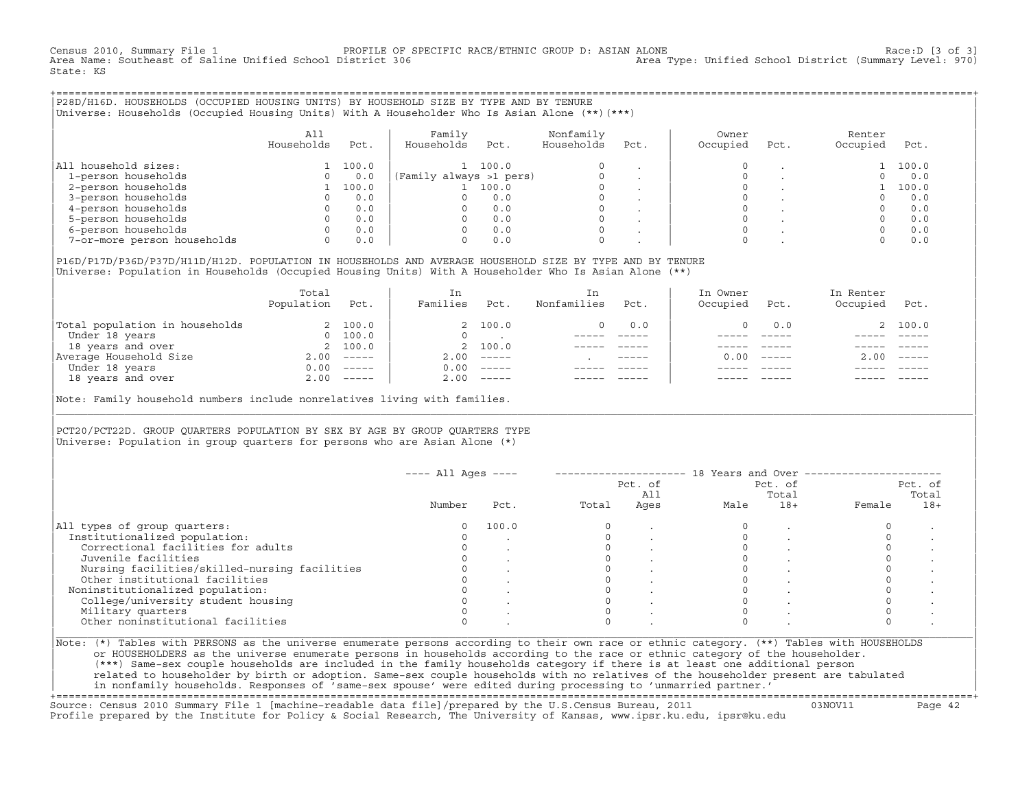Census 2010, Summary File 1 PROFILE OF SPECIFIC RACE/ETHNIC GROUP D: ASIAN ALONE Race:D [3 of 3]
Area Name: Southeast of Saline Unified School District 306 Area Type: Unified School District (Summary Level: 970)
State: KS

## P28D/H16D. HOUSEHOLDS (OCCUPIED HOUSING UNITS) BY HOUSEHOLD SIZE BY TYPE AND BY TENURE

Universe: Households (Occupied Housing Units) With A Householder Who Is Asian Alone (**)(***)

| | All Households | Pct. | Family Households | Pct. | Nonfamily Households | Pct. | Owner Occupied | Pct. | Renter Occupied | Pct. |
|---|---|---|---|---|---|---|---|---|---|---|
| All household sizes: | 1 | 100.0 | 1 | 100.0 | 0 | . | 0 | . | 1 | 100.0 |
| 1-person households | 0 | 0.0 | (Family always >1 pers) | | 0 | . | 0 | . | 0 | 0.0 |
| 2-person households | 1 | 100.0 | 1 | 100.0 | 0 | . | 0 | . | 1 | 100.0 |
| 3-person households | 0 | 0.0 | 0 | 0.0 | 0 | . | 0 | . | 0 | 0.0 |
| 4-person households | 0 | 0.0 | 0 | 0.0 | 0 | . | 0 | . | 0 | 0.0 |
| 5-person households | 0 | 0.0 | 0 | 0.0 | 0 | . | 0 | . | 0 | 0.0 |
| 6-person households | 0 | 0.0 | 0 | 0.0 | 0 | . | 0 | . | 0 | 0.0 |
| 7-or-more person households | 0 | 0.0 | 0 | 0.0 | 0 | . | 0 | . | 0 | 0.0 |

## P16D/P17D/P36D/P37D/H11D/H12D. POPULATION IN HOUSEHOLDS AND AVERAGE HOUSEHOLD SIZE BY TYPE AND BY TENURE

Universe: Population in Households (Occupied Housing Units) With A Householder Who Is Asian Alone (**)

| | Total Population | Pct. | In Families | Pct. | In Nonfamilies | Pct. | In Owner Occupied | Pct. | In Renter Occupied | Pct. |
|---|---|---|---|---|---|---|---|---|---|---|
| Total population in households | 2 | 100.0 | 2 | 100.0 | 0 | 0.0 | 0 | 0.0 | 2 | 100.0 |
| Under 18 years | 0 | 100.0 | 0 | . | ----- | ----- | ----- | ----- | ----- | ----- |
| 18 years and over | 2 | 100.0 | 2 | 100.0 | ----- | ----- | ----- | ----- | ----- | ----- |
| Average Household Size | 2.00 | ----- | 2.00 | ----- | . | ----- | 0.00 | ----- | 2.00 | ----- |
| Under 18 years | 0.00 | ----- | 0.00 | ----- | ----- | ----- | ----- | ----- | ----- | ----- |
| 18 years and over | 2.00 | ----- | 2.00 | ----- | ----- | ----- | ----- | ----- | ----- | ----- |

Note: Family household numbers include nonrelatives living with families.

## PCT20/PCT22D. GROUP QUARTERS POPULATION BY SEX BY AGE BY GROUP QUARTERS TYPE

Universe: Population in group quarters for persons who are Asian Alone (*)

| | ---- All Ages ---- | | 18 Years and Over | | | | | |
|---|---|---|---|---|---|---|---|---|
| | Number | Pct. | Total | Pct. of All Ages | Male | Pct. of Total 18+ | Female | Pct. of Total 18+ |
| All types of group quarters: | 0 | 100.0 | 0 | . | 0 | . | 0 | . |
| Institutionalized population: | 0 | . | 0 | . | 0 | . | 0 | . |
| Correctional facilities for adults | 0 | . | 0 | . | 0 | . | 0 | . |
| Juvenile facilities | 0 | . | 0 | . | 0 | . | 0 | . |
| Nursing facilities/skilled-nursing facilities | 0 | . | 0 | . | 0 | . | 0 | . |
| Other institutional facilities | 0 | . | 0 | . | 0 | . | 0 | . |
| Noninstitutionalized population: | 0 | . | 0 | . | 0 | . | 0 | . |
| College/university student housing | 0 | . | 0 | . | 0 | . | 0 | . |
| Military quarters | 0 | . | 0 | . | 0 | . | 0 | . |
| Other noninstitutional facilities | 0 | . | 0 | . | 0 | . | 0 | . |

Note: (*) Tables with PERSONS as the universe enumerate persons according to their own race or ethnic category. (**) Tables with HOUSEHOLDS or HOUSEHOLDERS as the universe enumerate persons in households according to the race or ethnic category of the householder. (***) Same-sex couple households are included in the family households category if there is at least one additional person related to householder by birth or adoption. Same-sex couple households with no relatives of the householder present are tabulated in nonfamily households. Responses of 'same-sex spouse' were edited during processing to 'unmarried partner.'

Source: Census 2010 Summary File 1 [machine-readable data file]/prepared by the U.S.Census Bureau, 2011 03NOV11
Profile prepared by the Institute for Policy & Social Research, The University of Kansas, www.ipsr.ku.edu, ipsr@ku.edu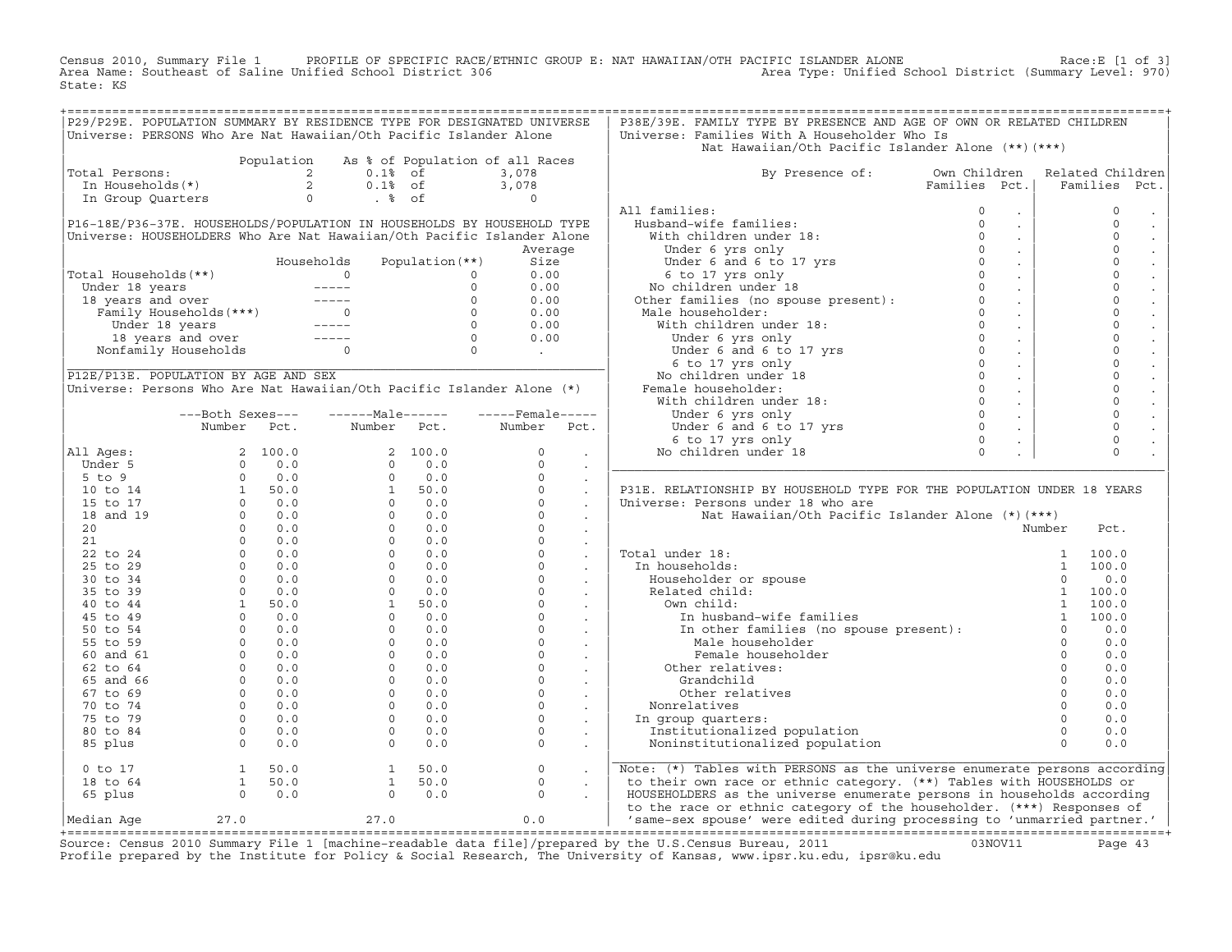Census 2010, Summary File 1 PROFILE OF SPECIFIC RACE/ETHNIC GROUP E: NAT HAWAIIAN/OTH PACIFIC ISLANDER ALONE Race:E [1 of 3]
Area Name: Southeast of Saline Unified School District 306 Area Type: Unified School District (Summary Level: 970)
State: KS

## P29/P29E. POPULATION SUMMARY BY RESIDENCE TYPE FOR DESIGNATED UNIVERSE

Universe: PERSONS Who Are Nat Hawaiian/Oth Pacific Islander Alone

| | Population | As % of Population of all Races | |
|---|---|---|---|
| Total Persons: | 2 | 0.1% of | 3,078 |
| In Households(*) | 2 | 0.1% of | 3,078 |
| In Group Quarters | 0 | . % of | 0 |

## P16-18E/P36-37E. HOUSEHOLDS/POPULATION IN HOUSEHOLDS BY HOUSEHOLD TYPE

Universe: HOUSEHOLDERS Who Are Nat Hawaiian/Oth Pacific Islander Alone

| | Households | Population(**) | Average Size |
|---|---|---|---|
| Total Households(**) | 0 | 0 | 0.00 |
| Under 18 years | ----- | 0 | 0.00 |
| 18 years and over | ----- | 0 | 0.00 |
| Family Households(***) | 0 | 0 | 0.00 |
| Under 18 years | ----- | 0 | 0.00 |
| 18 years and over | ----- | 0 | 0.00 |
| Nonfamily Households | 0 | 0 | . |

## P12E/P13E. POPULATION BY AGE AND SEX

Universe: Persons Who Are Nat Hawaiian/Oth Pacific Islander Alone (*)

| | Both Sexes Number | Both Sexes Pct. | Male Number | Male Pct. | Female Number | Female Pct. |
|---|---|---|---|---|---|---|
| All Ages: | 2 | 100.0 | 2 | 100.0 | 0 | . |
| Under 5 | 0 | 0.0 | 0 | 0.0 | 0 | . |
| 5 to 9 | 0 | 0.0 | 0 | 0.0 | 0 | . |
| 10 to 14 | 1 | 50.0 | 1 | 50.0 | 0 | . |
| 15 to 17 | 0 | 0.0 | 0 | 0.0 | 0 | . |
| 18 and 19 | 0 | 0.0 | 0 | 0.0 | 0 | . |
| 20 | 0 | 0.0 | 0 | 0.0 | 0 | . |
| 21 | 0 | 0.0 | 0 | 0.0 | 0 | . |
| 22 to 24 | 0 | 0.0 | 0 | 0.0 | 0 | . |
| 25 to 29 | 0 | 0.0 | 0 | 0.0 | 0 | . |
| 30 to 34 | 0 | 0.0 | 0 | 0.0 | 0 | . |
| 35 to 39 | 0 | 0.0 | 0 | 0.0 | 0 | . |
| 40 to 44 | 1 | 50.0 | 1 | 50.0 | 0 | . |
| 45 to 49 | 0 | 0.0 | 0 | 0.0 | 0 | . |
| 50 to 54 | 0 | 0.0 | 0 | 0.0 | 0 | . |
| 55 to 59 | 0 | 0.0 | 0 | 0.0 | 0 | . |
| 60 and 61 | 0 | 0.0 | 0 | 0.0 | 0 | . |
| 62 to 64 | 0 | 0.0 | 0 | 0.0 | 0 | . |
| 65 and 66 | 0 | 0.0 | 0 | 0.0 | 0 | . |
| 67 to 69 | 0 | 0.0 | 0 | 0.0 | 0 | . |
| 70 to 74 | 0 | 0.0 | 0 | 0.0 | 0 | . |
| 75 to 79 | 0 | 0.0 | 0 | 0.0 | 0 | . |
| 80 to 84 | 0 | 0.0 | 0 | 0.0 | 0 | . |
| 85 plus | 0 | 0.0 | 0 | 0.0 | 0 | . |
| 0 to 17 | 1 | 50.0 | 1 | 50.0 | 0 | . |
| 18 to 64 | 1 | 50.0 | 1 | 50.0 | 0 | . |
| 65 plus | 0 | 0.0 | 0 | 0.0 | 0 | . |
| Median Age | 27.0 | | 27.0 | | 0.0 | |

## P38E/39E. FAMILY TYPE BY PRESENCE AND AGE OF OWN OR RELATED CHILDREN

Universe: Families With A Householder Who Is Nat Hawaiian/Oth Pacific Islander Alone (**)(***)

| By Presence of: | Own Children Families | Own Children Pct. | Related Children Families | Related Children Pct. |
|---|---|---|---|---|
| All families: | 0 | . | 0 | . |
| Husband-wife families: | 0 | . | 0 | . |
| With children under 18: | 0 | . | 0 | . |
| Under 6 yrs only | 0 | . | 0 | . |
| Under 6 and 6 to 17 yrs | 0 | . | 0 | . |
| 6 to 17 yrs only | 0 | . | 0 | . |
| No children under 18 | 0 | . | 0 | . |
| Other families (no spouse present): | 0 | . | 0 | . |
| Male householder: | 0 | . | 0 | . |
| With children under 18: | 0 | . | 0 | . |
| Under 6 yrs only | 0 | . | 0 | . |
| Under 6 and 6 to 17 yrs | 0 | . | 0 | . |
| 6 to 17 yrs only | 0 | . | 0 | . |
| No children under 18 | 0 | . | 0 | . |
| Female householder: | 0 | . | 0 | . |
| With children under 18: | 0 | . | 0 | . |
| Under 6 yrs only | 0 | . | 0 | . |
| Under 6 and 6 to 17 yrs | 0 | . | 0 | . |
| 6 to 17 yrs only | 0 | . | 0 | . |
| No children under 18 | 0 | . | 0 | . |

## P31E. RELATIONSHIP BY HOUSEHOLD TYPE FOR THE POPULATION UNDER 18 YEARS

Universe: Persons under 18 who are Nat Hawaiian/Oth Pacific Islander Alone (*)(***)

| | Number | Pct. |
|---|---|---|
| Total under 18: | 1 | 100.0 |
| In households: | 1 | 100.0 |
| Householder or spouse | 0 | 0.0 |
| Related child: | 1 | 100.0 |
| Own child: | 1 | 100.0 |
| In husband-wife families | 1 | 100.0 |
| In other families (no spouse present): | 0 | 0.0 |
| Male householder | 0 | 0.0 |
| Female householder | 0 | 0.0 |
| Other relatives: | 0 | 0.0 |
| Grandchild | 0 | 0.0 |
| Other relatives | 0 | 0.0 |
| Nonrelatives | 0 | 0.0 |
| In group quarters: | 0 | 0.0 |
| Institutionalized population | 0 | 0.0 |
| Noninstitutionalized population | 0 | 0.0 |

Note: (*) Tables with PERSONS as the universe enumerate persons according to their own race or ethnic category. (**) Tables with HOUSEHOLDS or HOUSEHOLDERS as the universe enumerate persons in households according to the race or ethnic category of the householder. (***) Responses of 'same-sex spouse' were edited during processing to 'unmarried partner.'

Source: Census 2010 Summary File 1 [machine-readable data file]/prepared by the U.S.Census Bureau, 2011 03NOV11
Profile prepared by the Institute for Policy & Social Research, The University of Kansas, www.ipsr.ku.edu, ipsr@ku.edu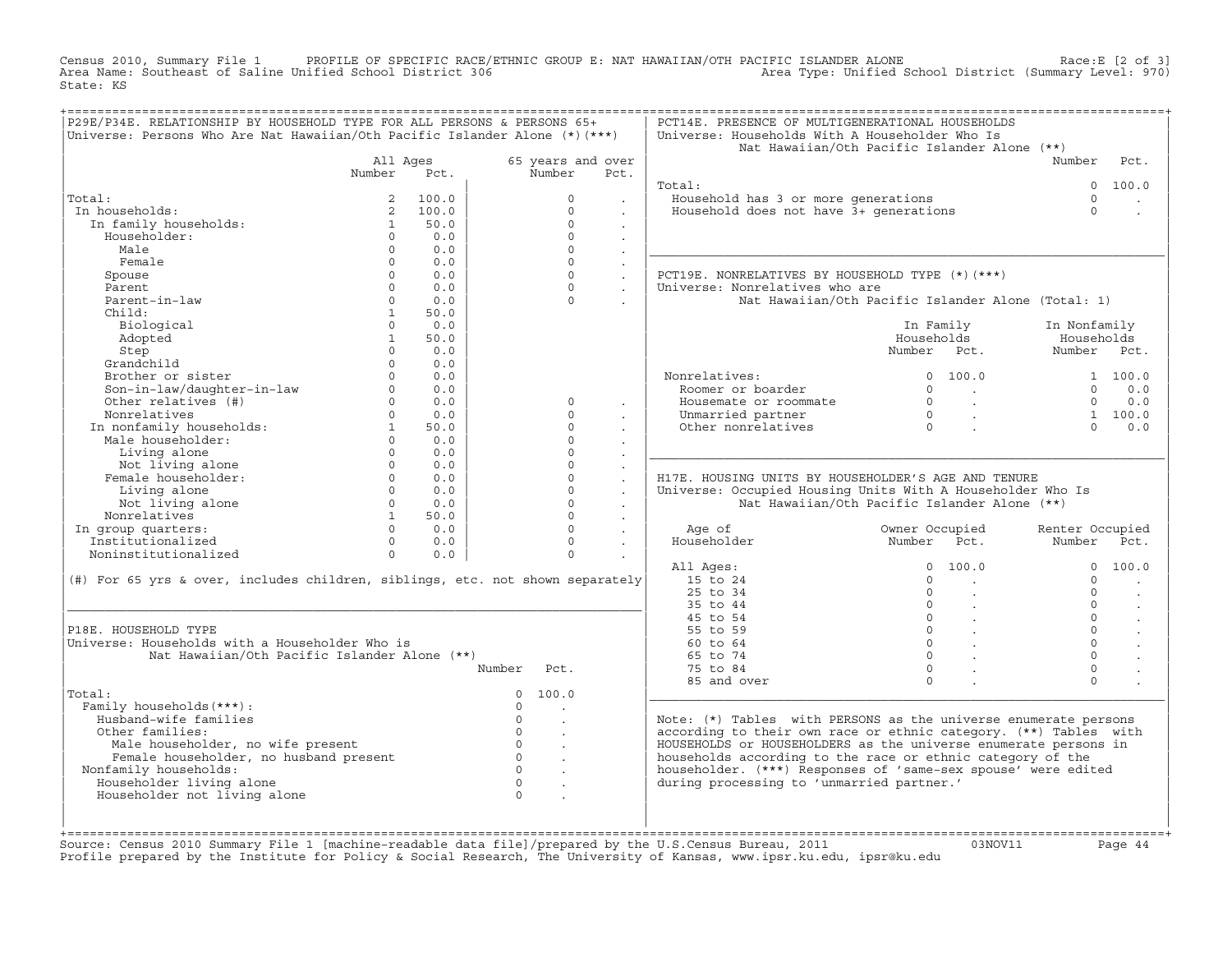Census 2010, Summary File 1 PROFILE OF SPECIFIC RACE/ETHNIC GROUP E: NAT HAWAIIAN/OTH PACIFIC ISLANDER ALONE Race:E [2 of 3]
Area Name: Southeast of Saline Unified School District 306 Area Type: Unified School District (Summary Level: 970)
State: KS

## P29E/P34E. RELATIONSHIP BY HOUSEHOLD TYPE FOR ALL PERSONS & PERSONS 65+

Universe: Persons Who Are Nat Hawaiian/Oth Pacific Islander Alone (*)(***)

| | All Ages Number | All Ages Pct. | 65 years and over Number | 65 years and over Pct. |
|---|---|---|---|---|
| Total: | 2 | 100.0 | 0 | . |
| In households: | 2 | 100.0 | 0 | . |
| In family households: | 1 | 50.0 | 0 | . |
| Householder: | 0 | 0.0 | 0 | . |
| Male | 0 | 0.0 | 0 | . |
| Female | 0 | 0.0 | 0 | . |
| Spouse | 0 | 0.0 | 0 | . |
| Parent | 0 | 0.0 | 0 | . |
| Parent-in-law | 0 | 0.0 | 0 | . |
| Child: | 1 | 50.0 | | |
| Biological | 0 | 0.0 | | |
| Adopted | 1 | 50.0 | | |
| Step | 0 | 0.0 | | |
| Grandchild | 0 | 0.0 | | |
| Brother or sister | 0 | 0.0 | | |
| Son-in-law/daughter-in-law | 0 | 0.0 | | |
| Other relatives (#) | 0 | 0.0 | 0 | . |
| Nonrelatives | 0 | 0.0 | 0 | . |
| In nonfamily households: | 1 | 50.0 | 0 | . |
| Male householder: | 0 | 0.0 | 0 | . |
| Living alone | 0 | 0.0 | 0 | . |
| Not living alone | 0 | 0.0 | 0 | . |
| Female householder: | 0 | 0.0 | 0 | . |
| Living alone | 0 | 0.0 | 0 | . |
| Not living alone | 0 | 0.0 | 0 | . |
| Nonrelatives | 1 | 50.0 | 0 | . |
| In group quarters: | 0 | 0.0 | 0 | . |
| Institutionalized | 0 | 0.0 | 0 | . |
| Noninstitutionalized | 0 | 0.0 | 0 | . |

(#) For 65 yrs & over, includes children, siblings, etc. not shown separately

## P18E. HOUSEHOLD TYPE

Universe: Households with a Householder Who is Nat Hawaiian/Oth Pacific Islander Alone (**)

| | Number | Pct. |
|---|---|---|
| Total: | 0 | 100.0 |
| Family households(***): | 0 | . |
| Husband-wife families | 0 | . |
| Other families: | 0 | . |
| Male householder, no wife present | 0 | . |
| Female householder, no husband present | 0 | . |
| Nonfamily households: | 0 | . |
| Householder living alone | 0 | . |
| Householder not living alone | 0 | . |

## PCT14E. PRESENCE OF MULTIGENERATIONAL HOUSEHOLDS

Universe: Households With A Householder Who Is Nat Hawaiian/Oth Pacific Islander Alone (**)

| | Number | Pct. |
|---|---|---|
| Total: | 0 | 100.0 |
| Household has 3 or more generations | 0 | . |
| Household does not have 3+ generations | 0 | . |

## PCT19E. NONRELATIVES BY HOUSEHOLD TYPE (*)(***)

Universe: Nonrelatives who are Nat Hawaiian/Oth Pacific Islander Alone (Total: 1)

| | In Family Households Number | In Family Households Pct. | In Nonfamily Households Number | In Nonfamily Households Pct. |
|---|---|---|---|---|
| Nonrelatives: | 0 | 100.0 | 1 | 100.0 |
| Roomer or boarder | 0 | . | 0 | 0.0 |
| Housemate or roommate | 0 | . | 0 | 0.0 |
| Unmarried partner | 0 | . | 1 | 100.0 |
| Other nonrelatives | 0 | . | 0 | 0.0 |

## H17E. HOUSING UNITS BY HOUSEHOLDER'S AGE AND TENURE

Universe: Occupied Housing Units With A Householder Who Is Nat Hawaiian/Oth Pacific Islander Alone (**)

| Age of Householder | Owner Occupied Number | Owner Occupied Pct. | Renter Occupied Number | Renter Occupied Pct. |
|---|---|---|---|---|
| All Ages: | 0 | 100.0 | 0 | 100.0 |
| 15 to 24 | 0 | . | 0 | . |
| 25 to 34 | 0 | . | 0 | . |
| 35 to 44 | 0 | . | 0 | . |
| 45 to 54 | 0 | . | 0 | . |
| 55 to 59 | 0 | . | 0 | . |
| 60 to 64 | 0 | . | 0 | . |
| 65 to 74 | 0 | . | 0 | . |
| 75 to 84 | 0 | . | 0 | . |
| 85 and over | 0 | . | 0 | . |

Note: (*) Tables with PERSONS as the universe enumerate persons according to their own race or ethnic category. (**) Tables with HOUSEHOLDS or HOUSEHOLDERS as the universe enumerate persons in households according to the race or ethnic category of the householder. (***) Responses of 'same-sex spouse' were edited during processing to 'unmarried partner.'

Source: Census 2010 Summary File 1 [machine-readable data file]/prepared by the U.S.Census Bureau, 2011 03NOV11
Profile prepared by the Institute for Policy & Social Research, The University of Kansas, www.ipsr.ku.edu, ipsr@ku.edu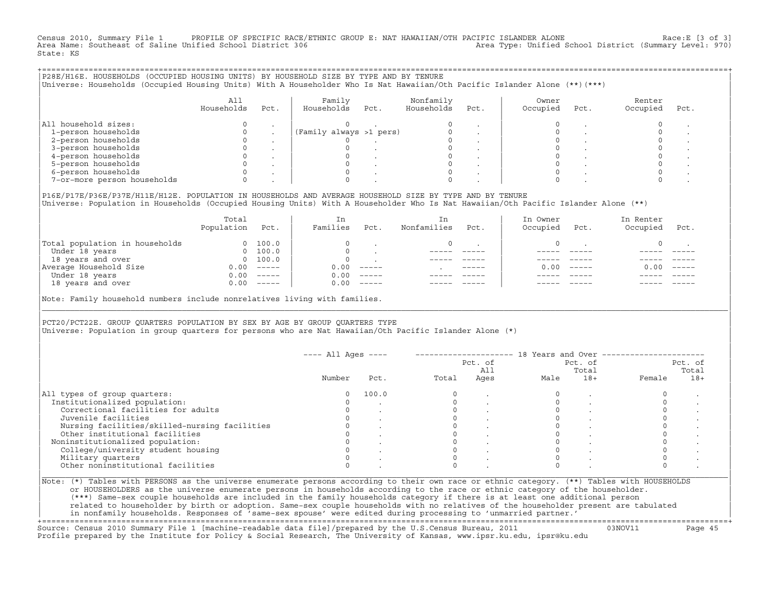Census 2010, Summary File 1 PROFILE OF SPECIFIC RACE/ETHNIC GROUP E: NAT HAWAIIAN/OTH PACIFIC ISLANDER ALONE Race:E [3 of 3]
Area Name: Southeast of Saline Unified School District 306 Area Type: Unified School District (Summary Level: 970)
State: KS

## P28E/H16E. HOUSEHOLDS (OCCUPIED HOUSING UNITS) BY HOUSEHOLD SIZE BY TYPE AND BY TENURE

Universe: Households (Occupied Housing Units) With A Householder Who Is Nat Hawaiian/Oth Pacific Islander Alone (**)(***)

| | All Households | Pct. | Family Households | Pct. | Nonfamily Households | Pct. | Owner Occupied | Pct. | Renter Occupied | Pct. |
|---|---|---|---|---|---|---|---|---|---|---|
| All household sizes: | 0 | . | 0 | . | 0 | . | 0 | . | 0 | . |
| 1-person households | 0 | . | (Family always >1 pers) | | 0 | . | 0 | . | 0 | . |
| 2-person households | 0 | . | 0 | . | 0 | . | 0 | . | 0 | . |
| 3-person households | 0 | . | 0 | . | 0 | . | 0 | . | 0 | . |
| 4-person households | 0 | . | 0 | . | 0 | . | 0 | . | 0 | . |
| 5-person households | 0 | . | 0 | . | 0 | . | 0 | . | 0 | . |
| 6-person households | 0 | . | 0 | . | 0 | . | 0 | . | 0 | . |
| 7-or-more person households | 0 | . | 0 | . | 0 | . | 0 | . | 0 | . |

## P16E/P17E/P36E/P37E/H11E/H12E. POPULATION IN HOUSEHOLDS AND AVERAGE HOUSEHOLD SIZE BY TYPE AND BY TENURE

Universe: Population in Households (Occupied Housing Units) With A Householder Who Is Nat Hawaiian/Oth Pacific Islander Alone (**)

| | Total Population | Pct. | In Families | Pct. | In Nonfamilies | Pct. | In Owner Occupied | Pct. | In Renter Occupied | Pct. |
|---|---|---|---|---|---|---|---|---|---|---|
| Total population in households | 0 | 100.0 | 0 | . | 0 | . | 0 | . | 0 | . |
| Under 18 years | 0 | 100.0 | 0 | . | ----- | ----- | ----- | ----- | ----- | ----- |
| 18 years and over | 0 | 100.0 | 0 | . | ----- | ----- | ----- | ----- | ----- | ----- |
| Average Household Size | 0.00 | ----- | 0.00 | ----- | . | ----- | 0.00 | ----- | 0.00 | ----- |
| Under 18 years | 0.00 | ----- | 0.00 | ----- | ----- | ----- | ----- | ----- | ----- | ----- |
| 18 years and over | 0.00 | ----- | 0.00 | ----- | ----- | ----- | ----- | ----- | ----- | ----- |

Note: Family household numbers include nonrelatives living with families.

## PCT20/PCT22E. GROUP QUARTERS POPULATION BY SEX BY AGE BY GROUP QUARTERS TYPE

Universe: Population in group quarters for persons who are Nat Hawaiian/Oth Pacific Islander Alone (*)

| | All Ages Number | All Ages Pct. | 18 Years and Over Total | Pct. of All Ages | Male | Pct. of Total 18+ | Female | Pct. of Total 18+ |
|---|---|---|---|---|---|---|---|---|
| All types of group quarters: | 0 | 100.0 | 0 | . | 0 | . | 0 | . |
| Institutionalized population: | 0 | . | 0 | . | 0 | . | 0 | . |
| Correctional facilities for adults | 0 | . | 0 | . | 0 | . | 0 | . |
| Juvenile facilities | 0 | . | 0 | . | 0 | . | 0 | . |
| Nursing facilities/skilled-nursing facilities | 0 | . | 0 | . | 0 | . | 0 | . |
| Other institutional facilities | 0 | . | 0 | . | 0 | . | 0 | . |
| Noninstitutionalized population: | 0 | . | 0 | . | 0 | . | 0 | . |
| College/university student housing | 0 | . | 0 | . | 0 | . | 0 | . |
| Military quarters | 0 | . | 0 | . | 0 | . | 0 | . |
| Other noninstitutional facilities | 0 | . | 0 | . | 0 | . | 0 | . |

Note: (*) Tables with PERSONS as the universe enumerate persons according to their own race or ethnic category. (**) Tables with HOUSEHOLDS or HOUSEHOLDERS as the universe enumerate persons in households according to the race or ethnic category of the householder. (***) Same-sex couple households are included in the family households category if there is at least one additional person related to householder by birth or adoption. Same-sex couple households with no relatives of the householder present are tabulated in nonfamily households. Responses of 'same-sex spouse' were edited during processing to 'unmarried partner.'

Source: Census 2010 Summary File 1 [machine-readable data file]/prepared by the U.S.Census Bureau, 2011 03NOV11
Profile prepared by the Institute for Policy & Social Research, The University of Kansas, www.ipsr.ku.edu, ipsr@ku.edu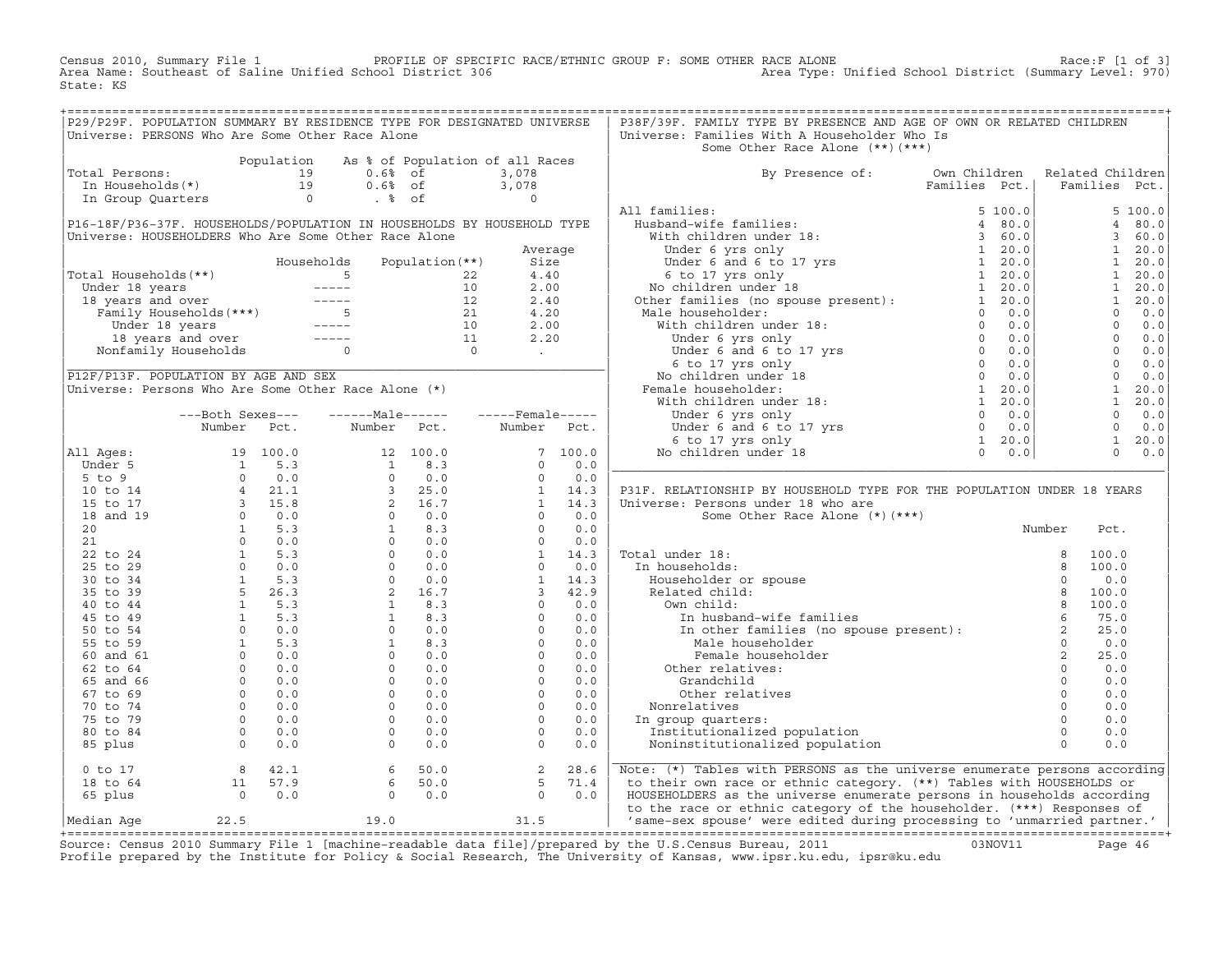Census 2010, Summary File 1 PROFILE OF SPECIFIC RACE/ETHNIC GROUP F: SOME OTHER RACE ALONE Race:F [1 of 3]
Area Name: Southeast of Saline Unified School District 306 Area Type: Unified School District (Summary Level: 970)
State: KS

## P29/P29F. POPULATION SUMMARY BY RESIDENCE TYPE FOR DESIGNATED UNIVERSE

Universe: PERSONS Who Are Some Other Race Alone

| | Population | As % of Population of all Races | |
|---|---|---|---|
| Total Persons: | 19 | 0.6% of | 3,078 |
| In Households(*) | 19 | 0.6% of | 3,078 |
| In Group Quarters | 0 | . % of | 0 |

## P16-18F/P36-37F. HOUSEHOLDS/POPULATION IN HOUSEHOLDS BY HOUSEHOLD TYPE

Universe: HOUSEHOLDERS Who Are Some Other Race Alone

| | Households | Population(**) | Average Size |
|---|---|---|---|
| Total Households(**) | 5 | 22 | 4.40 |
| Under 18 years | ----- | 10 | 2.00 |
| 18 years and over | ----- | 12 | 2.40 |
| Family Households(***) | 5 | 21 | 4.20 |
| Under 18 years | ----- | 10 | 2.00 |
| 18 years and over | ----- | 11 | 2.20 |
| Nonfamily Households | 0 | 0 | . |

## P12F/P13F. POPULATION BY AGE AND SEX

Universe: Persons Who Are Some Other Race Alone (*)

| | Both Sexes Number | Both Sexes Pct. | Male Number | Male Pct. | Female Number | Female Pct. |
|---|---|---|---|---|---|---|
| All Ages: | 19 | 100.0 | 12 | 100.0 | 7 | 100.0 |
| Under 5 | 1 | 5.3 | 1 | 8.3 | 0 | 0.0 |
| 5 to 9 | 0 | 0.0 | 0 | 0.0 | 0 | 0.0 |
| 10 to 14 | 4 | 21.1 | 3 | 25.0 | 1 | 14.3 |
| 15 to 17 | 3 | 15.8 | 2 | 16.7 | 1 | 14.3 |
| 18 and 19 | 0 | 0.0 | 0 | 0.0 | 0 | 0.0 |
| 20 | 1 | 5.3 | 1 | 8.3 | 0 | 0.0 |
| 21 | 0 | 0.0 | 0 | 0.0 | 0 | 0.0 |
| 22 to 24 | 1 | 5.3 | 0 | 0.0 | 1 | 14.3 |
| 25 to 29 | 0 | 0.0 | 0 | 0.0 | 0 | 0.0 |
| 30 to 34 | 1 | 5.3 | 0 | 0.0 | 1 | 14.3 |
| 35 to 39 | 5 | 26.3 | 2 | 16.7 | 3 | 42.9 |
| 40 to 44 | 1 | 5.3 | 1 | 8.3 | 0 | 0.0 |
| 45 to 49 | 1 | 5.3 | 1 | 8.3 | 0 | 0.0 |
| 50 to 54 | 0 | 0.0 | 0 | 0.0 | 0 | 0.0 |
| 55 to 59 | 1 | 5.3 | 1 | 8.3 | 0 | 0.0 |
| 60 and 61 | 0 | 0.0 | 0 | 0.0 | 0 | 0.0 |
| 62 to 64 | 0 | 0.0 | 0 | 0.0 | 0 | 0.0 |
| 65 and 66 | 0 | 0.0 | 0 | 0.0 | 0 | 0.0 |
| 67 to 69 | 0 | 0.0 | 0 | 0.0 | 0 | 0.0 |
| 70 to 74 | 0 | 0.0 | 0 | 0.0 | 0 | 0.0 |
| 75 to 79 | 0 | 0.0 | 0 | 0.0 | 0 | 0.0 |
| 80 to 84 | 0 | 0.0 | 0 | 0.0 | 0 | 0.0 |
| 85 plus | 0 | 0.0 | 0 | 0.0 | 0 | 0.0 |
| 0 to 17 | 8 | 42.1 | 6 | 50.0 | 2 | 28.6 |
| 18 to 64 | 11 | 57.9 | 6 | 50.0 | 5 | 71.4 |
| 65 plus | 0 | 0.0 | 0 | 0.0 | 0 | 0.0 |
| Median Age | 22.5 | | 19.0 | | 31.5 | |

## P38F/39F. FAMILY TYPE BY PRESENCE AND AGE OF OWN OR RELATED CHILDREN

Universe: Families With A Householder Who Is Some Other Race Alone (**)(***)

| By Presence of: | Own Children Families | Own Children Pct. | Related Children Families | Related Children Pct. |
|---|---|---|---|---|
| All families: | 5 | 100.0 | 5 | 100.0 |
| Husband-wife families: | 4 | 80.0 | 4 | 80.0 |
| With children under 18: | 3 | 60.0 | 3 | 60.0 |
| Under 6 yrs only | 1 | 20.0 | 1 | 20.0 |
| Under 6 and 6 to 17 yrs | 1 | 20.0 | 1 | 20.0 |
| 6 to 17 yrs only | 1 | 20.0 | 1 | 20.0 |
| No children under 18 | 1 | 20.0 | 1 | 20.0 |
| Other families (no spouse present): | 1 | 20.0 | 1 | 20.0 |
| Male householder: | 0 | 0.0 | 0 | 0.0 |
| With children under 18: | 0 | 0.0 | 0 | 0.0 |
| Under 6 yrs only | 0 | 0.0 | 0 | 0.0 |
| Under 6 and 6 to 17 yrs | 0 | 0.0 | 0 | 0.0 |
| 6 to 17 yrs only | 0 | 0.0 | 0 | 0.0 |
| No children under 18 | 0 | 0.0 | 0 | 0.0 |
| Female householder: | 1 | 20.0 | 1 | 20.0 |
| With children under 18: | 1 | 20.0 | 1 | 20.0 |
| Under 6 yrs only | 0 | 0.0 | 0 | 0.0 |
| Under 6 and 6 to 17 yrs | 0 | 0.0 | 0 | 0.0 |
| 6 to 17 yrs only | 1 | 20.0 | 1 | 20.0 |
| No children under 18 | 0 | 0.0 | 0 | 0.0 |

## P31F. RELATIONSHIP BY HOUSEHOLD TYPE FOR THE POPULATION UNDER 18 YEARS

Universe: Persons under 18 who are Some Other Race Alone (*)(***)

| | Number | Pct. |
|---|---|---|
| Total under 18: | 8 | 100.0 |
| In households: | 8 | 100.0 |
| Householder or spouse | 0 | 0.0 |
| Related child: | 8 | 100.0 |
| Own child: | 8 | 100.0 |
| In husband-wife families | 6 | 75.0 |
| In other families (no spouse present): | 2 | 25.0 |
| Male householder | 0 | 0.0 |
| Female householder | 2 | 25.0 |
| Other relatives: | 0 | 0.0 |
| Grandchild | 0 | 0.0 |
| Other relatives | 0 | 0.0 |
| Nonrelatives | 0 | 0.0 |
| In group quarters: | 0 | 0.0 |
| Institutionalized population | 0 | 0.0 |
| Noninstitutionalized population | 0 | 0.0 |

Note: (*) Tables with PERSONS as the universe enumerate persons according to their own race or ethnic category. (**) Tables with HOUSEHOLDS or HOUSEHOLDERS as the universe enumerate persons in households according to the race or ethnic category of the householder. (***) Responses of 'same-sex spouse' were edited during processing to 'unmarried partner.'

Source: Census 2010 Summary File 1 [machine-readable data file]/prepared by the U.S.Census Bureau, 2011 03NOV11
Profile prepared by the Institute for Policy & Social Research, The University of Kansas, www.ipsr.ku.edu, ipsr@ku.edu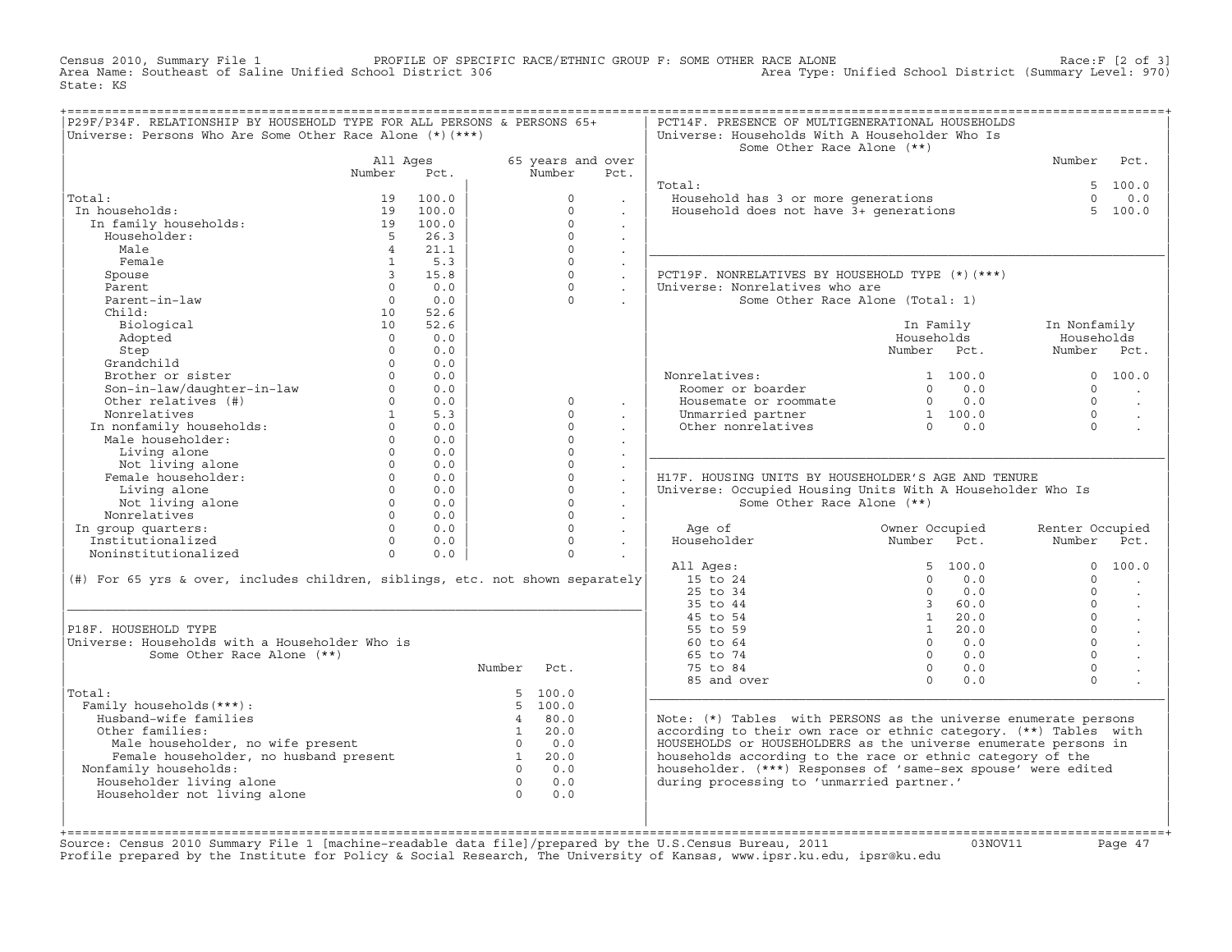Census 2010, Summary File 1 PROFILE OF SPECIFIC RACE/ETHNIC GROUP F: SOME OTHER RACE ALONE Race:F [2 of 3]
Area Name: Southeast of Saline Unified School District 306 Area Type: Unified School District (Summary Level: 970)
State: KS

## P29F/P34F. RELATIONSHIP BY HOUSEHOLD TYPE FOR ALL PERSONS & PERSONS 65+
Universe: Persons Who Are Some Other Race Alone (*)(***)

| | All Ages Number | All Ages Pct. | 65 years and over Number | 65 years and over Pct. |
|---|---|---|---|---|
| Total: | 19 | 100.0 | 0 | . |
| In households: | 19 | 100.0 | 0 | . |
| In family households: | 19 | 100.0 | 0 | . |
| Householder: | 5 | 26.3 | 0 | . |
| Male | 4 | 21.1 | 0 | . |
| Female | 1 | 5.3 | 0 | . |
| Spouse | 3 | 15.8 | 0 | . |
| Parent | 0 | 0.0 | 0 | . |
| Parent-in-law | 0 | 0.0 | 0 | . |
| Child: | 10 | 52.6 | | |
| Biological | 10 | 52.6 | | |
| Adopted | 0 | 0.0 | | |
| Step | 0 | 0.0 | | |
| Grandchild | 0 | 0.0 | | |
| Brother or sister | 0 | 0.0 | | |
| Son-in-law/daughter-in-law | 0 | 0.0 | | |
| Other relatives (#) | 0 | 0.0 | 0 | . |
| Nonrelatives | 1 | 5.3 | 0 | . |
| In nonfamily households: | 0 | 0.0 | 0 | . |
| Male householder: | 0 | 0.0 | 0 | . |
| Living alone | 0 | 0.0 | 0 | . |
| Not living alone | 0 | 0.0 | 0 | . |
| Female householder: | 0 | 0.0 | 0 | . |
| Living alone | 0 | 0.0 | 0 | . |
| Not living alone | 0 | 0.0 | 0 | . |
| Nonrelatives | 0 | 0.0 | 0 | . |
| In group quarters: | 0 | 0.0 | 0 | . |
| Institutionalized | 0 | 0.0 | 0 | . |
| Noninstitutionalized | 0 | 0.0 | 0 | . |

(#) For 65 yrs & over, includes children, siblings, etc. not shown separately

## P18F. HOUSEHOLD TYPE
Universe: Households with a Householder Who is Some Other Race Alone (**)

| | Number | Pct. |
|---|---|---|
| Total: | 5 | 100.0 |
| Family households(***): | 5 | 100.0 |
| Husband-wife families | 4 | 80.0 |
| Other families: | 1 | 20.0 |
| Male householder, no wife present | 0 | 0.0 |
| Female householder, no husband present | 1 | 20.0 |
| Nonfamily households: | 0 | 0.0 |
| Householder living alone | 0 | 0.0 |
| Householder not living alone | 0 | 0.0 |

## PCT14F. PRESENCE OF MULTIGENERATIONAL HOUSEHOLDS
Universe: Households With A Householder Who Is Some Other Race Alone (**)

| | Number | Pct. |
|---|---|---|
| Total: | 5 | 100.0 |
| Household has 3 or more generations | 0 | 0.0 |
| Household does not have 3+ generations | 5 | 100.0 |

## PCT19F. NONRELATIVES BY HOUSEHOLD TYPE (*)(***)
Universe: Nonrelatives who are Some Other Race Alone (Total: 1)

| | In Family Households Number | In Family Households Pct. | In Nonfamily Households Number | In Nonfamily Households Pct. |
|---|---|---|---|---|
| Nonrelatives: | 1 | 100.0 | 0 | 100.0 |
| Roomer or boarder | 0 | 0.0 | 0 | . |
| Housemate or roommate | 0 | 0.0 | 0 | . |
| Unmarried partner | 1 | 100.0 | 0 | . |
| Other nonrelatives | 0 | 0.0 | 0 | . |

## H17F. HOUSING UNITS BY HOUSEHOLDER'S AGE AND TENURE
Universe: Occupied Housing Units With A Householder Who Is Some Other Race Alone (**)

| Age of Householder | Owner Occupied Number | Owner Occupied Pct. | Renter Occupied Number | Renter Occupied Pct. |
|---|---|---|---|---|
| All Ages: | 5 | 100.0 | 0 | 100.0 |
| 15 to 24 | 0 | 0.0 | 0 | . |
| 25 to 34 | 0 | 0.0 | 0 | . |
| 35 to 44 | 3 | 60.0 | 0 | . |
| 45 to 54 | 1 | 20.0 | 0 | . |
| 55 to 59 | 1 | 20.0 | 0 | . |
| 60 to 64 | 0 | 0.0 | 0 | . |
| 65 to 74 | 0 | 0.0 | 0 | . |
| 75 to 84 | 0 | 0.0 | 0 | . |
| 85 and over | 0 | 0.0 | 0 | . |

Note: (*) Tables with PERSONS as the universe enumerate persons according to their own race or ethnic category. (**) Tables with HOUSEHOLDS or HOUSEHOLDERS as the universe enumerate persons in households according to the race or ethnic category of the householder. (***) Responses of 'same-sex spouse' were edited during processing to 'unmarried partner.'

Source: Census 2010 Summary File 1 [machine-readable data file]/prepared by the U.S.Census Bureau, 2011 03NOV11
Profile prepared by the Institute for Policy & Social Research, The University of Kansas, www.ipsr.ku.edu, ipsr@ku.edu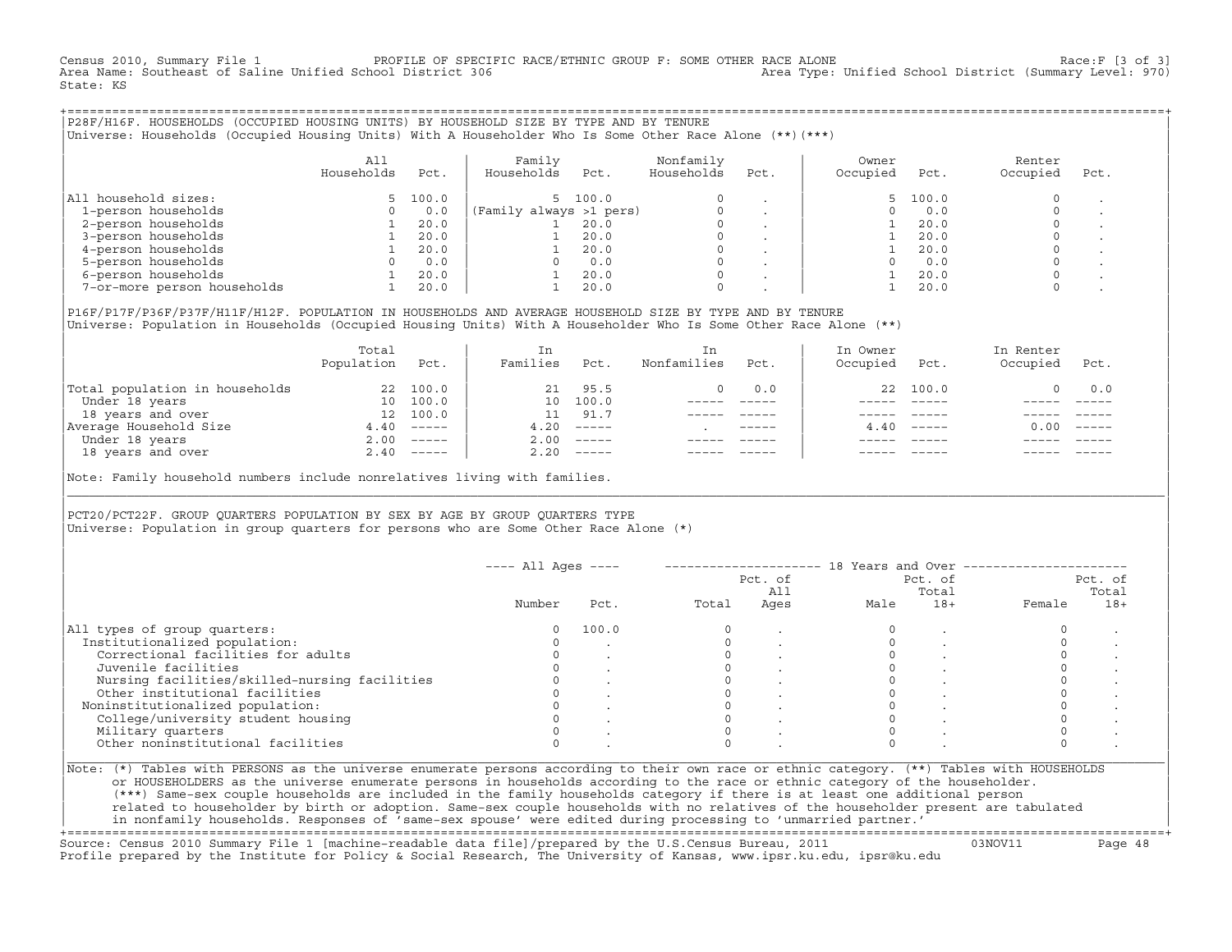Census 2010, Summary File 1 PROFILE OF SPECIFIC RACE/ETHNIC GROUP F: SOME OTHER RACE ALONE Race:F [3 of 3]
Area Name: Southeast of Saline Unified School District 306 Area Type: Unified School District (Summary Level: 970)
State: KS

## P28F/H16F. HOUSEHOLDS (OCCUPIED HOUSING UNITS) BY HOUSEHOLD SIZE BY TYPE AND BY TENURE

Universe: Households (Occupied Housing Units) With A Householder Who Is Some Other Race Alone (**)(***)

| | All Households | Pct. | Family Households | Pct. | Nonfamily Households | Pct. | Owner Occupied | Pct. | Renter Occupied | Pct. |
|---|---|---|---|---|---|---|---|---|---|---|
| All household sizes: | 5 | 100.0 | 5 | 100.0 | 0 | . | 5 | 100.0 | 0 | . |
| 1-person households | 0 | 0.0 | (Family always >1 pers) | | 0 | . | 0 | 0.0 | 0 | . |
| 2-person households | 1 | 20.0 | 1 | 20.0 | 0 | . | 1 | 20.0 | 0 | . |
| 3-person households | 1 | 20.0 | 1 | 20.0 | 0 | . | 1 | 20.0 | 0 | . |
| 4-person households | 1 | 20.0 | 1 | 20.0 | 0 | . | 1 | 20.0 | 0 | . |
| 5-person households | 0 | 0.0 | 0 | 0.0 | 0 | . | 0 | 0.0 | 0 | . |
| 6-person households | 1 | 20.0 | 1 | 20.0 | 0 | . | 1 | 20.0 | 0 | . |
| 7-or-more person households | 1 | 20.0 | 1 | 20.0 | 0 | . | 1 | 20.0 | 0 | . |

## P16F/P17F/P36F/P37F/H11F/H12F. POPULATION IN HOUSEHOLDS AND AVERAGE HOUSEHOLD SIZE BY TYPE AND BY TENURE

Universe: Population in Households (Occupied Housing Units) With A Householder Who Is Some Other Race Alone (**)

| | Total Population | Pct. | In Families | Pct. | In Nonfamilies | Pct. | In Owner Occupied | Pct. | In Renter Occupied | Pct. |
|---|---|---|---|---|---|---|---|---|---|---|
| Total population in households | 22 | 100.0 | 21 | 95.5 | 0 | 0.0 | 22 | 100.0 | 0 | 0.0 |
| Under 18 years | 10 | 100.0 | 10 | 100.0 | ----- | ----- | ----- | ----- | ----- | ----- |
| 18 years and over | 12 | 100.0 | 11 | 91.7 | ----- | ----- | ----- | ----- | ----- | ----- |
| Average Household Size | 4.40 | ----- | 4.20 | ----- | . | ----- | 4.40 | ----- | 0.00 | ----- |
| Under 18 years | 2.00 | ----- | 2.00 | ----- | ----- | ----- | ----- | ----- | ----- | ----- |
| 18 years and over | 2.40 | ----- | 2.20 | ----- | ----- | ----- | ----- | ----- | ----- | ----- |

Note: Family household numbers include nonrelatives living with families.

## PCT20/PCT22F. GROUP QUARTERS POPULATION BY SEX BY AGE BY GROUP QUARTERS TYPE

Universe: Population in group quarters for persons who are Some Other Race Alone (*)

| | All Ages | | 18 Years and Over | | | | | |
|---|---|---|---|---|---|---|---|---|
| | Number | Pct. | Total | Pct. of All Ages | Male | Pct. of Total 18+ | Female | Pct. of Total 18+ |
| All types of group quarters: | 0 | 100.0 | 0 | . | 0 | . | 0 | . |
| Institutionalized population: | 0 | . | 0 | . | 0 | . | 0 | . |
| Correctional facilities for adults | 0 | . | 0 | . | 0 | . | 0 | . |
| Juvenile facilities | 0 | . | 0 | . | 0 | . | 0 | . |
| Nursing facilities/skilled-nursing facilities | 0 | . | 0 | . | 0 | . | 0 | . |
| Other institutional facilities | 0 | . | 0 | . | 0 | . | 0 | . |
| Noninstitutionalized population: | 0 | . | 0 | . | 0 | . | 0 | . |
| College/university student housing | 0 | . | 0 | . | 0 | . | 0 | . |
| Military quarters | 0 | . | 0 | . | 0 | . | 0 | . |
| Other noninstitutional facilities | 0 | . | 0 | . | 0 | . | 0 | . |

Note: (*) Tables with PERSONS as the universe enumerate persons according to their own race or ethnic category. (**) Tables with HOUSEHOLDS or HOUSEHOLDERS as the universe enumerate persons in households according to the race or ethnic category of the householder. (***) Same-sex couple households are included in the family households category if there is at least one additional person related to householder by birth or adoption. Same-sex couple households with no relatives of the householder present are tabulated in nonfamily households. Responses of 'same-sex spouse' were edited during processing to 'unmarried partner.'

Source: Census 2010 Summary File 1 [machine-readable data file]/prepared by the U.S.Census Bureau, 2011 03NOV11
Profile prepared by the Institute for Policy & Social Research, The University of Kansas, www.ipsr.ku.edu, ipsr@ku.edu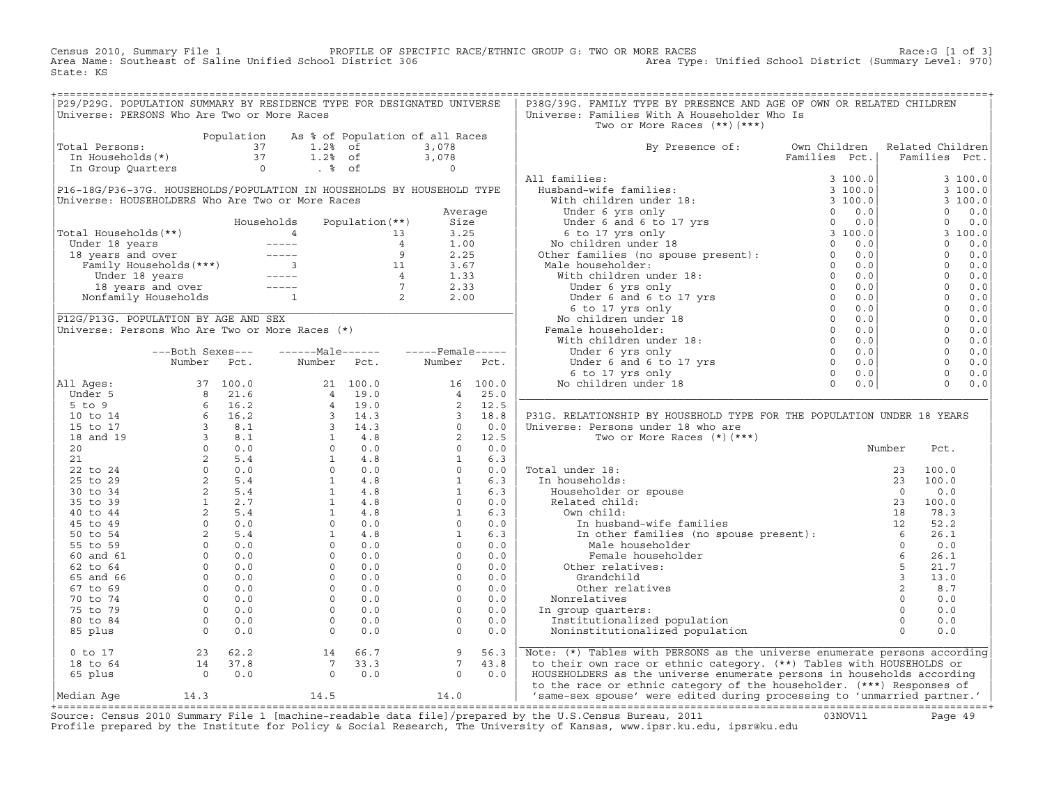Census 2010, Summary File 1 — PROFILE OF SPECIFIC RACE/ETHNIC GROUP G: TWO OR MORE RACES — Race:G [1 of 3]
Area Name: Southeast of Saline Unified School District 306 — Area Type: Unified School District (Summary Level: 970)
State: KS

## P29/P29G. POPULATION SUMMARY BY RESIDENCE TYPE FOR DESIGNATED UNIVERSE

Universe: PERSONS Who Are Two or More Races

| | Population | As % of Population of all Races | |
|---|---|---|---|
| Total Persons: | 37 | 1.2% of | 3,078 |
| In Households(*) | 37 | 1.2% of | 3,078 |
| In Group Quarters | 0 | . % of | 0 |

## P16-18G/P36-37G. HOUSEHOLDS/POPULATION IN HOUSEHOLDS BY HOUSEHOLD TYPE

Universe: HOUSEHOLDERS Who Are Two or More Races

| | Households | Population(**) | Average Size |
|---|---|---|---|
| Total Households(**) | 4 | 13 | 3.25 |
| Under 18 years | ----- | 4 | 1.00 |
| 18 years and over | ----- | 9 | 2.25 |
| Family Households(***) | 3 | 11 | 3.67 |
| Under 18 years | ----- | 4 | 1.33 |
| 18 years and over | ----- | 7 | 2.33 |
| Nonfamily Households | 1 | 2 | 2.00 |

## P12G/P13G. POPULATION BY AGE AND SEX

Universe: Persons Who Are Two or More Races (*)

| | Both Sexes Number | Both Sexes Pct. | Male Number | Male Pct. | Female Number | Female Pct. |
|---|---|---|---|---|---|---|
| All Ages: | 37 | 100.0 | 21 | 100.0 | 16 | 100.0 |
| Under 5 | 8 | 21.6 | 4 | 19.0 | 4 | 25.0 |
| 5 to 9 | 6 | 16.2 | 4 | 19.0 | 2 | 12.5 |
| 10 to 14 | 6 | 16.2 | 3 | 14.3 | 3 | 18.8 |
| 15 to 17 | 3 | 8.1 | 3 | 14.3 | 0 | 0.0 |
| 18 and 19 | 3 | 8.1 | 1 | 4.8 | 2 | 12.5 |
| 20 | 0 | 0.0 | 0 | 0.0 | 0 | 0.0 |
| 21 | 2 | 5.4 | 1 | 4.8 | 1 | 6.3 |
| 22 to 24 | 0 | 0.0 | 0 | 0.0 | 0 | 0.0 |
| 25 to 29 | 2 | 5.4 | 1 | 4.8 | 1 | 6.3 |
| 30 to 34 | 2 | 5.4 | 1 | 4.8 | 1 | 6.3 |
| 35 to 39 | 1 | 2.7 | 1 | 4.8 | 0 | 0.0 |
| 40 to 44 | 2 | 5.4 | 1 | 4.8 | 1 | 6.3 |
| 45 to 49 | 0 | 0.0 | 0 | 0.0 | 0 | 0.0 |
| 50 to 54 | 2 | 5.4 | 1 | 4.8 | 1 | 6.3 |
| 55 to 59 | 0 | 0.0 | 0 | 0.0 | 0 | 0.0 |
| 60 and 61 | 0 | 0.0 | 0 | 0.0 | 0 | 0.0 |
| 62 to 64 | 0 | 0.0 | 0 | 0.0 | 0 | 0.0 |
| 65 and 66 | 0 | 0.0 | 0 | 0.0 | 0 | 0.0 |
| 67 to 69 | 0 | 0.0 | 0 | 0.0 | 0 | 0.0 |
| 70 to 74 | 0 | 0.0 | 0 | 0.0 | 0 | 0.0 |
| 75 to 79 | 0 | 0.0 | 0 | 0.0 | 0 | 0.0 |
| 80 to 84 | 0 | 0.0 | 0 | 0.0 | 0 | 0.0 |
| 85 plus | 0 | 0.0 | 0 | 0.0 | 0 | 0.0 |
| 0 to 17 | 23 | 62.2 | 14 | 66.7 | 9 | 56.3 |
| 18 to 64 | 14 | 37.8 | 7 | 33.3 | 7 | 43.8 |
| 65 plus | 0 | 0.0 | 0 | 0.0 | 0 | 0.0 |
| Median Age | 14.3 | | 14.5 | | 14.0 | |

## P38G/39G. FAMILY TYPE BY PRESENCE AND AGE OF OWN OR RELATED CHILDREN

Universe: Families With A Householder Who Is Two or More Races (**)(***)

| By Presence of: | Own Children Families | Own Children Pct. | Related Children Families | Related Children Pct. |
|---|---|---|---|---|
| All families: | 3 | 100.0 | 3 | 100.0 |
| Husband-wife families: | 3 | 100.0 | 3 | 100.0 |
| With children under 18: | 3 | 100.0 | 3 | 100.0 |
| Under 6 yrs only | 0 | 0.0 | 0 | 0.0 |
| Under 6 and 6 to 17 yrs | 0 | 0.0 | 0 | 0.0 |
| 6 to 17 yrs only | 3 | 100.0 | 3 | 100.0 |
| No children under 18 | 0 | 0.0 | 0 | 0.0 |
| Other families (no spouse present): | 0 | 0.0 | 0 | 0.0 |
| Male householder: | 0 | 0.0 | 0 | 0.0 |
| With children under 18: | 0 | 0.0 | 0 | 0.0 |
| Under 6 yrs only | 0 | 0.0 | 0 | 0.0 |
| Under 6 and 6 to 17 yrs | 0 | 0.0 | 0 | 0.0 |
| 6 to 17 yrs only | 0 | 0.0 | 0 | 0.0 |
| No children under 18 | 0 | 0.0 | 0 | 0.0 |
| Female householder: | 0 | 0.0 | 0 | 0.0 |
| With children under 18: | 0 | 0.0 | 0 | 0.0 |
| Under 6 yrs only | 0 | 0.0 | 0 | 0.0 |
| Under 6 and 6 to 17 yrs | 0 | 0.0 | 0 | 0.0 |
| 6 to 17 yrs only | 0 | 0.0 | 0 | 0.0 |
| No children under 18 | 0 | 0.0 | 0 | 0.0 |

## P31G. RELATIONSHIP BY HOUSEHOLD TYPE FOR THE POPULATION UNDER 18 YEARS

Universe: Persons under 18 who are Two or More Races (*)(***)

| | Number | Pct. |
|---|---|---|
| Total under 18: | 23 | 100.0 |
| In households: | 23 | 100.0 |
| Householder or spouse | 0 | 0.0 |
| Related child: | 23 | 100.0 |
| Own child: | 18 | 78.3 |
| In husband-wife families | 12 | 52.2 |
| In other families (no spouse present): | 6 | 26.1 |
| Male householder | 0 | 0.0 |
| Female householder | 6 | 26.1 |
| Other relatives: | 5 | 21.7 |
| Grandchild | 3 | 13.0 |
| Other relatives | 2 | 8.7 |
| Nonrelatives | 0 | 0.0 |
| In group quarters: | 0 | 0.0 |
| Institutionalized population | 0 | 0.0 |
| Noninstitutionalized population | 0 | 0.0 |

Note: (*) Tables with PERSONS as the universe enumerate persons according to their own race or ethnic category. (**) Tables with HOUSEHOLDS or HOUSEHOLDERS as the universe enumerate persons in households according to the race or ethnic category of the householder. (***) Responses of 'same-sex spouse' were edited during processing to 'unmarried partner.'

Source: Census 2010 Summary File 1 [machine-readable data file]/prepared by the U.S.Census Bureau, 2011 — 03NOV11
Profile prepared by the Institute for Policy & Social Research, The University of Kansas, www.ipsr.ku.edu, ipsr@ku.edu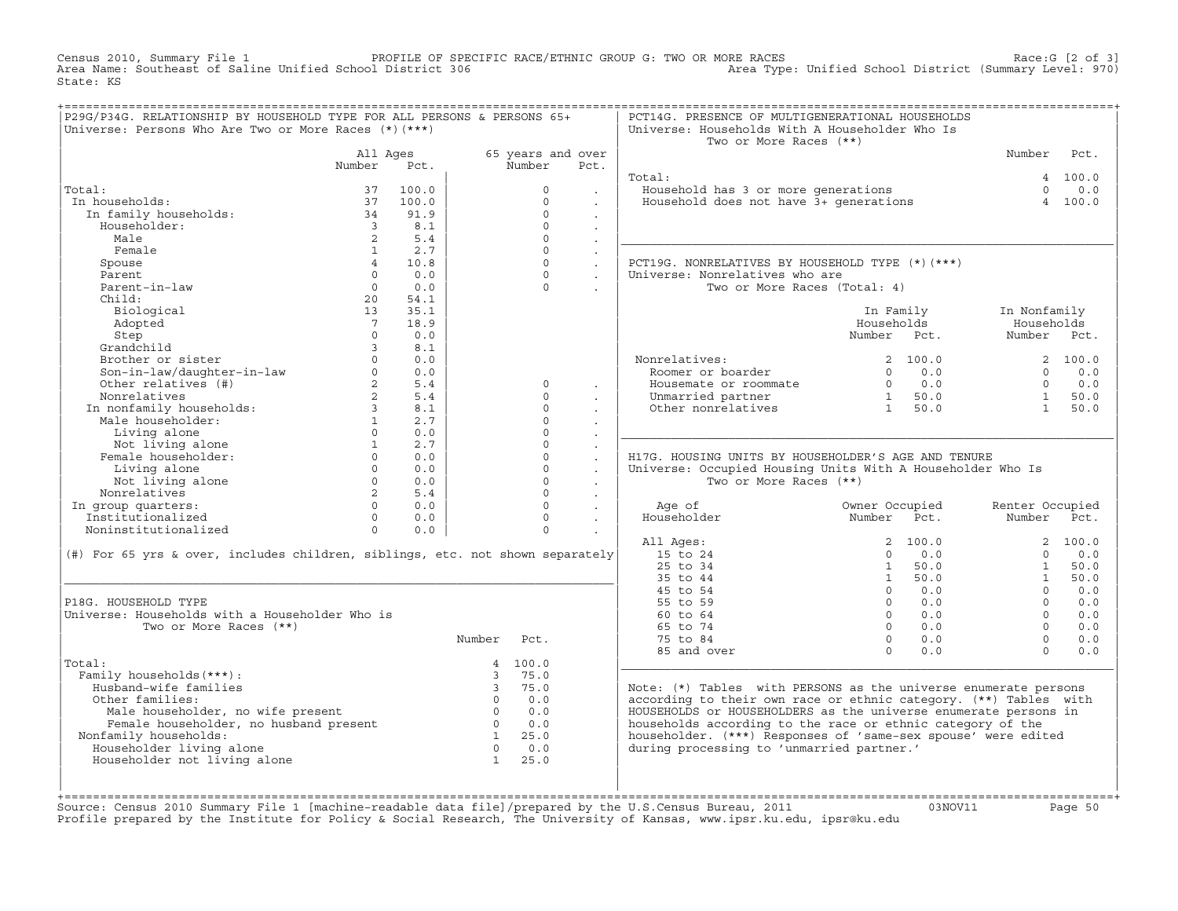Census 2010, Summary File 1 — PROFILE OF SPECIFIC RACE/ETHNIC GROUP G: TWO OR MORE RACES — Race:G [2 of 3]

Area Name: Southeast of Saline Unified School District 306 — Area Type: Unified School District (Summary Level: 970)

State: KS

## P29G/P34G. RELATIONSHIP BY HOUSEHOLD TYPE FOR ALL PERSONS & PERSONS 65+

Universe: Persons Who Are Two or More Races (*)(***)

| | All Ages Number | All Ages Pct. | 65 years and over Number | 65 years and over Pct. |
|---|---|---|---|---|
| Total: | 37 | 100.0 | 0 | . |
| In households: | 37 | 100.0 | 0 | . |
| In family households: | 34 | 91.9 | 0 | . |
| Householder: | 3 | 8.1 | 0 | . |
| Male | 2 | 5.4 | 0 | . |
| Female | 1 | 2.7 | 0 | . |
| Spouse | 4 | 10.8 | 0 | . |
| Parent | 0 | 0.0 | 0 | . |
| Parent-in-law | 0 | 0.0 | 0 | . |
| Child: | 20 | 54.1 | | |
| Biological | 13 | 35.1 | | |
| Adopted | 7 | 18.9 | | |
| Step | 0 | 0.0 | | |
| Grandchild | 3 | 8.1 | | |
| Brother or sister | 0 | 0.0 | | |
| Son-in-law/daughter-in-law | 0 | 0.0 | | |
| Other relatives (#) | 2 | 5.4 | 0 | . |
| Nonrelatives | 2 | 5.4 | 0 | . |
| In nonfamily households: | 3 | 8.1 | 0 | . |
| Male householder: | 1 | 2.7 | 0 | . |
| Living alone | 0 | 0.0 | 0 | . |
| Not living alone | 1 | 2.7 | 0 | . |
| Female householder: | 0 | 0.0 | 0 | . |
| Living alone | 0 | 0.0 | 0 | . |
| Not living alone | 0 | 0.0 | 0 | . |
| Nonrelatives | 2 | 5.4 | 0 | . |
| In group quarters: | 0 | 0.0 | 0 | . |
| Institutionalized | 0 | 0.0 | 0 | . |
| Noninstitutionalized | 0 | 0.0 | 0 | . |

(#) For 65 yrs & over, includes children, siblings, etc. not shown separately

## P18G. HOUSEHOLD TYPE

Universe: Households with a Householder Who is Two or More Races (**)

| | Number | Pct. |
|---|---|---|
| Total: | 4 | 100.0 |
| Family households(***): | 3 | 75.0 |
| Husband-wife families | 3 | 75.0 |
| Other families: | 0 | 0.0 |
| Male householder, no wife present | 0 | 0.0 |
| Female householder, no husband present | 0 | 0.0 |
| Nonfamily households: | 1 | 25.0 |
| Householder living alone | 0 | 0.0 |
| Householder not living alone | 1 | 25.0 |

## PCT14G. PRESENCE OF MULTIGENERATIONAL HOUSEHOLDS

Universe: Households With A Householder Who Is Two or More Races (**)

| | Number | Pct. |
|---|---|---|
| Total: | 4 | 100.0 |
| Household has 3 or more generations | 0 | 0.0 |
| Household does not have 3+ generations | 4 | 100.0 |

## PCT19G. NONRELATIVES BY HOUSEHOLD TYPE (*)(***)

Universe: Nonrelatives who are Two or More Races (Total: 4)

| | In Family Households Number | In Family Households Pct. | In Nonfamily Households Number | In Nonfamily Households Pct. |
|---|---|---|---|---|
| Nonrelatives: | 2 | 100.0 | 2 | 100.0 |
| Roomer or boarder | 0 | 0.0 | 0 | 0.0 |
| Housemate or roommate | 0 | 0.0 | 0 | 0.0 |
| Unmarried partner | 1 | 50.0 | 1 | 50.0 |
| Other nonrelatives | 1 | 50.0 | 1 | 50.0 |

## H17G. HOUSING UNITS BY HOUSEHOLDER'S AGE AND TENURE

Universe: Occupied Housing Units With A Householder Who Is Two or More Races (**)

| Age of Householder | Owner Occupied Number | Owner Occupied Pct. | Renter Occupied Number | Renter Occupied Pct. |
|---|---|---|---|---|
| All Ages: | 2 | 100.0 | 2 | 100.0 |
| 15 to 24 | 0 | 0.0 | 0 | 0.0 |
| 25 to 34 | 1 | 50.0 | 1 | 50.0 |
| 35 to 44 | 1 | 50.0 | 1 | 50.0 |
| 45 to 54 | 0 | 0.0 | 0 | 0.0 |
| 55 to 59 | 0 | 0.0 | 0 | 0.0 |
| 60 to 64 | 0 | 0.0 | 0 | 0.0 |
| 65 to 74 | 0 | 0.0 | 0 | 0.0 |
| 75 to 84 | 0 | 0.0 | 0 | 0.0 |
| 85 and over | 0 | 0.0 | 0 | 0.0 |

Note: (*) Tables with PERSONS as the universe enumerate persons according to their own race or ethnic category. (**) Tables with HOUSEHOLDS or HOUSEHOLDERS as the universe enumerate persons in households according to the race or ethnic category of the householder. (***) Responses of 'same-sex spouse' were edited during processing to 'unmarried partner.'

Source: Census 2010 Summary File 1 [machine-readable data file]/prepared by the U.S.Census Bureau, 2011 03NOV11

Profile prepared by the Institute for Policy & Social Research, The University of Kansas, www.ipsr.ku.edu, ipsr@ku.edu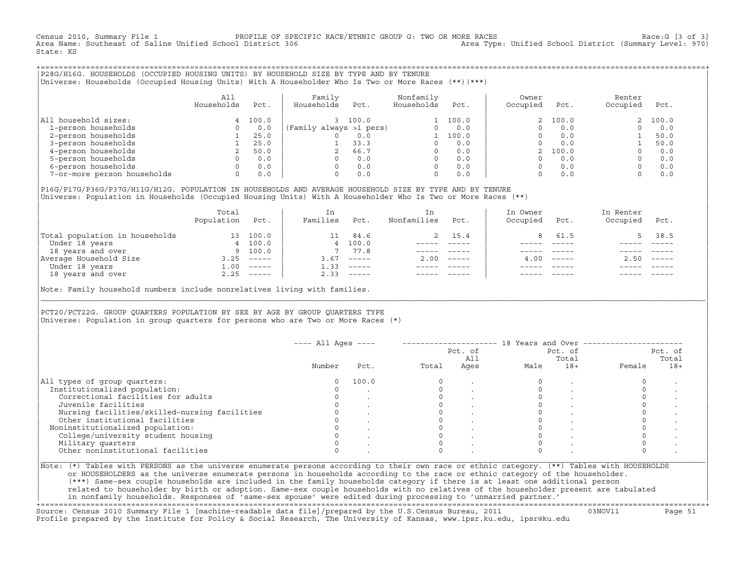Census 2010, Summary File 1 PROFILE OF SPECIFIC RACE/ETHNIC GROUP G: TWO OR MORE RACES Race:G [3 of 3]
Area Name: Southeast of Saline Unified School District 306 Area Type: Unified School District (Summary Level: 970)
State: KS

## P28G/H16G. HOUSEHOLDS (OCCUPIED HOUSING UNITS) BY HOUSEHOLD SIZE BY TYPE AND BY TENURE

Universe: Households (Occupied Housing Units) With A Householder Who Is Two or More Races (**)(***)

| | All Households | Pct. | Family Households | Pct. | Nonfamily Households | Pct. | Owner Occupied | Pct. | Renter Occupied | Pct. |
|---|---|---|---|---|---|---|---|---|---|---|
| All household sizes: | 4 | 100.0 | 3 | 100.0 | 1 | 100.0 | 2 | 100.0 | 2 | 100.0 |
| 1-person households | 0 | 0.0 | (Family always >1 pers) | | 0 | 0.0 | 0 | 0.0 | 0 | 0.0 |
| 2-person households | 1 | 25.0 | 0 | 0.0 | 1 | 100.0 | 0 | 0.0 | 1 | 50.0 |
| 3-person households | 1 | 25.0 | 1 | 33.3 | 0 | 0.0 | 0 | 0.0 | 1 | 50.0 |
| 4-person households | 2 | 50.0 | 2 | 66.7 | 0 | 0.0 | 2 | 100.0 | 0 | 0.0 |
| 5-person households | 0 | 0.0 | 0 | 0.0 | 0 | 0.0 | 0 | 0.0 | 0 | 0.0 |
| 6-person households | 0 | 0.0 | 0 | 0.0 | 0 | 0.0 | 0 | 0.0 | 0 | 0.0 |
| 7-or-more person households | 0 | 0.0 | 0 | 0.0 | 0 | 0.0 | 0 | 0.0 | 0 | 0.0 |

## P16G/P17G/P36G/P37G/H11G/H12G. POPULATION IN HOUSEHOLDS AND AVERAGE HOUSEHOLD SIZE BY TYPE AND BY TENURE

Universe: Population in Households (Occupied Housing Units) With A Householder Who Is Two or More Races (**)

| | Total Population | Pct. | In Families | Pct. | In Nonfamilies | Pct. | In Owner Occupied | Pct. | In Renter Occupied | Pct. |
|---|---|---|---|---|---|---|---|---|---|---|
| Total population in households | 13 | 100.0 | 11 | 84.6 | 2 | 15.4 | 8 | 61.5 | 5 | 38.5 |
| Under 18 years | 4 | 100.0 | 4 | 100.0 | ----- | ----- | ----- | ----- | ----- | ----- |
| 18 years and over | 9 | 100.0 | 7 | 77.8 | ----- | ----- | ----- | ----- | ----- | ----- |
| Average Household Size | 3.25 | ----- | 3.67 | ----- | 2.00 | ----- | 4.00 | ----- | 2.50 | ----- |
| Under 18 years | 1.00 | ----- | 1.33 | ----- | ----- | ----- | ----- | ----- | ----- | ----- |
| 18 years and over | 2.25 | ----- | 2.33 | ----- | ----- | ----- | ----- | ----- | ----- | ----- |

Note: Family household numbers include nonrelatives living with families.

## PCT20/PCT22G. GROUP QUARTERS POPULATION BY SEX BY AGE BY GROUP QUARTERS TYPE

Universe: Population in group quarters for persons who are Two or More Races (*)

| | All Ages | | 18 Years and Over | | | | | |
|---|---|---|---|---|---|---|---|---|
| | Number | Pct. | Total | Pct. of All Ages | Male | Pct. of Total 18+ | Female | Pct. of Total 18+ |
| All types of group quarters: | 0 | 100.0 | 0 | . | 0 | . | 0 | . |
| Institutionalized population: | 0 | . | 0 | . | 0 | . | 0 | . |
| Correctional facilities for adults | 0 | . | 0 | . | 0 | . | 0 | . |
| Juvenile facilities | 0 | . | 0 | . | 0 | . | 0 | . |
| Nursing facilities/skilled-nursing facilities | 0 | . | 0 | . | 0 | . | 0 | . |
| Other institutional facilities | 0 | . | 0 | . | 0 | . | 0 | . |
| Noninstitutionalized population: | 0 | . | 0 | . | 0 | . | 0 | . |
| College/university student housing | 0 | . | 0 | . | 0 | . | 0 | . |
| Military quarters | 0 | . | 0 | . | 0 | . | 0 | . |
| Other noninstitutional facilities | 0 | . | 0 | . | 0 | . | 0 | . |

Note: (*) Tables with PERSONS as the universe enumerate persons according to their own race or ethnic category. (**) Tables with HOUSEHOLDS or HOUSEHOLDERS as the universe enumerate persons in households according to the race or ethnic category of the householder. (***) Same-sex couple households are included in the family households category if there is at least one additional person related to householder by birth or adoption. Same-sex couple households with no relatives of the householder present are tabulated in nonfamily households. Responses of 'same-sex spouse' were edited during processing to 'unmarried partner.'

Source: Census 2010 Summary File 1 [machine-readable data file]/prepared by the U.S.Census Bureau, 2011 03NOV11
Profile prepared by the Institute for Policy & Social Research, The University of Kansas, www.ipsr.ku.edu, ipsr@ku.edu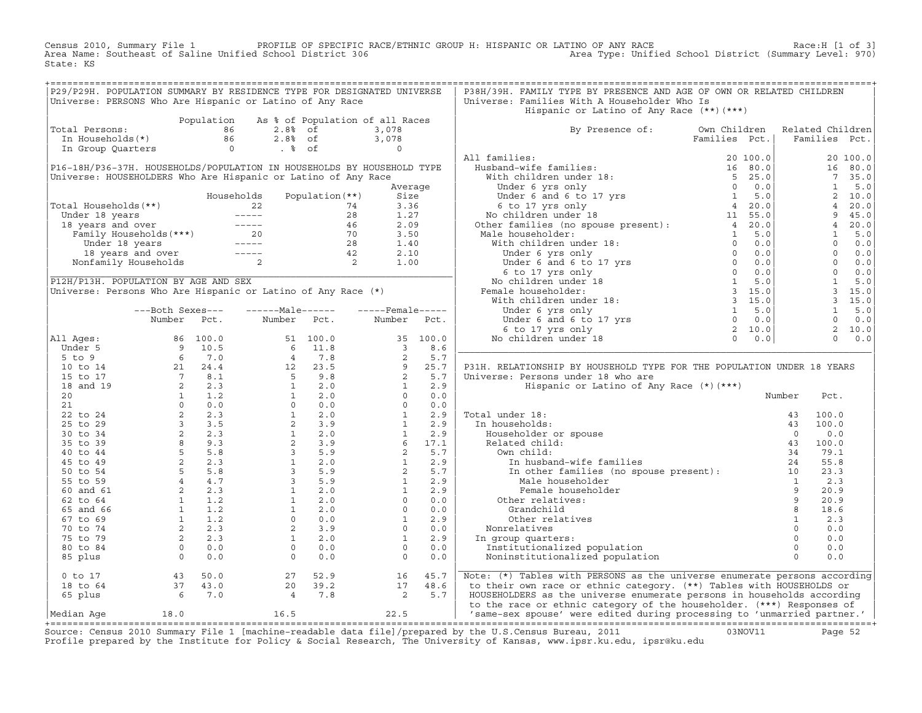Census 2010, Summary File 1 — PROFILE OF SPECIFIC RACE/ETHNIC GROUP H: HISPANIC OR LATINO OF ANY RACE — Race:H [1 of 3]
Area Name: Southeast of Saline Unified School District 306 — Area Type: Unified School District (Summary Level: 970)
State: KS

## P29/P29H. POPULATION SUMMARY BY RESIDENCE TYPE FOR DESIGNATED UNIVERSE

Universe: PERSONS Who Are Hispanic or Latino of Any Race

| | Population | As % of Population of all Races | |
|---|---|---|---|
| Total Persons: | 86 | 2.8% of | 3,078 |
| In Households(*) | 86 | 2.8% of | 3,078 |
| In Group Quarters | 0 | . % of | 0 |

## P16-18H/P36-37H. HOUSEHOLDS/POPULATION IN HOUSEHOLDS BY HOUSEHOLD TYPE

Universe: HOUSEHOLDERS Who Are Hispanic or Latino of Any Race

| | Households | Population(**) | Average Size |
|---|---|---|---|
| Total Households(**) | 22 | 74 | 3.36 |
| Under 18 years | ----- | 28 | 1.27 |
| 18 years and over | ----- | 46 | 2.09 |
| Family Households(***) | 20 | 70 | 3.50 |
| Under 18 years | ----- | 28 | 1.40 |
| 18 years and over | ----- | 42 | 2.10 |
| Nonfamily Households | 2 | 2 | 1.00 |

## P12H/P13H. POPULATION BY AGE AND SEX

Universe: Persons Who Are Hispanic or Latino of Any Race (*)

| | Both Sexes Number | Both Sexes Pct. | Male Number | Male Pct. | Female Number | Female Pct. |
|---|---|---|---|---|---|---|
| All Ages: | 86 | 100.0 | 51 | 100.0 | 35 | 100.0 |
| Under 5 | 9 | 10.5 | 6 | 11.8 | 3 | 8.6 |
| 5 to 9 | 6 | 7.0 | 4 | 7.8 | 2 | 5.7 |
| 10 to 14 | 21 | 24.4 | 12 | 23.5 | 9 | 25.7 |
| 15 to 17 | 7 | 8.1 | 5 | 9.8 | 2 | 5.7 |
| 18 and 19 | 2 | 2.3 | 1 | 2.0 | 1 | 2.9 |
| 20 | 1 | 1.2 | 1 | 2.0 | 0 | 0.0 |
| 21 | 0 | 0.0 | 0 | 0.0 | 0 | 0.0 |
| 22 to 24 | 2 | 2.3 | 1 | 2.0 | 1 | 2.9 |
| 25 to 29 | 3 | 3.5 | 2 | 3.9 | 1 | 2.9 |
| 30 to 34 | 2 | 2.3 | 1 | 2.0 | 1 | 2.9 |
| 35 to 39 | 8 | 9.3 | 2 | 3.9 | 6 | 17.1 |
| 40 to 44 | 5 | 5.8 | 3 | 5.9 | 2 | 5.7 |
| 45 to 49 | 2 | 2.3 | 1 | 2.0 | 1 | 2.9 |
| 50 to 54 | 5 | 5.8 | 3 | 5.9 | 2 | 5.7 |
| 55 to 59 | 4 | 4.7 | 3 | 5.9 | 1 | 2.9 |
| 60 and 61 | 2 | 2.3 | 1 | 2.0 | 1 | 2.9 |
| 62 to 64 | 1 | 1.2 | 1 | 2.0 | 0 | 0.0 |
| 65 and 66 | 1 | 1.2 | 1 | 2.0 | 0 | 0.0 |
| 67 to 69 | 1 | 1.2 | 0 | 0.0 | 1 | 2.9 |
| 70 to 74 | 2 | 2.3 | 2 | 3.9 | 0 | 0.0 |
| 75 to 79 | 2 | 2.3 | 1 | 2.0 | 1 | 2.9 |
| 80 to 84 | 0 | 0.0 | 0 | 0.0 | 0 | 0.0 |
| 85 plus | 0 | 0.0 | 0 | 0.0 | 0 | 0.0 |
| 0 to 17 | 43 | 50.0 | 27 | 52.9 | 16 | 45.7 |
| 18 to 64 | 37 | 43.0 | 20 | 39.2 | 17 | 48.6 |
| 65 plus | 6 | 7.0 | 4 | 7.8 | 2 | 5.7 |
| Median Age | 18.0 | | 16.5 | | 22.5 | |

## P38H/39H. FAMILY TYPE BY PRESENCE AND AGE OF OWN OR RELATED CHILDREN

Universe: Families With A Householder Who Is Hispanic or Latino of Any Race (**)(***)

| By Presence of: | Own Children Families | Own Children Pct. | Related Children Families | Related Children Pct. |
|---|---|---|---|---|
| All families: | 20 | 100.0 | 20 | 100.0 |
| Husband-wife families: | 16 | 80.0 | 16 | 80.0 |
| With children under 18: | 5 | 25.0 | 7 | 35.0 |
| Under 6 yrs only | 0 | 0.0 | 1 | 5.0 |
| Under 6 and 6 to 17 yrs | 1 | 5.0 | 2 | 10.0 |
| 6 to 17 yrs only | 4 | 20.0 | 4 | 20.0 |
| No children under 18 | 11 | 55.0 | 9 | 45.0 |
| Other families (no spouse present): | 4 | 20.0 | 4 | 20.0 |
| Male householder: | 1 | 5.0 | 1 | 5.0 |
| With children under 18: | 0 | 0.0 | 0 | 0.0 |
| Under 6 yrs only | 0 | 0.0 | 0 | 0.0 |
| Under 6 and 6 to 17 yrs | 0 | 0.0 | 0 | 0.0 |
| 6 to 17 yrs only | 0 | 0.0 | 0 | 0.0 |
| No children under 18 | 1 | 5.0 | 1 | 5.0 |
| Female householder: | 3 | 15.0 | 3 | 15.0 |
| With children under 18: | 3 | 15.0 | 3 | 15.0 |
| Under 6 yrs only | 1 | 5.0 | 1 | 5.0 |
| Under 6 and 6 to 17 yrs | 0 | 0.0 | 0 | 0.0 |
| 6 to 17 yrs only | 2 | 10.0 | 2 | 10.0 |
| No children under 18 | 0 | 0.0 | 0 | 0.0 |

## P31H. RELATIONSHIP BY HOUSEHOLD TYPE FOR THE POPULATION UNDER 18 YEARS

Universe: Persons under 18 who are Hispanic or Latino of Any Race (*)(***)

| | Number | Pct. |
|---|---|---|
| Total under 18: | 43 | 100.0 |
| In households: | 43 | 100.0 |
| Householder or spouse | 0 | 0.0 |
| Related child: | 43 | 100.0 |
| Own child: | 34 | 79.1 |
| In husband-wife families | 24 | 55.8 |
| In other families (no spouse present): | 10 | 23.3 |
| Male householder | 1 | 2.3 |
| Female householder | 9 | 20.9 |
| Other relatives: | 9 | 20.9 |
| Grandchild | 8 | 18.6 |
| Other relatives | 1 | 2.3 |
| Nonrelatives | 0 | 0.0 |
| In group quarters: | 0 | 0.0 |
| Institutionalized population | 0 | 0.0 |
| Noninstitutionalized population | 0 | 0.0 |

Note: (*) Tables with PERSONS as the universe enumerate persons according to their own race or ethnic category. (**) Tables with HOUSEHOLDS or HOUSEHOLDERS as the universe enumerate persons in households according to the race or ethnic category of the householder. (***) Responses of 'same-sex spouse' were edited during processing to 'unmarried partner.'

Source: Census 2010 Summary File 1 [machine-readable data file]/prepared by the U.S.Census Bureau, 2011 — 03NOV11
Profile prepared by the Institute for Policy & Social Research, The University of Kansas, www.ipsr.ku.edu, ipsr@ku.edu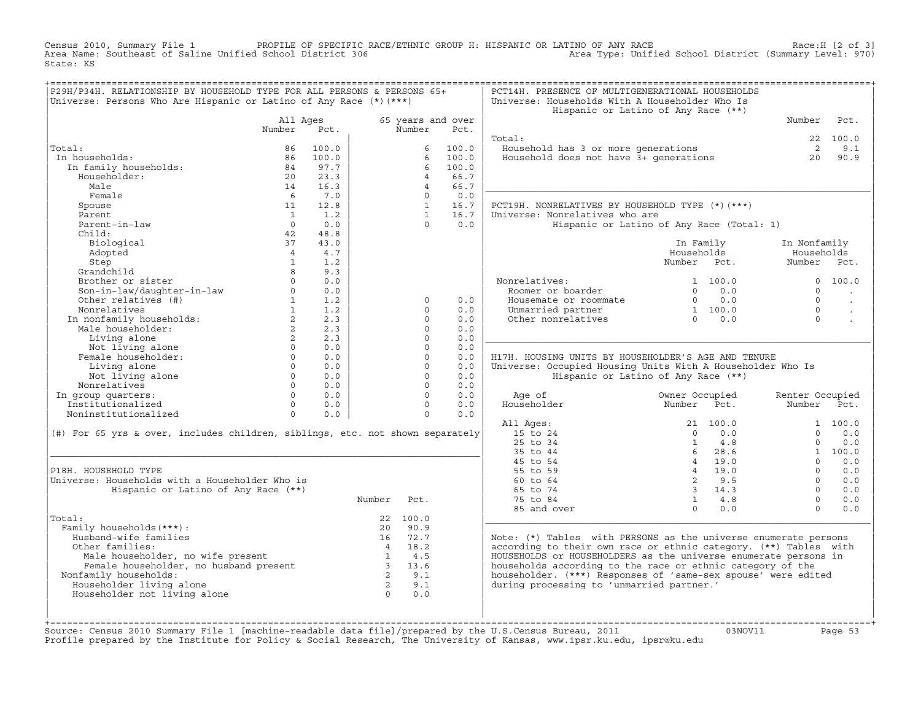Census 2010, Summary File 1 PROFILE OF SPECIFIC RACE/ETHNIC GROUP H: HISPANIC OR LATINO OF ANY RACE Race:H [2 of 3]
Area Name: Southeast of Saline Unified School District 306 Area Type: Unified School District (Summary Level: 970)
State: KS

## P29H/P34H. RELATIONSHIP BY HOUSEHOLD TYPE FOR ALL PERSONS & PERSONS 65+

Universe: Persons Who Are Hispanic or Latino of Any Race (*)(***)

| | All Ages Number | All Ages Pct. | 65 years and over Number | 65 years and over Pct. |
|---|---|---|---|---|
| Total: | 86 | 100.0 | 6 | 100.0 |
| In households: | 86 | 100.0 | 6 | 100.0 |
| In family households: | 84 | 97.7 | 6 | 100.0 |
| Householder: | 20 | 23.3 | 4 | 66.7 |
| Male | 14 | 16.3 | 4 | 66.7 |
| Female | 6 | 7.0 | 0 | 0.0 |
| Spouse | 11 | 12.8 | 1 | 16.7 |
| Parent | 1 | 1.2 | 1 | 16.7 |
| Parent-in-law | 0 | 0.0 | 0 | 0.0 |
| Child: | 42 | 48.8 | | |
| Biological | 37 | 43.0 | | |
| Adopted | 4 | 4.7 | | |
| Step | 1 | 1.2 | | |
| Grandchild | 8 | 9.3 | | |
| Brother or sister | 0 | 0.0 | | |
| Son-in-law/daughter-in-law | 0 | 0.0 | | |
| Other relatives (#) | 1 | 1.2 | 0 | 0.0 |
| Nonrelatives | 1 | 1.2 | 0 | 0.0 |
| In nonfamily households: | 2 | 2.3 | 0 | 0.0 |
| Male householder: | 2 | 2.3 | 0 | 0.0 |
| Living alone | 2 | 2.3 | 0 | 0.0 |
| Not living alone | 0 | 0.0 | 0 | 0.0 |
| Female householder: | 0 | 0.0 | 0 | 0.0 |
| Living alone | 0 | 0.0 | 0 | 0.0 |
| Not living alone | 0 | 0.0 | 0 | 0.0 |
| Nonrelatives | 0 | 0.0 | 0 | 0.0 |
| In group quarters: | 0 | 0.0 | 0 | 0.0 |
| Institutionalized | 0 | 0.0 | 0 | 0.0 |
| Noninstitutionalized | 0 | 0.0 | 0 | 0.0 |

(#) For 65 yrs & over, includes children, siblings, etc. not shown separately

## P18H. HOUSEHOLD TYPE

Universe: Households with a Householder Who is Hispanic or Latino of Any Race (**)

| | Number | Pct. |
|---|---|---|
| Total: | 22 | 100.0 |
| Family households(***): | 20 | 90.9 |
| Husband-wife families | 16 | 72.7 |
| Other families: | 4 | 18.2 |
| Male householder, no wife present | 1 | 4.5 |
| Female householder, no husband present | 3 | 13.6 |
| Nonfamily households: | 2 | 9.1 |
| Householder living alone | 2 | 9.1 |
| Householder not living alone | 0 | 0.0 |

## PCT14H. PRESENCE OF MULTIGENERATIONAL HOUSEHOLDS

Universe: Households With A Householder Who Is Hispanic or Latino of Any Race (**)

| | Number | Pct. |
|---|---|---|
| Total: | 22 | 100.0 |
| Household has 3 or more generations | 2 | 9.1 |
| Household does not have 3+ generations | 20 | 90.9 |

## PCT19H. NONRELATIVES BY HOUSEHOLD TYPE (*)(***)

Universe: Nonrelatives who are Hispanic or Latino of Any Race (Total: 1)

| | In Family Households Number | In Family Households Pct. | In Nonfamily Households Number | In Nonfamily Households Pct. |
|---|---|---|---|---|
| Nonrelatives: | 1 | 100.0 | 0 | 100.0 |
| Roomer or boarder | 0 | 0.0 | 0 | . |
| Housemate or roommate | 0 | 0.0 | 0 | . |
| Unmarried partner | 1 | 100.0 | 0 | . |
| Other nonrelatives | 0 | 0.0 | 0 | . |

## H17H. HOUSING UNITS BY HOUSEHOLDER'S AGE AND TENURE

Universe: Occupied Housing Units With A Householder Who Is Hispanic or Latino of Any Race (**)

| Age of Householder | Owner Occupied Number | Owner Occupied Pct. | Renter Occupied Number | Renter Occupied Pct. |
|---|---|---|---|---|
| All Ages: | 21 | 100.0 | 1 | 100.0 |
| 15 to 24 | 0 | 0.0 | 0 | 0.0 |
| 25 to 34 | 1 | 4.8 | 0 | 0.0 |
| 35 to 44 | 6 | 28.6 | 1 | 100.0 |
| 45 to 54 | 4 | 19.0 | 0 | 0.0 |
| 55 to 59 | 4 | 19.0 | 0 | 0.0 |
| 60 to 64 | 2 | 9.5 | 0 | 0.0 |
| 65 to 74 | 3 | 14.3 | 0 | 0.0 |
| 75 to 84 | 1 | 4.8 | 0 | 0.0 |
| 85 and over | 0 | 0.0 | 0 | 0.0 |

Note: (*) Tables with PERSONS as the universe enumerate persons according to their own race or ethnic category. (**) Tables with HOUSEHOLDS or HOUSEHOLDERS as the universe enumerate persons in households according to the race or ethnic category of the householder. (***) Responses of 'same-sex spouse' were edited during processing to 'unmarried partner.'

Source: Census 2010 Summary File 1 [machine-readable data file]/prepared by the U.S.Census Bureau, 2011 03NOV11
Profile prepared by the Institute for Policy & Social Research, The University of Kansas, www.ipsr.ku.edu, ipsr@ku.edu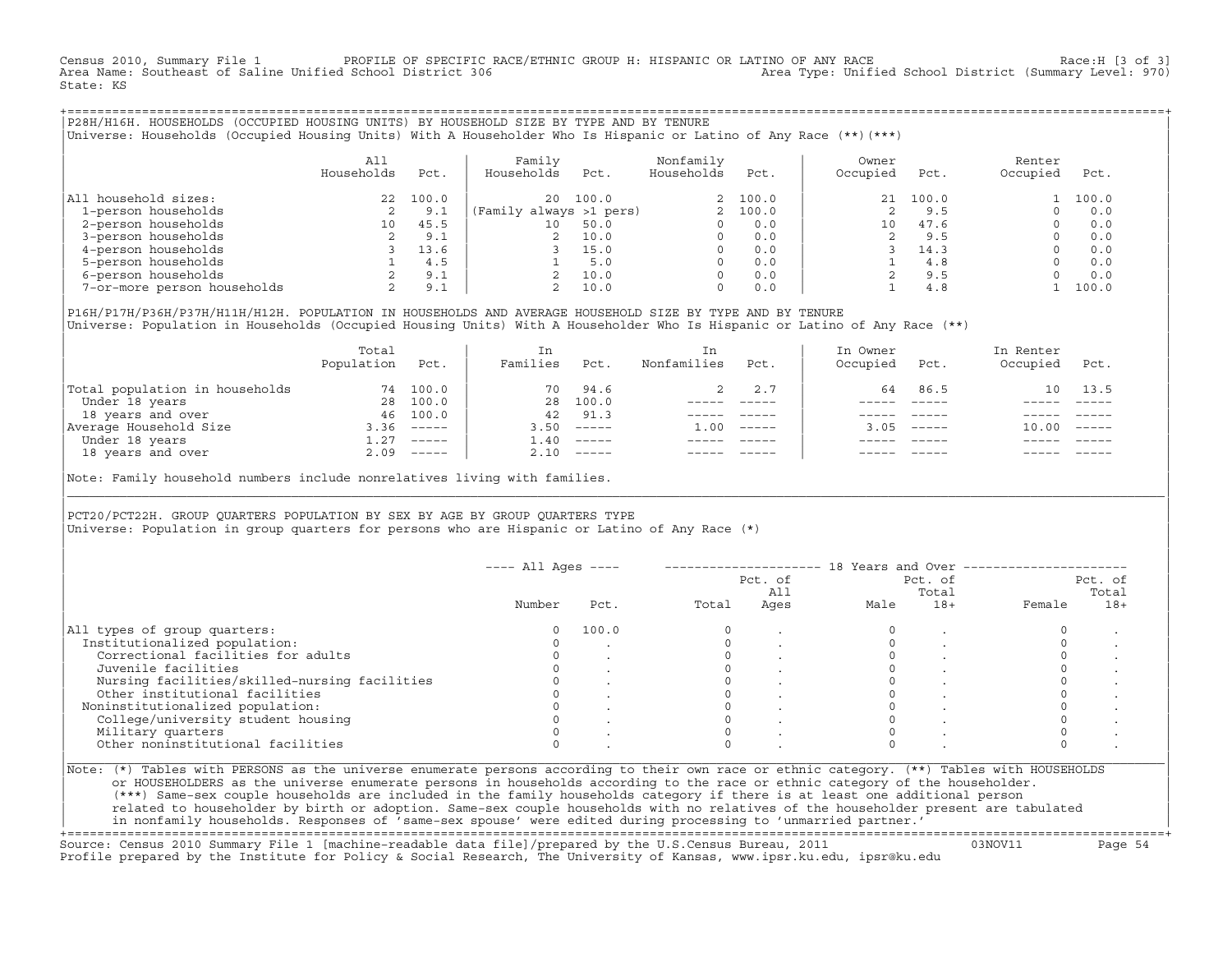Census 2010, Summary File 1 PROFILE OF SPECIFIC RACE/ETHNIC GROUP H: HISPANIC OR LATINO OF ANY RACE Race:H [3 of 3]
Area Name: Southeast of Saline Unified School District 306 Area Type: Unified School District (Summary Level: 970)
State: KS

## P28H/H16H. HOUSEHOLDS (OCCUPIED HOUSING UNITS) BY HOUSEHOLD SIZE BY TYPE AND BY TENURE

Universe: Households (Occupied Housing Units) With A Householder Who Is Hispanic or Latino of Any Race (**)(***)

| | All Households | Pct. | Family Households | Pct. | Nonfamily Households | Pct. | Owner Occupied | Pct. | Renter Occupied | Pct. |
|---|---|---|---|---|---|---|---|---|---|---|
| All household sizes: | 22 | 100.0 | 20 | 100.0 | 2 | 100.0 | 21 | 100.0 | 1 | 100.0 |
| 1-person households | 2 | 9.1 | (Family always >1 pers) | | 2 | 100.0 | 2 | 9.5 | 0 | 0.0 |
| 2-person households | 10 | 45.5 | 10 | 50.0 | 0 | 0.0 | 10 | 47.6 | 0 | 0.0 |
| 3-person households | 2 | 9.1 | 2 | 10.0 | 0 | 0.0 | 2 | 9.5 | 0 | 0.0 |
| 4-person households | 3 | 13.6 | 3 | 15.0 | 0 | 0.0 | 3 | 14.3 | 0 | 0.0 |
| 5-person households | 1 | 4.5 | 1 | 5.0 | 0 | 0.0 | 1 | 4.8 | 0 | 0.0 |
| 6-person households | 2 | 9.1 | 2 | 10.0 | 0 | 0.0 | 2 | 9.5 | 0 | 0.0 |
| 7-or-more person households | 2 | 9.1 | 2 | 10.0 | 0 | 0.0 | 1 | 4.8 | 1 | 100.0 |

## P16H/P17H/P36H/P37H/H11H/H12H. POPULATION IN HOUSEHOLDS AND AVERAGE HOUSEHOLD SIZE BY TYPE AND BY TENURE

Universe: Population in Households (Occupied Housing Units) With A Householder Who Is Hispanic or Latino of Any Race (**)

| | Total Population | Pct. | In Families | Pct. | In Nonfamilies | Pct. | In Owner Occupied | Pct. | In Renter Occupied | Pct. |
|---|---|---|---|---|---|---|---|---|---|---|
| Total population in households | 74 | 100.0 | 70 | 94.6 | 2 | 2.7 | 64 | 86.5 | 10 | 13.5 |
| Under 18 years | 28 | 100.0 | 28 | 100.0 | ----- | ----- | ----- | ----- | ----- | ----- |
| 18 years and over | 46 | 100.0 | 42 | 91.3 | ----- | ----- | ----- | ----- | ----- | ----- |
| Average Household Size | 3.36 | ----- | 3.50 | ----- | 1.00 | ----- | 3.05 | ----- | 10.00 | ----- |
| Under 18 years | 1.27 | ----- | 1.40 | ----- | ----- | ----- | ----- | ----- | ----- | ----- |
| 18 years and over | 2.09 | ----- | 2.10 | ----- | ----- | ----- | ----- | ----- | ----- | ----- |

Note: Family household numbers include nonrelatives living with families.

## PCT20/PCT22H. GROUP QUARTERS POPULATION BY SEX BY AGE BY GROUP QUARTERS TYPE

Universe: Population in group quarters for persons who are Hispanic or Latino of Any Race (*)

| | All Ages | | 18 Years and Over | | | | | |
|---|---|---|---|---|---|---|---|---|
| | Number | Pct. | Total | Pct. of All Ages | Male | Pct. of Total 18+ | Female | Pct. of Total 18+ |
| All types of group quarters: | 0 | 100.0 | 0 | . | 0 | . | 0 | . |
| Institutionalized population: | 0 | . | 0 | . | 0 | . | 0 | . |
| Correctional facilities for adults | 0 | . | 0 | . | 0 | . | 0 | . |
| Juvenile facilities | 0 | . | 0 | . | 0 | . | 0 | . |
| Nursing facilities/skilled-nursing facilities | 0 | . | 0 | . | 0 | . | 0 | . |
| Other institutional facilities | 0 | . | 0 | . | 0 | . | 0 | . |
| Noninstitutionalized population: | 0 | . | 0 | . | 0 | . | 0 | . |
| College/university student housing | 0 | . | 0 | . | 0 | . | 0 | . |
| Military quarters | 0 | . | 0 | . | 0 | . | 0 | . |
| Other noninstitutional facilities | 0 | . | 0 | . | 0 | . | 0 | . |

Note: (*) Tables with PERSONS as the universe enumerate persons according to their own race or ethnic category. (**) Tables with HOUSEHOLDS or HOUSEHOLDERS as the universe enumerate persons in households according to the race or ethnic category of the householder. (***) Same-sex couple households are included in the family households category if there is at least one additional person related to householder by birth or adoption. Same-sex couple households with no relatives of the householder present are tabulated in nonfamily households. Responses of 'same-sex spouse' were edited during processing to 'unmarried partner.'

Source: Census 2010 Summary File 1 [machine-readable data file]/prepared by the U.S.Census Bureau, 2011 03NOV11
Profile prepared by the Institute for Policy & Social Research, The University of Kansas, www.ipsr.ku.edu, ipsr@ku.edu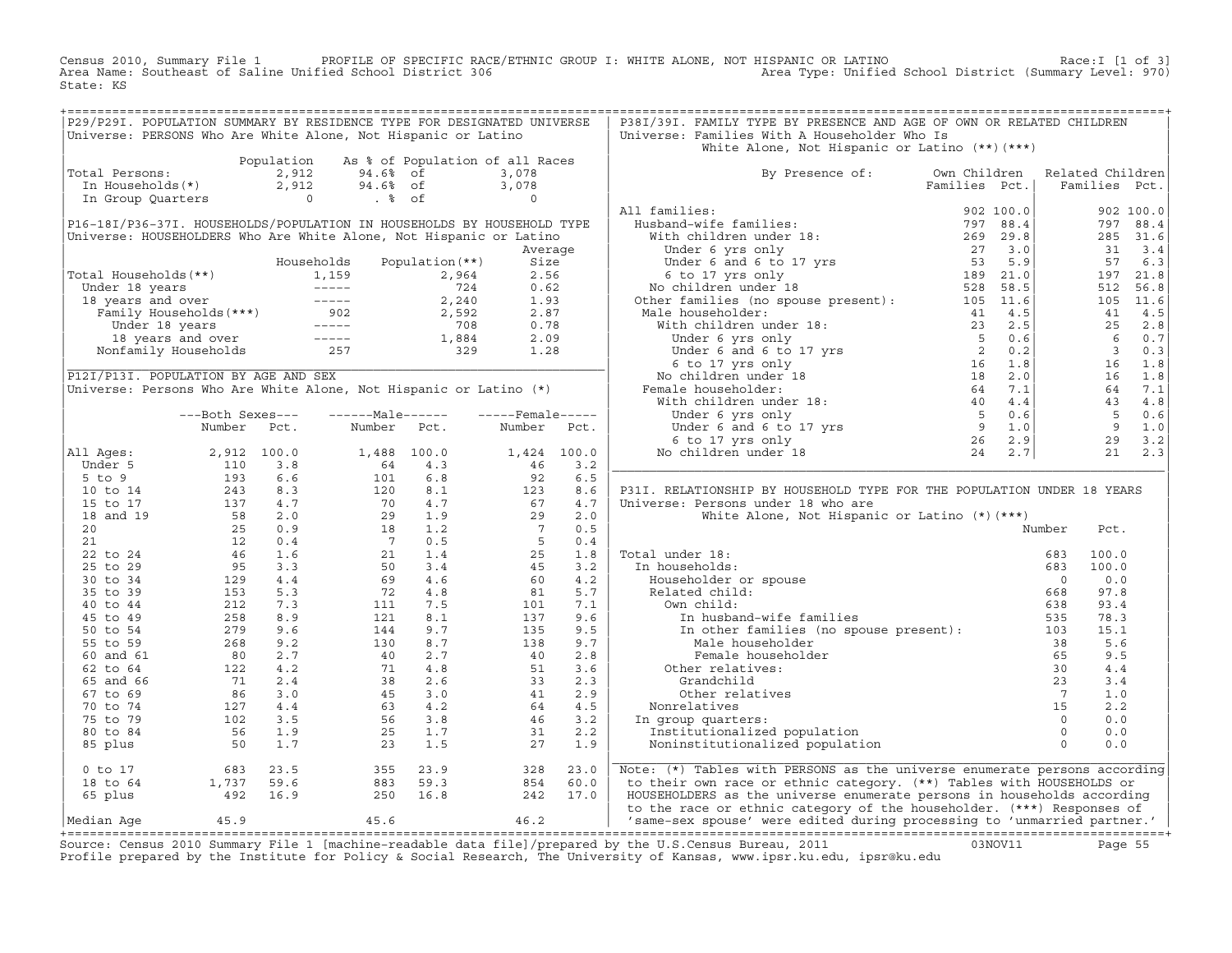Census 2010, Summary File 1 PROFILE OF SPECIFIC RACE/ETHNIC GROUP I: WHITE ALONE, NOT HISPANIC OR LATINO Race:I [1 of 3]
Area Name: Southeast of Saline Unified School District 306 Area Type: Unified School District (Summary Level: 970)
State: KS

## P29/P29I. POPULATION SUMMARY BY RESIDENCE TYPE FOR DESIGNATED UNIVERSE

Universe: PERSONS Who Are White Alone, Not Hispanic or Latino

| | Population | As % of Population of all Races | |
|---|---|---|---|
| Total Persons: | 2,912 | 94.6% of | 3,078 |
| In Households(*) | 2,912 | 94.6% of | 3,078 |
| In Group Quarters | 0 | . % of | 0 |

## P16-18I/P36-37I. HOUSEHOLDS/POPULATION IN HOUSEHOLDS BY HOUSEHOLD TYPE

Universe: HOUSEHOLDERS Who Are White Alone, Not Hispanic or Latino

| | Households | Population(**) | Average Size |
|---|---|---|---|
| Total Households(**) | 1,159 | 2,964 | 2.56 |
| Under 18 years | ----- | 724 | 0.62 |
| 18 years and over | ----- | 2,240 | 1.93 |
| Family Households(***) | 902 | 2,592 | 2.87 |
| Under 18 years | ----- | 708 | 0.78 |
| 18 years and over | ----- | 1,884 | 2.09 |
| Nonfamily Households | 257 | 329 | 1.28 |

## P12I/P13I. POPULATION BY AGE AND SEX

Universe: Persons Who Are White Alone, Not Hispanic or Latino (*)

| | Both Sexes Number | Both Sexes Pct. | Male Number | Male Pct. | Female Number | Female Pct. |
|---|---|---|---|---|---|---|
| All Ages: | 2,912 | 100.0 | 1,488 | 100.0 | 1,424 | 100.0 |
| Under 5 | 110 | 3.8 | 64 | 4.3 | 46 | 3.2 |
| 5 to 9 | 193 | 6.6 | 101 | 6.8 | 92 | 6.5 |
| 10 to 14 | 243 | 8.3 | 120 | 8.1 | 123 | 8.6 |
| 15 to 17 | 137 | 4.7 | 70 | 4.7 | 67 | 4.7 |
| 18 and 19 | 58 | 2.0 | 29 | 1.9 | 29 | 2.0 |
| 20 | 25 | 0.9 | 18 | 1.2 | 7 | 0.5 |
| 21 | 12 | 0.4 | 7 | 0.5 | 5 | 0.4 |
| 22 to 24 | 46 | 1.6 | 21 | 1.4 | 25 | 1.8 |
| 25 to 29 | 95 | 3.3 | 50 | 3.4 | 45 | 3.2 |
| 30 to 34 | 129 | 4.4 | 69 | 4.6 | 60 | 4.2 |
| 35 to 39 | 153 | 5.3 | 72 | 4.8 | 81 | 5.7 |
| 40 to 44 | 212 | 7.3 | 111 | 7.5 | 101 | 7.1 |
| 45 to 49 | 258 | 8.9 | 121 | 8.1 | 137 | 9.6 |
| 50 to 54 | 279 | 9.6 | 144 | 9.7 | 135 | 9.5 |
| 55 to 59 | 268 | 9.2 | 130 | 8.7 | 138 | 9.7 |
| 60 and 61 | 80 | 2.7 | 40 | 2.7 | 40 | 2.8 |
| 62 to 64 | 122 | 4.2 | 71 | 4.8 | 51 | 3.6 |
| 65 and 66 | 71 | 2.4 | 38 | 2.6 | 33 | 2.3 |
| 67 to 69 | 86 | 3.0 | 45 | 3.0 | 41 | 2.9 |
| 70 to 74 | 127 | 4.4 | 63 | 4.2 | 64 | 4.5 |
| 75 to 79 | 102 | 3.5 | 56 | 3.8 | 46 | 3.2 |
| 80 to 84 | 56 | 1.9 | 25 | 1.7 | 31 | 2.2 |
| 85 plus | 50 | 1.7 | 23 | 1.5 | 27 | 1.9 |
| 0 to 17 | 683 | 23.5 | 355 | 23.9 | 328 | 23.0 |
| 18 to 64 | 1,737 | 59.6 | 883 | 59.3 | 854 | 60.0 |
| 65 plus | 492 | 16.9 | 250 | 16.8 | 242 | 17.0 |
| Median Age | 45.9 | | 45.6 | | 46.2 | |

## P38I/39I. FAMILY TYPE BY PRESENCE AND AGE OF OWN OR RELATED CHILDREN

Universe: Families With A Householder Who Is White Alone, Not Hispanic or Latino (**)(***)

| By Presence of: | Own Children Families | Own Children Pct. | Related Children Families | Related Children Pct. |
|---|---|---|---|---|
| All families: | 902 | 100.0 | 902 | 100.0 |
| Husband-wife families: | 797 | 88.4 | 797 | 88.4 |
| With children under 18: | 269 | 29.8 | 285 | 31.6 |
| Under 6 yrs only | 27 | 3.0 | 31 | 3.4 |
| Under 6 and 6 to 17 yrs | 53 | 5.9 | 57 | 6.3 |
| 6 to 17 yrs only | 189 | 21.0 | 197 | 21.8 |
| No children under 18 | 528 | 58.5 | 512 | 56.8 |
| Other families (no spouse present): | 105 | 11.6 | 105 | 11.6 |
| Male householder: | 41 | 4.5 | 41 | 4.5 |
| With children under 18: | 23 | 2.5 | 25 | 2.8 |
| Under 6 yrs only | 5 | 0.6 | 6 | 0.7 |
| Under 6 and 6 to 17 yrs | 2 | 0.2 | 3 | 0.3 |
| 6 to 17 yrs only | 16 | 1.8 | 16 | 1.8 |
| No children under 18 | 18 | 2.0 | 16 | 1.8 |
| Female householder: | 64 | 7.1 | 64 | 7.1 |
| With children under 18: | 40 | 4.4 | 43 | 4.8 |
| Under 6 yrs only | 5 | 0.6 | 5 | 0.6 |
| Under 6 and 6 to 17 yrs | 9 | 1.0 | 9 | 1.0 |
| 6 to 17 yrs only | 26 | 2.9 | 29 | 3.2 |
| No children under 18 | 24 | 2.7 | 21 | 2.3 |

## P31I. RELATIONSHIP BY HOUSEHOLD TYPE FOR THE POPULATION UNDER 18 YEARS

Universe: Persons under 18 who are White Alone, Not Hispanic or Latino (*)(***)

| | Number | Pct. |
|---|---|---|
| Total under 18: | 683 | 100.0 |
| In households: | 683 | 100.0 |
| Householder or spouse | 0 | 0.0 |
| Related child: | 668 | 97.8 |
| Own child: | 638 | 93.4 |
| In husband-wife families | 535 | 78.3 |
| In other families (no spouse present): | 103 | 15.1 |
| Male householder | 38 | 5.6 |
| Female householder | 65 | 9.5 |
| Other relatives: | 30 | 4.4 |
| Grandchild | 23 | 3.4 |
| Other relatives | 7 | 1.0 |
| Nonrelatives | 15 | 2.2 |
| In group quarters: | 0 | 0.0 |
| Institutionalized population | 0 | 0.0 |
| Noninstitutionalized population | 0 | 0.0 |

Note: (*) Tables with PERSONS as the universe enumerate persons according to their own race or ethnic category. (**) Tables with HOUSEHOLDS or HOUSEHOLDERS as the universe enumerate persons in households according to the race or ethnic category of the householder. (***) Responses of 'same-sex spouse' were edited during processing to 'unmarried partner.'

Source: Census 2010 Summary File 1 [machine-readable data file]/prepared by the U.S.Census Bureau, 2011 03NOV11
Profile prepared by the Institute for Policy & Social Research, The University of Kansas, www.ipsr.ku.edu, ipsr@ku.edu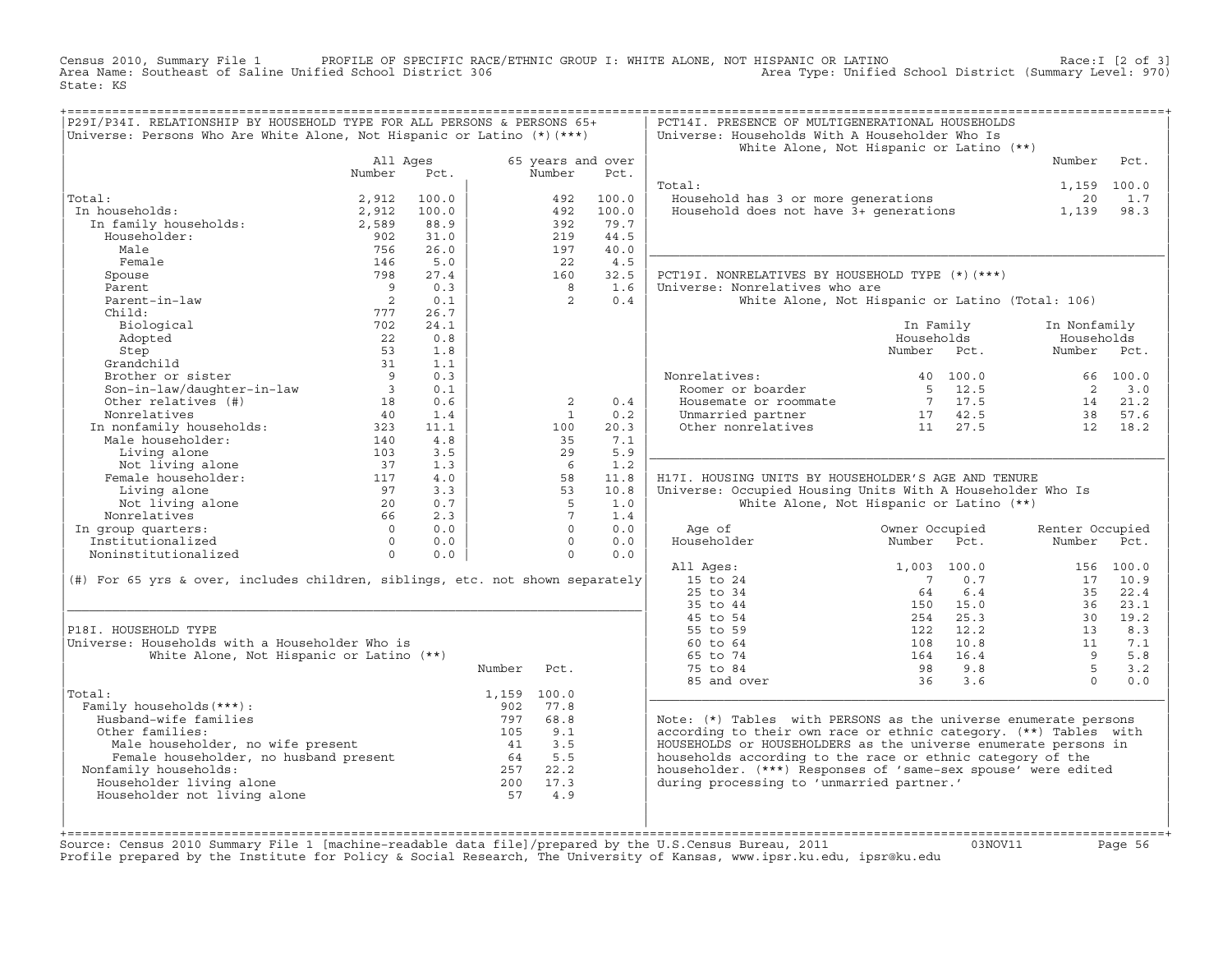Census 2010, Summary File 1 PROFILE OF SPECIFIC RACE/ETHNIC GROUP I: WHITE ALONE, NOT HISPANIC OR LATINO Race:I [2 of 3]
Area Name: Southeast of Saline Unified School District 306 Area Type: Unified School District (Summary Level: 970)
State: KS

## P29I/P34I. RELATIONSHIP BY HOUSEHOLD TYPE FOR ALL PERSONS & PERSONS 65+

Universe: Persons Who Are White Alone, Not Hispanic or Latino (*)(***)

| | All Ages Number | All Ages Pct. | 65 years and over Number | 65 years and over Pct. |
|---|---|---|---|---|
| Total: | 2,912 | 100.0 | 492 | 100.0 |
| In households: | 2,912 | 100.0 | 492 | 100.0 |
| In family households: | 2,589 | 88.9 | 392 | 79.7 |
| Householder: | 902 | 31.0 | 219 | 44.5 |
| Male | 756 | 26.0 | 197 | 40.0 |
| Female | 146 | 5.0 | 22 | 4.5 |
| Spouse | 798 | 27.4 | 160 | 32.5 |
| Parent | 9 | 0.3 | 8 | 1.6 |
| Parent-in-law | 2 | 0.1 | 2 | 0.4 |
| Child: | 777 | 26.7 | | |
| Biological | 702 | 24.1 | | |
| Adopted | 22 | 0.8 | | |
| Step | 53 | 1.8 | | |
| Grandchild | 31 | 1.1 | | |
| Brother or sister | 9 | 0.3 | | |
| Son-in-law/daughter-in-law | 3 | 0.1 | | |
| Other relatives (#) | 18 | 0.6 | 2 | 0.4 |
| Nonrelatives | 40 | 1.4 | 1 | 0.2 |
| In nonfamily households: | 323 | 11.1 | 100 | 20.3 |
| Male householder: | 140 | 4.8 | 35 | 7.1 |
| Living alone | 103 | 3.5 | 29 | 5.9 |
| Not living alone | 37 | 1.3 | 6 | 1.2 |
| Female householder: | 117 | 4.0 | 58 | 11.8 |
| Living alone | 97 | 3.3 | 53 | 10.8 |
| Not living alone | 20 | 0.7 | 5 | 1.0 |
| Nonrelatives | 66 | 2.3 | 7 | 1.4 |
| In group quarters: | 0 | 0.0 | 0 | 0.0 |
| Institutionalized | 0 | 0.0 | 0 | 0.0 |
| Noninstitutionalized | 0 | 0.0 | 0 | 0.0 |

(#) For 65 yrs & over, includes children, siblings, etc. not shown separately

## P18I. HOUSEHOLD TYPE

Universe: Households with a Householder Who is White Alone, Not Hispanic or Latino (**)

| | Number | Pct. |
|---|---|---|
| Total: | 1,159 | 100.0 |
| Family households(***): | 902 | 77.8 |
| Husband-wife families | 797 | 68.8 |
| Other families: | 105 | 9.1 |
| Male householder, no wife present | 41 | 3.5 |
| Female householder, no husband present | 64 | 5.5 |
| Nonfamily households: | 257 | 22.2 |
| Householder living alone | 200 | 17.3 |
| Householder not living alone | 57 | 4.9 |

## PCT14I. PRESENCE OF MULTIGENERATIONAL HOUSEHOLDS

Universe: Households With A Householder Who Is White Alone, Not Hispanic or Latino (**)

| | Number | Pct. |
|---|---|---|
| Total: | 1,159 | 100.0 |
| Household has 3 or more generations | 20 | 1.7 |
| Household does not have 3+ generations | 1,139 | 98.3 |

## PCT19I. NONRELATIVES BY HOUSEHOLD TYPE (*)(***)

Universe: Nonrelatives who are White Alone, Not Hispanic or Latino (Total: 106)

| | In Family Households Number | In Family Households Pct. | In Nonfamily Households Number | In Nonfamily Households Pct. |
|---|---|---|---|---|
| Nonrelatives: | 40 | 100.0 | 66 | 100.0 |
| Roomer or boarder | 5 | 12.5 | 2 | 3.0 |
| Housemate or roommate | 7 | 17.5 | 14 | 21.2 |
| Unmarried partner | 17 | 42.5 | 38 | 57.6 |
| Other nonrelatives | 11 | 27.5 | 12 | 18.2 |

## H17I. HOUSING UNITS BY HOUSEHOLDER'S AGE AND TENURE

Universe: Occupied Housing Units With A Householder Who Is White Alone, Not Hispanic or Latino (**)

| Age of Householder | Owner Occupied Number | Owner Occupied Pct. | Renter Occupied Number | Renter Occupied Pct. |
|---|---|---|---|---|
| All Ages: | 1,003 | 100.0 | 156 | 100.0 |
| 15 to 24 | 7 | 0.7 | 17 | 10.9 |
| 25 to 34 | 64 | 6.4 | 35 | 22.4 |
| 35 to 44 | 150 | 15.0 | 36 | 23.1 |
| 45 to 54 | 254 | 25.3 | 30 | 19.2 |
| 55 to 59 | 122 | 12.2 | 13 | 8.3 |
| 60 to 64 | 108 | 10.8 | 11 | 7.1 |
| 65 to 74 | 164 | 16.4 | 9 | 5.8 |
| 75 to 84 | 98 | 9.8 | 5 | 3.2 |
| 85 and over | 36 | 3.6 | 0 | 0.0 |

Note: (*) Tables with PERSONS as the universe enumerate persons according to their own race or ethnic category. (**) Tables with HOUSEHOLDS or HOUSEHOLDERS as the universe enumerate persons in households according to the race or ethnic category of the householder. (***) Responses of 'same-sex spouse' were edited during processing to 'unmarried partner.'

Source: Census 2010 Summary File 1 [machine-readable data file]/prepared by the U.S.Census Bureau, 2011 03NOV11
Profile prepared by the Institute for Policy & Social Research, The University of Kansas, www.ipsr.ku.edu, ipsr@ku.edu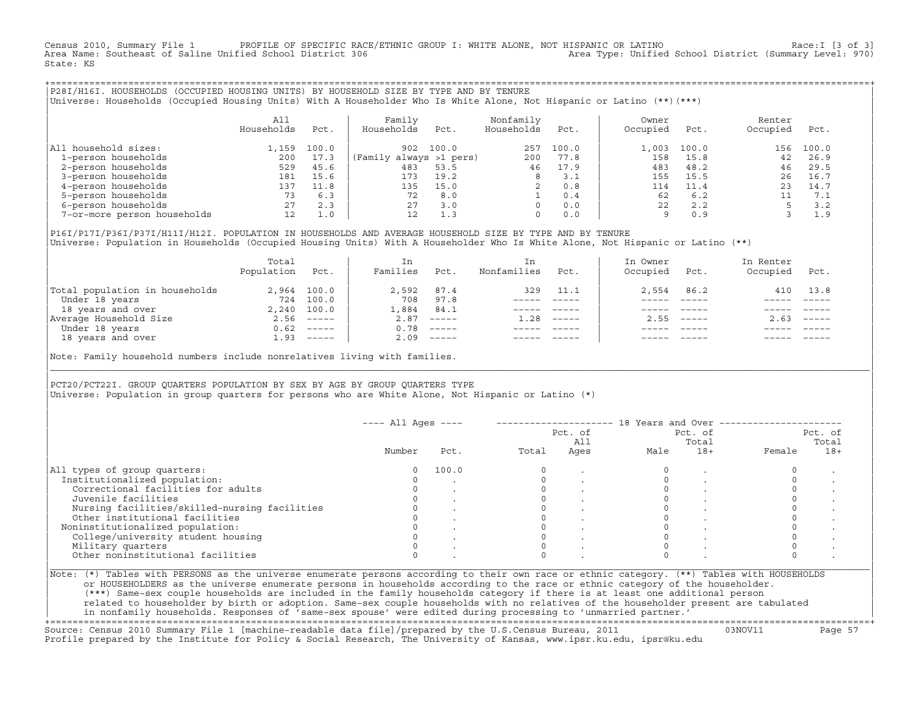Census 2010, Summary File 1 PROFILE OF SPECIFIC RACE/ETHNIC GROUP I: WHITE ALONE, NOT HISPANIC OR LATINO Race:I [3 of 3]
Area Name: Southeast of Saline Unified School District 306 Area Type: Unified School District (Summary Level: 970)
State: KS

## P28I/H16I. HOUSEHOLDS (OCCUPIED HOUSING UNITS) BY HOUSEHOLD SIZE BY TYPE AND BY TENURE

Universe: Households (Occupied Housing Units) With A Householder Who Is White Alone, Not Hispanic or Latino (**)(***)

| | All Households | Pct. | Family Households | Pct. | Nonfamily Households | Pct. | Owner Occupied | Pct. | Renter Occupied | Pct. |
|---|---|---|---|---|---|---|---|---|---|---|
| All household sizes: | 1,159 | 100.0 | 902 | 100.0 | 257 | 100.0 | 1,003 | 100.0 | 156 | 100.0 |
| 1-person households | 200 | 17.3 | (Family always >1 pers) | | 200 | 77.8 | 158 | 15.8 | 42 | 26.9 |
| 2-person households | 529 | 45.6 | 483 | 53.5 | 46 | 17.9 | 483 | 48.2 | 46 | 29.5 |
| 3-person households | 181 | 15.6 | 173 | 19.2 | 8 | 3.1 | 155 | 15.5 | 26 | 16.7 |
| 4-person households | 137 | 11.8 | 135 | 15.0 | 2 | 0.8 | 114 | 11.4 | 23 | 14.7 |
| 5-person households | 73 | 6.3 | 72 | 8.0 | 1 | 0.4 | 62 | 6.2 | 11 | 7.1 |
| 6-person households | 27 | 2.3 | 27 | 3.0 | 0 | 0.0 | 22 | 2.2 | 5 | 3.2 |
| 7-or-more person households | 12 | 1.0 | 12 | 1.3 | 0 | 0.0 | 9 | 0.9 | 3 | 1.9 |

## P16I/P17I/P36I/P37I/H11I/H12I. POPULATION IN HOUSEHOLDS AND AVERAGE HOUSEHOLD SIZE BY TYPE AND BY TENURE

Universe: Population in Households (Occupied Housing Units) With A Householder Who Is White Alone, Not Hispanic or Latino (**)

| | Total Population | Pct. | In Families | Pct. | In Nonfamilies | Pct. | In Owner Occupied | Pct. | In Renter Occupied | Pct. |
|---|---|---|---|---|---|---|---|---|---|---|
| Total population in households | 2,964 | 100.0 | 2,592 | 87.4 | 329 | 11.1 | 2,554 | 86.2 | 410 | 13.8 |
| Under 18 years | 724 | 100.0 | 708 | 97.8 | ----- | ----- | ----- | ----- | ----- | ----- |
| 18 years and over | 2,240 | 100.0 | 1,884 | 84.1 | ----- | ----- | ----- | ----- | ----- | ----- |
| Average Household Size | 2.56 | ----- | 2.87 | ----- | 1.28 | ----- | 2.55 | ----- | 2.63 | ----- |
| Under 18 years | 0.62 | ----- | 0.78 | ----- | ----- | ----- | ----- | ----- | ----- | ----- |
| 18 years and over | 1.93 | ----- | 2.09 | ----- | ----- | ----- | ----- | ----- | ----- | ----- |

Note: Family household numbers include nonrelatives living with families.

## PCT20/PCT22I. GROUP QUARTERS POPULATION BY SEX BY AGE BY GROUP QUARTERS TYPE

Universe: Population in group quarters for persons who are White Alone, Not Hispanic or Latino (*)

| | ---- All Ages ---- | | 18 Years and Over | | | | | |
|---|---|---|---|---|---|---|---|---|
| | Number | Pct. | Total | Pct. of All Ages | Male | Pct. of Total 18+ | Female | Pct. of Total 18+ |
| All types of group quarters: | 0 | 100.0 | 0 | . | 0 | . | 0 | . |
| Institutionalized population: | 0 | . | 0 | . | 0 | . | 0 | . |
| Correctional facilities for adults | 0 | . | 0 | . | 0 | . | 0 | . |
| Juvenile facilities | 0 | . | 0 | . | 0 | . | 0 | . |
| Nursing facilities/skilled-nursing facilities | 0 | . | 0 | . | 0 | . | 0 | . |
| Other institutional facilities | 0 | . | 0 | . | 0 | . | 0 | . |
| Noninstitutionalized population: | 0 | . | 0 | . | 0 | . | 0 | . |
| College/university student housing | 0 | . | 0 | . | 0 | . | 0 | . |
| Military quarters | 0 | . | 0 | . | 0 | . | 0 | . |
| Other noninstitutional facilities | 0 | . | 0 | . | 0 | . | 0 | . |

Note: (*) Tables with PERSONS as the universe enumerate persons according to their own race or ethnic category. (**) Tables with HOUSEHOLDS or HOUSEHOLDERS as the universe enumerate persons in households according to the race or ethnic category of the householder. (***) Same-sex couple households are included in the family households category if there is at least one additional person related to householder by birth or adoption. Same-sex couple households with no relatives of the householder present are tabulated in nonfamily households. Responses of 'same-sex spouse' were edited during processing to 'unmarried partner.'

Source: Census 2010 Summary File 1 [machine-readable data file]/prepared by the U.S.Census Bureau, 2011 03NOV11
Profile prepared by the Institute for Policy & Social Research, The University of Kansas, www.ipsr.ku.edu, ipsr@ku.edu